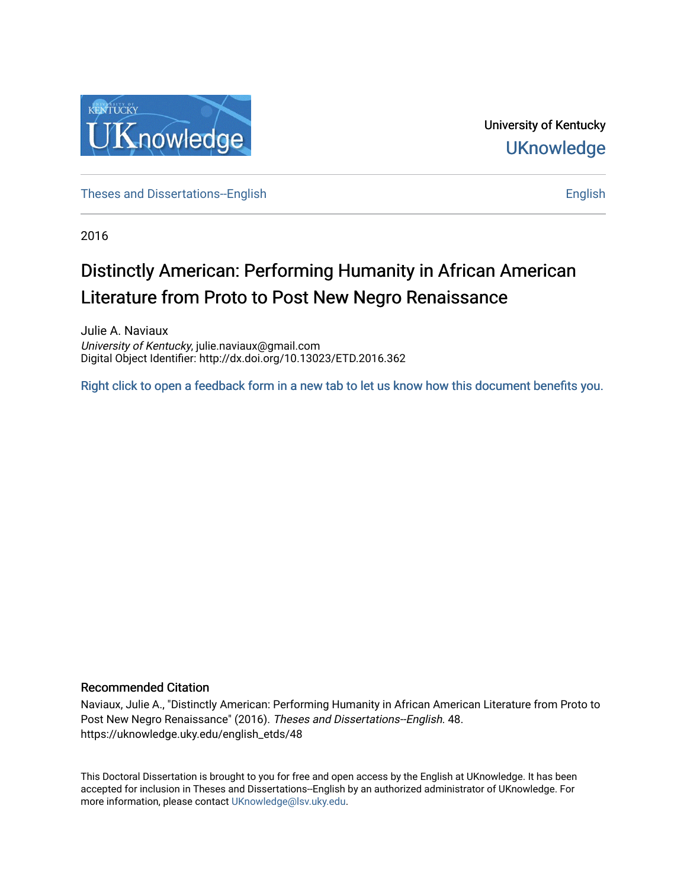University of Kentucky

UKnowledge

Theses and Dissertations--English

English

2016

# Distinctly American: Performing Humanity in African American Literature from Proto to Post New Negro Renaissance

Julie A. Naviaux
*University of Kentucky*, julie.naviaux@gmail.com
Digital Object Identifier: http://dx.doi.org/10.13023/ETD.2016.362

Right click to open a feedback form in a new tab to let us know how this document benefits you.

## Recommended Citation

Naviaux, Julie A., "Distinctly American: Performing Humanity in African American Literature from Proto to Post New Negro Renaissance" (2016). *Theses and Dissertations--English*. 48.
https://uknowledge.uky.edu/english_etds/48

This Doctoral Dissertation is brought to you for free and open access by the English at UKnowledge. It has been accepted for inclusion in Theses and Dissertations--English by an authorized administrator of UKnowledge. For more information, please contact UKnowledge@lsv.uky.edu.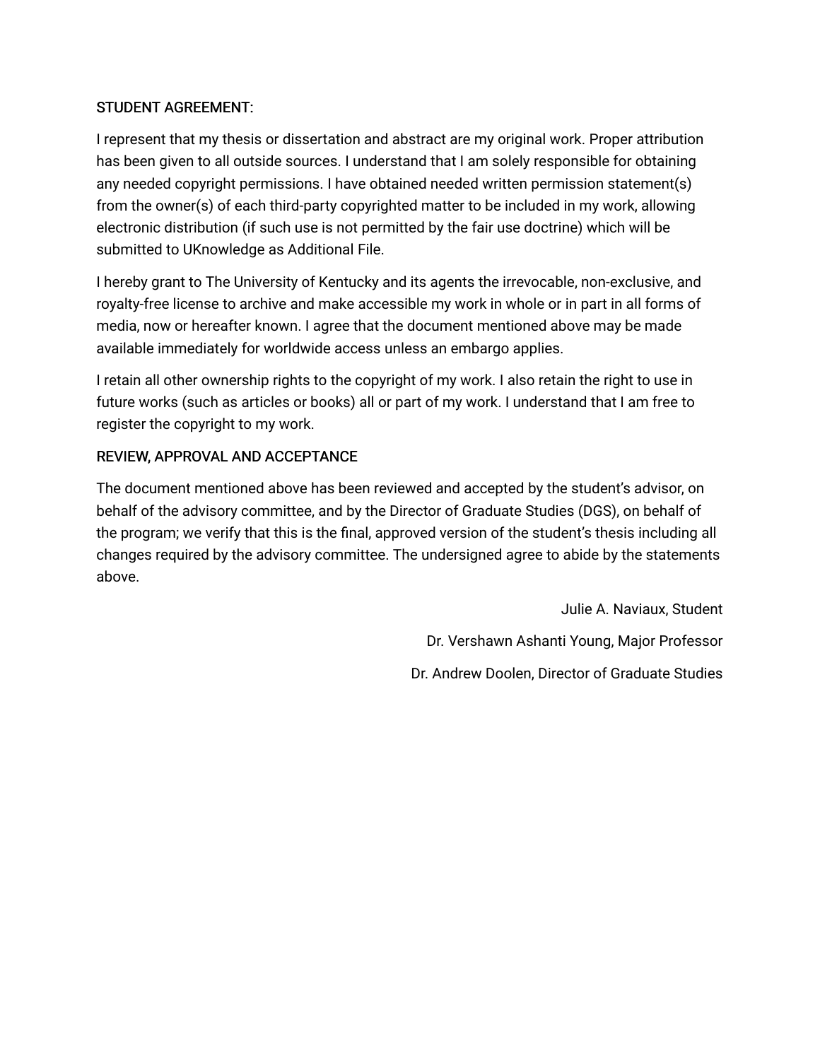STUDENT AGREEMENT:

I represent that my thesis or dissertation and abstract are my original work. Proper attribution has been given to all outside sources. I understand that I am solely responsible for obtaining any needed copyright permissions. I have obtained needed written permission statement(s) from the owner(s) of each third-party copyrighted matter to be included in my work, allowing electronic distribution (if such use is not permitted by the fair use doctrine) which will be submitted to UKnowledge as Additional File.

I hereby grant to The University of Kentucky and its agents the irrevocable, non-exclusive, and royalty-free license to archive and make accessible my work in whole or in part in all forms of media, now or hereafter known. I agree that the document mentioned above may be made available immediately for worldwide access unless an embargo applies.

I retain all other ownership rights to the copyright of my work. I also retain the right to use in future works (such as articles or books) all or part of my work. I understand that I am free to register the copyright to my work.

REVIEW, APPROVAL AND ACCEPTANCE

The document mentioned above has been reviewed and accepted by the student's advisor, on behalf of the advisory committee, and by the Director of Graduate Studies (DGS), on behalf of the program; we verify that this is the final, approved version of the student's thesis including all changes required by the advisory committee. The undersigned agree to abide by the statements above.

Julie A. Naviaux, Student

Dr. Vershawn Ashanti Young, Major Professor

Dr. Andrew Doolen, Director of Graduate Studies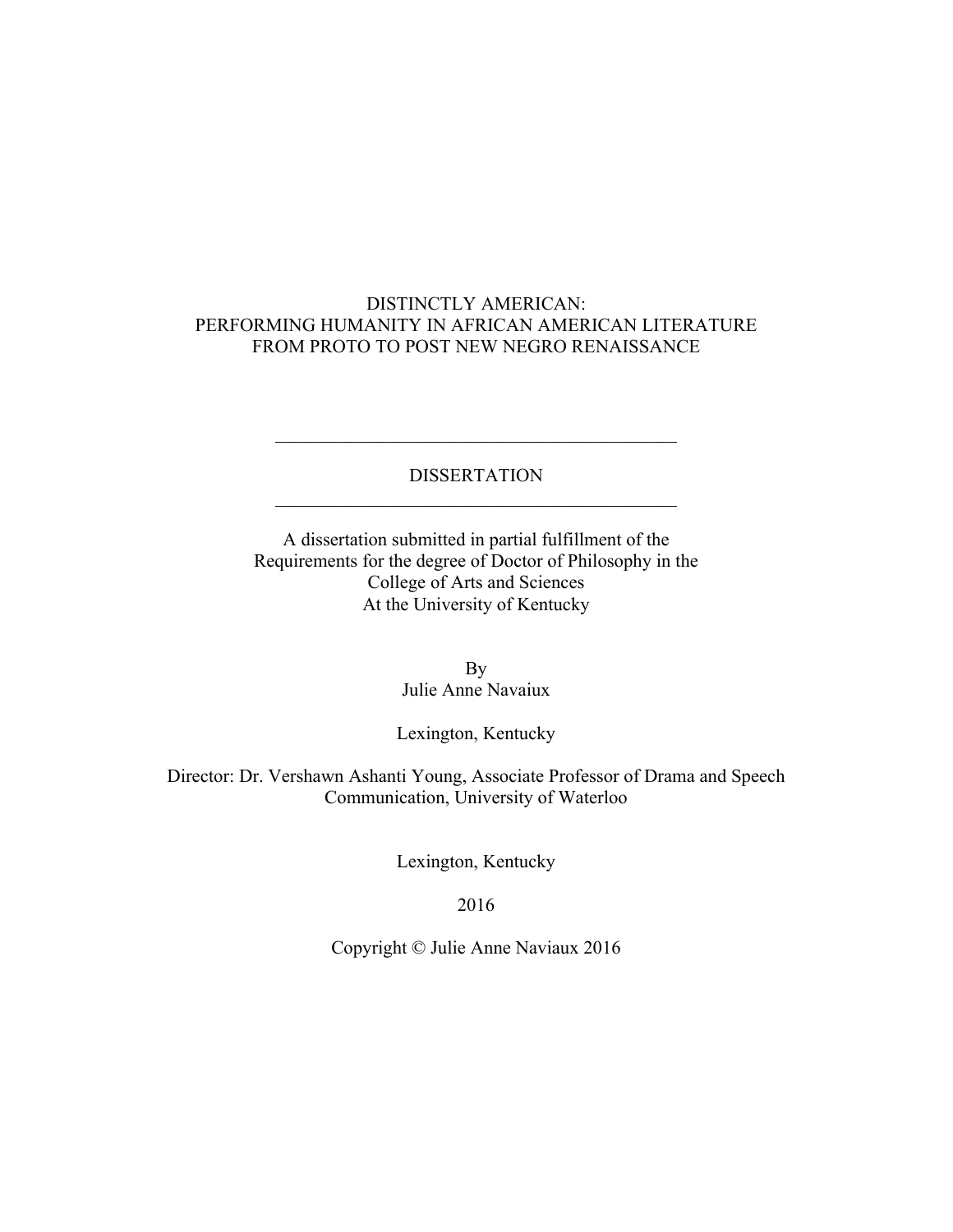DISTINCTLY AMERICAN:
PERFORMING HUMANITY IN AFRICAN AMERICAN LITERATURE
FROM PROTO TO POST NEW NEGRO RENAISSANCE

---

DISSERTATION

---

A dissertation submitted in partial fulfillment of the
Requirements for the degree of Doctor of Philosophy in the
College of Arts and Sciences
At the University of Kentucky

By
Julie Anne Navaiux

Lexington, Kentucky

Director: Dr. Vershawn Ashanti Young, Associate Professor of Drama and Speech Communication, University of Waterloo

Lexington, Kentucky

2016

Copyright © Julie Anne Naviaux 2016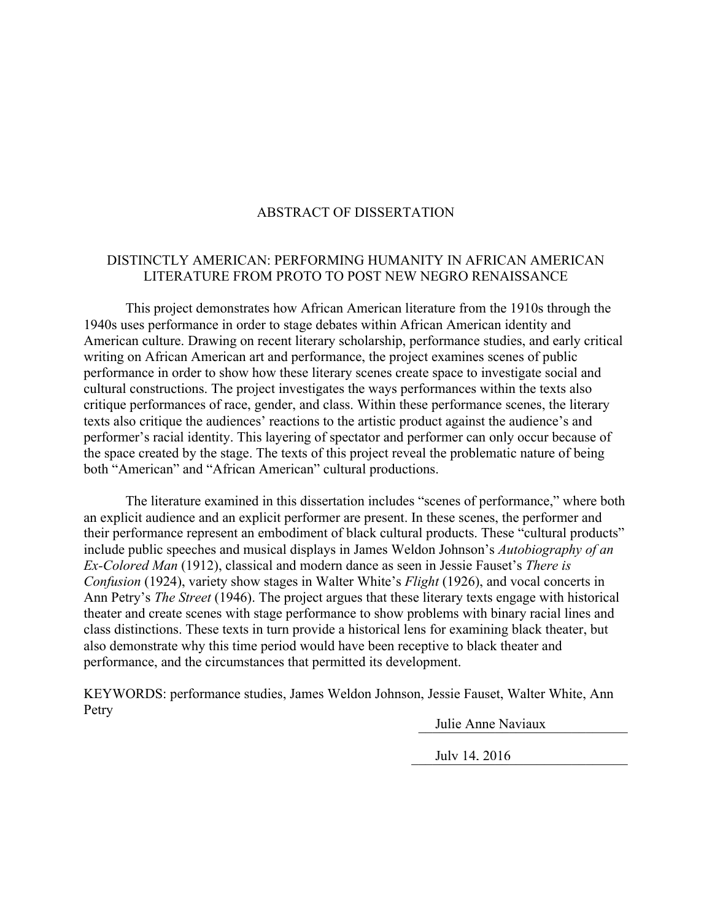# ABSTRACT OF DISSERTATION

## DISTINCTLY AMERICAN: PERFORMING HUMANITY IN AFRICAN AMERICAN LITERATURE FROM PROTO TO POST NEW NEGRO RENAISSANCE

This project demonstrates how African American literature from the 1910s through the 1940s uses performance in order to stage debates within African American identity and American culture. Drawing on recent literary scholarship, performance studies, and early critical writing on African American art and performance, the project examines scenes of public performance in order to show how these literary scenes create space to investigate social and cultural constructions. The project investigates the ways performances within the texts also critique performances of race, gender, and class. Within these performance scenes, the literary texts also critique the audiences' reactions to the artistic product against the audience's and performer's racial identity. This layering of spectator and performer can only occur because of the space created by the stage. The texts of this project reveal the problematic nature of being both "American" and "African American" cultural productions.

The literature examined in this dissertation includes "scenes of performance," where both an explicit audience and an explicit performer are present. In these scenes, the performer and their performance represent an embodiment of black cultural products. These "cultural products" include public speeches and musical displays in James Weldon Johnson's *Autobiography of an Ex-Colored Man* (1912), classical and modern dance as seen in Jessie Fauset's *There is Confusion* (1924), variety show stages in Walter White's *Flight* (1926), and vocal concerts in Ann Petry's *The Street* (1946). The project argues that these literary texts engage with historical theater and create scenes with stage performance to show problems with binary racial lines and class distinctions. These texts in turn provide a historical lens for examining black theater, but also demonstrate why this time period would have been receptive to black theater and performance, and the circumstances that permitted its development.

KEYWORDS: performance studies, James Weldon Johnson, Jessie Fauset, Walter White, Ann Petry

Julie Anne Naviaux

July 14, 2016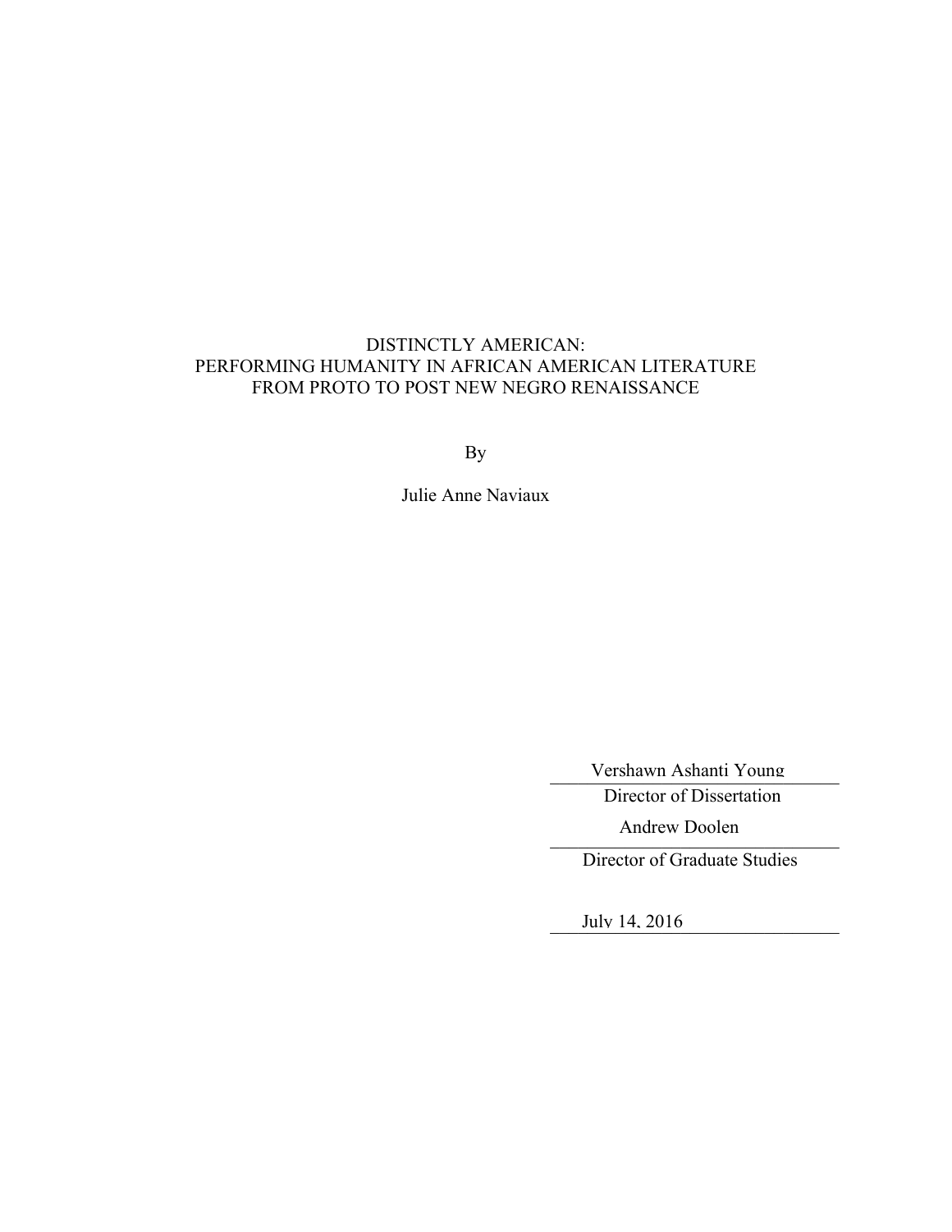DISTINCTLY AMERICAN:
PERFORMING HUMANITY IN AFRICAN AMERICAN LITERATURE
FROM PROTO TO POST NEW NEGRO RENAISSANCE

By

Julie Anne Naviaux

Vershawn Ashanti Young
Director of Dissertation

Andrew Doolen
Director of Graduate Studies

July 14, 2016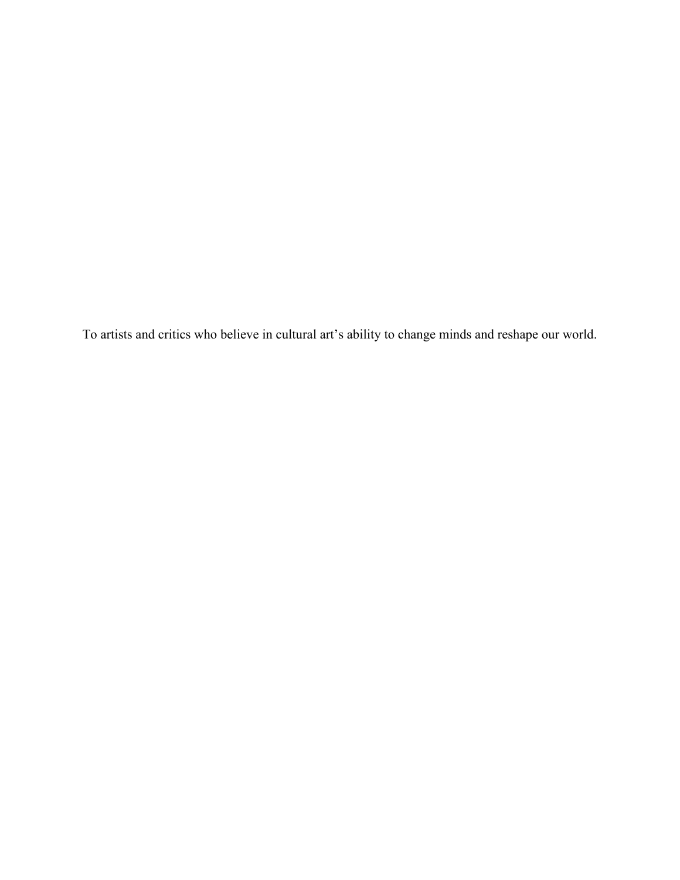To artists and critics who believe in cultural art's ability to change minds and reshape our world.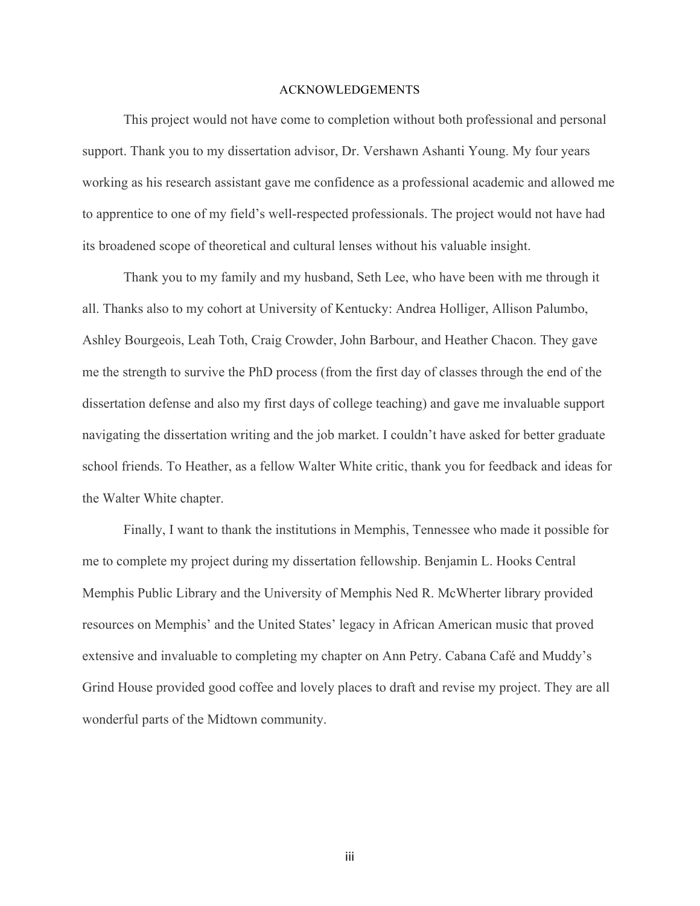# ACKNOWLEDGEMENTS

This project would not have come to completion without both professional and personal support. Thank you to my dissertation advisor, Dr. Vershawn Ashanti Young. My four years working as his research assistant gave me confidence as a professional academic and allowed me to apprentice to one of my field's well-respected professionals. The project would not have had its broadened scope of theoretical and cultural lenses without his valuable insight.

Thank you to my family and my husband, Seth Lee, who have been with me through it all. Thanks also to my cohort at University of Kentucky: Andrea Holliger, Allison Palumbo, Ashley Bourgeois, Leah Toth, Craig Crowder, John Barbour, and Heather Chacon. They gave me the strength to survive the PhD process (from the first day of classes through the end of the dissertation defense and also my first days of college teaching) and gave me invaluable support navigating the dissertation writing and the job market. I couldn't have asked for better graduate school friends. To Heather, as a fellow Walter White critic, thank you for feedback and ideas for the Walter White chapter.

Finally, I want to thank the institutions in Memphis, Tennessee who made it possible for me to complete my project during my dissertation fellowship. Benjamin L. Hooks Central Memphis Public Library and the University of Memphis Ned R. McWherter library provided resources on Memphis' and the United States' legacy in African American music that proved extensive and invaluable to completing my chapter on Ann Petry. Cabana Café and Muddy's Grind House provided good coffee and lovely places to draft and revise my project. They are all wonderful parts of the Midtown community.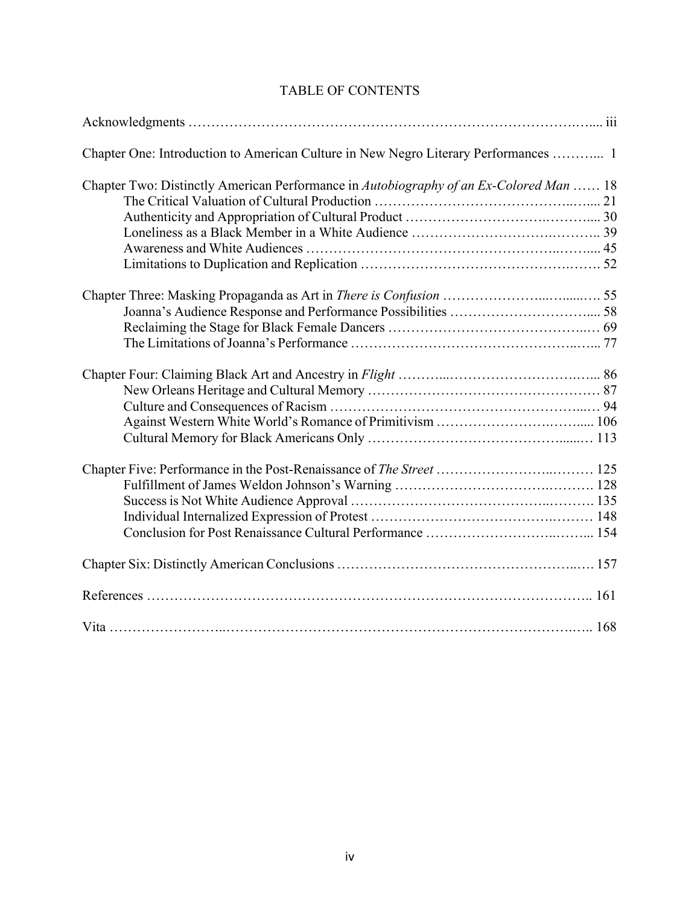# TABLE OF CONTENTS

Acknowledgments ................................................................................................ iii

Chapter One: Introduction to American Culture in New Negro Literary Performances ........... 1

Chapter Two: Distinctly American Performance in *Autobiography of an Ex-Colored Man* ...... 18
- The Critical Valuation of Cultural Production ............................................. 21
- Authenticity and Appropriation of Cultural Product ..................................... 30
- Loneliness as a Black Member in a White Audience ..................................... 39
- Awareness and White Audiences ................................................................ 45
- Limitations to Duplication and Replication ................................................ 52

Chapter Three: Masking Propaganda as Art in *There is Confusion* .................................. 55
- Joanna's Audience Response and Performance Possibilities ............................ 58
- Reclaiming the Stage for Black Female Dancers ............................................ 69
- The Limitations of Joanna's Performance .................................................... 77

Chapter Four: Claiming Black Art and Ancestry in *Flight* ........................................... 86
- New Orleans Heritage and Cultural Memory ................................................ 87
- Culture and Consequences of Racism .......................................................... 94
- Against Western White World's Romance of Primitivism ............................... 106
- Cultural Memory for Black Americans Only ................................................ 113

Chapter Five: Performance in the Post-Renaissance of *The Street* ................................. 125
- Fulfillment of James Weldon Johnson's Warning .......................................... 128
- Success is Not White Audience Approval ..................................................... 135
- Individual Internalized Expression of Protest ............................................... 148
- Conclusion for Post Renaissance Cultural Performance ................................. 154

Chapter Six: Distinctly American Conclusions ............................................................ 157

References ..................................................................................................... 161

Vita .............................................................................................................. 168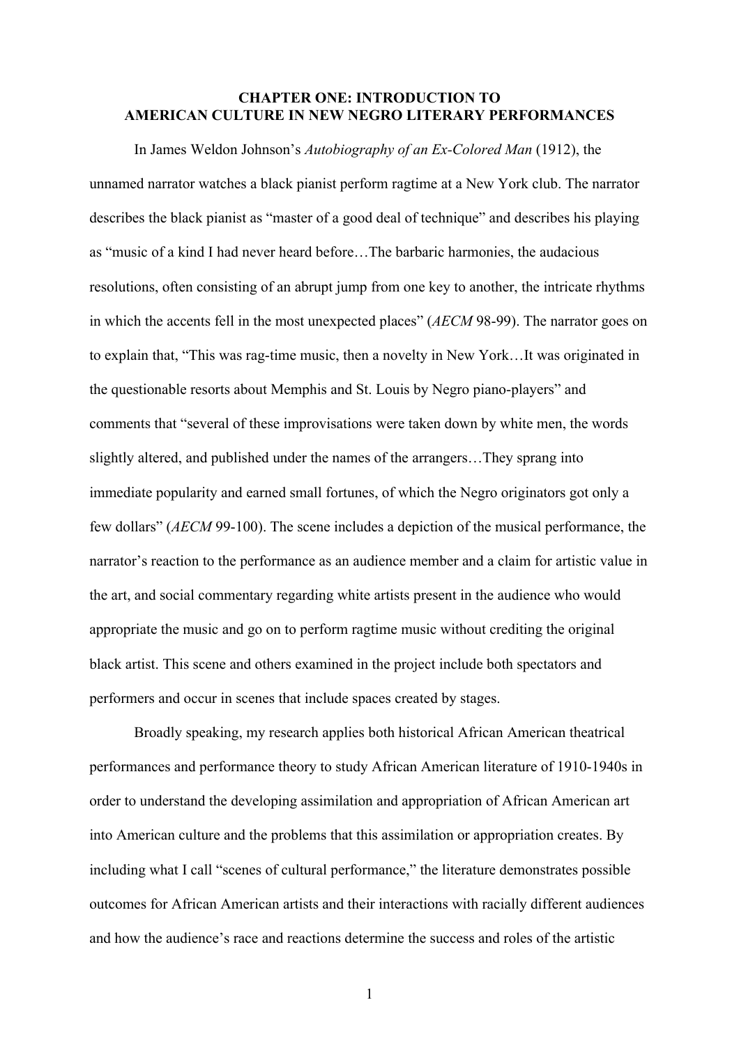# CHAPTER ONE: INTRODUCTION TO AMERICAN CULTURE IN NEW NEGRO LITERARY PERFORMANCES

In James Weldon Johnson's *Autobiography of an Ex-Colored Man* (1912), the unnamed narrator watches a black pianist perform ragtime at a New York club. The narrator describes the black pianist as "master of a good deal of technique" and describes his playing as "music of a kind I had never heard before…The barbaric harmonies, the audacious resolutions, often consisting of an abrupt jump from one key to another, the intricate rhythms in which the accents fell in the most unexpected places" (*AECM* 98-99). The narrator goes on to explain that, "This was rag-time music, then a novelty in New York…It was originated in the questionable resorts about Memphis and St. Louis by Negro piano-players" and comments that "several of these improvisations were taken down by white men, the words slightly altered, and published under the names of the arrangers…They sprang into immediate popularity and earned small fortunes, of which the Negro originators got only a few dollars" (*AECM* 99-100). The scene includes a depiction of the musical performance, the narrator's reaction to the performance as an audience member and a claim for artistic value in the art, and social commentary regarding white artists present in the audience who would appropriate the music and go on to perform ragtime music without crediting the original black artist. This scene and others examined in the project include both spectators and performers and occur in scenes that include spaces created by stages.

Broadly speaking, my research applies both historical African American theatrical performances and performance theory to study African American literature of 1910-1940s in order to understand the developing assimilation and appropriation of African American art into American culture and the problems that this assimilation or appropriation creates. By including what I call "scenes of cultural performance," the literature demonstrates possible outcomes for African American artists and their interactions with racially different audiences and how the audience's race and reactions determine the success and roles of the artistic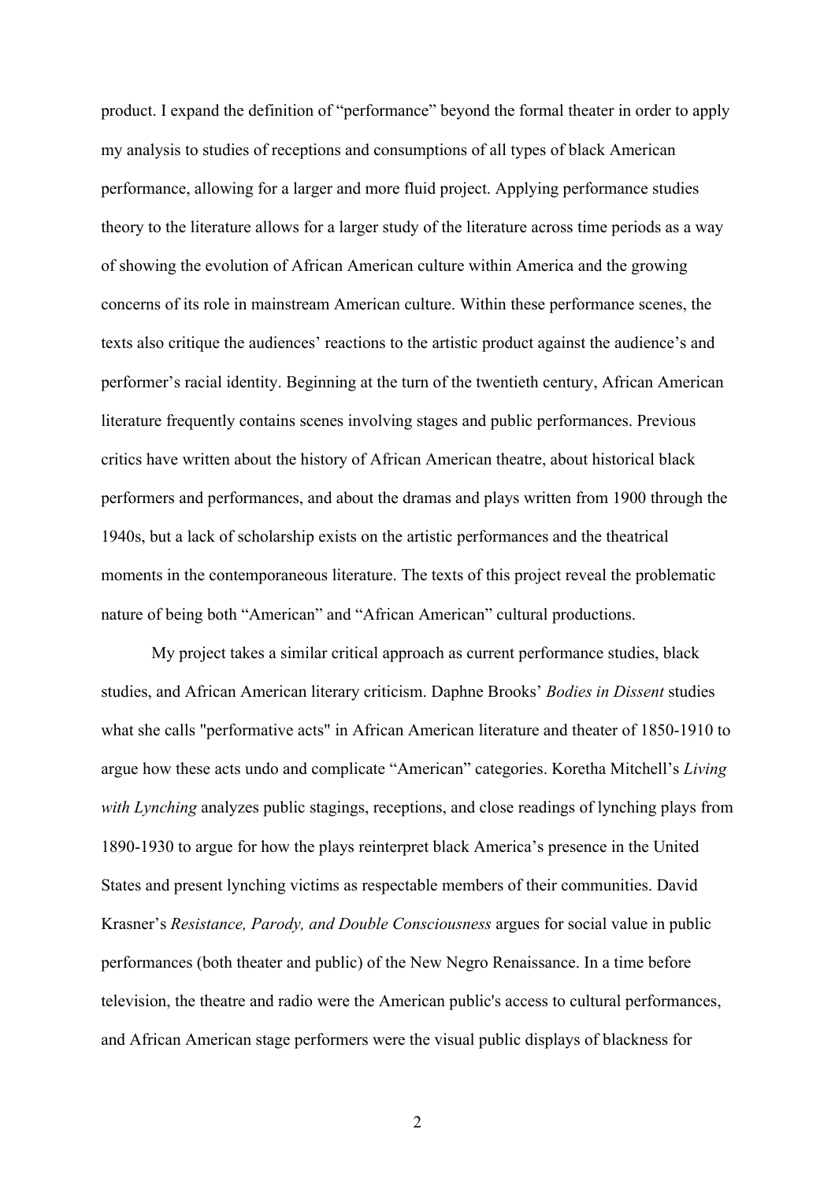product. I expand the definition of "performance" beyond the formal theater in order to apply my analysis to studies of receptions and consumptions of all types of black American performance, allowing for a larger and more fluid project. Applying performance studies theory to the literature allows for a larger study of the literature across time periods as a way of showing the evolution of African American culture within America and the growing concerns of its role in mainstream American culture. Within these performance scenes, the texts also critique the audiences' reactions to the artistic product against the audience's and performer's racial identity. Beginning at the turn of the twentieth century, African American literature frequently contains scenes involving stages and public performances. Previous critics have written about the history of African American theatre, about historical black performers and performances, and about the dramas and plays written from 1900 through the 1940s, but a lack of scholarship exists on the artistic performances and the theatrical moments in the contemporaneous literature. The texts of this project reveal the problematic nature of being both "American" and "African American" cultural productions.

My project takes a similar critical approach as current performance studies, black studies, and African American literary criticism. Daphne Brooks' *Bodies in Dissent* studies what she calls "performative acts" in African American literature and theater of 1850-1910 to argue how these acts undo and complicate "American" categories. Koretha Mitchell's *Living with Lynching* analyzes public stagings, receptions, and close readings of lynching plays from 1890-1930 to argue for how the plays reinterpret black America's presence in the United States and present lynching victims as respectable members of their communities. David Krasner's *Resistance, Parody, and Double Consciousness* argues for social value in public performances (both theater and public) of the New Negro Renaissance. In a time before television, the theatre and radio were the American public's access to cultural performances, and African American stage performers were the visual public displays of blackness for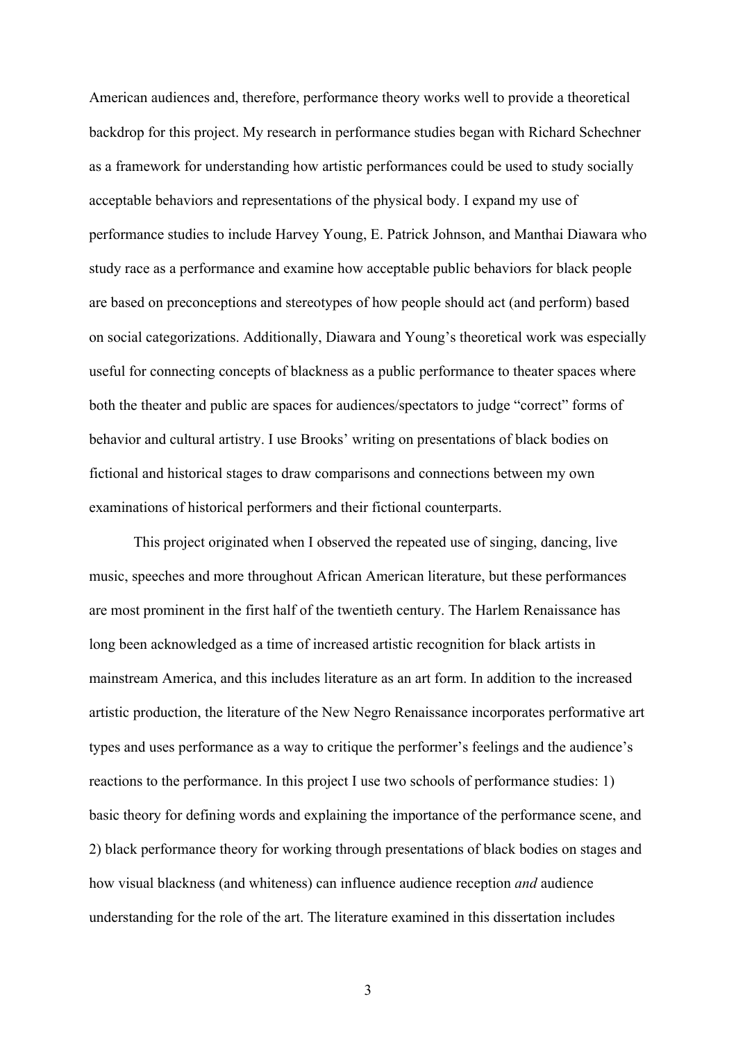American audiences and, therefore, performance theory works well to provide a theoretical backdrop for this project. My research in performance studies began with Richard Schechner as a framework for understanding how artistic performances could be used to study socially acceptable behaviors and representations of the physical body. I expand my use of performance studies to include Harvey Young, E. Patrick Johnson, and Manthai Diawara who study race as a performance and examine how acceptable public behaviors for black people are based on preconceptions and stereotypes of how people should act (and perform) based on social categorizations. Additionally, Diawara and Young's theoretical work was especially useful for connecting concepts of blackness as a public performance to theater spaces where both the theater and public are spaces for audiences/spectators to judge "correct" forms of behavior and cultural artistry. I use Brooks' writing on presentations of black bodies on fictional and historical stages to draw comparisons and connections between my own examinations of historical performers and their fictional counterparts.

This project originated when I observed the repeated use of singing, dancing, live music, speeches and more throughout African American literature, but these performances are most prominent in the first half of the twentieth century. The Harlem Renaissance has long been acknowledged as a time of increased artistic recognition for black artists in mainstream America, and this includes literature as an art form. In addition to the increased artistic production, the literature of the New Negro Renaissance incorporates performative art types and uses performance as a way to critique the performer's feelings and the audience's reactions to the performance. In this project I use two schools of performance studies: 1) basic theory for defining words and explaining the importance of the performance scene, and 2) black performance theory for working through presentations of black bodies on stages and how visual blackness (and whiteness) can influence audience reception *and* audience understanding for the role of the art. The literature examined in this dissertation includes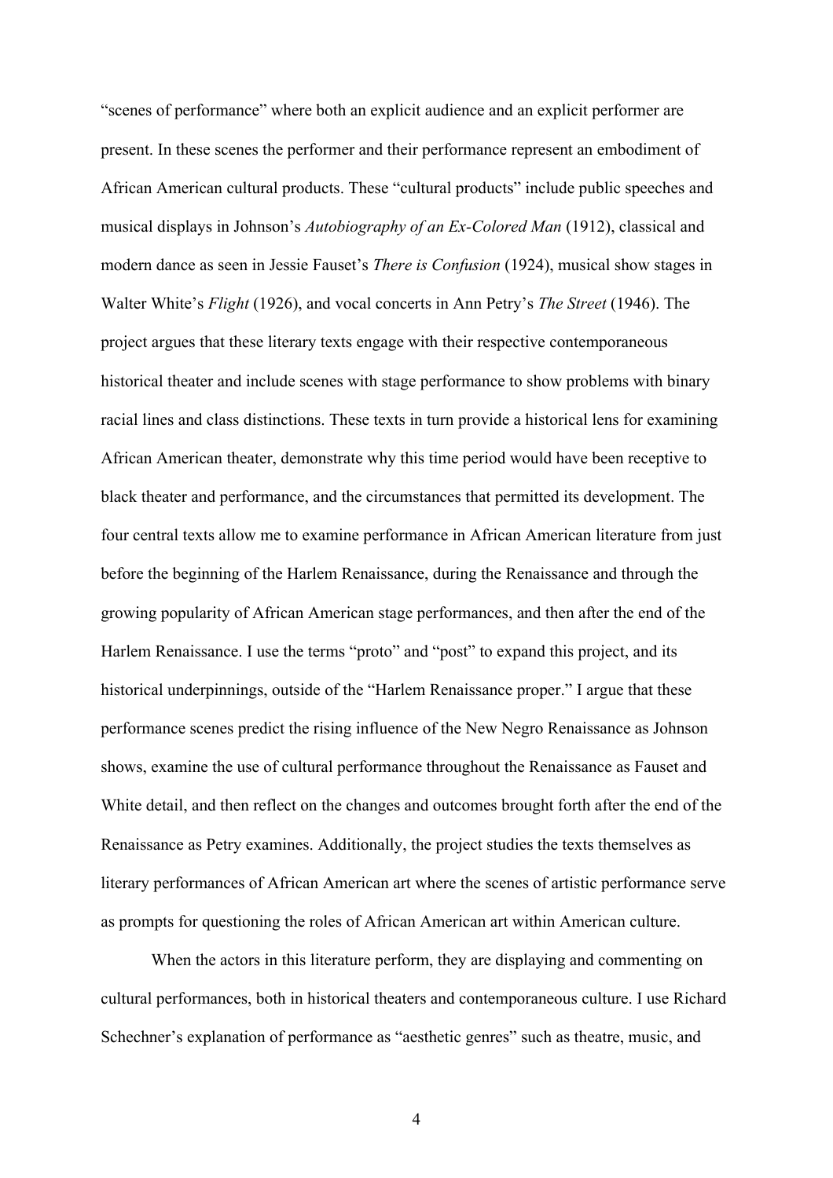"scenes of performance" where both an explicit audience and an explicit performer are present. In these scenes the performer and their performance represent an embodiment of African American cultural products. These "cultural products" include public speeches and musical displays in Johnson's *Autobiography of an Ex-Colored Man* (1912), classical and modern dance as seen in Jessie Fauset's *There is Confusion* (1924), musical show stages in Walter White's *Flight* (1926), and vocal concerts in Ann Petry's *The Street* (1946). The project argues that these literary texts engage with their respective contemporaneous historical theater and include scenes with stage performance to show problems with binary racial lines and class distinctions. These texts in turn provide a historical lens for examining African American theater, demonstrate why this time period would have been receptive to black theater and performance, and the circumstances that permitted its development. The four central texts allow me to examine performance in African American literature from just before the beginning of the Harlem Renaissance, during the Renaissance and through the growing popularity of African American stage performances, and then after the end of the Harlem Renaissance. I use the terms "proto" and "post" to expand this project, and its historical underpinnings, outside of the "Harlem Renaissance proper." I argue that these performance scenes predict the rising influence of the New Negro Renaissance as Johnson shows, examine the use of cultural performance throughout the Renaissance as Fauset and White detail, and then reflect on the changes and outcomes brought forth after the end of the Renaissance as Petry examines. Additionally, the project studies the texts themselves as literary performances of African American art where the scenes of artistic performance serve as prompts for questioning the roles of African American art within American culture.

When the actors in this literature perform, they are displaying and commenting on cultural performances, both in historical theaters and contemporaneous culture. I use Richard Schechner's explanation of performance as "aesthetic genres" such as theatre, music, and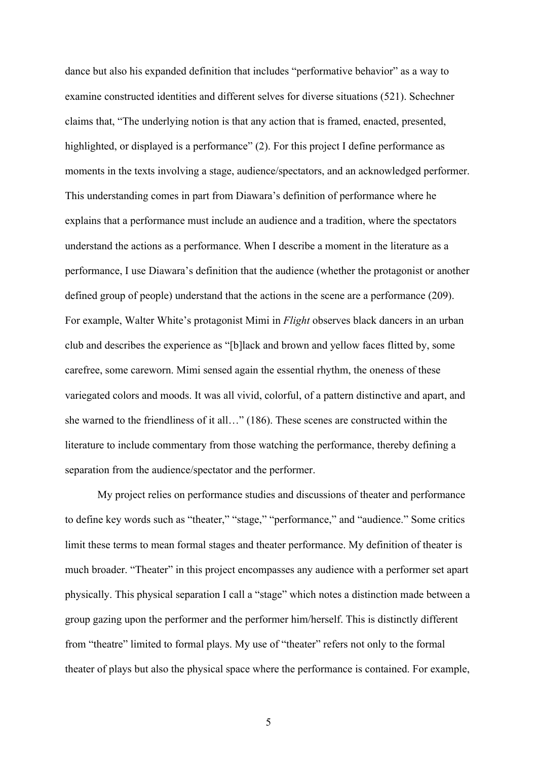dance but also his expanded definition that includes "performative behavior" as a way to examine constructed identities and different selves for diverse situations (521). Schechner claims that, "The underlying notion is that any action that is framed, enacted, presented, highlighted, or displayed is a performance" (2). For this project I define performance as moments in the texts involving a stage, audience/spectators, and an acknowledged performer. This understanding comes in part from Diawara's definition of performance where he explains that a performance must include an audience and a tradition, where the spectators understand the actions as a performance. When I describe a moment in the literature as a performance, I use Diawara's definition that the audience (whether the protagonist or another defined group of people) understand that the actions in the scene are a performance (209). For example, Walter White's protagonist Mimi in *Flight* observes black dancers in an urban club and describes the experience as "[b]lack and brown and yellow faces flitted by, some carefree, some careworn. Mimi sensed again the essential rhythm, the oneness of these variegated colors and moods. It was all vivid, colorful, of a pattern distinctive and apart, and she warned to the friendliness of it all…" (186). These scenes are constructed within the literature to include commentary from those watching the performance, thereby defining a separation from the audience/spectator and the performer.

My project relies on performance studies and discussions of theater and performance to define key words such as "theater," "stage," "performance," and "audience." Some critics limit these terms to mean formal stages and theater performance. My definition of theater is much broader. "Theater" in this project encompasses any audience with a performer set apart physically. This physical separation I call a "stage" which notes a distinction made between a group gazing upon the performer and the performer him/herself. This is distinctly different from "theatre" limited to formal plays. My use of "theater" refers not only to the formal theater of plays but also the physical space where the performance is contained. For example,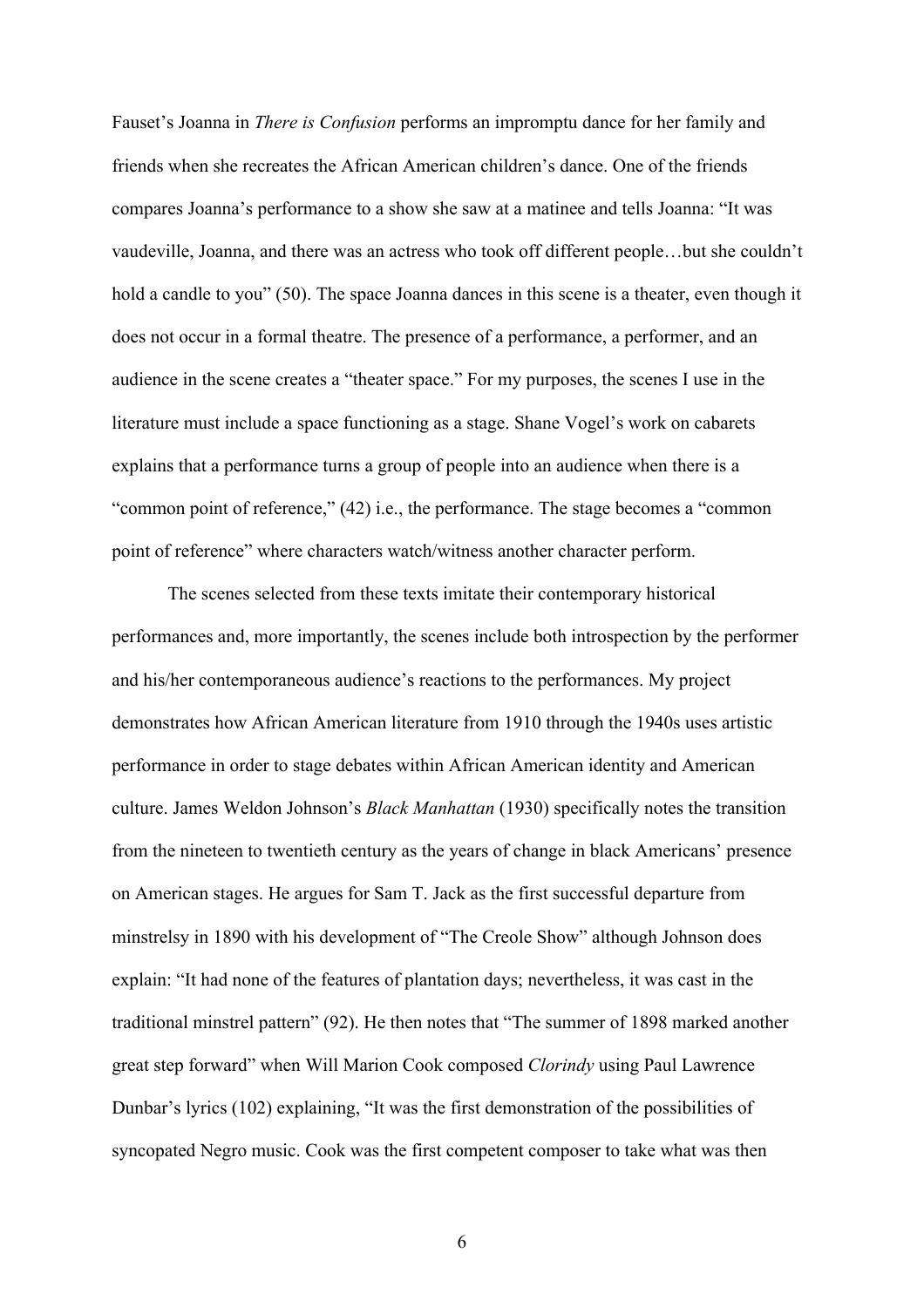Fauset's Joanna in *There is Confusion* performs an impromptu dance for her family and friends when she recreates the African American children's dance. One of the friends compares Joanna's performance to a show she saw at a matinee and tells Joanna: "It was vaudeville, Joanna, and there was an actress who took off different people…but she couldn't hold a candle to you" (50). The space Joanna dances in this scene is a theater, even though it does not occur in a formal theatre. The presence of a performance, a performer, and an audience in the scene creates a "theater space." For my purposes, the scenes I use in the literature must include a space functioning as a stage. Shane Vogel's work on cabarets explains that a performance turns a group of people into an audience when there is a "common point of reference," (42) i.e., the performance. The stage becomes a "common point of reference" where characters watch/witness another character perform.

The scenes selected from these texts imitate their contemporary historical performances and, more importantly, the scenes include both introspection by the performer and his/her contemporaneous audience's reactions to the performances. My project demonstrates how African American literature from 1910 through the 1940s uses artistic performance in order to stage debates within African American identity and American culture. James Weldon Johnson's *Black Manhattan* (1930) specifically notes the transition from the nineteen to twentieth century as the years of change in black Americans' presence on American stages. He argues for Sam T. Jack as the first successful departure from minstrelsy in 1890 with his development of "The Creole Show" although Johnson does explain: "It had none of the features of plantation days; nevertheless, it was cast in the traditional minstrel pattern" (92). He then notes that "The summer of 1898 marked another great step forward" when Will Marion Cook composed *Clorindy* using Paul Lawrence Dunbar's lyrics (102) explaining, "It was the first demonstration of the possibilities of syncopated Negro music. Cook was the first competent composer to take what was then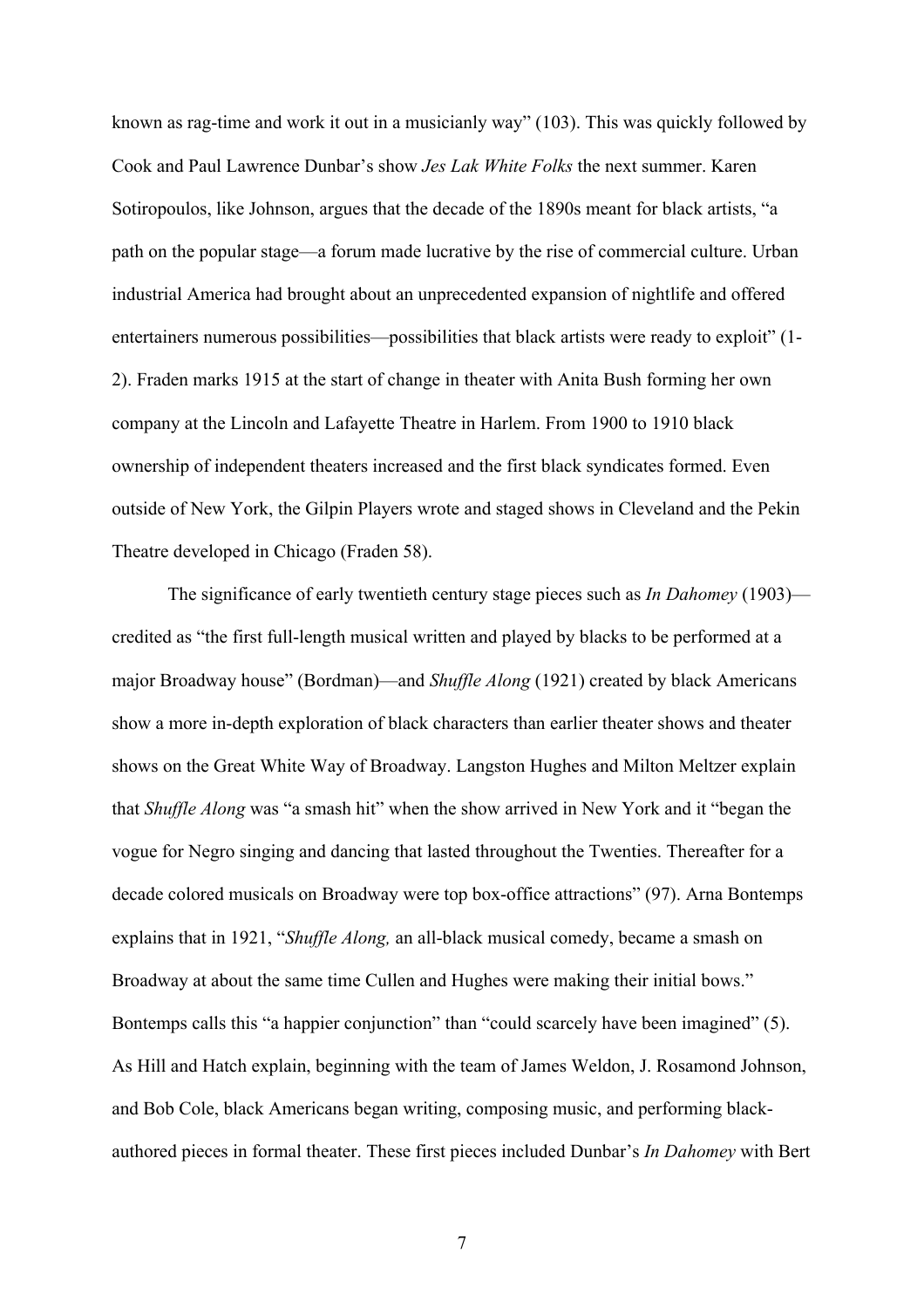known as rag-time and work it out in a musicianly way" (103). This was quickly followed by Cook and Paul Lawrence Dunbar's show *Jes Lak White Folks* the next summer. Karen Sotiropoulos, like Johnson, argues that the decade of the 1890s meant for black artists, "a path on the popular stage—a forum made lucrative by the rise of commercial culture. Urban industrial America had brought about an unprecedented expansion of nightlife and offered entertainers numerous possibilities—possibilities that black artists were ready to exploit" (1-2). Fraden marks 1915 at the start of change in theater with Anita Bush forming her own company at the Lincoln and Lafayette Theatre in Harlem. From 1900 to 1910 black ownership of independent theaters increased and the first black syndicates formed. Even outside of New York, the Gilpin Players wrote and staged shows in Cleveland and the Pekin Theatre developed in Chicago (Fraden 58).

The significance of early twentieth century stage pieces such as *In Dahomey* (1903)—credited as "the first full-length musical written and played by blacks to be performed at a major Broadway house" (Bordman)—and *Shuffle Along* (1921) created by black Americans show a more in-depth exploration of black characters than earlier theater shows and theater shows on the Great White Way of Broadway. Langston Hughes and Milton Meltzer explain that *Shuffle Along* was "a smash hit" when the show arrived in New York and it "began the vogue for Negro singing and dancing that lasted throughout the Twenties. Thereafter for a decade colored musicals on Broadway were top box-office attractions" (97). Arna Bontemps explains that in 1921, "*Shuffle Along,* an all-black musical comedy, became a smash on Broadway at about the same time Cullen and Hughes were making their initial bows." Bontemps calls this "a happier conjunction" than "could scarcely have been imagined" (5). As Hill and Hatch explain, beginning with the team of James Weldon, J. Rosamond Johnson, and Bob Cole, black Americans began writing, composing music, and performing black-authored pieces in formal theater. These first pieces included Dunbar's *In Dahomey* with Bert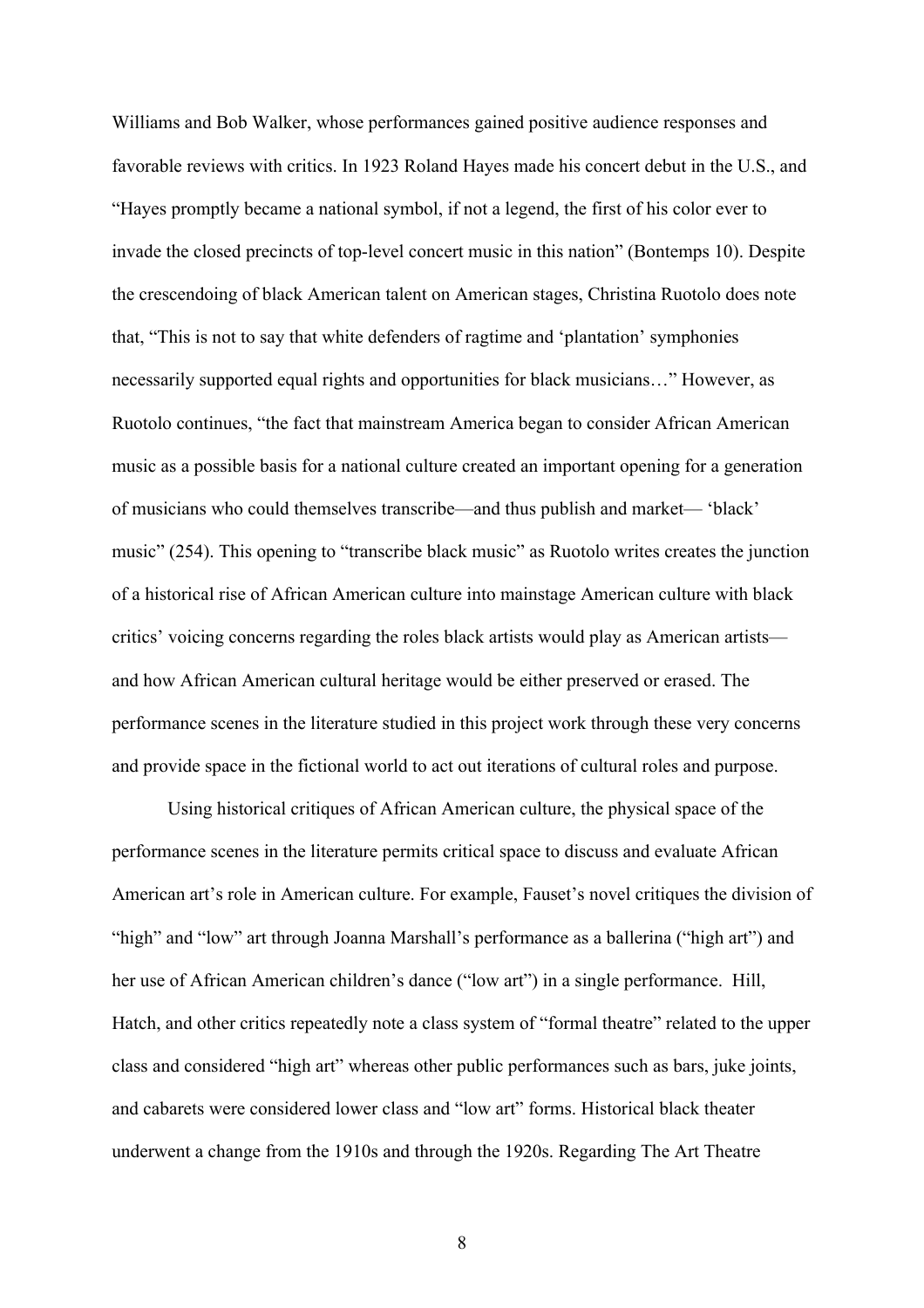Williams and Bob Walker, whose performances gained positive audience responses and favorable reviews with critics. In 1923 Roland Hayes made his concert debut in the U.S., and "Hayes promptly became a national symbol, if not a legend, the first of his color ever to invade the closed precincts of top-level concert music in this nation" (Bontemps 10). Despite the crescendoing of black American talent on American stages, Christina Ruotolo does note that, "This is not to say that white defenders of ragtime and 'plantation' symphonies necessarily supported equal rights and opportunities for black musicians…" However, as Ruotolo continues, "the fact that mainstream America began to consider African American music as a possible basis for a national culture created an important opening for a generation of musicians who could themselves transcribe—and thus publish and market— 'black' music" (254). This opening to "transcribe black music" as Ruotolo writes creates the junction of a historical rise of African American culture into mainstage American culture with black critics' voicing concerns regarding the roles black artists would play as American artists—and how African American cultural heritage would be either preserved or erased. The performance scenes in the literature studied in this project work through these very concerns and provide space in the fictional world to act out iterations of cultural roles and purpose.

Using historical critiques of African American culture, the physical space of the performance scenes in the literature permits critical space to discuss and evaluate African American art's role in American culture. For example, Fauset's novel critiques the division of "high" and "low" art through Joanna Marshall's performance as a ballerina ("high art") and her use of African American children's dance ("low art") in a single performance. Hill, Hatch, and other critics repeatedly note a class system of "formal theatre" related to the upper class and considered "high art" whereas other public performances such as bars, juke joints, and cabarets were considered lower class and "low art" forms. Historical black theater underwent a change from the 1910s and through the 1920s. Regarding The Art Theatre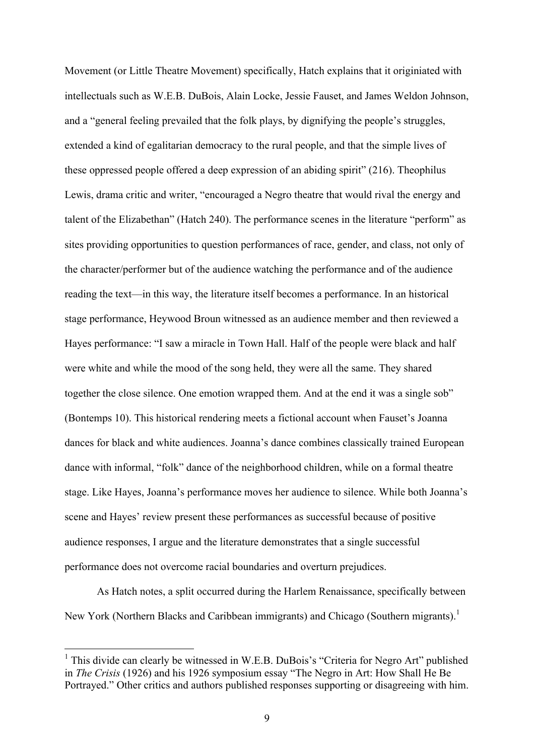Movement (or Little Theatre Movement) specifically, Hatch explains that it originiated with intellectuals such as W.E.B. DuBois, Alain Locke, Jessie Fauset, and James Weldon Johnson, and a "general feeling prevailed that the folk plays, by dignifying the people's struggles, extended a kind of egalitarian democracy to the rural people, and that the simple lives of these oppressed people offered a deep expression of an abiding spirit" (216). Theophilus Lewis, drama critic and writer, "encouraged a Negro theatre that would rival the energy and talent of the Elizabethan" (Hatch 240). The performance scenes in the literature "perform" as sites providing opportunities to question performances of race, gender, and class, not only of the character/performer but of the audience watching the performance and of the audience reading the text—in this way, the literature itself becomes a performance. In an historical stage performance, Heywood Broun witnessed as an audience member and then reviewed a Hayes performance: "I saw a miracle in Town Hall. Half of the people were black and half were white and while the mood of the song held, they were all the same. They shared together the close silence. One emotion wrapped them. And at the end it was a single sob" (Bontemps 10). This historical rendering meets a fictional account when Fauset's Joanna dances for black and white audiences. Joanna's dance combines classically trained European dance with informal, "folk" dance of the neighborhood children, while on a formal theatre stage. Like Hayes, Joanna's performance moves her audience to silence. While both Joanna's scene and Hayes' review present these performances as successful because of positive audience responses, I argue and the literature demonstrates that a single successful performance does not overcome racial boundaries and overturn prejudices.

As Hatch notes, a split occurred during the Harlem Renaissance, specifically between New York (Northern Blacks and Caribbean immigrants) and Chicago (Southern migrants).[1]

---

[1] This divide can clearly be witnessed in W.E.B. DuBois's "Criteria for Negro Art" published in *The Crisis* (1926) and his 1926 symposium essay "The Negro in Art: How Shall He Be Portrayed." Other critics and authors published responses supporting or disagreeing with him.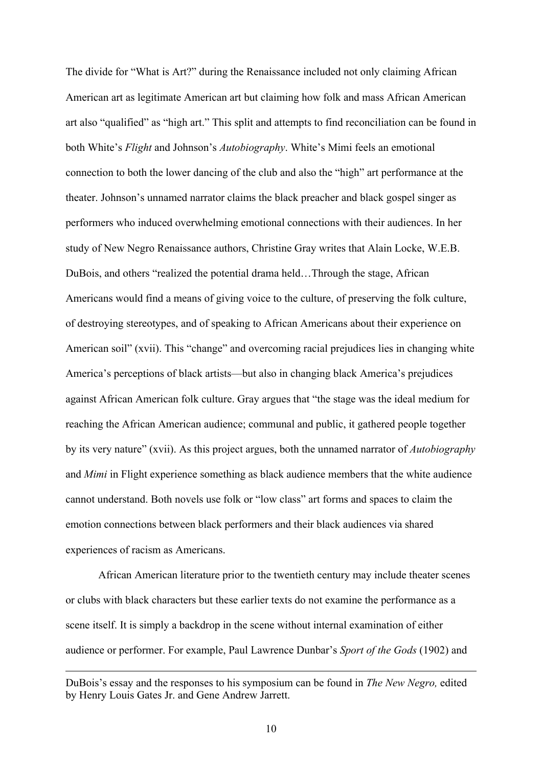The divide for "What is Art?" during the Renaissance included not only claiming African American art as legitimate American art but claiming how folk and mass African American art also "qualified" as "high art." This split and attempts to find reconciliation can be found in both White's *Flight* and Johnson's *Autobiography*. White's Mimi feels an emotional connection to both the lower dancing of the club and also the "high" art performance at the theater. Johnson's unnamed narrator claims the black preacher and black gospel singer as performers who induced overwhelming emotional connections with their audiences. In her study of New Negro Renaissance authors, Christine Gray writes that Alain Locke, W.E.B. DuBois, and others "realized the potential drama held…Through the stage, African Americans would find a means of giving voice to the culture, of preserving the folk culture, of destroying stereotypes, and of speaking to African Americans about their experience on American soil" (xvii). This "change" and overcoming racial prejudices lies in changing white America's perceptions of black artists—but also in changing black America's prejudices against African American folk culture. Gray argues that "the stage was the ideal medium for reaching the African American audience; communal and public, it gathered people together by its very nature" (xvii). As this project argues, both the unnamed narrator of *Autobiography* and *Mimi* in Flight experience something as black audience members that the white audience cannot understand. Both novels use folk or "low class" art forms and spaces to claim the emotion connections between black performers and their black audiences via shared experiences of racism as Americans.

African American literature prior to the twentieth century may include theater scenes or clubs with black characters but these earlier texts do not examine the performance as a scene itself. It is simply a backdrop in the scene without internal examination of either audience or performer. For example, Paul Lawrence Dunbar's *Sport of the Gods* (1902) and

---

DuBois's essay and the responses to his symposium can be found in *The New Negro,* edited by Henry Louis Gates Jr. and Gene Andrew Jarrett.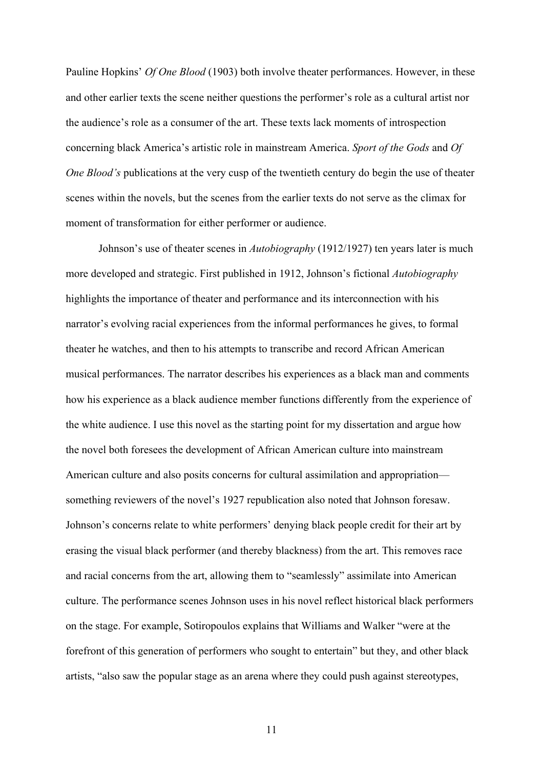Pauline Hopkins' *Of One Blood* (1903) both involve theater performances. However, in these and other earlier texts the scene neither questions the performer's role as a cultural artist nor the audience's role as a consumer of the art. These texts lack moments of introspection concerning black America's artistic role in mainstream America. *Sport of the Gods* and *Of One Blood's* publications at the very cusp of the twentieth century do begin the use of theater scenes within the novels, but the scenes from the earlier texts do not serve as the climax for moment of transformation for either performer or audience.

Johnson's use of theater scenes in *Autobiography* (1912/1927) ten years later is much more developed and strategic. First published in 1912, Johnson's fictional *Autobiography* highlights the importance of theater and performance and its interconnection with his narrator's evolving racial experiences from the informal performances he gives, to formal theater he watches, and then to his attempts to transcribe and record African American musical performances. The narrator describes his experiences as a black man and comments how his experience as a black audience member functions differently from the experience of the white audience. I use this novel as the starting point for my dissertation and argue how the novel both foresees the development of African American culture into mainstream American culture and also posits concerns for cultural assimilation and appropriation—something reviewers of the novel's 1927 republication also noted that Johnson foresaw. Johnson's concerns relate to white performers' denying black people credit for their art by erasing the visual black performer (and thereby blackness) from the art. This removes race and racial concerns from the art, allowing them to "seamlessly" assimilate into American culture. The performance scenes Johnson uses in his novel reflect historical black performers on the stage. For example, Sotiropoulos explains that Williams and Walker "were at the forefront of this generation of performers who sought to entertain" but they, and other black artists, "also saw the popular stage as an arena where they could push against stereotypes,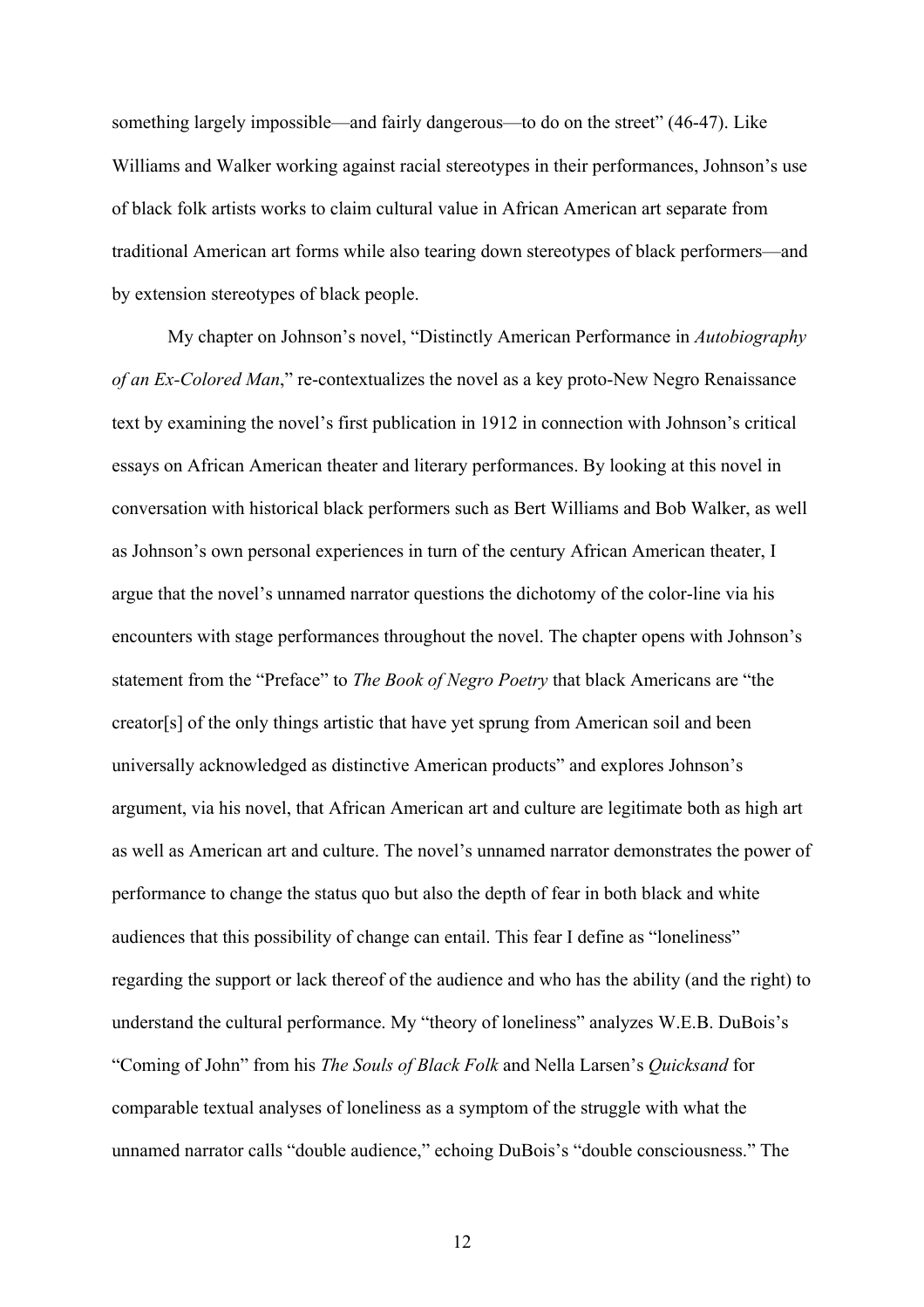something largely impossible—and fairly dangerous—to do on the street" (46-47). Like Williams and Walker working against racial stereotypes in their performances, Johnson's use of black folk artists works to claim cultural value in African American art separate from traditional American art forms while also tearing down stereotypes of black performers—and by extension stereotypes of black people.

My chapter on Johnson's novel, "Distinctly American Performance in *Autobiography of an Ex-Colored Man*," re-contextualizes the novel as a key proto-New Negro Renaissance text by examining the novel's first publication in 1912 in connection with Johnson's critical essays on African American theater and literary performances. By looking at this novel in conversation with historical black performers such as Bert Williams and Bob Walker, as well as Johnson's own personal experiences in turn of the century African American theater, I argue that the novel's unnamed narrator questions the dichotomy of the color-line via his encounters with stage performances throughout the novel. The chapter opens with Johnson's statement from the "Preface" to *The Book of Negro Poetry* that black Americans are "the creator[s] of the only things artistic that have yet sprung from American soil and been universally acknowledged as distinctive American products" and explores Johnson's argument, via his novel, that African American art and culture are legitimate both as high art as well as American art and culture. The novel's unnamed narrator demonstrates the power of performance to change the status quo but also the depth of fear in both black and white audiences that this possibility of change can entail. This fear I define as "loneliness" regarding the support or lack thereof of the audience and who has the ability (and the right) to understand the cultural performance. My "theory of loneliness" analyzes W.E.B. DuBois's "Coming of John" from his *The Souls of Black Folk* and Nella Larsen's *Quicksand* for comparable textual analyses of loneliness as a symptom of the struggle with what the unnamed narrator calls "double audience," echoing DuBois's "double consciousness." The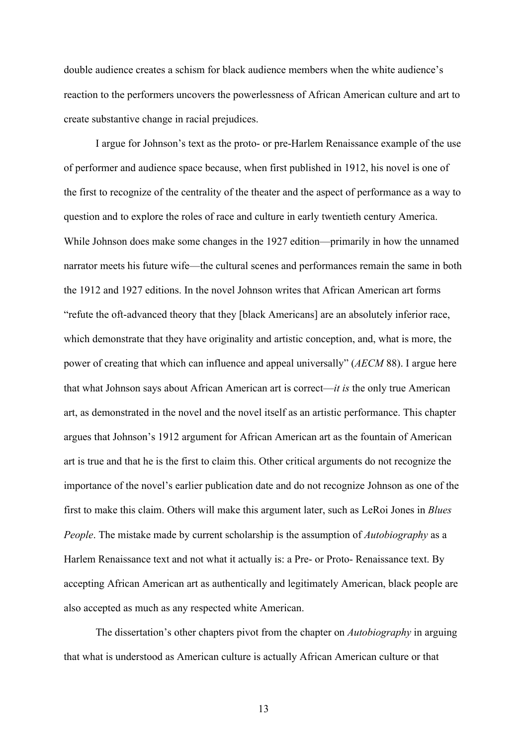double audience creates a schism for black audience members when the white audience's reaction to the performers uncovers the powerlessness of African American culture and art to create substantive change in racial prejudices.

I argue for Johnson's text as the proto- or pre-Harlem Renaissance example of the use of performer and audience space because, when first published in 1912, his novel is one of the first to recognize of the centrality of the theater and the aspect of performance as a way to question and to explore the roles of race and culture in early twentieth century America. While Johnson does make some changes in the 1927 edition—primarily in how the unnamed narrator meets his future wife—the cultural scenes and performances remain the same in both the 1912 and 1927 editions. In the novel Johnson writes that African American art forms "refute the oft-advanced theory that they [black Americans] are an absolutely inferior race, which demonstrate that they have originality and artistic conception, and, what is more, the power of creating that which can influence and appeal universally" (*AECM* 88). I argue here that what Johnson says about African American art is correct—*it is* the only true American art, as demonstrated in the novel and the novel itself as an artistic performance. This chapter argues that Johnson's 1912 argument for African American art as the fountain of American art is true and that he is the first to claim this. Other critical arguments do not recognize the importance of the novel's earlier publication date and do not recognize Johnson as one of the first to make this claim. Others will make this argument later, such as LeRoi Jones in *Blues People*. The mistake made by current scholarship is the assumption of *Autobiography* as a Harlem Renaissance text and not what it actually is: a Pre- or Proto- Renaissance text. By accepting African American art as authentically and legitimately American, black people are also accepted as much as any respected white American.

The dissertation's other chapters pivot from the chapter on *Autobiography* in arguing that what is understood as American culture is actually African American culture or that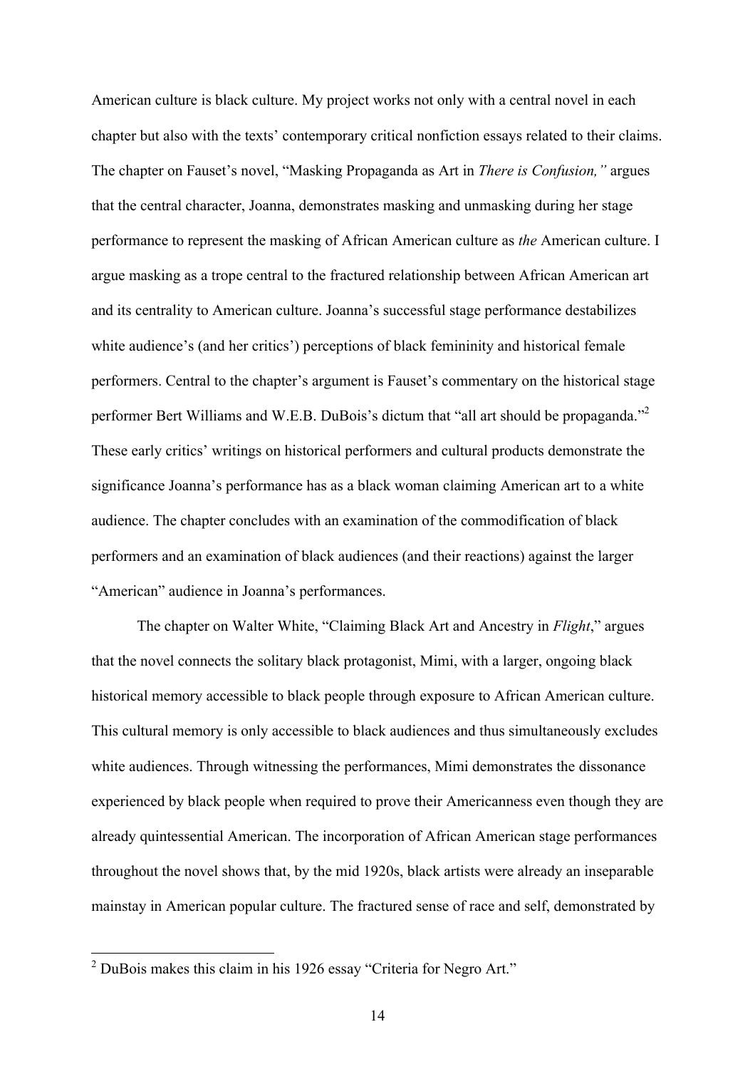American culture is black culture. My project works not only with a central novel in each chapter but also with the texts' contemporary critical nonfiction essays related to their claims. The chapter on Fauset's novel, "Masking Propaganda as Art in *There is Confusion,"* argues that the central character, Joanna, demonstrates masking and unmasking during her stage performance to represent the masking of African American culture as *the* American culture. I argue masking as a trope central to the fractured relationship between African American art and its centrality to American culture. Joanna's successful stage performance destabilizes white audience's (and her critics') perceptions of black femininity and historical female performers. Central to the chapter's argument is Fauset's commentary on the historical stage performer Bert Williams and W.E.B. DuBois's dictum that "all art should be propaganda."[2] These early critics' writings on historical performers and cultural products demonstrate the significance Joanna's performance has as a black woman claiming American art to a white audience. The chapter concludes with an examination of the commodification of black performers and an examination of black audiences (and their reactions) against the larger "American" audience in Joanna's performances.

The chapter on Walter White, "Claiming Black Art and Ancestry in *Flight*," argues that the novel connects the solitary black protagonist, Mimi, with a larger, ongoing black historical memory accessible to black people through exposure to African American culture. This cultural memory is only accessible to black audiences and thus simultaneously excludes white audiences. Through witnessing the performances, Mimi demonstrates the dissonance experienced by black people when required to prove their Americanness even though they are already quintessential American. The incorporation of African American stage performances throughout the novel shows that, by the mid 1920s, black artists were already an inseparable mainstay in American popular culture. The fractured sense of race and self, demonstrated by

[2] DuBois makes this claim in his 1926 essay "Criteria for Negro Art."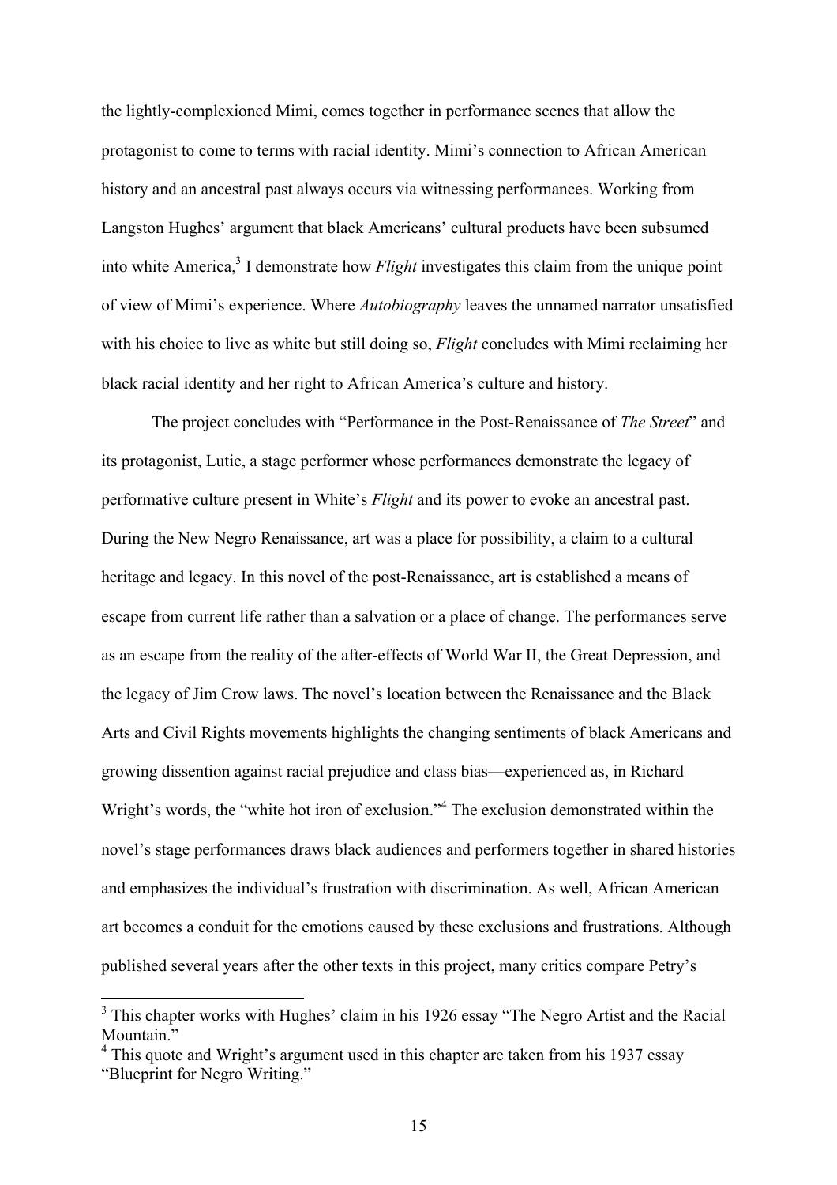the lightly-complexioned Mimi, comes together in performance scenes that allow the protagonist to come to terms with racial identity. Mimi's connection to African American history and an ancestral past always occurs via witnessing performances. Working from Langston Hughes' argument that black Americans' cultural products have been subsumed into white America,[3] I demonstrate how *Flight* investigates this claim from the unique point of view of Mimi's experience. Where *Autobiography* leaves the unnamed narrator unsatisfied with his choice to live as white but still doing so, *Flight* concludes with Mimi reclaiming her black racial identity and her right to African America's culture and history.

The project concludes with "Performance in the Post-Renaissance of *The Street*" and its protagonist, Lutie, a stage performer whose performances demonstrate the legacy of performative culture present in White's *Flight* and its power to evoke an ancestral past. During the New Negro Renaissance, art was a place for possibility, a claim to a cultural heritage and legacy. In this novel of the post-Renaissance, art is established a means of escape from current life rather than a salvation or a place of change. The performances serve as an escape from the reality of the after-effects of World War II, the Great Depression, and the legacy of Jim Crow laws. The novel's location between the Renaissance and the Black Arts and Civil Rights movements highlights the changing sentiments of black Americans and growing dissention against racial prejudice and class bias—experienced as, in Richard Wright's words, the "white hot iron of exclusion."[4] The exclusion demonstrated within the novel's stage performances draws black audiences and performers together in shared histories and emphasizes the individual's frustration with discrimination. As well, African American art becomes a conduit for the emotions caused by these exclusions and frustrations. Although published several years after the other texts in this project, many critics compare Petry's

---

[3] This chapter works with Hughes' claim in his 1926 essay "The Negro Artist and the Racial Mountain."

[4] This quote and Wright's argument used in this chapter are taken from his 1937 essay "Blueprint for Negro Writing."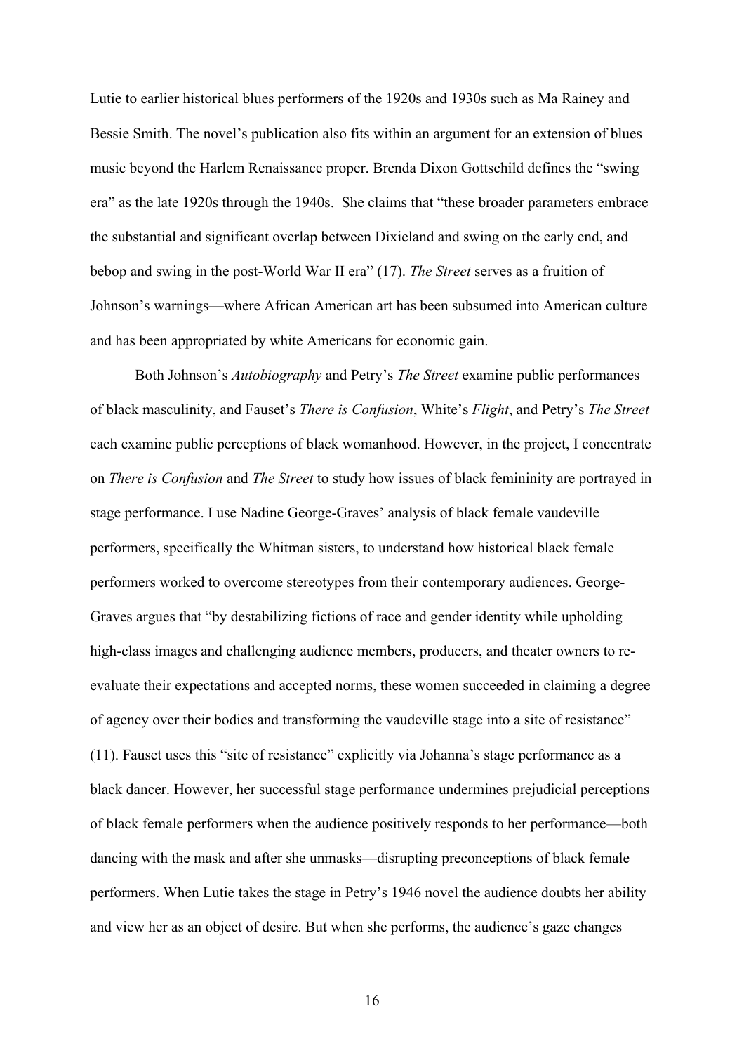Lutie to earlier historical blues performers of the 1920s and 1930s such as Ma Rainey and Bessie Smith. The novel's publication also fits within an argument for an extension of blues music beyond the Harlem Renaissance proper. Brenda Dixon Gottschild defines the "swing era" as the late 1920s through the 1940s. She claims that "these broader parameters embrace the substantial and significant overlap between Dixieland and swing on the early end, and bebop and swing in the post-World War II era" (17). *The Street* serves as a fruition of Johnson's warnings—where African American art has been subsumed into American culture and has been appropriated by white Americans for economic gain.

Both Johnson's *Autobiography* and Petry's *The Street* examine public performances of black masculinity, and Fauset's *There is Confusion*, White's *Flight*, and Petry's *The Street* each examine public perceptions of black womanhood. However, in the project, I concentrate on *There is Confusion* and *The Street* to study how issues of black femininity are portrayed in stage performance. I use Nadine George-Graves' analysis of black female vaudeville performers, specifically the Whitman sisters, to understand how historical black female performers worked to overcome stereotypes from their contemporary audiences. George-Graves argues that "by destabilizing fictions of race and gender identity while upholding high-class images and challenging audience members, producers, and theater owners to re-evaluate their expectations and accepted norms, these women succeeded in claiming a degree of agency over their bodies and transforming the vaudeville stage into a site of resistance" (11). Fauset uses this "site of resistance" explicitly via Johanna's stage performance as a black dancer. However, her successful stage performance undermines prejudicial perceptions of black female performers when the audience positively responds to her performance—both dancing with the mask and after she unmasks—disrupting preconceptions of black female performers. When Lutie takes the stage in Petry's 1946 novel the audience doubts her ability and view her as an object of desire. But when she performs, the audience's gaze changes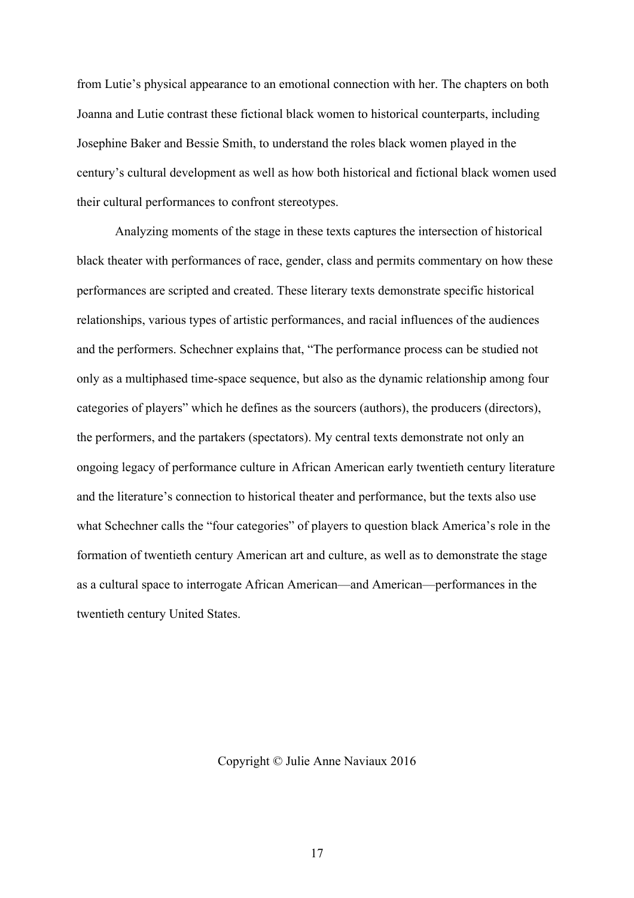from Lutie's physical appearance to an emotional connection with her. The chapters on both Joanna and Lutie contrast these fictional black women to historical counterparts, including Josephine Baker and Bessie Smith, to understand the roles black women played in the century's cultural development as well as how both historical and fictional black women used their cultural performances to confront stereotypes.

Analyzing moments of the stage in these texts captures the intersection of historical black theater with performances of race, gender, class and permits commentary on how these performances are scripted and created. These literary texts demonstrate specific historical relationships, various types of artistic performances, and racial influences of the audiences and the performers. Schechner explains that, "The performance process can be studied not only as a multiphased time-space sequence, but also as the dynamic relationship among four categories of players" which he defines as the sourcers (authors), the producers (directors), the performers, and the partakers (spectators). My central texts demonstrate not only an ongoing legacy of performance culture in African American early twentieth century literature and the literature's connection to historical theater and performance, but the texts also use what Schechner calls the "four categories" of players to question black America's role in the formation of twentieth century American art and culture, as well as to demonstrate the stage as a cultural space to interrogate African American—and American—performances in the twentieth century United States.

Copyright © Julie Anne Naviaux 2016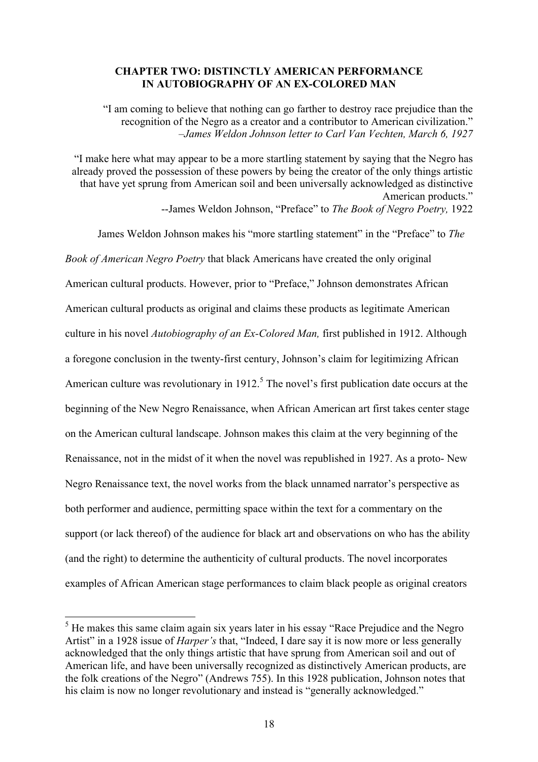## CHAPTER TWO: DISTINCTLY AMERICAN PERFORMANCE IN AUTOBIOGRAPHY OF AN EX-COLORED MAN

"I am coming to believe that nothing can go farther to destroy race prejudice than the recognition of the Negro as a creator and a contributor to American civilization."
*–James Weldon Johnson letter to Carl Van Vechten, March 6, 1927*

"I make here what may appear to be a more startling statement by saying that the Negro has already proved the possession of these powers by being the creator of the only things artistic that have yet sprung from American soil and been universally acknowledged as distinctive American products."
--James Weldon Johnson, "Preface" to *The Book of Negro Poetry,* 1922

James Weldon Johnson makes his "more startling statement" in the "Preface" to *The Book of American Negro Poetry* that black Americans have created the only original American cultural products. However, prior to "Preface," Johnson demonstrates African American cultural products as original and claims these products as legitimate American culture in his novel *Autobiography of an Ex-Colored Man,* first published in 1912. Although a foregone conclusion in the twenty-first century, Johnson's claim for legitimizing African American culture was revolutionary in 1912.[5] The novel's first publication date occurs at the beginning of the New Negro Renaissance, when African American art first takes center stage on the American cultural landscape. Johnson makes this claim at the very beginning of the Renaissance, not in the midst of it when the novel was republished in 1927. As a proto- New Negro Renaissance text, the novel works from the black unnamed narrator's perspective as both performer and audience, permitting space within the text for a commentary on the support (or lack thereof) of the audience for black art and observations on who has the ability (and the right) to determine the authenticity of cultural products. The novel incorporates examples of African American stage performances to claim black people as original creators

[5] He makes this same claim again six years later in his essay "Race Prejudice and the Negro Artist" in a 1928 issue of *Harper's* that, "Indeed, I dare say it is now more or less generally acknowledged that the only things artistic that have sprung from American soil and out of American life, and have been universally recognized as distinctively American products, are the folk creations of the Negro" (Andrews 755). In this 1928 publication, Johnson notes that his claim is now no longer revolutionary and instead is "generally acknowledged."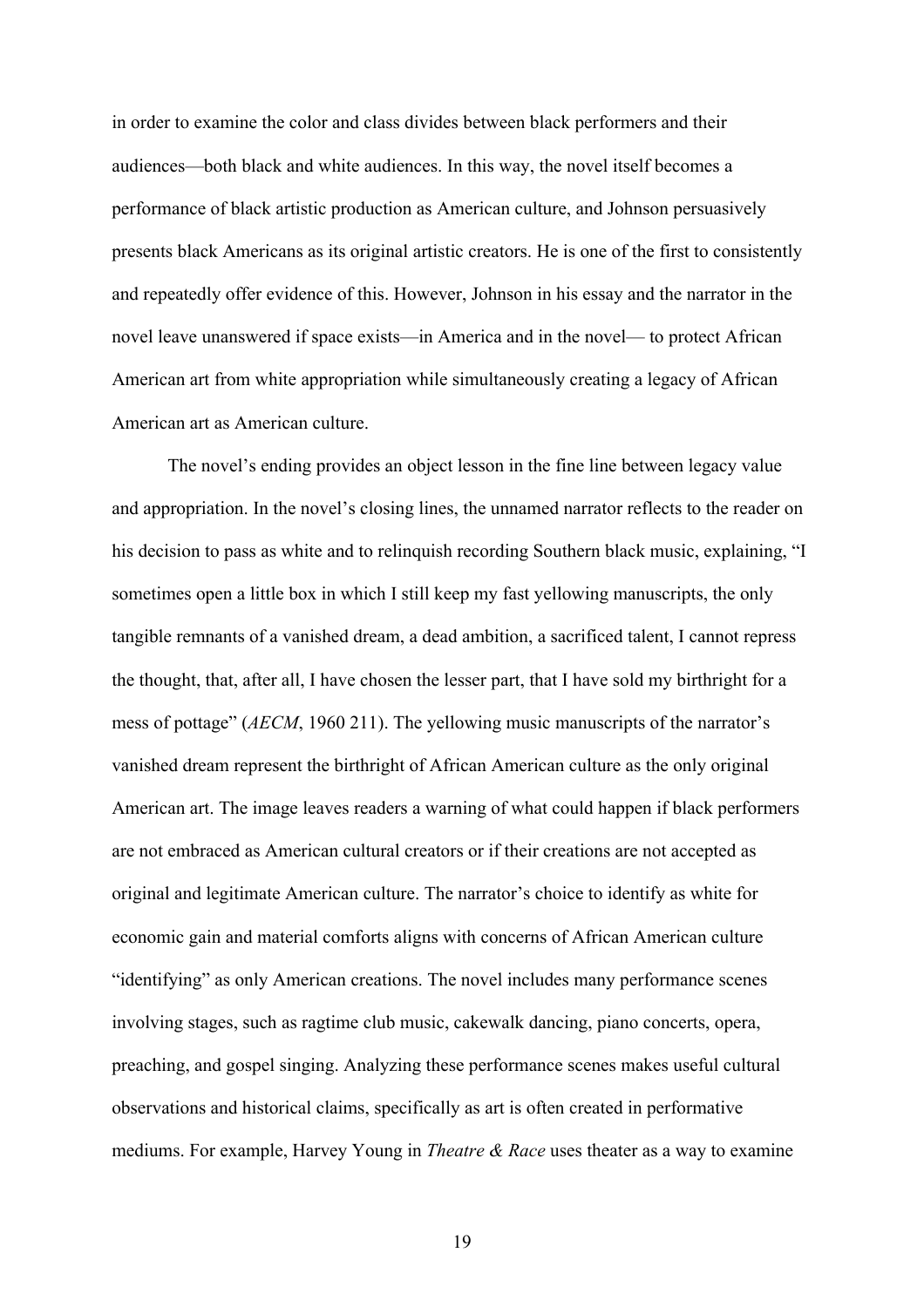in order to examine the color and class divides between black performers and their audiences—both black and white audiences. In this way, the novel itself becomes a performance of black artistic production as American culture, and Johnson persuasively presents black Americans as its original artistic creators. He is one of the first to consistently and repeatedly offer evidence of this. However, Johnson in his essay and the narrator in the novel leave unanswered if space exists—in America and in the novel— to protect African American art from white appropriation while simultaneously creating a legacy of African American art as American culture.

The novel's ending provides an object lesson in the fine line between legacy value and appropriation. In the novel's closing lines, the unnamed narrator reflects to the reader on his decision to pass as white and to relinquish recording Southern black music, explaining, "I sometimes open a little box in which I still keep my fast yellowing manuscripts, the only tangible remnants of a vanished dream, a dead ambition, a sacrificed talent, I cannot repress the thought, that, after all, I have chosen the lesser part, that I have sold my birthright for a mess of pottage" (*AECM*, 1960 211). The yellowing music manuscripts of the narrator's vanished dream represent the birthright of African American culture as the only original American art. The image leaves readers a warning of what could happen if black performers are not embraced as American cultural creators or if their creations are not accepted as original and legitimate American culture. The narrator's choice to identify as white for economic gain and material comforts aligns with concerns of African American culture "identifying" as only American creations. The novel includes many performance scenes involving stages, such as ragtime club music, cakewalk dancing, piano concerts, opera, preaching, and gospel singing. Analyzing these performance scenes makes useful cultural observations and historical claims, specifically as art is often created in performative mediums. For example, Harvey Young in *Theatre & Race* uses theater as a way to examine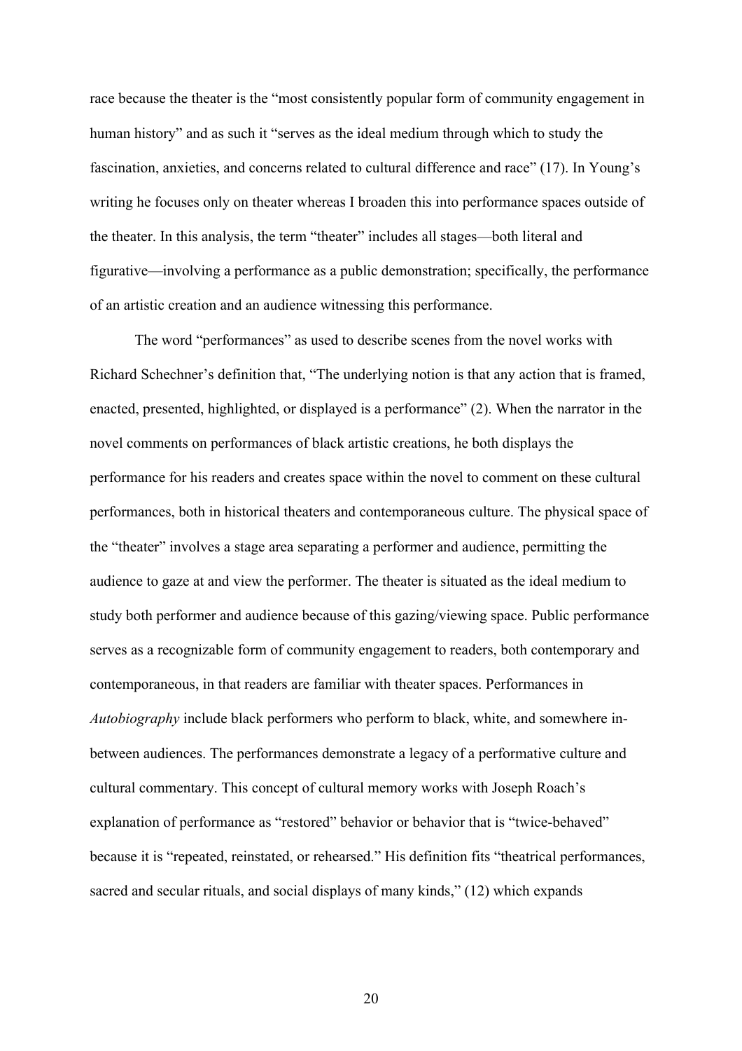race because the theater is the "most consistently popular form of community engagement in human history" and as such it "serves as the ideal medium through which to study the fascination, anxieties, and concerns related to cultural difference and race" (17). In Young's writing he focuses only on theater whereas I broaden this into performance spaces outside of the theater. In this analysis, the term "theater" includes all stages—both literal and figurative—involving a performance as a public demonstration; specifically, the performance of an artistic creation and an audience witnessing this performance.

The word "performances" as used to describe scenes from the novel works with Richard Schechner's definition that, "The underlying notion is that any action that is framed, enacted, presented, highlighted, or displayed is a performance" (2). When the narrator in the novel comments on performances of black artistic creations, he both displays the performance for his readers and creates space within the novel to comment on these cultural performances, both in historical theaters and contemporaneous culture. The physical space of the "theater" involves a stage area separating a performer and audience, permitting the audience to gaze at and view the performer. The theater is situated as the ideal medium to study both performer and audience because of this gazing/viewing space. Public performance serves as a recognizable form of community engagement to readers, both contemporary and contemporaneous, in that readers are familiar with theater spaces. Performances in *Autobiography* include black performers who perform to black, white, and somewhere in-between audiences. The performances demonstrate a legacy of a performative culture and cultural commentary. This concept of cultural memory works with Joseph Roach's explanation of performance as "restored" behavior or behavior that is "twice-behaved" because it is "repeated, reinstated, or rehearsed." His definition fits "theatrical performances, sacred and secular rituals, and social displays of many kinds," (12) which expands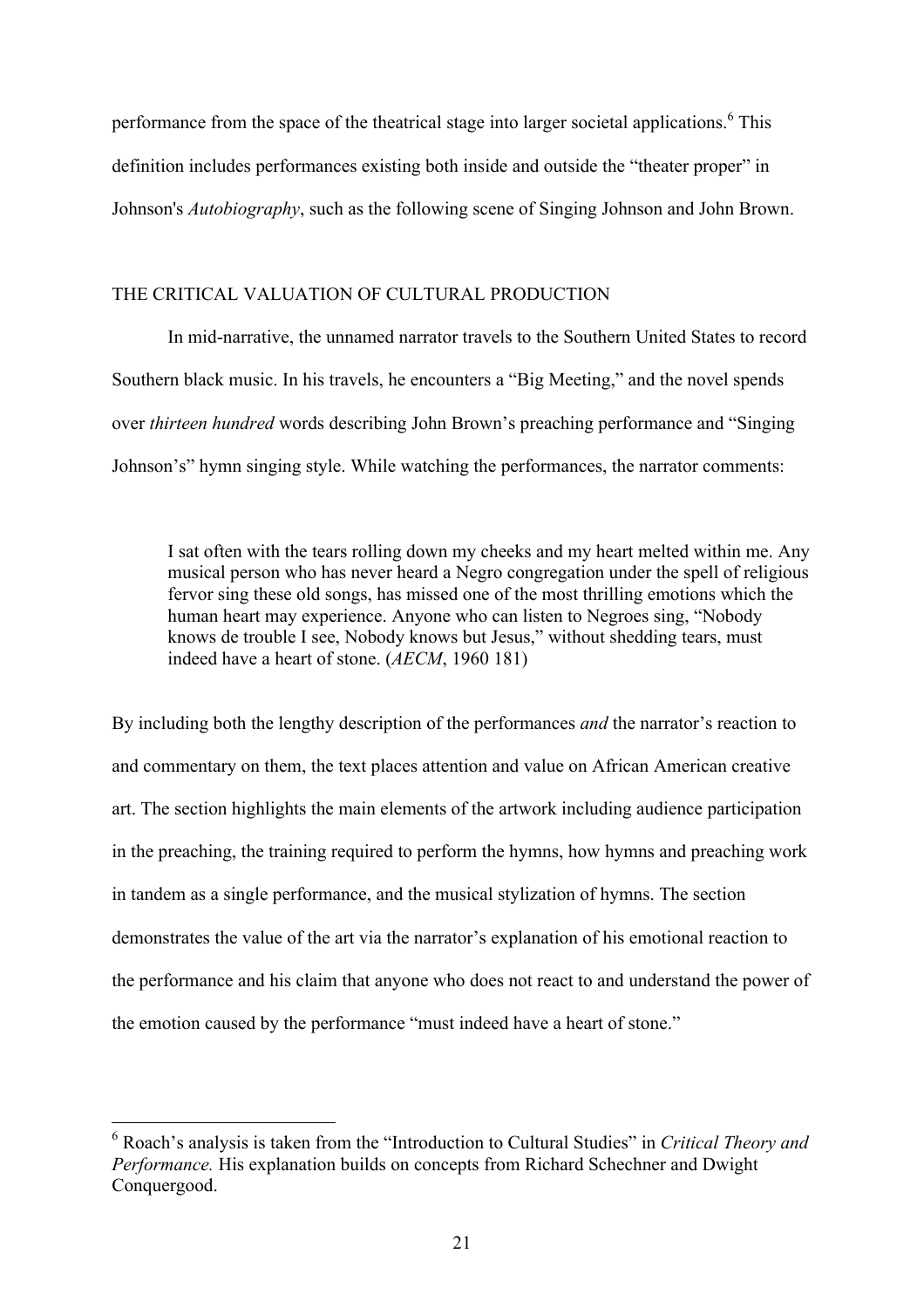performance from the space of the theatrical stage into larger societal applications.[6] This definition includes performances existing both inside and outside the "theater proper" in Johnson's *Autobiography*, such as the following scene of Singing Johnson and John Brown.

## THE CRITICAL VALUATION OF CULTURAL PRODUCTION

In mid-narrative, the unnamed narrator travels to the Southern United States to record Southern black music. In his travels, he encounters a "Big Meeting," and the novel spends over *thirteen hundred* words describing John Brown's preaching performance and "Singing Johnson's" hymn singing style. While watching the performances, the narrator comments:

> I sat often with the tears rolling down my cheeks and my heart melted within me. Any musical person who has never heard a Negro congregation under the spell of religious fervor sing these old songs, has missed one of the most thrilling emotions which the human heart may experience. Anyone who can listen to Negroes sing, "Nobody knows de trouble I see, Nobody knows but Jesus," without shedding tears, must indeed have a heart of stone. (*AECM*, 1960 181)

By including both the lengthy description of the performances *and* the narrator's reaction to and commentary on them, the text places attention and value on African American creative art. The section highlights the main elements of the artwork including audience participation in the preaching, the training required to perform the hymns, how hymns and preaching work in tandem as a single performance, and the musical stylization of hymns. The section demonstrates the value of the art via the narrator's explanation of his emotional reaction to the performance and his claim that anyone who does not react to and understand the power of the emotion caused by the performance "must indeed have a heart of stone."

---

[6] Roach's analysis is taken from the "Introduction to Cultural Studies" in *Critical Theory and Performance.* His explanation builds on concepts from Richard Schechner and Dwight Conquergood.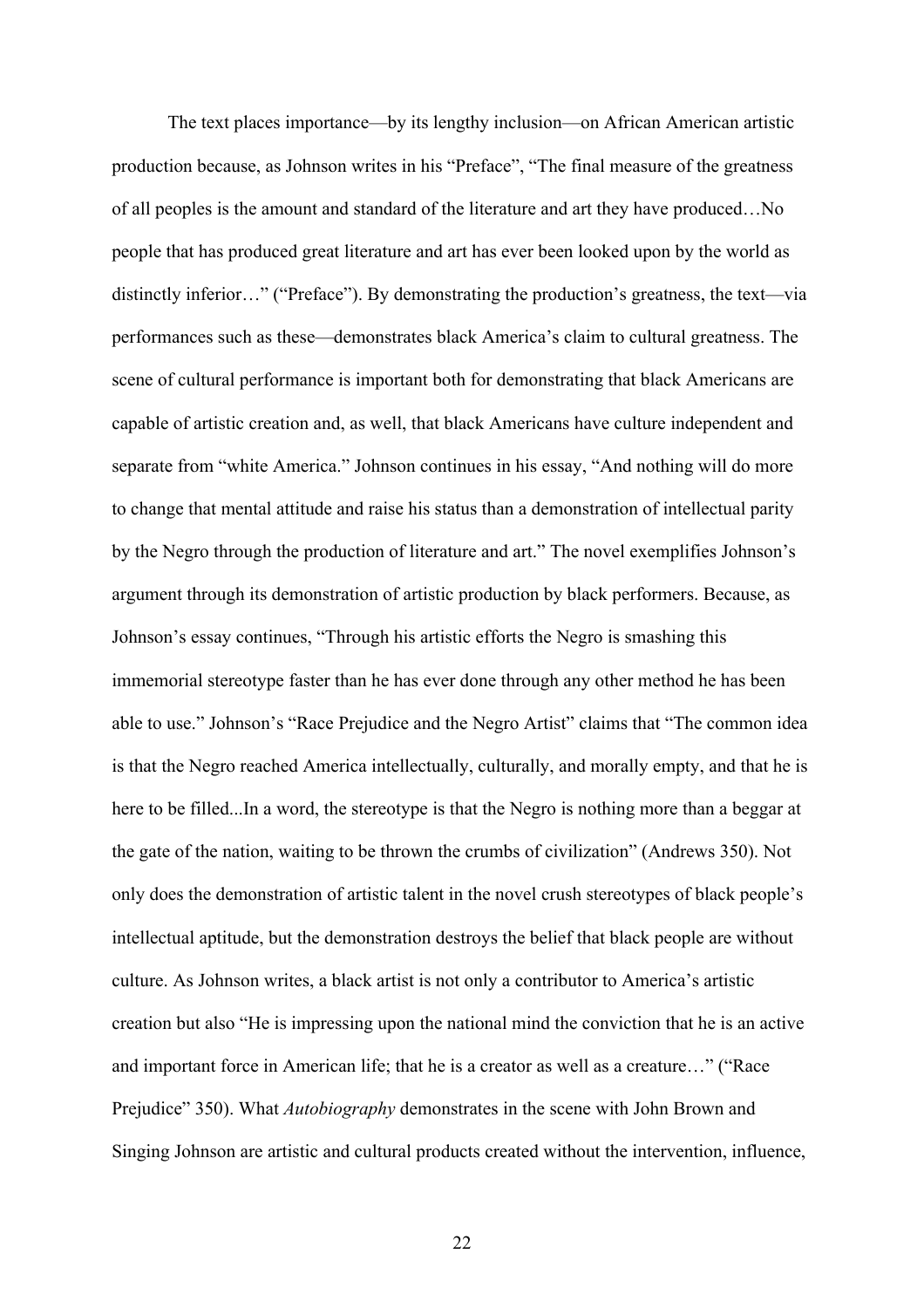The text places importance—by its lengthy inclusion—on African American artistic production because, as Johnson writes in his "Preface", "The final measure of the greatness of all peoples is the amount and standard of the literature and art they have produced…No people that has produced great literature and art has ever been looked upon by the world as distinctly inferior…" ("Preface"). By demonstrating the production's greatness, the text—via performances such as these—demonstrates black America's claim to cultural greatness. The scene of cultural performance is important both for demonstrating that black Americans are capable of artistic creation and, as well, that black Americans have culture independent and separate from "white America." Johnson continues in his essay, "And nothing will do more to change that mental attitude and raise his status than a demonstration of intellectual parity by the Negro through the production of literature and art." The novel exemplifies Johnson's argument through its demonstration of artistic production by black performers. Because, as Johnson's essay continues, "Through his artistic efforts the Negro is smashing this immemorial stereotype faster than he has ever done through any other method he has been able to use." Johnson's "Race Prejudice and the Negro Artist" claims that "The common idea is that the Negro reached America intellectually, culturally, and morally empty, and that he is here to be filled...In a word, the stereotype is that the Negro is nothing more than a beggar at the gate of the nation, waiting to be thrown the crumbs of civilization" (Andrews 350). Not only does the demonstration of artistic talent in the novel crush stereotypes of black people's intellectual aptitude, but the demonstration destroys the belief that black people are without culture. As Johnson writes, a black artist is not only a contributor to America's artistic creation but also "He is impressing upon the national mind the conviction that he is an active and important force in American life; that he is a creator as well as a creature…" ("Race Prejudice" 350). What *Autobiography* demonstrates in the scene with John Brown and Singing Johnson are artistic and cultural products created without the intervention, influence,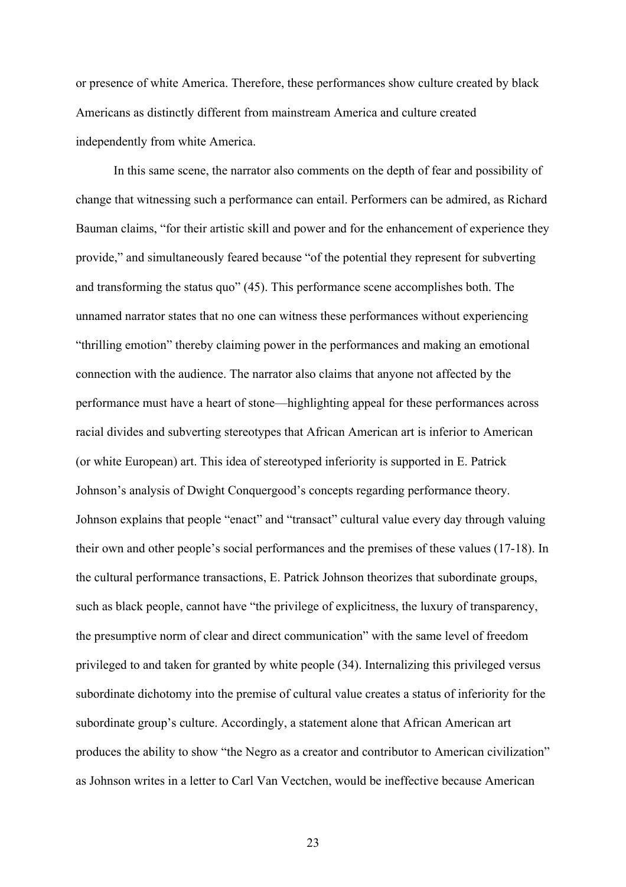or presence of white America. Therefore, these performances show culture created by black Americans as distinctly different from mainstream America and culture created independently from white America.

In this same scene, the narrator also comments on the depth of fear and possibility of change that witnessing such a performance can entail. Performers can be admired, as Richard Bauman claims, "for their artistic skill and power and for the enhancement of experience they provide," and simultaneously feared because "of the potential they represent for subverting and transforming the status quo" (45). This performance scene accomplishes both. The unnamed narrator states that no one can witness these performances without experiencing "thrilling emotion" thereby claiming power in the performances and making an emotional connection with the audience. The narrator also claims that anyone not affected by the performance must have a heart of stone—highlighting appeal for these performances across racial divides and subverting stereotypes that African American art is inferior to American (or white European) art. This idea of stereotyped inferiority is supported in E. Patrick Johnson's analysis of Dwight Conquergood's concepts regarding performance theory. Johnson explains that people "enact" and "transact" cultural value every day through valuing their own and other people's social performances and the premises of these values (17-18). In the cultural performance transactions, E. Patrick Johnson theorizes that subordinate groups, such as black people, cannot have "the privilege of explicitness, the luxury of transparency, the presumptive norm of clear and direct communication" with the same level of freedom privileged to and taken for granted by white people (34). Internalizing this privileged versus subordinate dichotomy into the premise of cultural value creates a status of inferiority for the subordinate group's culture. Accordingly, a statement alone that African American art produces the ability to show "the Negro as a creator and contributor to American civilization" as Johnson writes in a letter to Carl Van Vectchen, would be ineffective because American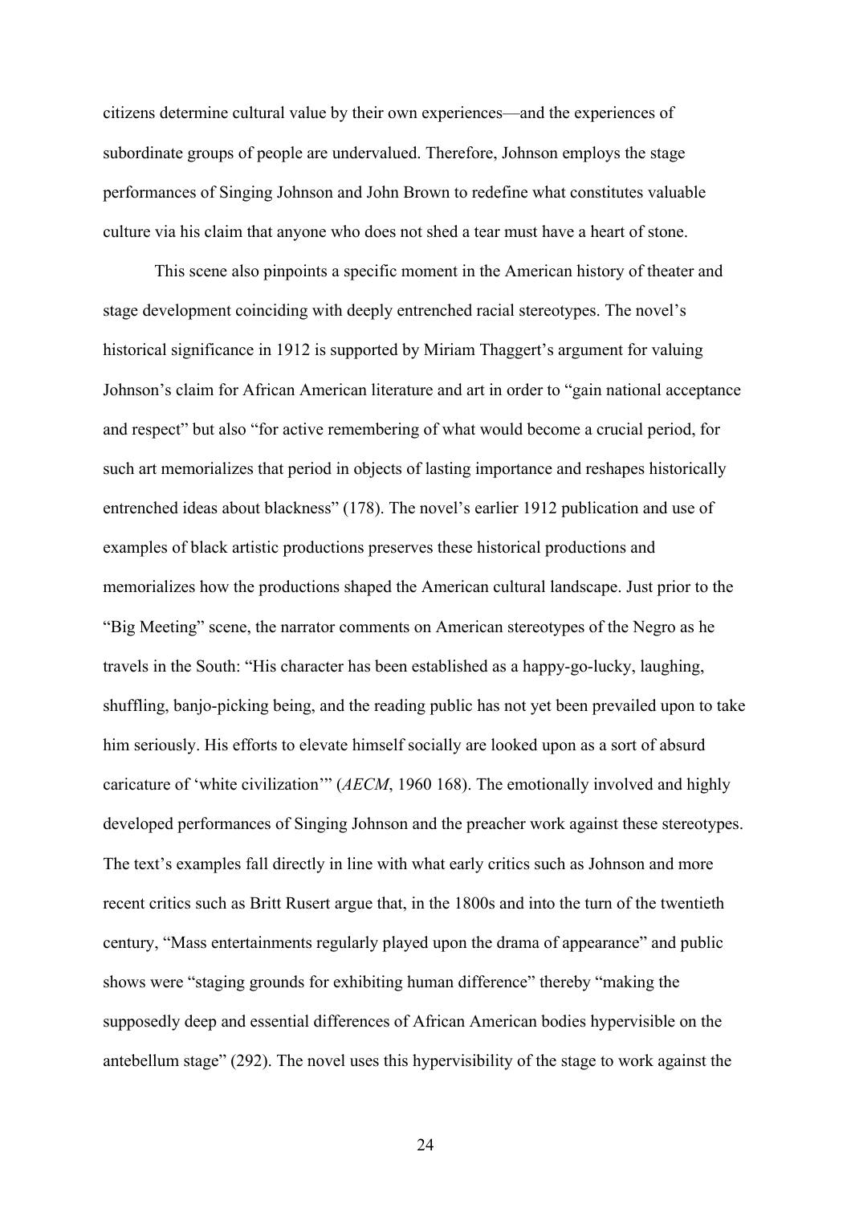citizens determine cultural value by their own experiences—and the experiences of subordinate groups of people are undervalued. Therefore, Johnson employs the stage performances of Singing Johnson and John Brown to redefine what constitutes valuable culture via his claim that anyone who does not shed a tear must have a heart of stone.

This scene also pinpoints a specific moment in the American history of theater and stage development coinciding with deeply entrenched racial stereotypes. The novel's historical significance in 1912 is supported by Miriam Thaggert's argument for valuing Johnson's claim for African American literature and art in order to "gain national acceptance and respect" but also "for active remembering of what would become a crucial period, for such art memorializes that period in objects of lasting importance and reshapes historically entrenched ideas about blackness" (178). The novel's earlier 1912 publication and use of examples of black artistic productions preserves these historical productions and memorializes how the productions shaped the American cultural landscape. Just prior to the "Big Meeting" scene, the narrator comments on American stereotypes of the Negro as he travels in the South: "His character has been established as a happy-go-lucky, laughing, shuffling, banjo-picking being, and the reading public has not yet been prevailed upon to take him seriously. His efforts to elevate himself socially are looked upon as a sort of absurd caricature of 'white civilization'" (*AECM*, 1960 168). The emotionally involved and highly developed performances of Singing Johnson and the preacher work against these stereotypes. The text's examples fall directly in line with what early critics such as Johnson and more recent critics such as Britt Rusert argue that, in the 1800s and into the turn of the twentieth century, "Mass entertainments regularly played upon the drama of appearance" and public shows were "staging grounds for exhibiting human difference" thereby "making the supposedly deep and essential differences of African American bodies hypervisible on the antebellum stage" (292). The novel uses this hypervisibility of the stage to work against the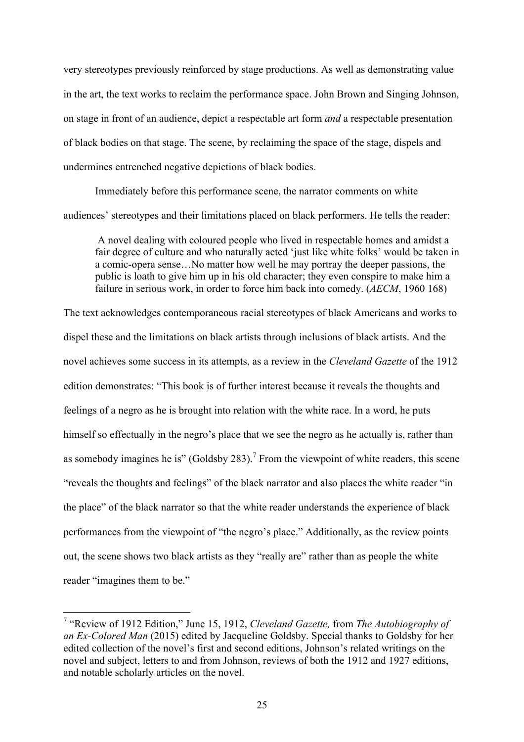very stereotypes previously reinforced by stage productions. As well as demonstrating value in the art, the text works to reclaim the performance space. John Brown and Singing Johnson, on stage in front of an audience, depict a respectable art form *and* a respectable presentation of black bodies on that stage. The scene, by reclaiming the space of the stage, dispels and undermines entrenched negative depictions of black bodies.

Immediately before this performance scene, the narrator comments on white audiences' stereotypes and their limitations placed on black performers. He tells the reader:

> A novel dealing with coloured people who lived in respectable homes and amidst a fair degree of culture and who naturally acted 'just like white folks' would be taken in a comic-opera sense…No matter how well he may portray the deeper passions, the public is loath to give him up in his old character; they even conspire to make him a failure in serious work, in order to force him back into comedy. (*AECM*, 1960 168)

The text acknowledges contemporaneous racial stereotypes of black Americans and works to dispel these and the limitations on black artists through inclusions of black artists. And the novel achieves some success in its attempts, as a review in the *Cleveland Gazette* of the 1912 edition demonstrates: "This book is of further interest because it reveals the thoughts and feelings of a negro as he is brought into relation with the white race. In a word, he puts himself so effectually in the negro's place that we see the negro as he actually is, rather than as somebody imagines he is" (Goldsby 283).[7] From the viewpoint of white readers, this scene "reveals the thoughts and feelings" of the black narrator and also places the white reader "in the place" of the black narrator so that the white reader understands the experience of black performances from the viewpoint of "the negro's place." Additionally, as the review points out, the scene shows two black artists as they "really are" rather than as people the white reader "imagines them to be."

---

[7] "Review of 1912 Edition," June 15, 1912, *Cleveland Gazette,* from *The Autobiography of an Ex-Colored Man* (2015) edited by Jacqueline Goldsby. Special thanks to Goldsby for her edited collection of the novel's first and second editions, Johnson's related writings on the novel and subject, letters to and from Johnson, reviews of both the 1912 and 1927 editions, and notable scholarly articles on the novel.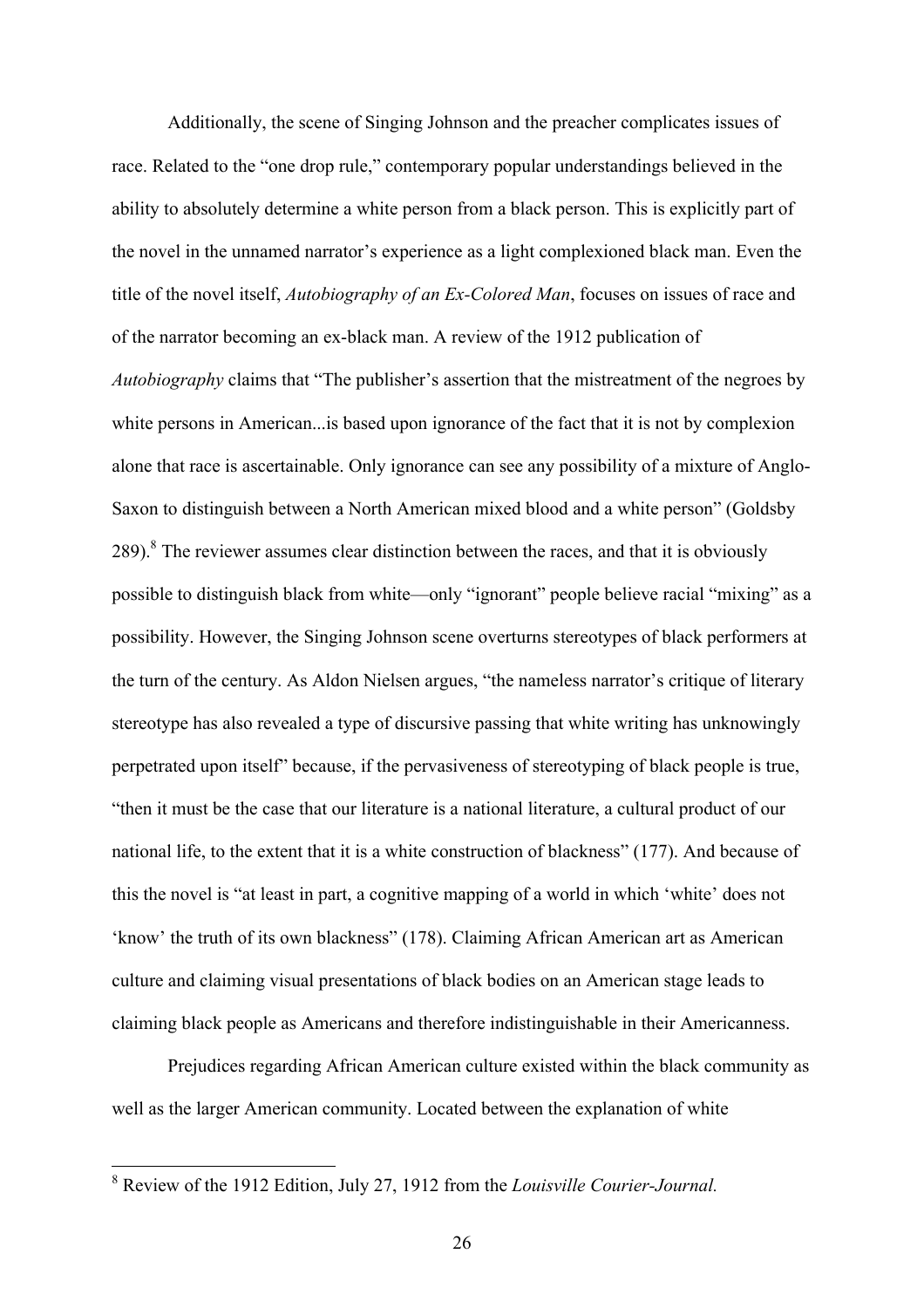Additionally, the scene of Singing Johnson and the preacher complicates issues of race. Related to the "one drop rule," contemporary popular understandings believed in the ability to absolutely determine a white person from a black person. This is explicitly part of the novel in the unnamed narrator's experience as a light complexioned black man. Even the title of the novel itself, *Autobiography of an Ex-Colored Man*, focuses on issues of race and of the narrator becoming an ex-black man. A review of the 1912 publication of *Autobiography* claims that "The publisher's assertion that the mistreatment of the negroes by white persons in American...is based upon ignorance of the fact that it is not by complexion alone that race is ascertainable. Only ignorance can see any possibility of a mixture of Anglo-Saxon to distinguish between a North American mixed blood and a white person" (Goldsby 289).[8] The reviewer assumes clear distinction between the races, and that it is obviously possible to distinguish black from white—only "ignorant" people believe racial "mixing" as a possibility. However, the Singing Johnson scene overturns stereotypes of black performers at the turn of the century. As Aldon Nielsen argues, "the nameless narrator's critique of literary stereotype has also revealed a type of discursive passing that white writing has unknowingly perpetrated upon itself" because, if the pervasiveness of stereotyping of black people is true, "then it must be the case that our literature is a national literature, a cultural product of our national life, to the extent that it is a white construction of blackness" (177). And because of this the novel is "at least in part, a cognitive mapping of a world in which 'white' does not 'know' the truth of its own blackness" (178). Claiming African American art as American culture and claiming visual presentations of black bodies on an American stage leads to claiming black people as Americans and therefore indistinguishable in their Americanness.

Prejudices regarding African American culture existed within the black community as well as the larger American community. Located between the explanation of white

[8] Review of the 1912 Edition, July 27, 1912 from the *Louisville Courier-Journal.*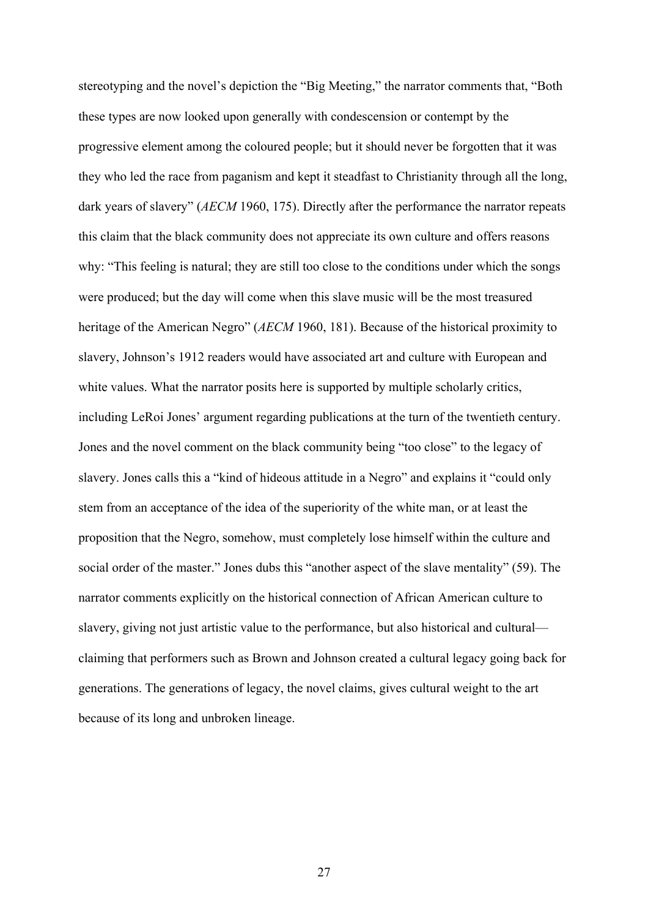stereotyping and the novel's depiction the "Big Meeting," the narrator comments that, "Both these types are now looked upon generally with condescension or contempt by the progressive element among the coloured people; but it should never be forgotten that it was they who led the race from paganism and kept it steadfast to Christianity through all the long, dark years of slavery" (*AECM* 1960, 175). Directly after the performance the narrator repeats this claim that the black community does not appreciate its own culture and offers reasons why: "This feeling is natural; they are still too close to the conditions under which the songs were produced; but the day will come when this slave music will be the most treasured heritage of the American Negro" (*AECM* 1960, 181). Because of the historical proximity to slavery, Johnson's 1912 readers would have associated art and culture with European and white values. What the narrator posits here is supported by multiple scholarly critics, including LeRoi Jones' argument regarding publications at the turn of the twentieth century. Jones and the novel comment on the black community being "too close" to the legacy of slavery. Jones calls this a "kind of hideous attitude in a Negro" and explains it "could only stem from an acceptance of the idea of the superiority of the white man, or at least the proposition that the Negro, somehow, must completely lose himself within the culture and social order of the master." Jones dubs this "another aspect of the slave mentality" (59). The narrator comments explicitly on the historical connection of African American culture to slavery, giving not just artistic value to the performance, but also historical and cultural—claiming that performers such as Brown and Johnson created a cultural legacy going back for generations. The generations of legacy, the novel claims, gives cultural weight to the art because of its long and unbroken lineage.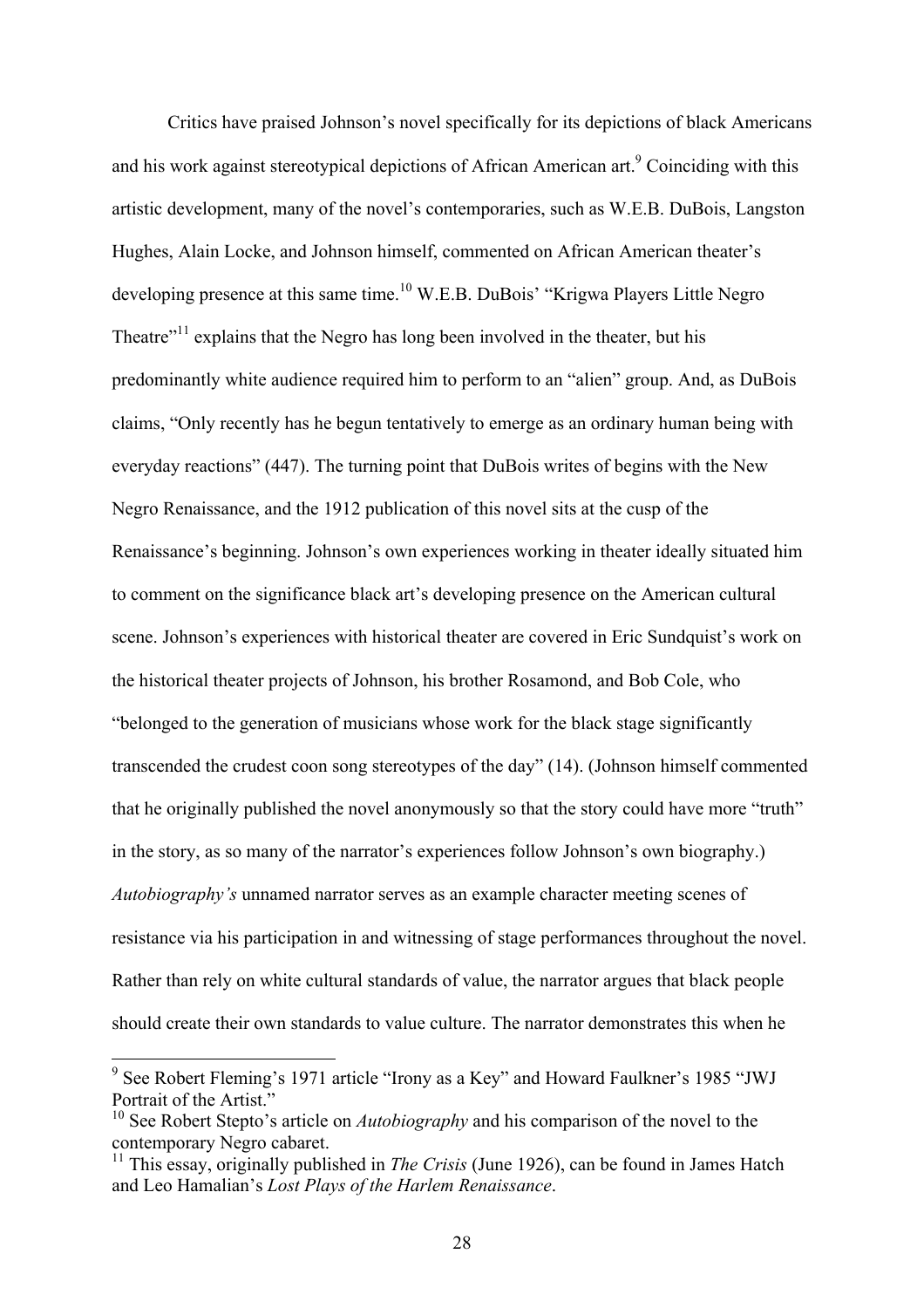Critics have praised Johnson's novel specifically for its depictions of black Americans and his work against stereotypical depictions of African American art.[9] Coinciding with this artistic development, many of the novel's contemporaries, such as W.E.B. DuBois, Langston Hughes, Alain Locke, and Johnson himself, commented on African American theater's developing presence at this same time.[10] W.E.B. DuBois' "Krigwa Players Little Negro Theatre"[11] explains that the Negro has long been involved in the theater, but his predominantly white audience required him to perform to an "alien" group. And, as DuBois claims, "Only recently has he begun tentatively to emerge as an ordinary human being with everyday reactions" (447). The turning point that DuBois writes of begins with the New Negro Renaissance, and the 1912 publication of this novel sits at the cusp of the Renaissance's beginning. Johnson's own experiences working in theater ideally situated him to comment on the significance black art's developing presence on the American cultural scene. Johnson's experiences with historical theater are covered in Eric Sundquist's work on the historical theater projects of Johnson, his brother Rosamond, and Bob Cole, who "belonged to the generation of musicians whose work for the black stage significantly transcended the crudest coon song stereotypes of the day" (14). (Johnson himself commented that he originally published the novel anonymously so that the story could have more "truth" in the story, as so many of the narrator's experiences follow Johnson's own biography.) *Autobiography's* unnamed narrator serves as an example character meeting scenes of resistance via his participation in and witnessing of stage performances throughout the novel. Rather than rely on white cultural standards of value, the narrator argues that black people should create their own standards to value culture. The narrator demonstrates this when he

---

[9] See Robert Fleming's 1971 article "Irony as a Key" and Howard Faulkner's 1985 "JWJ Portrait of the Artist."

[10] See Robert Stepto's article on *Autobiography* and his comparison of the novel to the contemporary Negro cabaret.

[11] This essay, originally published in *The Crisis* (June 1926), can be found in James Hatch and Leo Hamalian's *Lost Plays of the Harlem Renaissance*.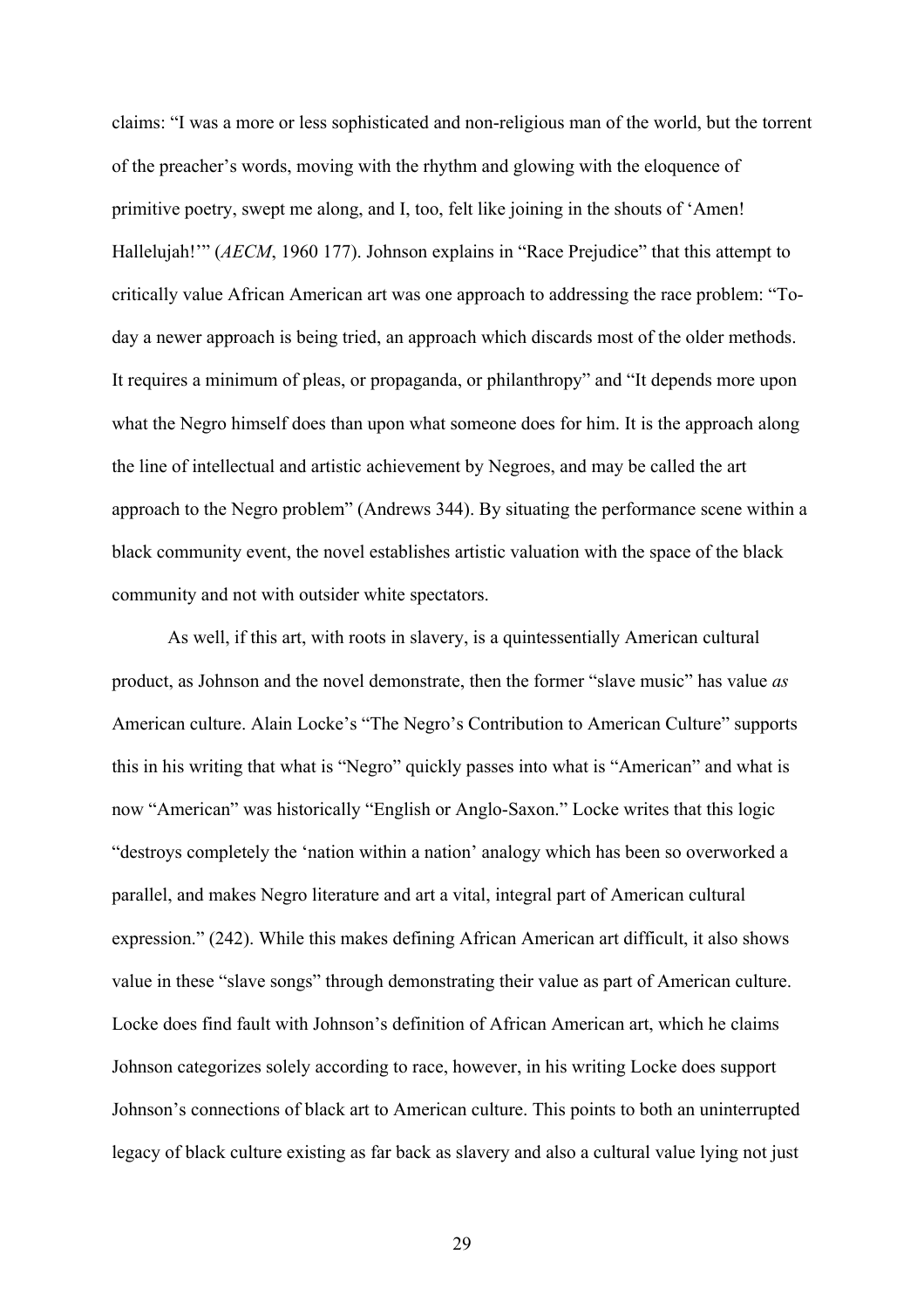claims: "I was a more or less sophisticated and non-religious man of the world, but the torrent of the preacher's words, moving with the rhythm and glowing with the eloquence of primitive poetry, swept me along, and I, too, felt like joining in the shouts of 'Amen! Hallelujah!'" (*AECM*, 1960 177). Johnson explains in "Race Prejudice" that this attempt to critically value African American art was one approach to addressing the race problem: "To-day a newer approach is being tried, an approach which discards most of the older methods. It requires a minimum of pleas, or propaganda, or philanthropy" and "It depends more upon what the Negro himself does than upon what someone does for him. It is the approach along the line of intellectual and artistic achievement by Negroes, and may be called the art approach to the Negro problem" (Andrews 344). By situating the performance scene within a black community event, the novel establishes artistic valuation with the space of the black community and not with outsider white spectators.

As well, if this art, with roots in slavery, is a quintessentially American cultural product, as Johnson and the novel demonstrate, then the former "slave music" has value *as* American culture. Alain Locke's "The Negro's Contribution to American Culture" supports this in his writing that what is "Negro" quickly passes into what is "American" and what is now "American" was historically "English or Anglo-Saxon." Locke writes that this logic "destroys completely the 'nation within a nation' analogy which has been so overworked a parallel, and makes Negro literature and art a vital, integral part of American cultural expression." (242). While this makes defining African American art difficult, it also shows value in these "slave songs" through demonstrating their value as part of American culture. Locke does find fault with Johnson's definition of African American art, which he claims Johnson categorizes solely according to race, however, in his writing Locke does support Johnson's connections of black art to American culture. This points to both an uninterrupted legacy of black culture existing as far back as slavery and also a cultural value lying not just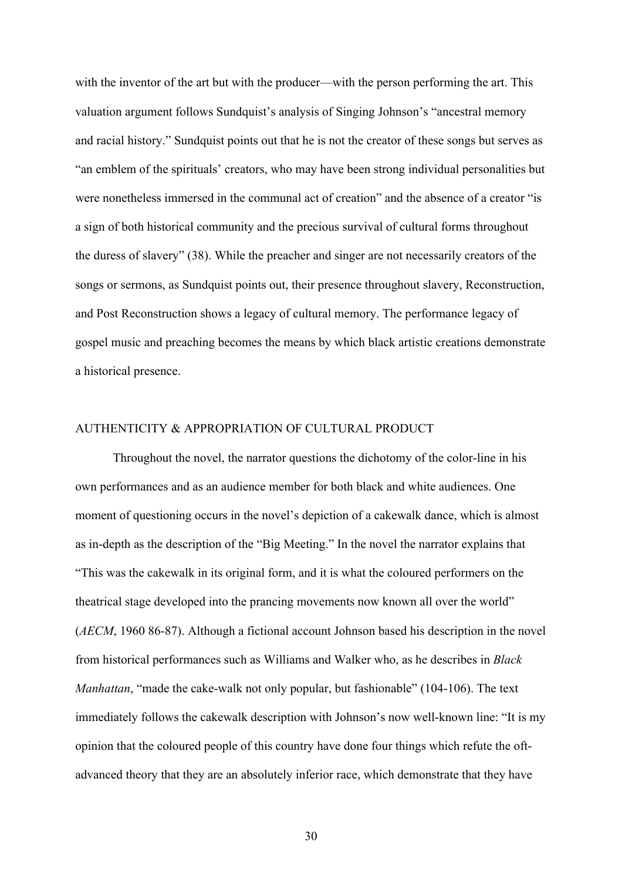with the inventor of the art but with the producer—with the person performing the art. This valuation argument follows Sundquist's analysis of Singing Johnson's "ancestral memory and racial history." Sundquist points out that he is not the creator of these songs but serves as "an emblem of the spirituals' creators, who may have been strong individual personalities but were nonetheless immersed in the communal act of creation" and the absence of a creator "is a sign of both historical community and the precious survival of cultural forms throughout the duress of slavery" (38). While the preacher and singer are not necessarily creators of the songs or sermons, as Sundquist points out, their presence throughout slavery, Reconstruction, and Post Reconstruction shows a legacy of cultural memory. The performance legacy of gospel music and preaching becomes the means by which black artistic creations demonstrate a historical presence.

## AUTHENTICITY & APPROPRIATION OF CULTURAL PRODUCT

Throughout the novel, the narrator questions the dichotomy of the color-line in his own performances and as an audience member for both black and white audiences. One moment of questioning occurs in the novel's depiction of a cakewalk dance, which is almost as in-depth as the description of the "Big Meeting." In the novel the narrator explains that "This was the cakewalk in its original form, and it is what the coloured performers on the theatrical stage developed into the prancing movements now known all over the world" (*AECM*, 1960 86-87). Although a fictional account Johnson based his description in the novel from historical performances such as Williams and Walker who, as he describes in *Black Manhattan*, "made the cake-walk not only popular, but fashionable" (104-106). The text immediately follows the cakewalk description with Johnson's now well-known line: "It is my opinion that the coloured people of this country have done four things which refute the oft-advanced theory that they are an absolutely inferior race, which demonstrate that they have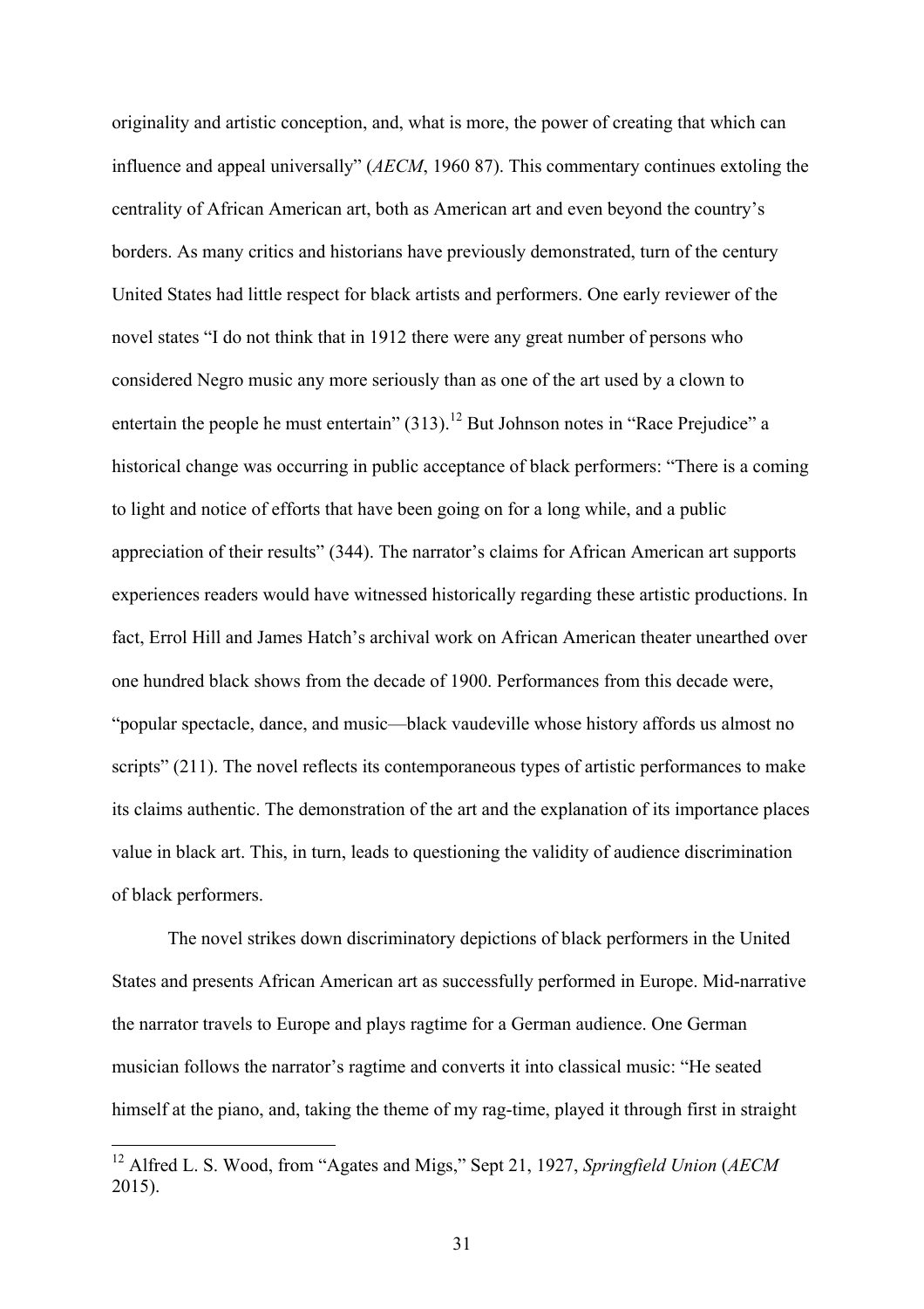originality and artistic conception, and, what is more, the power of creating that which can influence and appeal universally" (*AECM*, 1960 87). This commentary continues extoling the centrality of African American art, both as American art and even beyond the country's borders. As many critics and historians have previously demonstrated, turn of the century United States had little respect for black artists and performers. One early reviewer of the novel states "I do not think that in 1912 there were any great number of persons who considered Negro music any more seriously than as one of the art used by a clown to entertain the people he must entertain" (313).[12] But Johnson notes in "Race Prejudice" a historical change was occurring in public acceptance of black performers: "There is a coming to light and notice of efforts that have been going on for a long while, and a public appreciation of their results" (344). The narrator's claims for African American art supports experiences readers would have witnessed historically regarding these artistic productions. In fact, Errol Hill and James Hatch's archival work on African American theater unearthed over one hundred black shows from the decade of 1900. Performances from this decade were, "popular spectacle, dance, and music—black vaudeville whose history affords us almost no scripts" (211). The novel reflects its contemporaneous types of artistic performances to make its claims authentic. The demonstration of the art and the explanation of its importance places value in black art. This, in turn, leads to questioning the validity of audience discrimination of black performers.

The novel strikes down discriminatory depictions of black performers in the United States and presents African American art as successfully performed in Europe. Mid-narrative the narrator travels to Europe and plays ragtime for a German audience. One German musician follows the narrator's ragtime and converts it into classical music: "He seated himself at the piano, and, taking the theme of my rag-time, played it through first in straight

[12] Alfred L. S. Wood, from "Agates and Migs," Sept 21, 1927, *Springfield Union* (*AECM* 2015).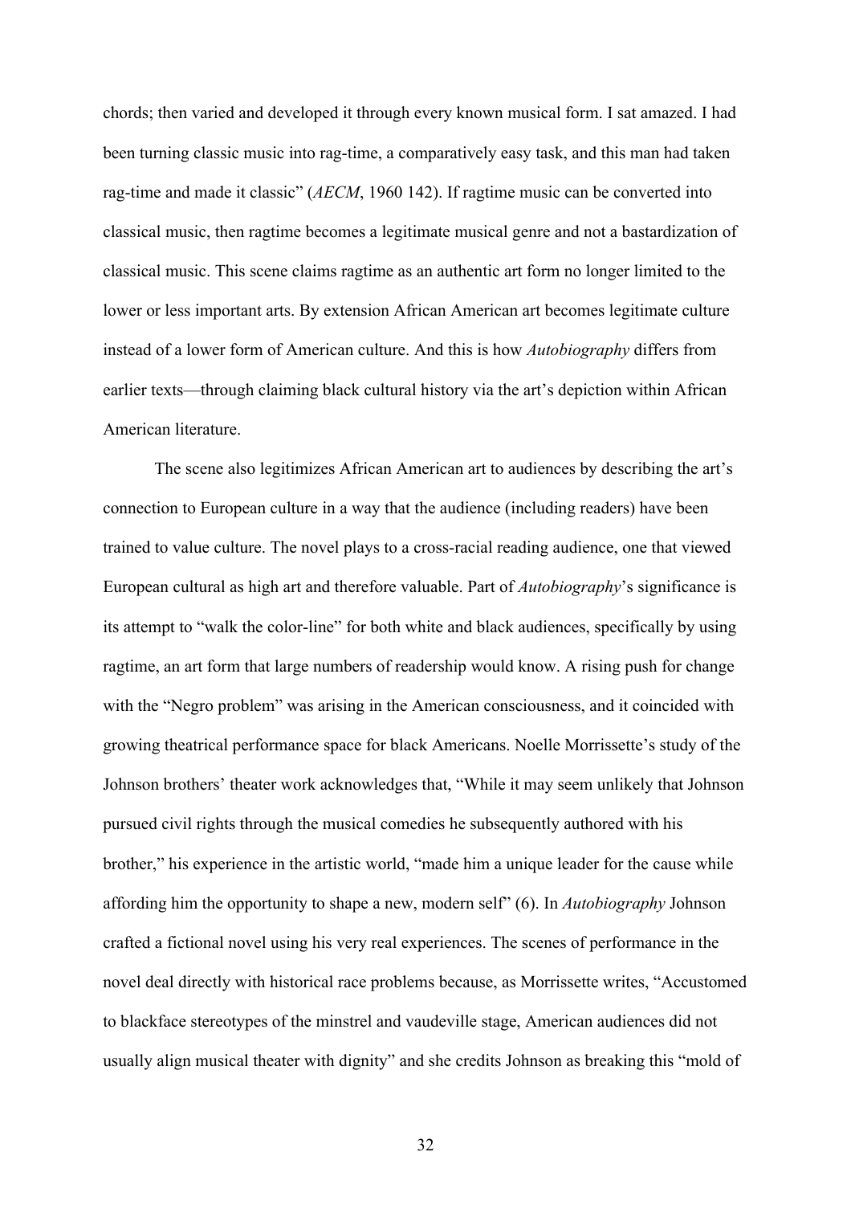chords; then varied and developed it through every known musical form. I sat amazed. I had been turning classic music into rag-time, a comparatively easy task, and this man had taken rag-time and made it classic" (*AECM*, 1960 142). If ragtime music can be converted into classical music, then ragtime becomes a legitimate musical genre and not a bastardization of classical music. This scene claims ragtime as an authentic art form no longer limited to the lower or less important arts. By extension African American art becomes legitimate culture instead of a lower form of American culture. And this is how *Autobiography* differs from earlier texts—through claiming black cultural history via the art's depiction within African American literature.

The scene also legitimizes African American art to audiences by describing the art's connection to European culture in a way that the audience (including readers) have been trained to value culture. The novel plays to a cross-racial reading audience, one that viewed European cultural as high art and therefore valuable. Part of *Autobiography*'s significance is its attempt to "walk the color-line" for both white and black audiences, specifically by using ragtime, an art form that large numbers of readership would know. A rising push for change with the "Negro problem" was arising in the American consciousness, and it coincided with growing theatrical performance space for black Americans. Noelle Morrissette's study of the Johnson brothers' theater work acknowledges that, "While it may seem unlikely that Johnson pursued civil rights through the musical comedies he subsequently authored with his brother," his experience in the artistic world, "made him a unique leader for the cause while affording him the opportunity to shape a new, modern self" (6). In *Autobiography* Johnson crafted a fictional novel using his very real experiences. The scenes of performance in the novel deal directly with historical race problems because, as Morrissette writes, "Accustomed to blackface stereotypes of the minstrel and vaudeville stage, American audiences did not usually align musical theater with dignity" and she credits Johnson as breaking this "mold of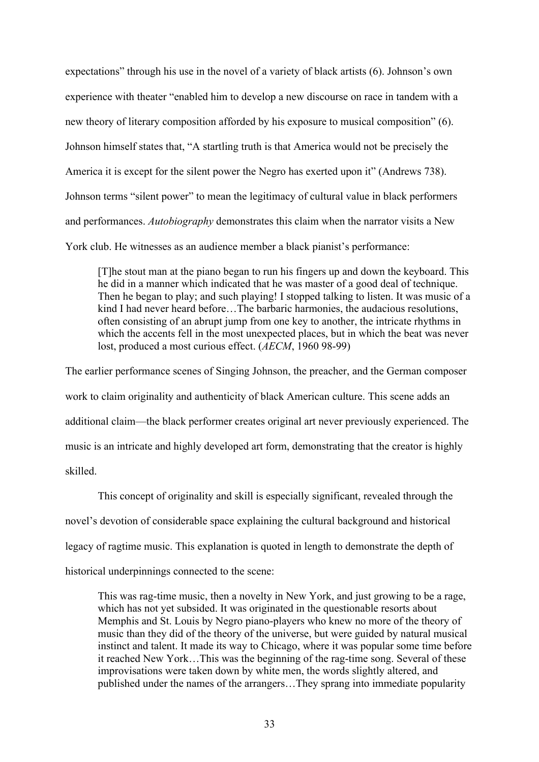expectations" through his use in the novel of a variety of black artists (6). Johnson's own experience with theater "enabled him to develop a new discourse on race in tandem with a new theory of literary composition afforded by his exposure to musical composition" (6). Johnson himself states that, "A startling truth is that America would not be precisely the America it is except for the silent power the Negro has exerted upon it" (Andrews 738). Johnson terms "silent power" to mean the legitimacy of cultural value in black performers and performances. *Autobiography* demonstrates this claim when the narrator visits a New York club. He witnesses as an audience member a black pianist's performance:

> [T]he stout man at the piano began to run his fingers up and down the keyboard. This he did in a manner which indicated that he was master of a good deal of technique. Then he began to play; and such playing! I stopped talking to listen. It was music of a kind I had never heard before…The barbaric harmonies, the audacious resolutions, often consisting of an abrupt jump from one key to another, the intricate rhythms in which the accents fell in the most unexpected places, but in which the beat was never lost, produced a most curious effect. (*AECM*, 1960 98-99)

The earlier performance scenes of Singing Johnson, the preacher, and the German composer work to claim originality and authenticity of black American culture. This scene adds an additional claim—the black performer creates original art never previously experienced. The music is an intricate and highly developed art form, demonstrating that the creator is highly skilled.

This concept of originality and skill is especially significant, revealed through the novel's devotion of considerable space explaining the cultural background and historical legacy of ragtime music. This explanation is quoted in length to demonstrate the depth of historical underpinnings connected to the scene:

> This was rag-time music, then a novelty in New York, and just growing to be a rage, which has not yet subsided. It was originated in the questionable resorts about Memphis and St. Louis by Negro piano-players who knew no more of the theory of music than they did of the theory of the universe, but were guided by natural musical instinct and talent. It made its way to Chicago, where it was popular some time before it reached New York…This was the beginning of the rag-time song. Several of these improvisations were taken down by white men, the words slightly altered, and published under the names of the arrangers…They sprang into immediate popularity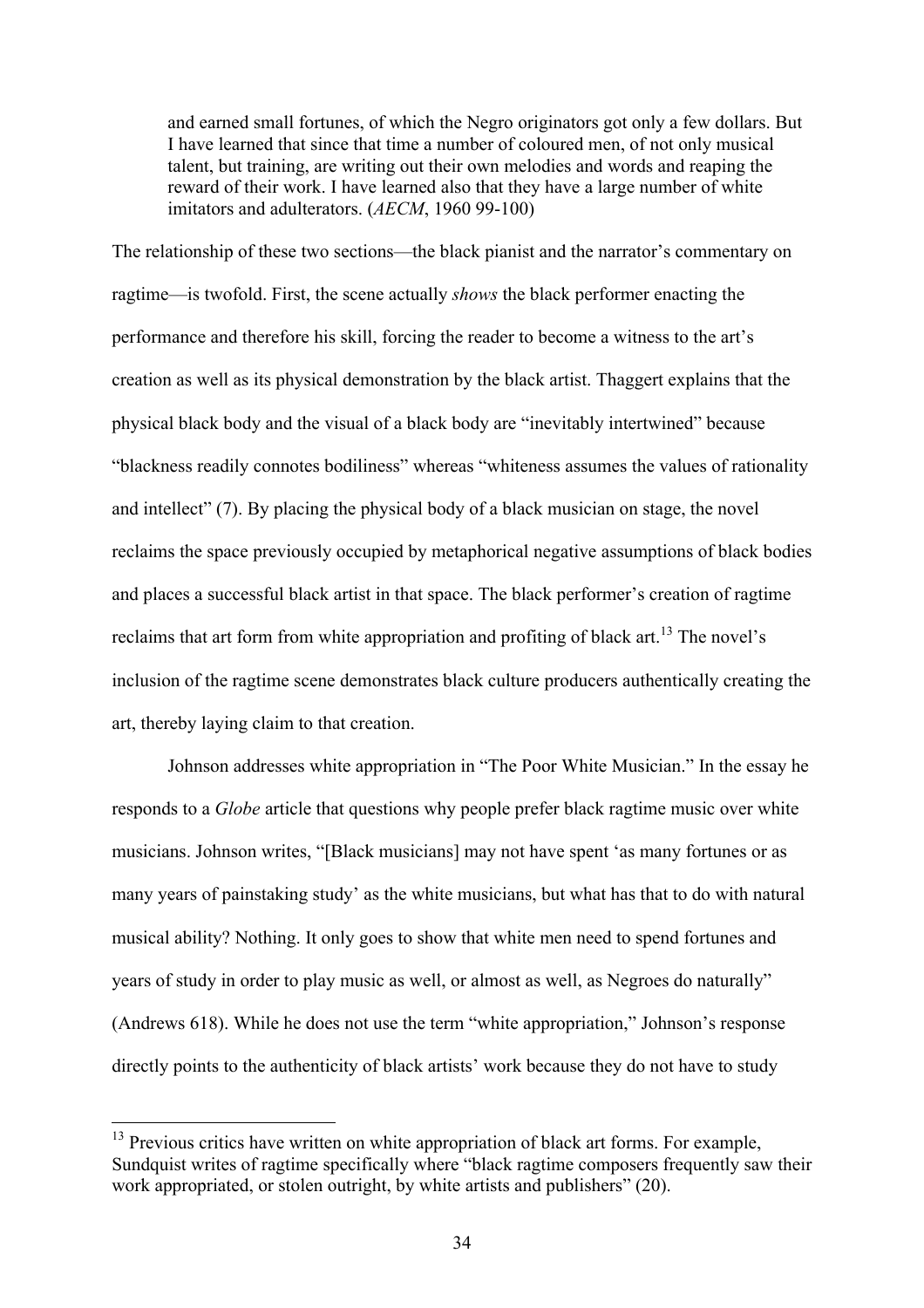> and earned small fortunes, of which the Negro originators got only a few dollars. But I have learned that since that time a number of coloured men, of not only musical talent, but training, are writing out their own melodies and words and reaping the reward of their work. I have learned also that they have a large number of white imitators and adulterators. (*AECM*, 1960 99-100)

The relationship of these two sections—the black pianist and the narrator's commentary on ragtime—is twofold. First, the scene actually *shows* the black performer enacting the performance and therefore his skill, forcing the reader to become a witness to the art's creation as well as its physical demonstration by the black artist. Thaggert explains that the physical black body and the visual of a black body are "inevitably intertwined" because "blackness readily connotes bodiliness" whereas "whiteness assumes the values of rationality and intellect" (7). By placing the physical body of a black musician on stage, the novel reclaims the space previously occupied by metaphorical negative assumptions of black bodies and places a successful black artist in that space. The black performer's creation of ragtime reclaims that art form from white appropriation and profiting of black art.[13] The novel's inclusion of the ragtime scene demonstrates black culture producers authentically creating the art, thereby laying claim to that creation.

Johnson addresses white appropriation in "The Poor White Musician." In the essay he responds to a *Globe* article that questions why people prefer black ragtime music over white musicians. Johnson writes, "[Black musicians] may not have spent 'as many fortunes or as many years of painstaking study' as the white musicians, but what has that to do with natural musical ability? Nothing. It only goes to show that white men need to spend fortunes and years of study in order to play music as well, or almost as well, as Negroes do naturally" (Andrews 618). While he does not use the term "white appropriation," Johnson's response directly points to the authenticity of black artists' work because they do not have to study

[13] Previous critics have written on white appropriation of black art forms. For example, Sundquist writes of ragtime specifically where "black ragtime composers frequently saw their work appropriated, or stolen outright, by white artists and publishers" (20).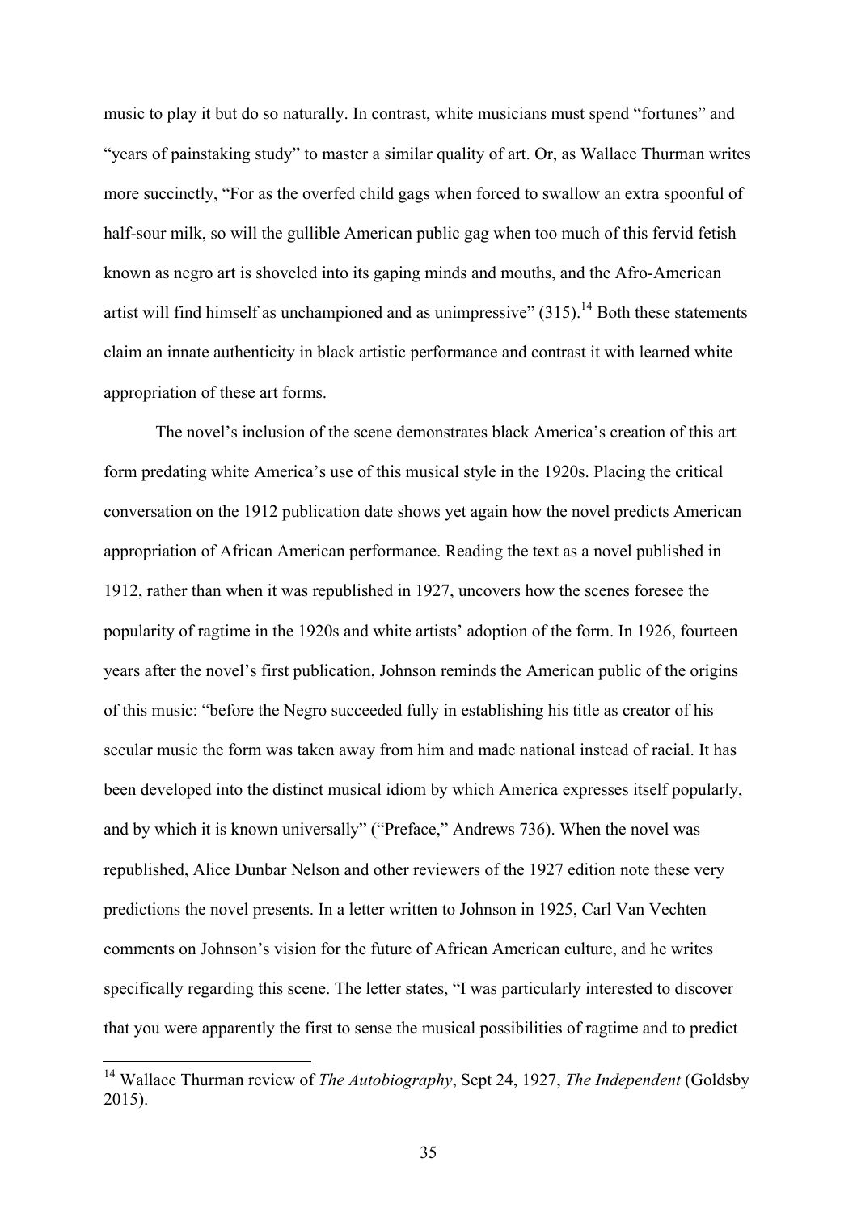music to play it but do so naturally. In contrast, white musicians must spend "fortunes" and "years of painstaking study" to master a similar quality of art. Or, as Wallace Thurman writes more succinctly, "For as the overfed child gags when forced to swallow an extra spoonful of half-sour milk, so will the gullible American public gag when too much of this fervid fetish known as negro art is shoveled into its gaping minds and mouths, and the Afro-American artist will find himself as unchampioned and as unimpressive" (315).[14] Both these statements claim an innate authenticity in black artistic performance and contrast it with learned white appropriation of these art forms.

The novel's inclusion of the scene demonstrates black America's creation of this art form predating white America's use of this musical style in the 1920s. Placing the critical conversation on the 1912 publication date shows yet again how the novel predicts American appropriation of African American performance. Reading the text as a novel published in 1912, rather than when it was republished in 1927, uncovers how the scenes foresee the popularity of ragtime in the 1920s and white artists' adoption of the form. In 1926, fourteen years after the novel's first publication, Johnson reminds the American public of the origins of this music: "before the Negro succeeded fully in establishing his title as creator of his secular music the form was taken away from him and made national instead of racial. It has been developed into the distinct musical idiom by which America expresses itself popularly, and by which it is known universally" ("Preface," Andrews 736). When the novel was republished, Alice Dunbar Nelson and other reviewers of the 1927 edition note these very predictions the novel presents. In a letter written to Johnson in 1925, Carl Van Vechten comments on Johnson's vision for the future of African American culture, and he writes specifically regarding this scene. The letter states, "I was particularly interested to discover that you were apparently the first to sense the musical possibilities of ragtime and to predict

[14] Wallace Thurman review of *The Autobiography*, Sept 24, 1927, *The Independent* (Goldsby 2015).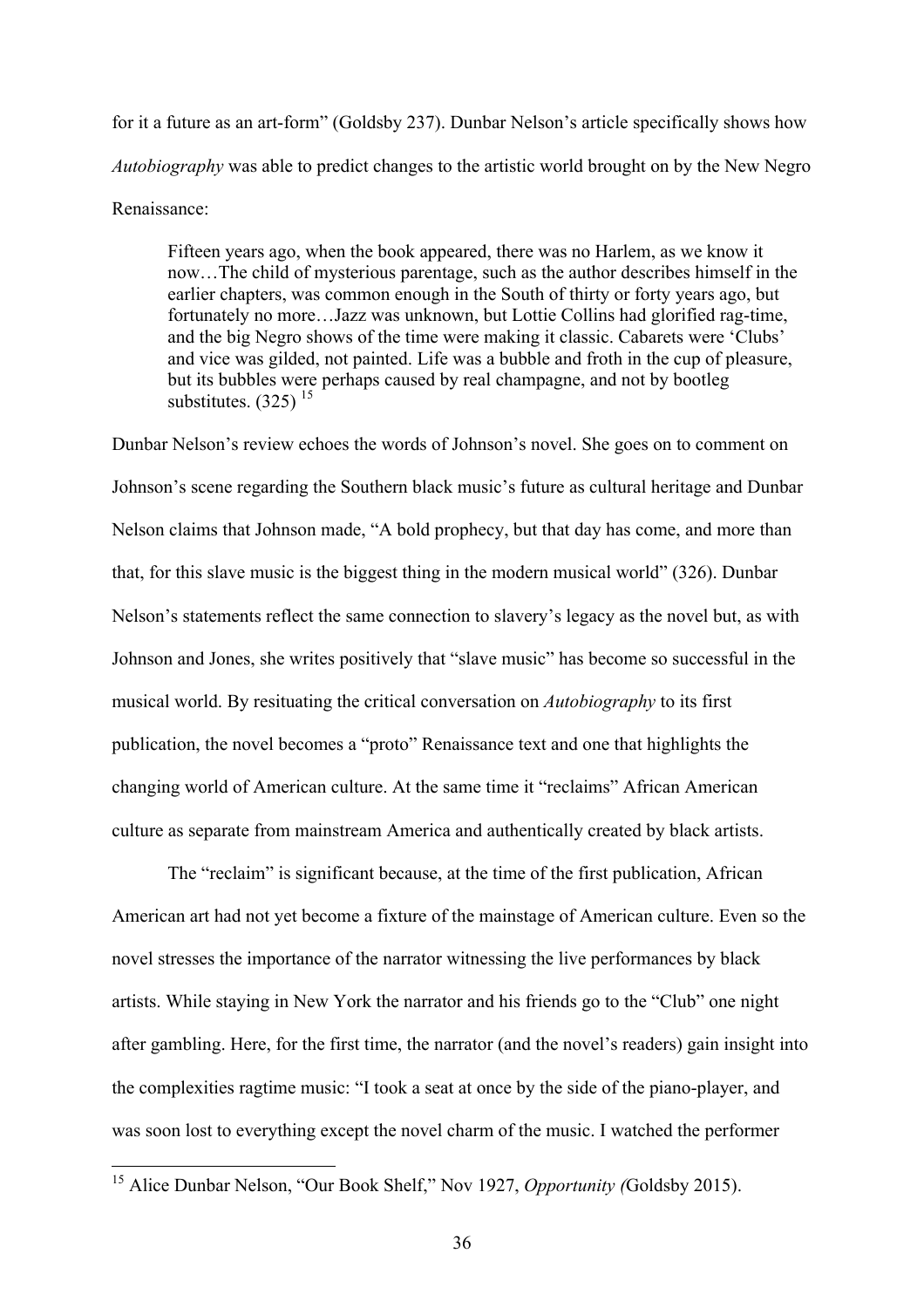for it a future as an art-form" (Goldsby 237). Dunbar Nelson's article specifically shows how *Autobiography* was able to predict changes to the artistic world brought on by the New Negro Renaissance:

> Fifteen years ago, when the book appeared, there was no Harlem, as we know it now…The child of mysterious parentage, such as the author describes himself in the earlier chapters, was common enough in the South of thirty or forty years ago, but fortunately no more…Jazz was unknown, but Lottie Collins had glorified rag-time, and the big Negro shows of the time were making it classic. Cabarets were 'Clubs' and vice was gilded, not painted. Life was a bubble and froth in the cup of pleasure, but its bubbles were perhaps caused by real champagne, and not by bootleg substitutes. (325) [15]

Dunbar Nelson's review echoes the words of Johnson's novel. She goes on to comment on Johnson's scene regarding the Southern black music's future as cultural heritage and Dunbar Nelson claims that Johnson made, "A bold prophecy, but that day has come, and more than that, for this slave music is the biggest thing in the modern musical world" (326). Dunbar Nelson's statements reflect the same connection to slavery's legacy as the novel but, as with Johnson and Jones, she writes positively that "slave music" has become so successful in the musical world. By resituating the critical conversation on *Autobiography* to its first publication, the novel becomes a "proto" Renaissance text and one that highlights the changing world of American culture. At the same time it "reclaims" African American culture as separate from mainstream America and authentically created by black artists.

The "reclaim" is significant because, at the time of the first publication, African American art had not yet become a fixture of the mainstage of American culture. Even so the novel stresses the importance of the narrator witnessing the live performances by black artists. While staying in New York the narrator and his friends go to the "Club" one night after gambling. Here, for the first time, the narrator (and the novel's readers) gain insight into the complexities ragtime music: "I took a seat at once by the side of the piano-player, and was soon lost to everything except the novel charm of the music. I watched the performer

[15] Alice Dunbar Nelson, "Our Book Shelf," Nov 1927, *Opportunity (*Goldsby 2015).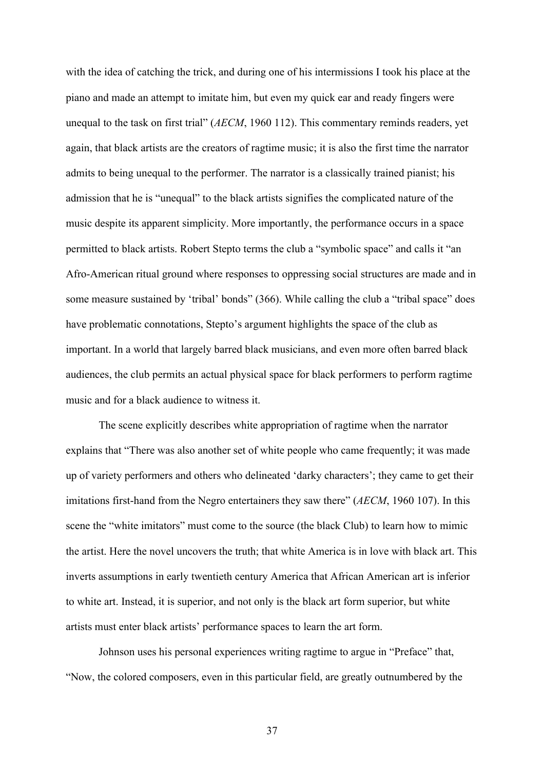with the idea of catching the trick, and during one of his intermissions I took his place at the piano and made an attempt to imitate him, but even my quick ear and ready fingers were unequal to the task on first trial" (*AECM*, 1960 112). This commentary reminds readers, yet again, that black artists are the creators of ragtime music; it is also the first time the narrator admits to being unequal to the performer. The narrator is a classically trained pianist; his admission that he is "unequal" to the black artists signifies the complicated nature of the music despite its apparent simplicity. More importantly, the performance occurs in a space permitted to black artists. Robert Stepto terms the club a "symbolic space" and calls it "an Afro-American ritual ground where responses to oppressing social structures are made and in some measure sustained by 'tribal' bonds" (366). While calling the club a "tribal space" does have problematic connotations, Stepto's argument highlights the space of the club as important. In a world that largely barred black musicians, and even more often barred black audiences, the club permits an actual physical space for black performers to perform ragtime music and for a black audience to witness it.

The scene explicitly describes white appropriation of ragtime when the narrator explains that "There was also another set of white people who came frequently; it was made up of variety performers and others who delineated 'darky characters'; they came to get their imitations first-hand from the Negro entertainers they saw there" (*AECM*, 1960 107). In this scene the "white imitators" must come to the source (the black Club) to learn how to mimic the artist. Here the novel uncovers the truth; that white America is in love with black art. This inverts assumptions in early twentieth century America that African American art is inferior to white art. Instead, it is superior, and not only is the black art form superior, but white artists must enter black artists' performance spaces to learn the art form.

Johnson uses his personal experiences writing ragtime to argue in "Preface" that, "Now, the colored composers, even in this particular field, are greatly outnumbered by the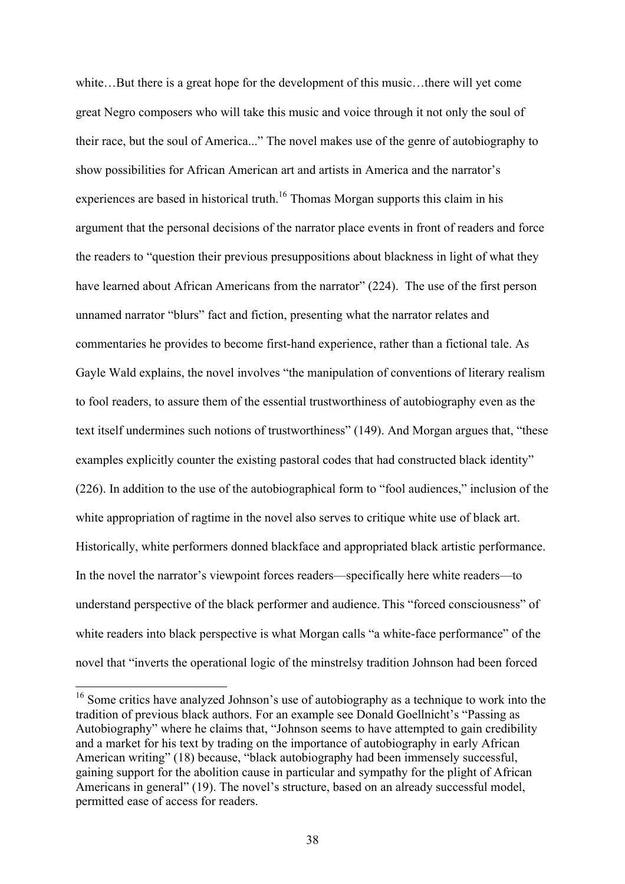white…But there is a great hope for the development of this music…there will yet come great Negro composers who will take this music and voice through it not only the soul of their race, but the soul of America..." The novel makes use of the genre of autobiography to show possibilities for African American art and artists in America and the narrator's experiences are based in historical truth.[16] Thomas Morgan supports this claim in his argument that the personal decisions of the narrator place events in front of readers and force the readers to "question their previous presuppositions about blackness in light of what they have learned about African Americans from the narrator" (224). The use of the first person unnamed narrator "blurs" fact and fiction, presenting what the narrator relates and commentaries he provides to become first-hand experience, rather than a fictional tale. As Gayle Wald explains, the novel involves "the manipulation of conventions of literary realism to fool readers, to assure them of the essential trustworthiness of autobiography even as the text itself undermines such notions of trustworthiness" (149). And Morgan argues that, "these examples explicitly counter the existing pastoral codes that had constructed black identity" (226). In addition to the use of the autobiographical form to "fool audiences," inclusion of the white appropriation of ragtime in the novel also serves to critique white use of black art. Historically, white performers donned blackface and appropriated black artistic performance. In the novel the narrator's viewpoint forces readers—specifically here white readers—to understand perspective of the black performer and audience. This "forced consciousness" of white readers into black perspective is what Morgan calls "a white-face performance" of the novel that "inverts the operational logic of the minstrelsy tradition Johnson had been forced

---

[16] Some critics have analyzed Johnson's use of autobiography as a technique to work into the tradition of previous black authors. For an example see Donald Goellnicht's "Passing as Autobiography" where he claims that, "Johnson seems to have attempted to gain credibility and a market for his text by trading on the importance of autobiography in early African American writing" (18) because, "black autobiography had been immensely successful, gaining support for the abolition cause in particular and sympathy for the plight of African Americans in general" (19). The novel's structure, based on an already successful model, permitted ease of access for readers.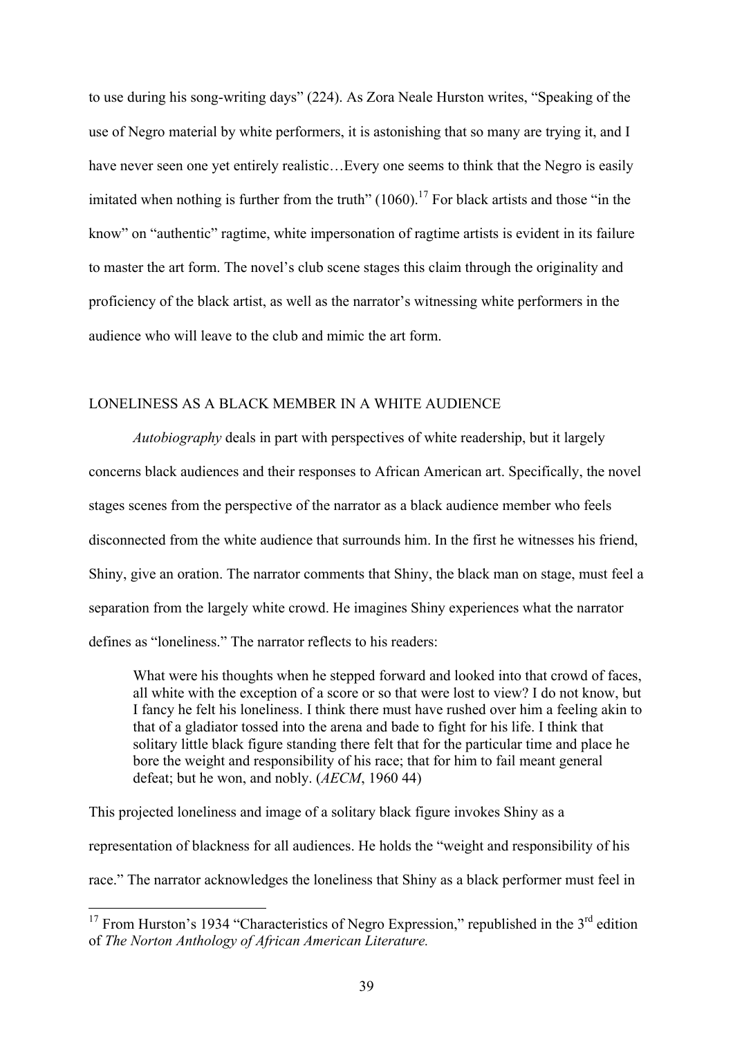to use during his song-writing days" (224). As Zora Neale Hurston writes, "Speaking of the use of Negro material by white performers, it is astonishing that so many are trying it, and I have never seen one yet entirely realistic…Every one seems to think that the Negro is easily imitated when nothing is further from the truth" (1060).[17] For black artists and those "in the know" on "authentic" ragtime, white impersonation of ragtime artists is evident in its failure to master the art form. The novel's club scene stages this claim through the originality and proficiency of the black artist, as well as the narrator's witnessing white performers in the audience who will leave to the club and mimic the art form.

## LONELINESS AS A BLACK MEMBER IN A WHITE AUDIENCE

*Autobiography* deals in part with perspectives of white readership, but it largely concerns black audiences and their responses to African American art. Specifically, the novel stages scenes from the perspective of the narrator as a black audience member who feels disconnected from the white audience that surrounds him. In the first he witnesses his friend, Shiny, give an oration. The narrator comments that Shiny, the black man on stage, must feel a separation from the largely white crowd. He imagines Shiny experiences what the narrator defines as "loneliness." The narrator reflects to his readers:

> What were his thoughts when he stepped forward and looked into that crowd of faces, all white with the exception of a score or so that were lost to view? I do not know, but I fancy he felt his loneliness. I think there must have rushed over him a feeling akin to that of a gladiator tossed into the arena and bade to fight for his life. I think that solitary little black figure standing there felt that for the particular time and place he bore the weight and responsibility of his race; that for him to fail meant general defeat; but he won, and nobly. (*AECM*, 1960 44)

This projected loneliness and image of a solitary black figure invokes Shiny as a representation of blackness for all audiences. He holds the "weight and responsibility of his race." The narrator acknowledges the loneliness that Shiny as a black performer must feel in

[17] From Hurston's 1934 "Characteristics of Negro Expression," republished in the 3rd edition of *The Norton Anthology of African American Literature.*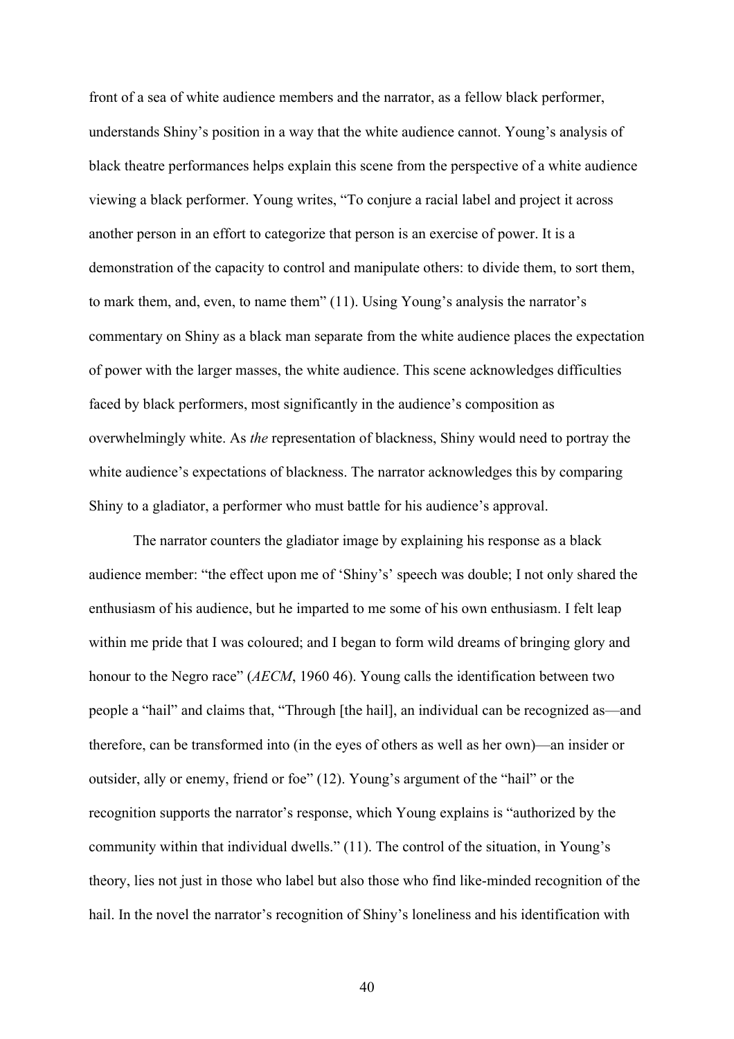front of a sea of white audience members and the narrator, as a fellow black performer, understands Shiny's position in a way that the white audience cannot. Young's analysis of black theatre performances helps explain this scene from the perspective of a white audience viewing a black performer. Young writes, "To conjure a racial label and project it across another person in an effort to categorize that person is an exercise of power. It is a demonstration of the capacity to control and manipulate others: to divide them, to sort them, to mark them, and, even, to name them" (11). Using Young's analysis the narrator's commentary on Shiny as a black man separate from the white audience places the expectation of power with the larger masses, the white audience. This scene acknowledges difficulties faced by black performers, most significantly in the audience's composition as overwhelmingly white. As *the* representation of blackness, Shiny would need to portray the white audience's expectations of blackness. The narrator acknowledges this by comparing Shiny to a gladiator, a performer who must battle for his audience's approval.

The narrator counters the gladiator image by explaining his response as a black audience member: "the effect upon me of 'Shiny's' speech was double; I not only shared the enthusiasm of his audience, but he imparted to me some of his own enthusiasm. I felt leap within me pride that I was coloured; and I began to form wild dreams of bringing glory and honour to the Negro race" (*AECM*, 1960 46). Young calls the identification between two people a "hail" and claims that, "Through [the hail], an individual can be recognized as—and therefore, can be transformed into (in the eyes of others as well as her own)—an insider or outsider, ally or enemy, friend or foe" (12). Young's argument of the "hail" or the recognition supports the narrator's response, which Young explains is "authorized by the community within that individual dwells." (11). The control of the situation, in Young's theory, lies not just in those who label but also those who find like-minded recognition of the hail. In the novel the narrator's recognition of Shiny's loneliness and his identification with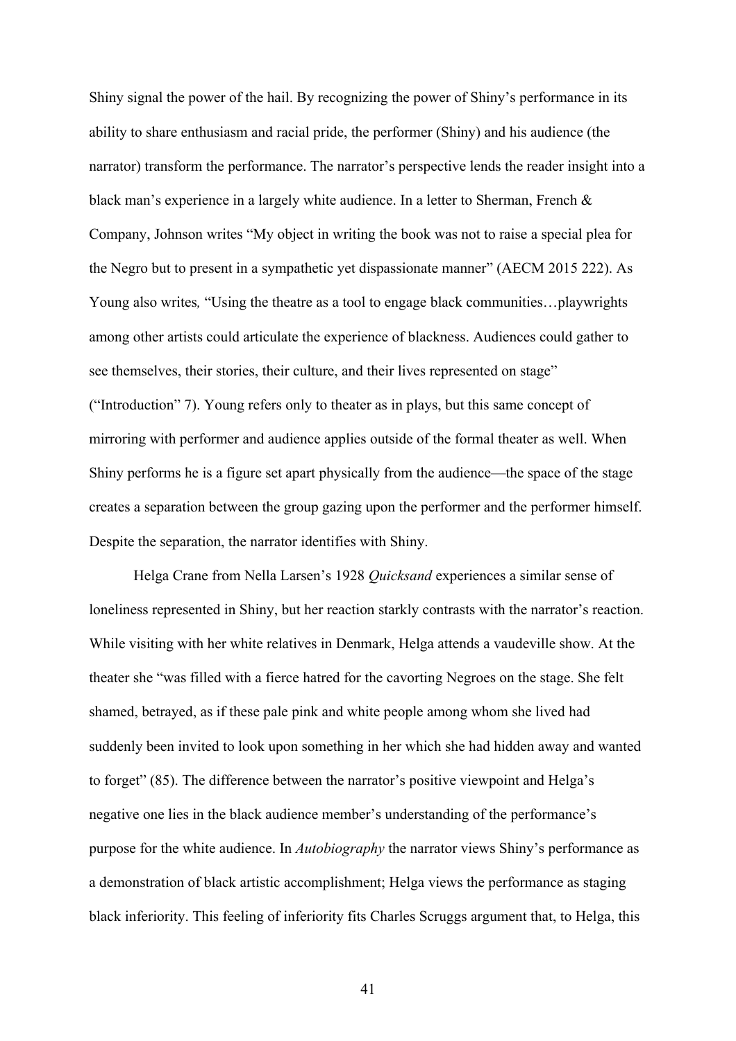Shiny signal the power of the hail. By recognizing the power of Shiny's performance in its ability to share enthusiasm and racial pride, the performer (Shiny) and his audience (the narrator) transform the performance. The narrator's perspective lends the reader insight into a black man's experience in a largely white audience. In a letter to Sherman, French & Company, Johnson writes "My object in writing the book was not to raise a special plea for the Negro but to present in a sympathetic yet dispassionate manner" (AECM 2015 222). As Young also writes*,* "Using the theatre as a tool to engage black communities…playwrights among other artists could articulate the experience of blackness. Audiences could gather to see themselves, their stories, their culture, and their lives represented on stage" ("Introduction" 7). Young refers only to theater as in plays, but this same concept of mirroring with performer and audience applies outside of the formal theater as well. When Shiny performs he is a figure set apart physically from the audience—the space of the stage creates a separation between the group gazing upon the performer and the performer himself. Despite the separation, the narrator identifies with Shiny.

Helga Crane from Nella Larsen's 1928 *Quicksand* experiences a similar sense of loneliness represented in Shiny, but her reaction starkly contrasts with the narrator's reaction. While visiting with her white relatives in Denmark, Helga attends a vaudeville show. At the theater she "was filled with a fierce hatred for the cavorting Negroes on the stage. She felt shamed, betrayed, as if these pale pink and white people among whom she lived had suddenly been invited to look upon something in her which she had hidden away and wanted to forget" (85). The difference between the narrator's positive viewpoint and Helga's negative one lies in the black audience member's understanding of the performance's purpose for the white audience. In *Autobiography* the narrator views Shiny's performance as a demonstration of black artistic accomplishment; Helga views the performance as staging black inferiority. This feeling of inferiority fits Charles Scruggs argument that, to Helga, this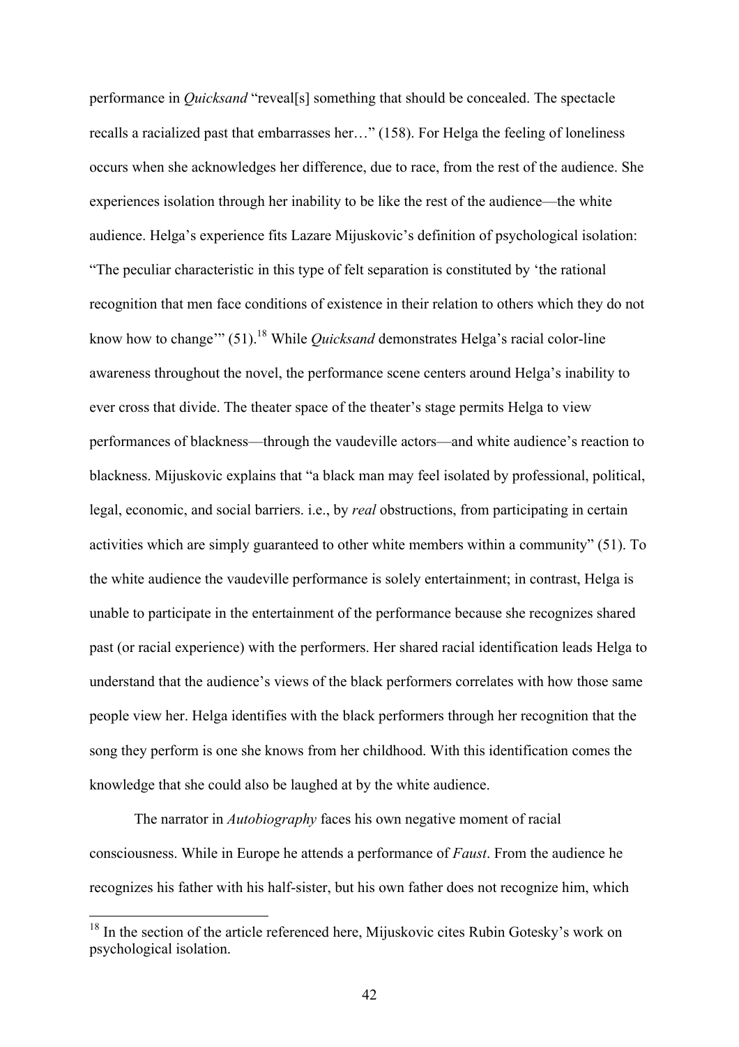performance in *Quicksand* "reveal[s] something that should be concealed. The spectacle recalls a racialized past that embarrasses her…" (158). For Helga the feeling of loneliness occurs when she acknowledges her difference, due to race, from the rest of the audience. She experiences isolation through her inability to be like the rest of the audience—the white audience. Helga's experience fits Lazare Mijuskovic's definition of psychological isolation: "The peculiar characteristic in this type of felt separation is constituted by 'the rational recognition that men face conditions of existence in their relation to others which they do not know how to change'" (51).[18] While *Quicksand* demonstrates Helga's racial color-line awareness throughout the novel, the performance scene centers around Helga's inability to ever cross that divide. The theater space of the theater's stage permits Helga to view performances of blackness—through the vaudeville actors—and white audience's reaction to blackness. Mijuskovic explains that "a black man may feel isolated by professional, political, legal, economic, and social barriers. i.e., by *real* obstructions, from participating in certain activities which are simply guaranteed to other white members within a community" (51). To the white audience the vaudeville performance is solely entertainment; in contrast, Helga is unable to participate in the entertainment of the performance because she recognizes shared past (or racial experience) with the performers. Her shared racial identification leads Helga to understand that the audience's views of the black performers correlates with how those same people view her. Helga identifies with the black performers through her recognition that the song they perform is one she knows from her childhood. With this identification comes the knowledge that she could also be laughed at by the white audience.

The narrator in *Autobiography* faces his own negative moment of racial consciousness. While in Europe he attends a performance of *Faust*. From the audience he recognizes his father with his half-sister, but his own father does not recognize him, which

[18] In the section of the article referenced here, Mijuskovic cites Rubin Gotesky's work on psychological isolation.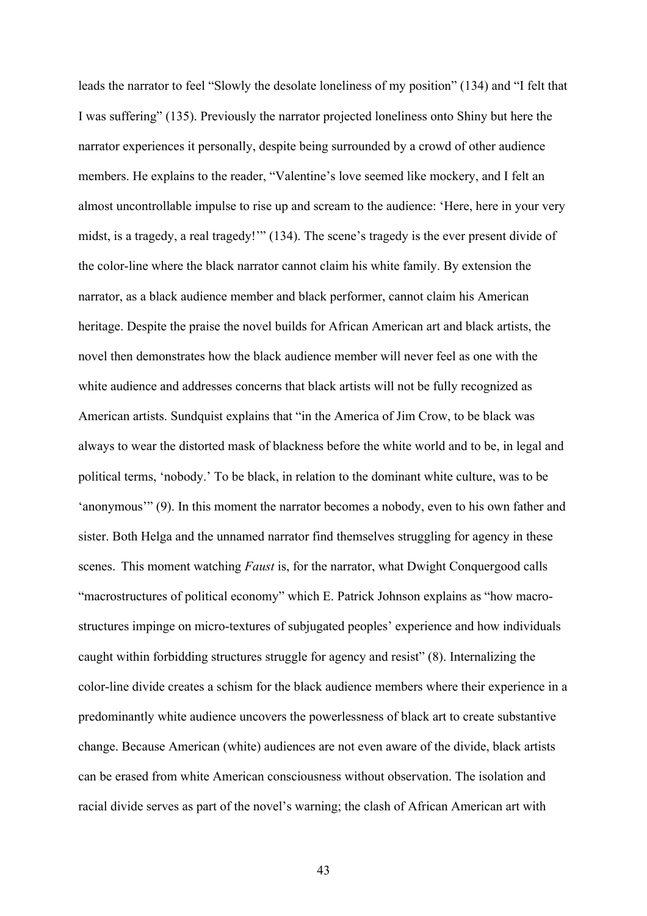leads the narrator to feel "Slowly the desolate loneliness of my position" (134) and "I felt that I was suffering" (135). Previously the narrator projected loneliness onto Shiny but here the narrator experiences it personally, despite being surrounded by a crowd of other audience members. He explains to the reader, "Valentine's love seemed like mockery, and I felt an almost uncontrollable impulse to rise up and scream to the audience: 'Here, here in your very midst, is a tragedy, a real tragedy!'" (134). The scene's tragedy is the ever present divide of the color-line where the black narrator cannot claim his white family. By extension the narrator, as a black audience member and black performer, cannot claim his American heritage. Despite the praise the novel builds for African American art and black artists, the novel then demonstrates how the black audience member will never feel as one with the white audience and addresses concerns that black artists will not be fully recognized as American artists. Sundquist explains that "in the America of Jim Crow, to be black was always to wear the distorted mask of blackness before the white world and to be, in legal and political terms, 'nobody.' To be black, in relation to the dominant white culture, was to be 'anonymous'" (9). In this moment the narrator becomes a nobody, even to his own father and sister. Both Helga and the unnamed narrator find themselves struggling for agency in these scenes. This moment watching *Faust* is, for the narrator, what Dwight Conquergood calls "macrostructures of political economy" which E. Patrick Johnson explains as "how macro-structures impinge on micro-textures of subjugated peoples' experience and how individuals caught within forbidding structures struggle for agency and resist" (8). Internalizing the color-line divide creates a schism for the black audience members where their experience in a predominantly white audience uncovers the powerlessness of black art to create substantive change. Because American (white) audiences are not even aware of the divide, black artists can be erased from white American consciousness without observation. The isolation and racial divide serves as part of the novel's warning; the clash of African American art with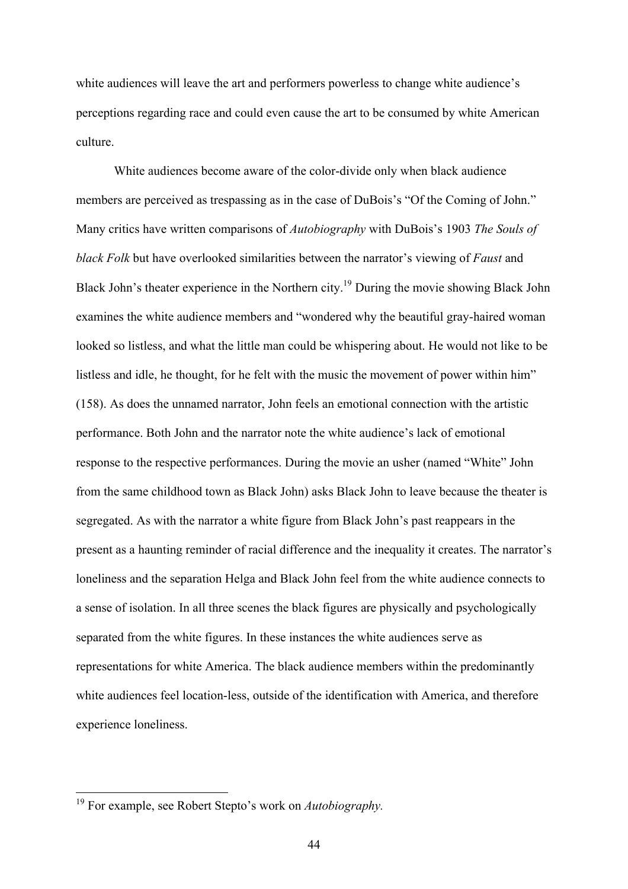white audiences will leave the art and performers powerless to change white audience's perceptions regarding race and could even cause the art to be consumed by white American culture.

White audiences become aware of the color-divide only when black audience members are perceived as trespassing as in the case of DuBois's "Of the Coming of John." Many critics have written comparisons of *Autobiography* with DuBois's 1903 *The Souls of black Folk* but have overlooked similarities between the narrator's viewing of *Faust* and Black John's theater experience in the Northern city.[19] During the movie showing Black John examines the white audience members and "wondered why the beautiful gray-haired woman looked so listless, and what the little man could be whispering about. He would not like to be listless and idle, he thought, for he felt with the music the movement of power within him" (158). As does the unnamed narrator, John feels an emotional connection with the artistic performance. Both John and the narrator note the white audience's lack of emotional response to the respective performances. During the movie an usher (named "White" John from the same childhood town as Black John) asks Black John to leave because the theater is segregated. As with the narrator a white figure from Black John's past reappears in the present as a haunting reminder of racial difference and the inequality it creates. The narrator's loneliness and the separation Helga and Black John feel from the white audience connects to a sense of isolation. In all three scenes the black figures are physically and psychologically separated from the white figures. In these instances the white audiences serve as representations for white America. The black audience members within the predominantly white audiences feel location-less, outside of the identification with America, and therefore experience loneliness.

---

[19] For example, see Robert Stepto's work on *Autobiography.*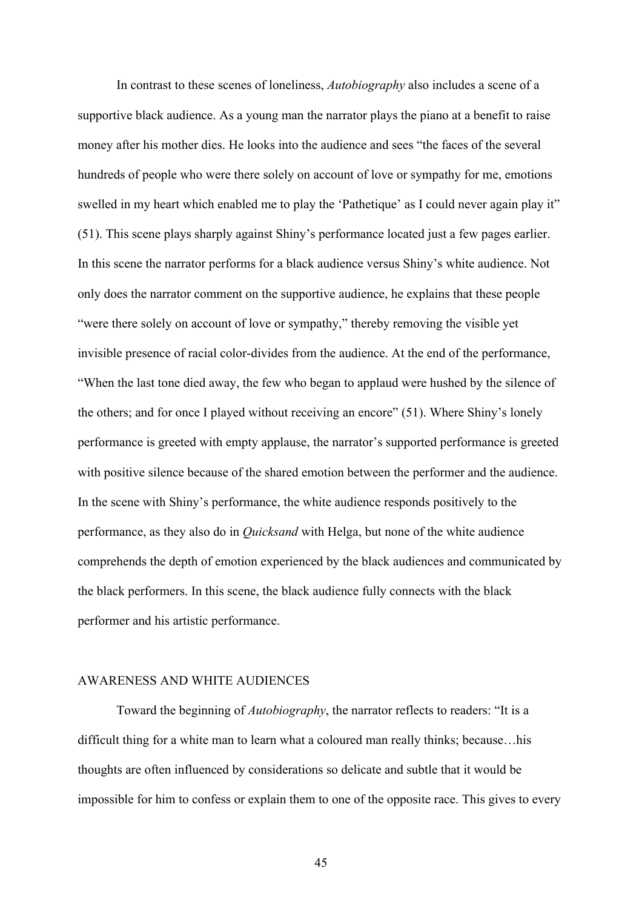In contrast to these scenes of loneliness, *Autobiography* also includes a scene of a supportive black audience. As a young man the narrator plays the piano at a benefit to raise money after his mother dies. He looks into the audience and sees "the faces of the several hundreds of people who were there solely on account of love or sympathy for me, emotions swelled in my heart which enabled me to play the 'Pathetique' as I could never again play it" (51). This scene plays sharply against Shiny's performance located just a few pages earlier. In this scene the narrator performs for a black audience versus Shiny's white audience. Not only does the narrator comment on the supportive audience, he explains that these people "were there solely on account of love or sympathy," thereby removing the visible yet invisible presence of racial color-divides from the audience. At the end of the performance, "When the last tone died away, the few who began to applaud were hushed by the silence of the others; and for once I played without receiving an encore" (51). Where Shiny's lonely performance is greeted with empty applause, the narrator's supported performance is greeted with positive silence because of the shared emotion between the performer and the audience. In the scene with Shiny's performance, the white audience responds positively to the performance, as they also do in *Quicksand* with Helga, but none of the white audience comprehends the depth of emotion experienced by the black audiences and communicated by the black performers. In this scene, the black audience fully connects with the black performer and his artistic performance.

## AWARENESS AND WHITE AUDIENCES

Toward the beginning of *Autobiography*, the narrator reflects to readers: "It is a difficult thing for a white man to learn what a coloured man really thinks; because…his thoughts are often influenced by considerations so delicate and subtle that it would be impossible for him to confess or explain them to one of the opposite race. This gives to every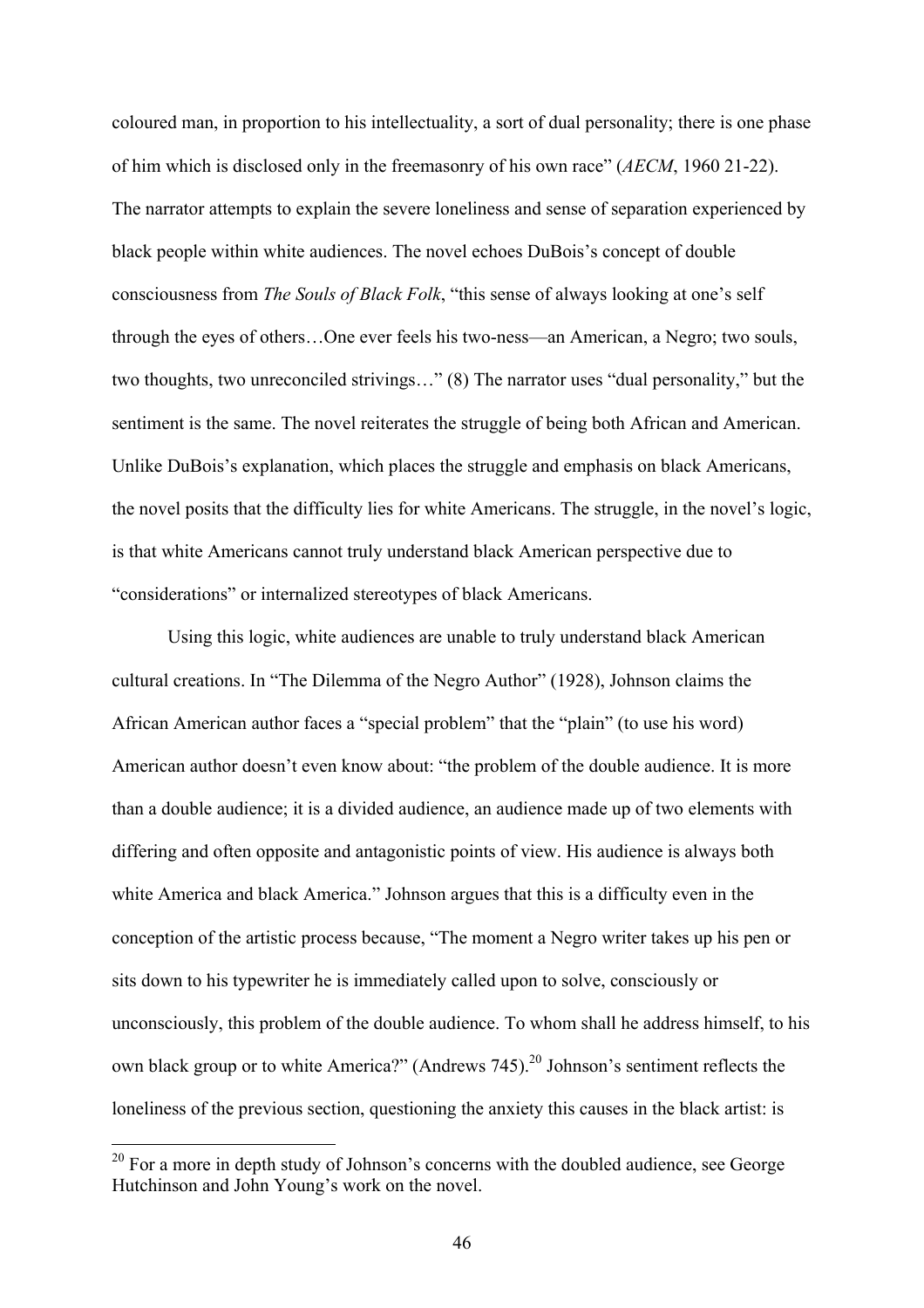coloured man, in proportion to his intellectuality, a sort of dual personality; there is one phase of him which is disclosed only in the freemasonry of his own race" (*AECM*, 1960 21-22). The narrator attempts to explain the severe loneliness and sense of separation experienced by black people within white audiences. The novel echoes DuBois's concept of double consciousness from *The Souls of Black Folk*, "this sense of always looking at one's self through the eyes of others…One ever feels his two-ness—an American, a Negro; two souls, two thoughts, two unreconciled strivings…" (8) The narrator uses "dual personality," but the sentiment is the same. The novel reiterates the struggle of being both African and American. Unlike DuBois's explanation, which places the struggle and emphasis on black Americans, the novel posits that the difficulty lies for white Americans. The struggle, in the novel's logic, is that white Americans cannot truly understand black American perspective due to "considerations" or internalized stereotypes of black Americans.

Using this logic, white audiences are unable to truly understand black American cultural creations. In "The Dilemma of the Negro Author" (1928), Johnson claims the African American author faces a "special problem" that the "plain" (to use his word) American author doesn't even know about: "the problem of the double audience. It is more than a double audience; it is a divided audience, an audience made up of two elements with differing and often opposite and antagonistic points of view. His audience is always both white America and black America." Johnson argues that this is a difficulty even in the conception of the artistic process because, "The moment a Negro writer takes up his pen or sits down to his typewriter he is immediately called upon to solve, consciously or unconsciously, this problem of the double audience. To whom shall he address himself, to his own black group or to white America?" (Andrews 745).[20] Johnson's sentiment reflects the loneliness of the previous section, questioning the anxiety this causes in the black artist: is

[20] For a more in depth study of Johnson's concerns with the doubled audience, see George Hutchinson and John Young's work on the novel.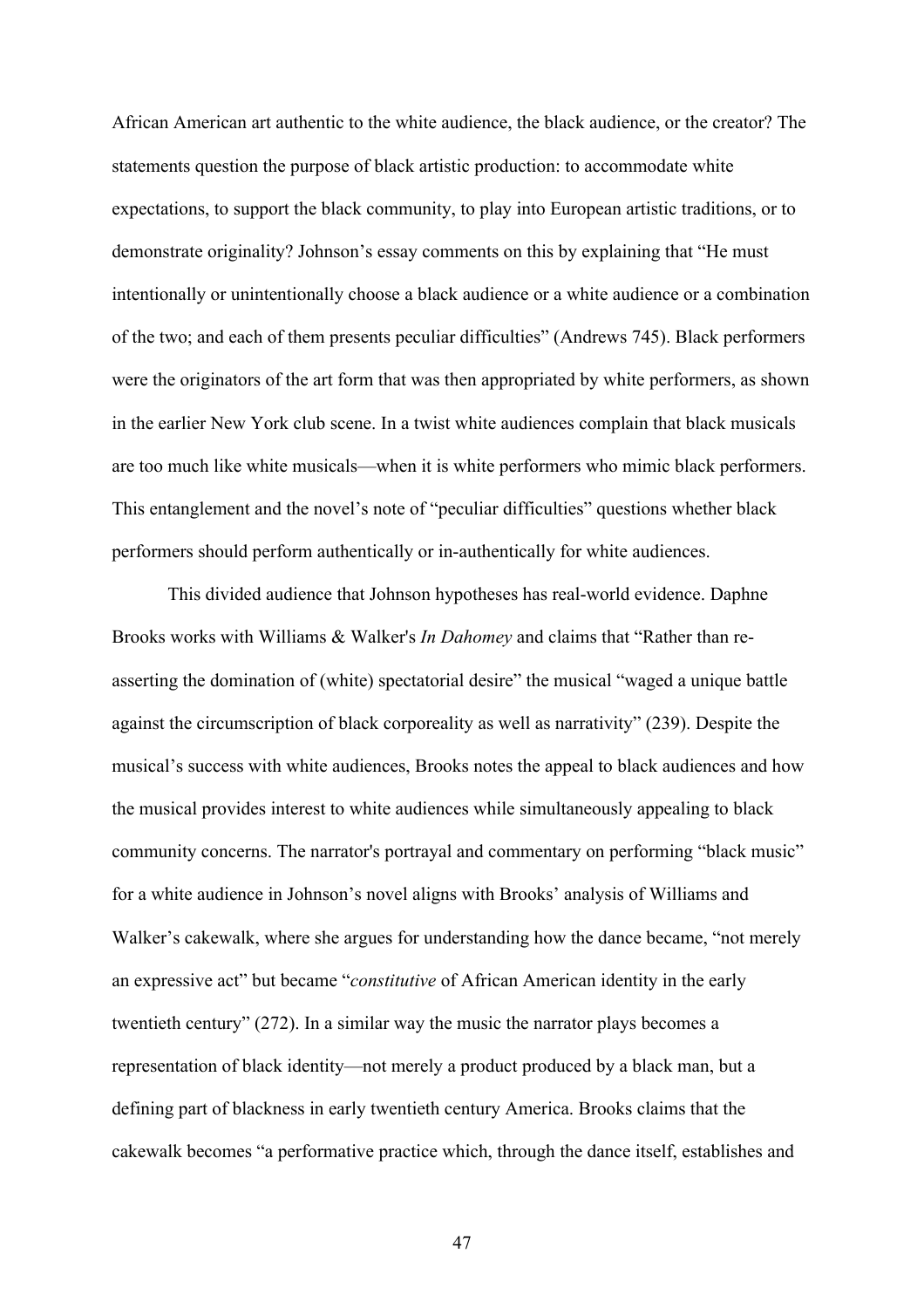African American art authentic to the white audience, the black audience, or the creator? The statements question the purpose of black artistic production: to accommodate white expectations, to support the black community, to play into European artistic traditions, or to demonstrate originality? Johnson's essay comments on this by explaining that "He must intentionally or unintentionally choose a black audience or a white audience or a combination of the two; and each of them presents peculiar difficulties" (Andrews 745). Black performers were the originators of the art form that was then appropriated by white performers, as shown in the earlier New York club scene. In a twist white audiences complain that black musicals are too much like white musicals—when it is white performers who mimic black performers. This entanglement and the novel's note of "peculiar difficulties" questions whether black performers should perform authentically or in-authentically for white audiences.

This divided audience that Johnson hypotheses has real-world evidence. Daphne Brooks works with Williams & Walker's *In Dahomey* and claims that "Rather than re-asserting the domination of (white) spectatorial desire" the musical "waged a unique battle against the circumscription of black corporeality as well as narrativity" (239). Despite the musical's success with white audiences, Brooks notes the appeal to black audiences and how the musical provides interest to white audiences while simultaneously appealing to black community concerns. The narrator's portrayal and commentary on performing "black music" for a white audience in Johnson's novel aligns with Brooks' analysis of Williams and Walker's cakewalk, where she argues for understanding how the dance became, "not merely an expressive act" but became "*constitutive* of African American identity in the early twentieth century" (272). In a similar way the music the narrator plays becomes a representation of black identity—not merely a product produced by a black man, but a defining part of blackness in early twentieth century America. Brooks claims that the cakewalk becomes "a performative practice which, through the dance itself, establishes and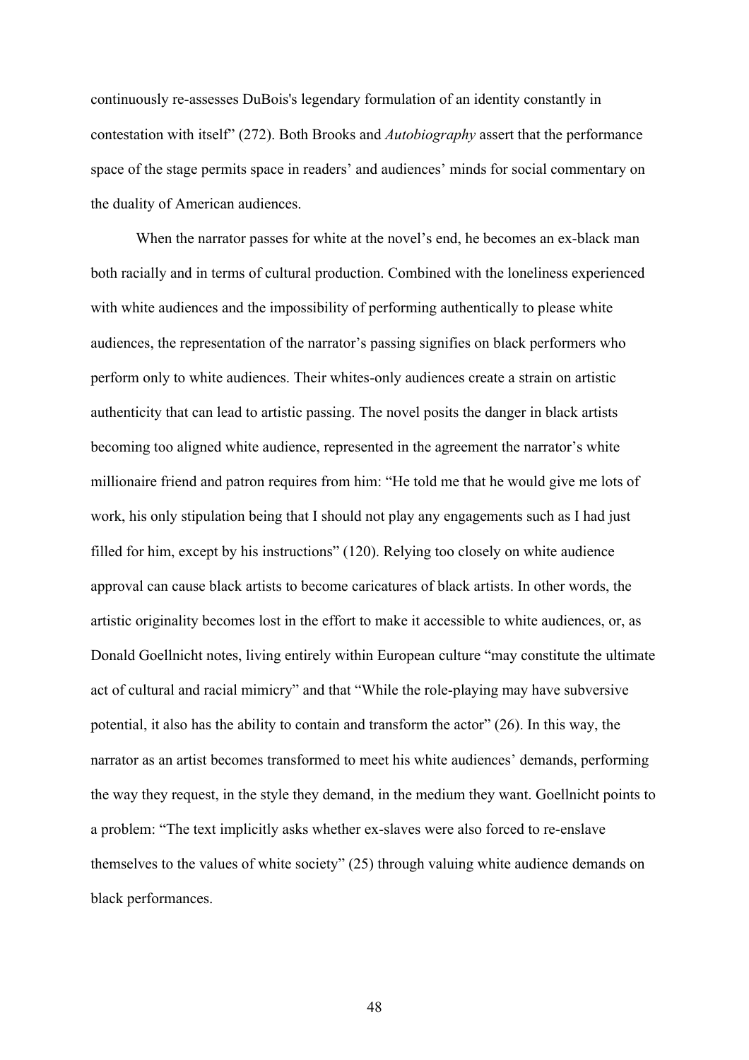continuously re-assesses DuBois's legendary formulation of an identity constantly in contestation with itself" (272). Both Brooks and *Autobiography* assert that the performance space of the stage permits space in readers' and audiences' minds for social commentary on the duality of American audiences.

When the narrator passes for white at the novel's end, he becomes an ex-black man both racially and in terms of cultural production. Combined with the loneliness experienced with white audiences and the impossibility of performing authentically to please white audiences, the representation of the narrator's passing signifies on black performers who perform only to white audiences. Their whites-only audiences create a strain on artistic authenticity that can lead to artistic passing. The novel posits the danger in black artists becoming too aligned white audience, represented in the agreement the narrator's white millionaire friend and patron requires from him: "He told me that he would give me lots of work, his only stipulation being that I should not play any engagements such as I had just filled for him, except by his instructions" (120). Relying too closely on white audience approval can cause black artists to become caricatures of black artists. In other words, the artistic originality becomes lost in the effort to make it accessible to white audiences, or, as Donald Goellnicht notes, living entirely within European culture "may constitute the ultimate act of cultural and racial mimicry" and that "While the role-playing may have subversive potential, it also has the ability to contain and transform the actor" (26). In this way, the narrator as an artist becomes transformed to meet his white audiences' demands, performing the way they request, in the style they demand, in the medium they want. Goellnicht points to a problem: "The text implicitly asks whether ex-slaves were also forced to re-enslave themselves to the values of white society" (25) through valuing white audience demands on black performances.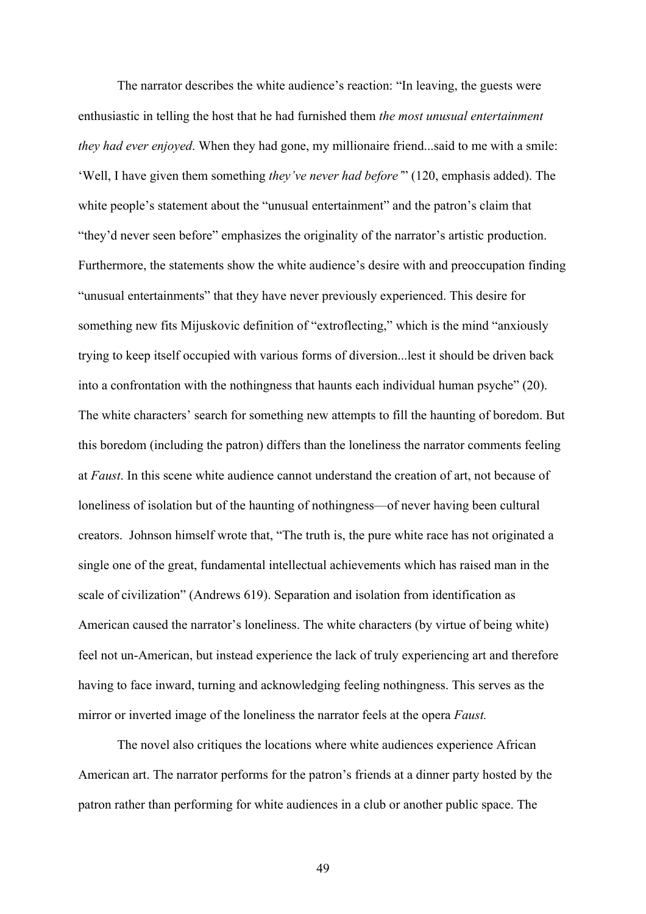The narrator describes the white audience's reaction: "In leaving, the guests were enthusiastic in telling the host that he had furnished them *the most unusual entertainment they had ever enjoyed*. When they had gone, my millionaire friend...said to me with a smile: 'Well, I have given them something *they've never had before*'" (120, emphasis added). The white people's statement about the "unusual entertainment" and the patron's claim that "they'd never seen before" emphasizes the originality of the narrator's artistic production. Furthermore, the statements show the white audience's desire with and preoccupation finding "unusual entertainments" that they have never previously experienced. This desire for something new fits Mijuskovic definition of "extroflecting," which is the mind "anxiously trying to keep itself occupied with various forms of diversion...lest it should be driven back into a confrontation with the nothingness that haunts each individual human psyche" (20). The white characters' search for something new attempts to fill the haunting of boredom. But this boredom (including the patron) differs than the loneliness the narrator comments feeling at *Faust*. In this scene white audience cannot understand the creation of art, not because of loneliness of isolation but of the haunting of nothingness—of never having been cultural creators. Johnson himself wrote that, "The truth is, the pure white race has not originated a single one of the great, fundamental intellectual achievements which has raised man in the scale of civilization" (Andrews 619). Separation and isolation from identification as American caused the narrator's loneliness. The white characters (by virtue of being white) feel not un-American, but instead experience the lack of truly experiencing art and therefore having to face inward, turning and acknowledging feeling nothingness. This serves as the mirror or inverted image of the loneliness the narrator feels at the opera *Faust.*

The novel also critiques the locations where white audiences experience African American art. The narrator performs for the patron's friends at a dinner party hosted by the patron rather than performing for white audiences in a club or another public space. The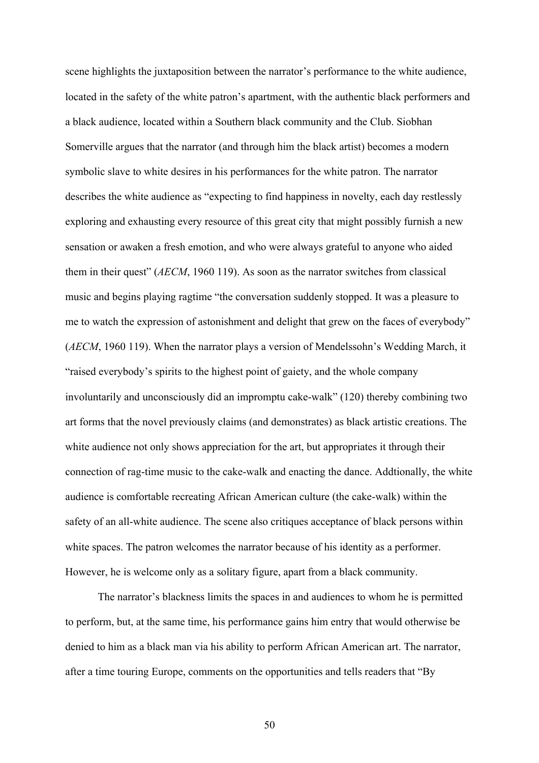scene highlights the juxtaposition between the narrator's performance to the white audience, located in the safety of the white patron's apartment, with the authentic black performers and a black audience, located within a Southern black community and the Club. Siobhan Somerville argues that the narrator (and through him the black artist) becomes a modern symbolic slave to white desires in his performances for the white patron. The narrator describes the white audience as "expecting to find happiness in novelty, each day restlessly exploring and exhausting every resource of this great city that might possibly furnish a new sensation or awaken a fresh emotion, and who were always grateful to anyone who aided them in their quest" (*AECM*, 1960 119). As soon as the narrator switches from classical music and begins playing ragtime "the conversation suddenly stopped. It was a pleasure to me to watch the expression of astonishment and delight that grew on the faces of everybody" (*AECM*, 1960 119). When the narrator plays a version of Mendelssohn's Wedding March, it "raised everybody's spirits to the highest point of gaiety, and the whole company involuntarily and unconsciously did an impromptu cake-walk" (120) thereby combining two art forms that the novel previously claims (and demonstrates) as black artistic creations. The white audience not only shows appreciation for the art, but appropriates it through their connection of rag-time music to the cake-walk and enacting the dance. Addtionally, the white audience is comfortable recreating African American culture (the cake-walk) within the safety of an all-white audience. The scene also critiques acceptance of black persons within white spaces. The patron welcomes the narrator because of his identity as a performer. However, he is welcome only as a solitary figure, apart from a black community.

The narrator's blackness limits the spaces in and audiences to whom he is permitted to perform, but, at the same time, his performance gains him entry that would otherwise be denied to him as a black man via his ability to perform African American art. The narrator, after a time touring Europe, comments on the opportunities and tells readers that "By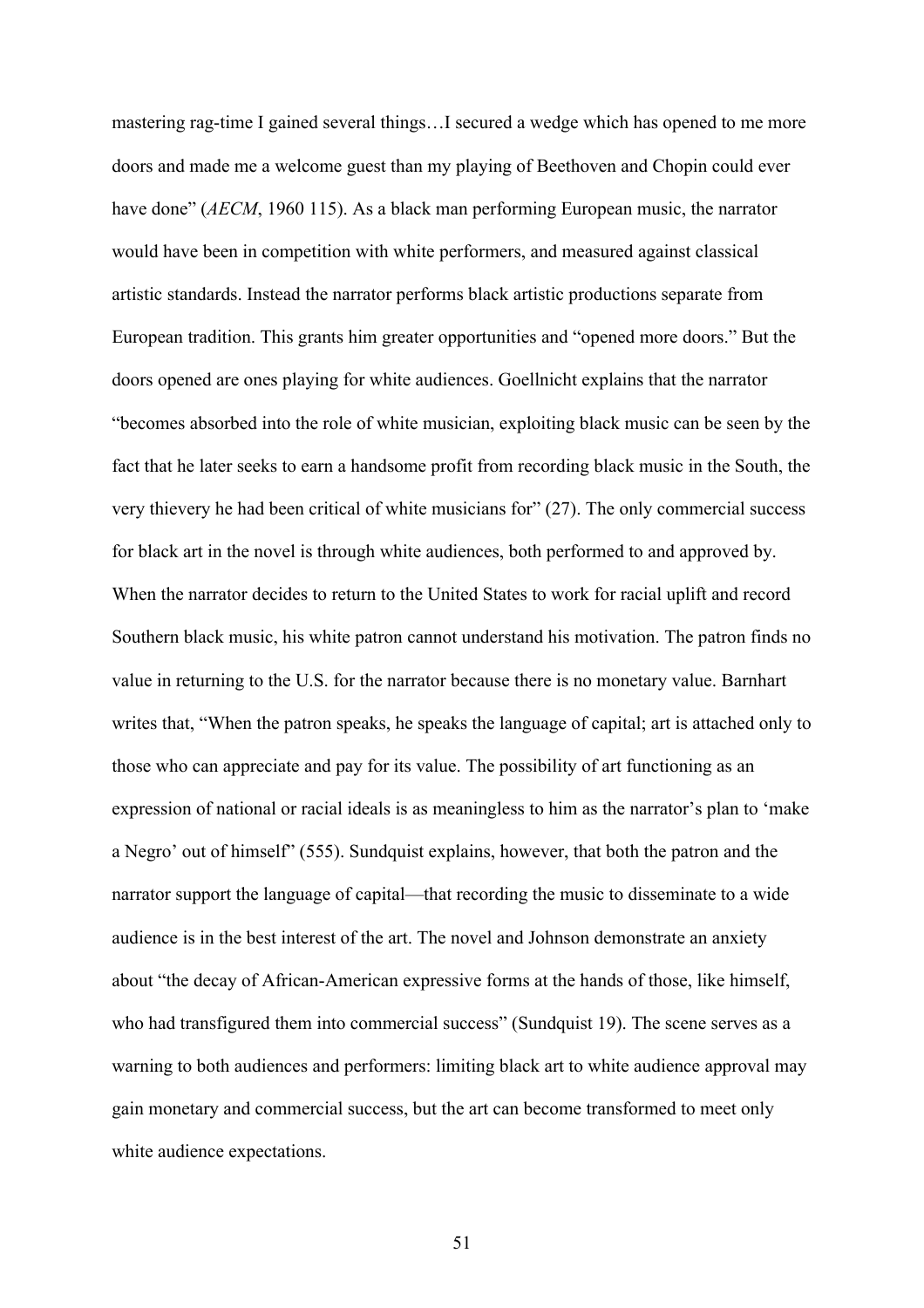mastering rag-time I gained several things…I secured a wedge which has opened to me more doors and made me a welcome guest than my playing of Beethoven and Chopin could ever have done" (*AECM*, 1960 115). As a black man performing European music, the narrator would have been in competition with white performers, and measured against classical artistic standards. Instead the narrator performs black artistic productions separate from European tradition. This grants him greater opportunities and "opened more doors." But the doors opened are ones playing for white audiences. Goellnicht explains that the narrator "becomes absorbed into the role of white musician, exploiting black music can be seen by the fact that he later seeks to earn a handsome profit from recording black music in the South, the very thievery he had been critical of white musicians for" (27). The only commercial success for black art in the novel is through white audiences, both performed to and approved by. When the narrator decides to return to the United States to work for racial uplift and record Southern black music, his white patron cannot understand his motivation. The patron finds no value in returning to the U.S. for the narrator because there is no monetary value. Barnhart writes that, "When the patron speaks, he speaks the language of capital; art is attached only to those who can appreciate and pay for its value. The possibility of art functioning as an expression of national or racial ideals is as meaningless to him as the narrator's plan to 'make a Negro' out of himself" (555). Sundquist explains, however, that both the patron and the narrator support the language of capital—that recording the music to disseminate to a wide audience is in the best interest of the art. The novel and Johnson demonstrate an anxiety about "the decay of African-American expressive forms at the hands of those, like himself, who had transfigured them into commercial success" (Sundquist 19). The scene serves as a warning to both audiences and performers: limiting black art to white audience approval may gain monetary and commercial success, but the art can become transformed to meet only white audience expectations.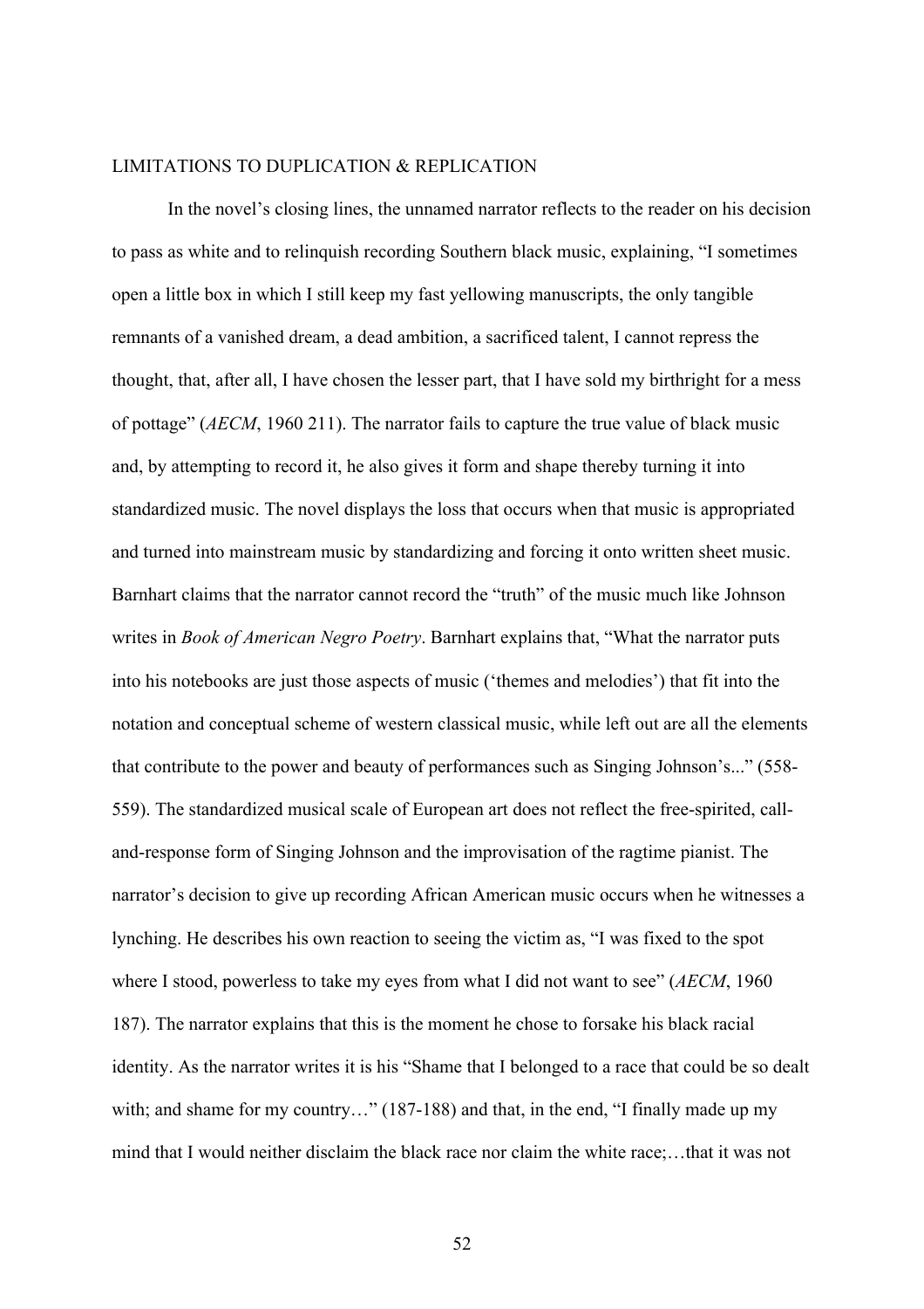LIMITATIONS TO DUPLICATION & REPLICATION

In the novel's closing lines, the unnamed narrator reflects to the reader on his decision to pass as white and to relinquish recording Southern black music, explaining, "I sometimes open a little box in which I still keep my fast yellowing manuscripts, the only tangible remnants of a vanished dream, a dead ambition, a sacrificed talent, I cannot repress the thought, that, after all, I have chosen the lesser part, that I have sold my birthright for a mess of pottage" (*AECM*, 1960 211). The narrator fails to capture the true value of black music and, by attempting to record it, he also gives it form and shape thereby turning it into standardized music. The novel displays the loss that occurs when that music is appropriated and turned into mainstream music by standardizing and forcing it onto written sheet music. Barnhart claims that the narrator cannot record the "truth" of the music much like Johnson writes in *Book of American Negro Poetry*. Barnhart explains that, "What the narrator puts into his notebooks are just those aspects of music ('themes and melodies') that fit into the notation and conceptual scheme of western classical music, while left out are all the elements that contribute to the power and beauty of performances such as Singing Johnson's..." (558-559). The standardized musical scale of European art does not reflect the free-spirited, call-and-response form of Singing Johnson and the improvisation of the ragtime pianist. The narrator's decision to give up recording African American music occurs when he witnesses a lynching. He describes his own reaction to seeing the victim as, "I was fixed to the spot where I stood, powerless to take my eyes from what I did not want to see" (*AECM*, 1960 187). The narrator explains that this is the moment he chose to forsake his black racial identity. As the narrator writes it is his "Shame that I belonged to a race that could be so dealt with; and shame for my country…" (187-188) and that, in the end, "I finally made up my mind that I would neither disclaim the black race nor claim the white race;…that it was not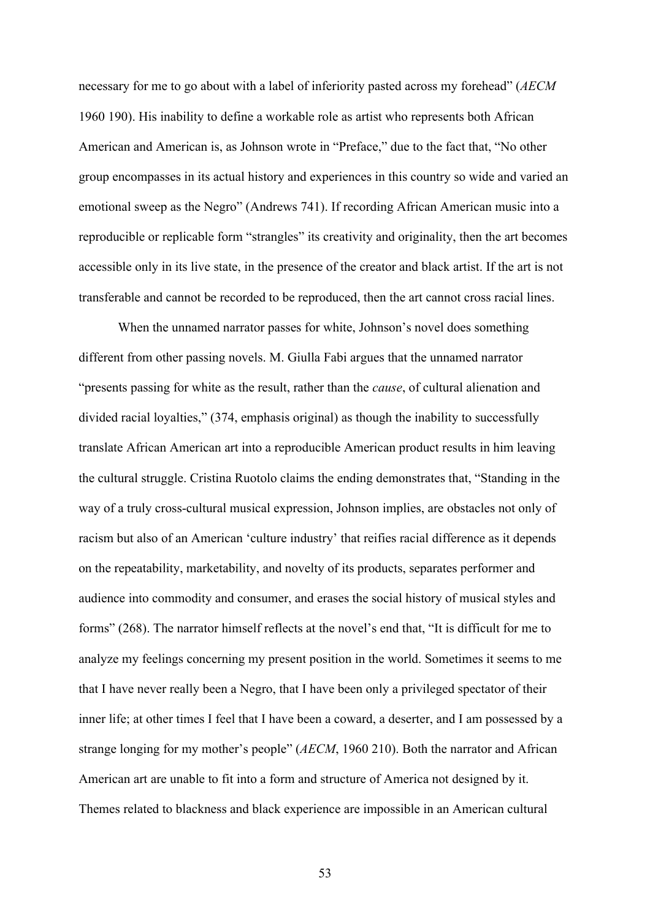necessary for me to go about with a label of inferiority pasted across my forehead" (*AECM* 1960 190). His inability to define a workable role as artist who represents both African American and American is, as Johnson wrote in "Preface," due to the fact that, "No other group encompasses in its actual history and experiences in this country so wide and varied an emotional sweep as the Negro" (Andrews 741). If recording African American music into a reproducible or replicable form "strangles" its creativity and originality, then the art becomes accessible only in its live state, in the presence of the creator and black artist. If the art is not transferable and cannot be recorded to be reproduced, then the art cannot cross racial lines.

When the unnamed narrator passes for white, Johnson's novel does something different from other passing novels. M. Giulla Fabi argues that the unnamed narrator "presents passing for white as the result, rather than the *cause*, of cultural alienation and divided racial loyalties," (374, emphasis original) as though the inability to successfully translate African American art into a reproducible American product results in him leaving the cultural struggle. Cristina Ruotolo claims the ending demonstrates that, "Standing in the way of a truly cross-cultural musical expression, Johnson implies, are obstacles not only of racism but also of an American 'culture industry' that reifies racial difference as it depends on the repeatability, marketability, and novelty of its products, separates performer and audience into commodity and consumer, and erases the social history of musical styles and forms" (268). The narrator himself reflects at the novel's end that, "It is difficult for me to analyze my feelings concerning my present position in the world. Sometimes it seems to me that I have never really been a Negro, that I have been only a privileged spectator of their inner life; at other times I feel that I have been a coward, a deserter, and I am possessed by a strange longing for my mother's people" (*AECM*, 1960 210). Both the narrator and African American art are unable to fit into a form and structure of America not designed by it. Themes related to blackness and black experience are impossible in an American cultural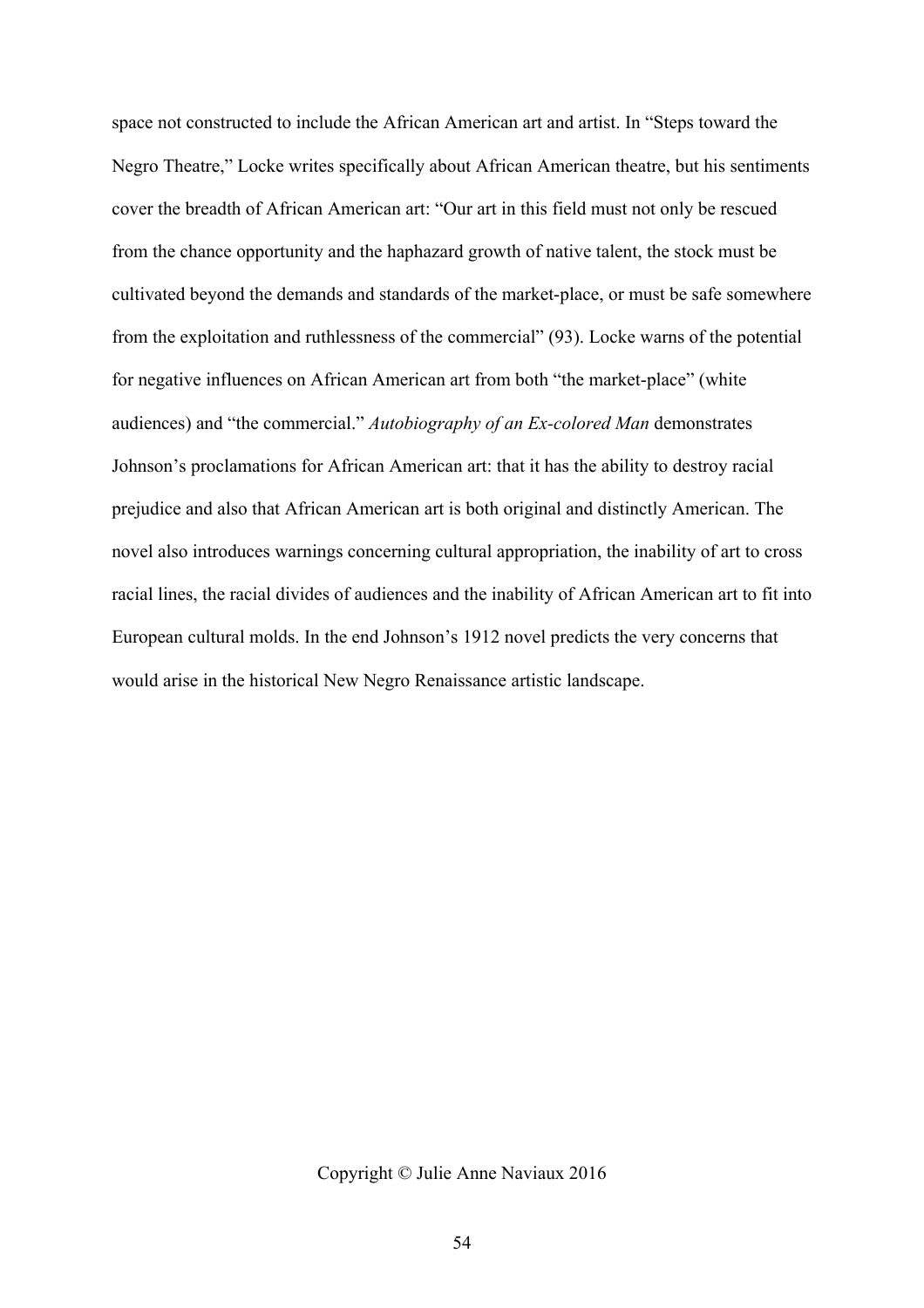space not constructed to include the African American art and artist. In “Steps toward the Negro Theatre,” Locke writes specifically about African American theatre, but his sentiments cover the breadth of African American art: “Our art in this field must not only be rescued from the chance opportunity and the haphazard growth of native talent, the stock must be cultivated beyond the demands and standards of the market-place, or must be safe somewhere from the exploitation and ruthlessness of the commercial” (93). Locke warns of the potential for negative influences on African American art from both “the market-place” (white audiences) and “the commercial.” *Autobiography of an Ex-colored Man* demonstrates Johnson’s proclamations for African American art: that it has the ability to destroy racial prejudice and also that African American art is both original and distinctly American. The novel also introduces warnings concerning cultural appropriation, the inability of art to cross racial lines, the racial divides of audiences and the inability of African American art to fit into European cultural molds. In the end Johnson’s 1912 novel predicts the very concerns that would arise in the historical New Negro Renaissance artistic landscape.

Copyright © Julie Anne Naviaux 2016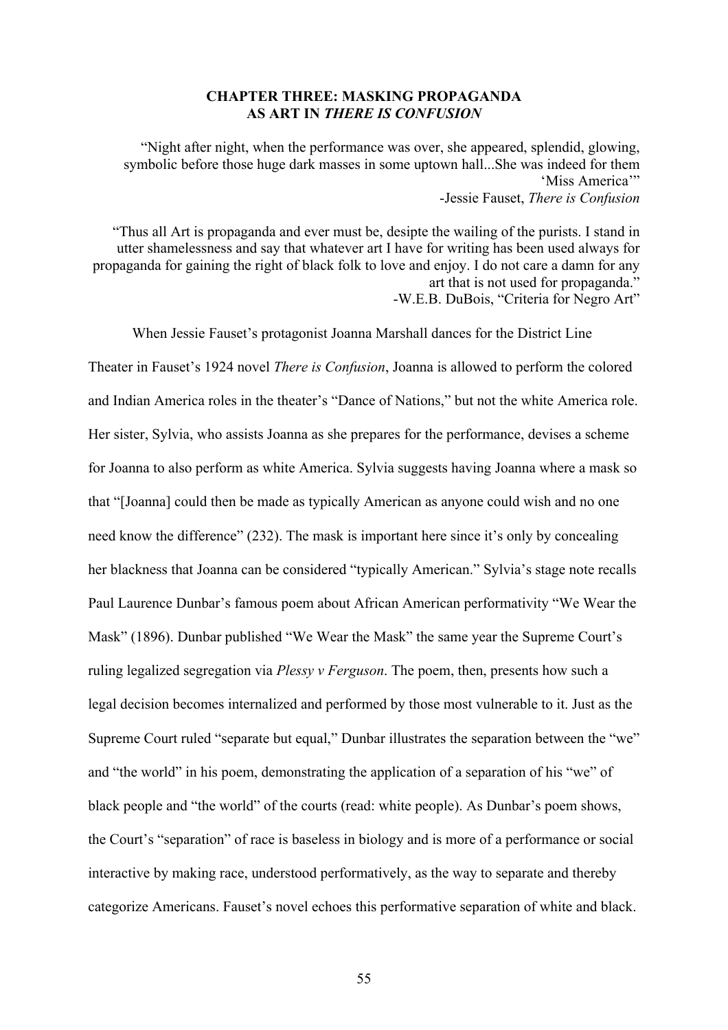## CHAPTER THREE: MASKING PROPAGANDA AS ART IN *THERE IS CONFUSION*

> "Night after night, when the performance was over, she appeared, splendid, glowing, symbolic before those huge dark masses in some uptown hall...She was indeed for them 'Miss America'"
>
> -Jessie Fauset, *There is Confusion*

> "Thus all Art is propaganda and ever must be, desipte the wailing of the purists. I stand in utter shamelessness and say that whatever art I have for writing has been used always for propaganda for gaining the right of black folk to love and enjoy. I do not care a damn for any art that is not used for propaganda."
>
> -W.E.B. DuBois, "Criteria for Negro Art"

When Jessie Fauset's protagonist Joanna Marshall dances for the District Line Theater in Fauset's 1924 novel *There is Confusion*, Joanna is allowed to perform the colored and Indian America roles in the theater's "Dance of Nations," but not the white America role. Her sister, Sylvia, who assists Joanna as she prepares for the performance, devises a scheme for Joanna to also perform as white America. Sylvia suggests having Joanna where a mask so that "[Joanna] could then be made as typically American as anyone could wish and no one need know the difference" (232). The mask is important here since it's only by concealing her blackness that Joanna can be considered "typically American." Sylvia's stage note recalls Paul Laurence Dunbar's famous poem about African American performativity "We Wear the Mask" (1896). Dunbar published "We Wear the Mask" the same year the Supreme Court's ruling legalized segregation via *Plessy v Ferguson*. The poem, then, presents how such a legal decision becomes internalized and performed by those most vulnerable to it. Just as the Supreme Court ruled "separate but equal," Dunbar illustrates the separation between the "we" and "the world" in his poem, demonstrating the application of a separation of his "we" of black people and "the world" of the courts (read: white people). As Dunbar's poem shows, the Court's "separation" of race is baseless in biology and is more of a performance or social interactive by making race, understood performatively, as the way to separate and thereby categorize Americans. Fauset's novel echoes this performative separation of white and black.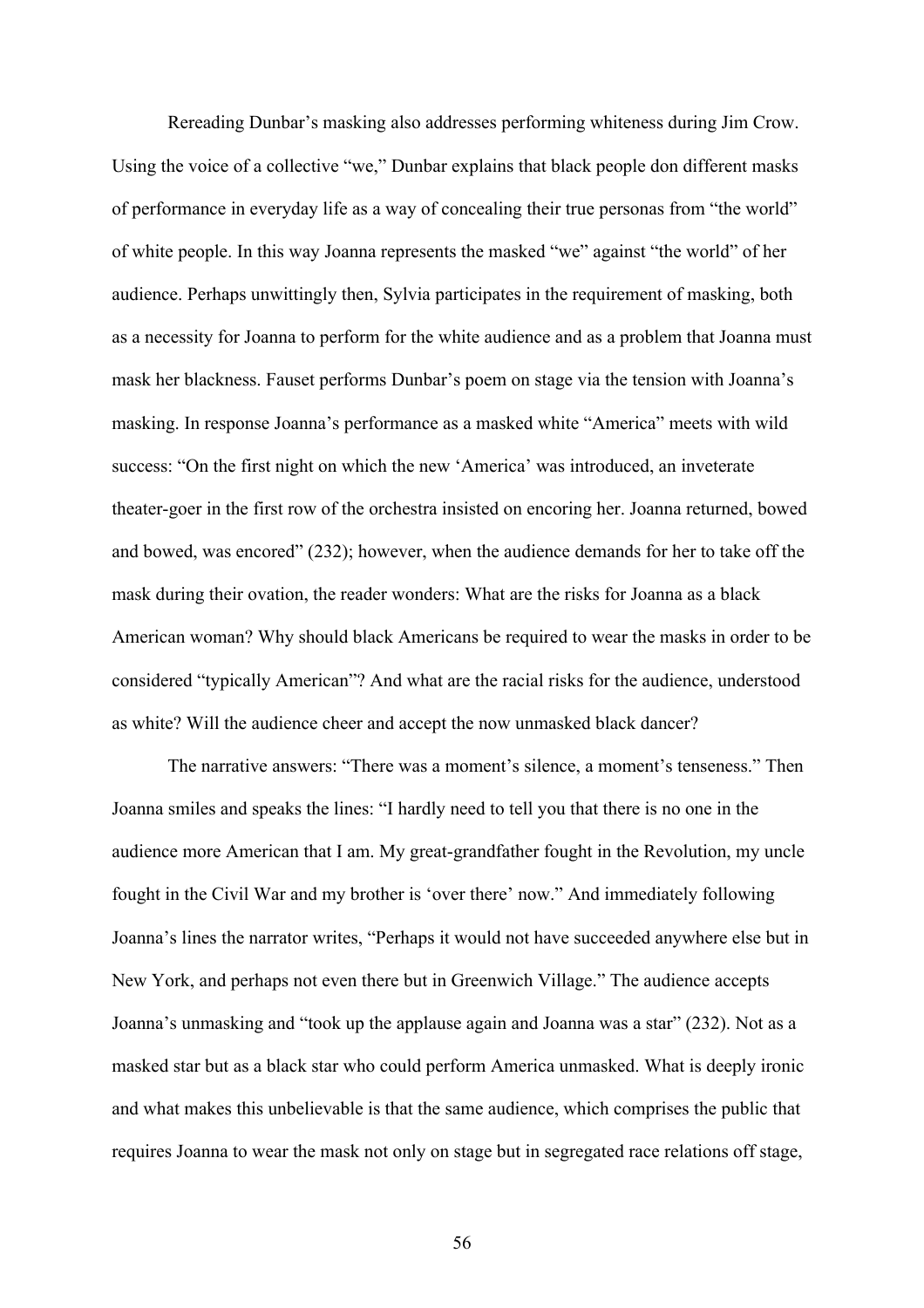Rereading Dunbar's masking also addresses performing whiteness during Jim Crow. Using the voice of a collective "we," Dunbar explains that black people don different masks of performance in everyday life as a way of concealing their true personas from "the world" of white people. In this way Joanna represents the masked "we" against "the world" of her audience. Perhaps unwittingly then, Sylvia participates in the requirement of masking, both as a necessity for Joanna to perform for the white audience and as a problem that Joanna must mask her blackness. Fauset performs Dunbar's poem on stage via the tension with Joanna's masking. In response Joanna's performance as a masked white "America" meets with wild success: "On the first night on which the new 'America' was introduced, an inveterate theater-goer in the first row of the orchestra insisted on encoring her. Joanna returned, bowed and bowed, was encored" (232); however, when the audience demands for her to take off the mask during their ovation, the reader wonders: What are the risks for Joanna as a black American woman? Why should black Americans be required to wear the masks in order to be considered "typically American"? And what are the racial risks for the audience, understood as white? Will the audience cheer and accept the now unmasked black dancer?

The narrative answers: "There was a moment's silence, a moment's tenseness." Then Joanna smiles and speaks the lines: "I hardly need to tell you that there is no one in the audience more American that I am. My great-grandfather fought in the Revolution, my uncle fought in the Civil War and my brother is 'over there' now." And immediately following Joanna's lines the narrator writes, "Perhaps it would not have succeeded anywhere else but in New York, and perhaps not even there but in Greenwich Village." The audience accepts Joanna's unmasking and "took up the applause again and Joanna was a star" (232). Not as a masked star but as a black star who could perform America unmasked. What is deeply ironic and what makes this unbelievable is that the same audience, which comprises the public that requires Joanna to wear the mask not only on stage but in segregated race relations off stage,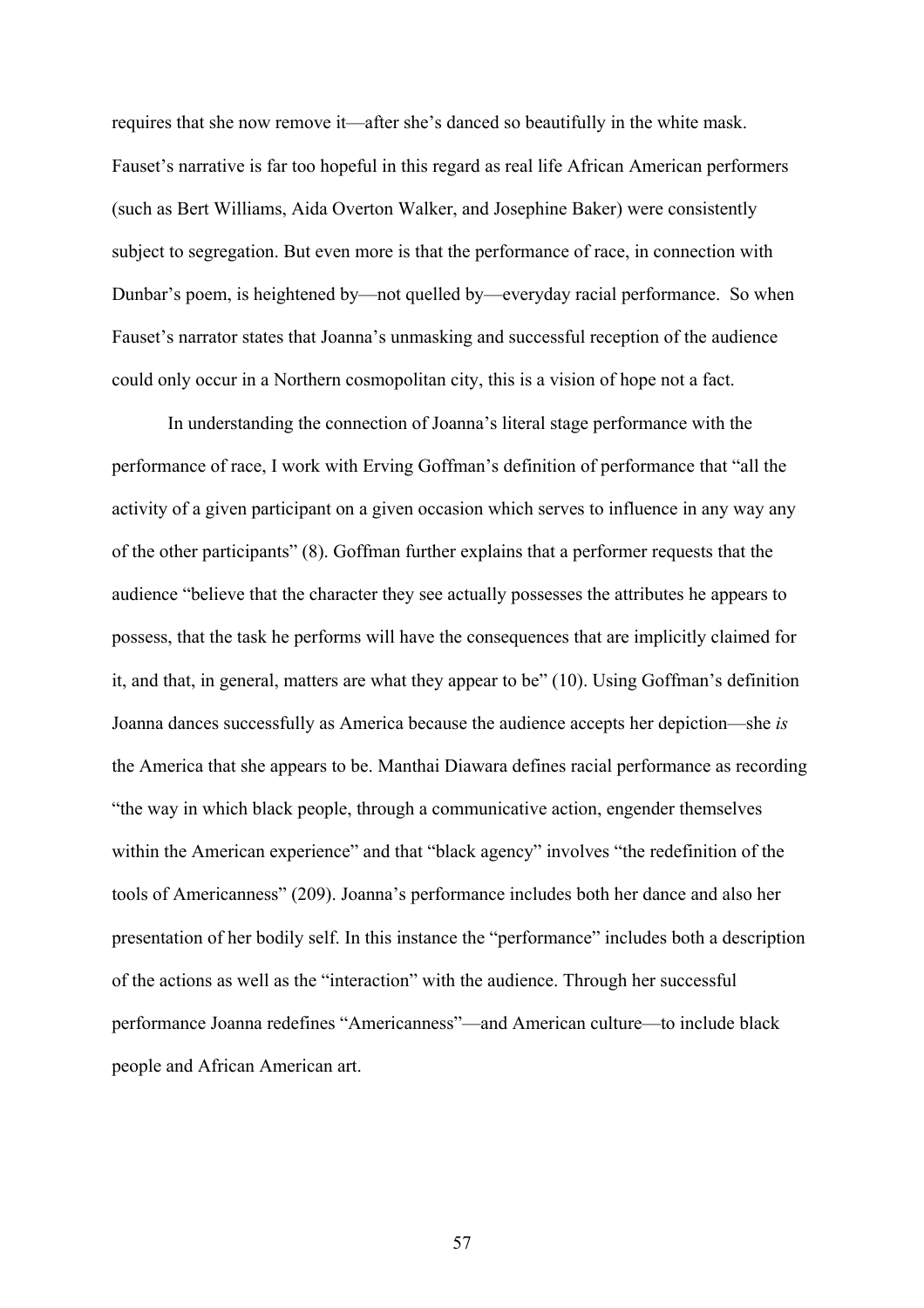requires that she now remove it—after she's danced so beautifully in the white mask. Fauset's narrative is far too hopeful in this regard as real life African American performers (such as Bert Williams, Aida Overton Walker, and Josephine Baker) were consistently subject to segregation. But even more is that the performance of race, in connection with Dunbar's poem, is heightened by—not quelled by—everyday racial performance. So when Fauset's narrator states that Joanna's unmasking and successful reception of the audience could only occur in a Northern cosmopolitan city, this is a vision of hope not a fact.

In understanding the connection of Joanna's literal stage performance with the performance of race, I work with Erving Goffman's definition of performance that "all the activity of a given participant on a given occasion which serves to influence in any way any of the other participants" (8). Goffman further explains that a performer requests that the audience "believe that the character they see actually possesses the attributes he appears to possess, that the task he performs will have the consequences that are implicitly claimed for it, and that, in general, matters are what they appear to be" (10). Using Goffman's definition Joanna dances successfully as America because the audience accepts her depiction—she *is* the America that she appears to be. Manthai Diawara defines racial performance as recording "the way in which black people, through a communicative action, engender themselves within the American experience" and that "black agency" involves "the redefinition of the tools of Americanness" (209). Joanna's performance includes both her dance and also her presentation of her bodily self. In this instance the "performance" includes both a description of the actions as well as the "interaction" with the audience. Through her successful performance Joanna redefines "Americanness"—and American culture—to include black people and African American art.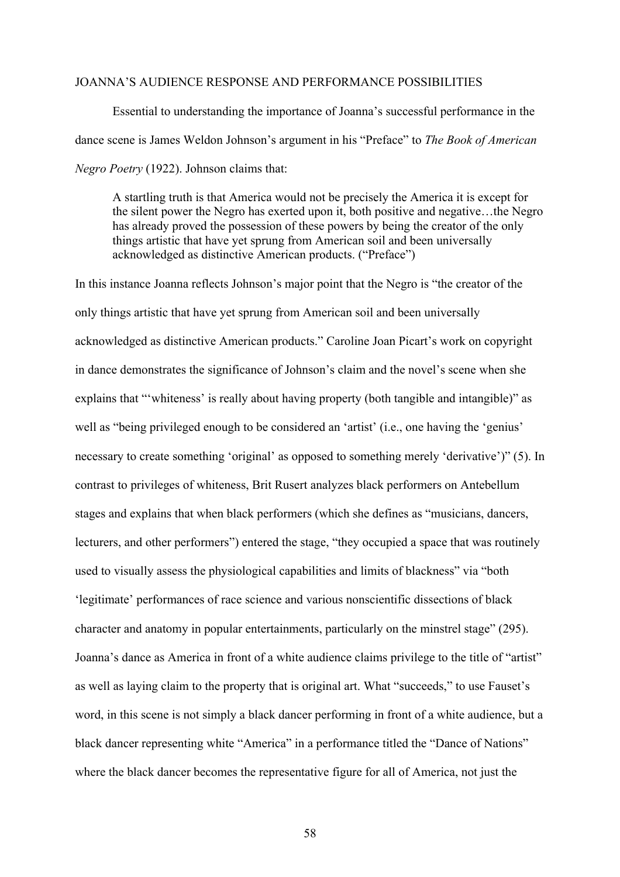## JOANNA'S AUDIENCE RESPONSE AND PERFORMANCE POSSIBILITIES

Essential to understanding the importance of Joanna's successful performance in the dance scene is James Weldon Johnson's argument in his "Preface" to *The Book of American Negro Poetry* (1922). Johnson claims that:

> A startling truth is that America would not be precisely the America it is except for the silent power the Negro has exerted upon it, both positive and negative…the Negro has already proved the possession of these powers by being the creator of the only things artistic that have yet sprung from American soil and been universally acknowledged as distinctive American products. ("Preface")

In this instance Joanna reflects Johnson's major point that the Negro is "the creator of the only things artistic that have yet sprung from American soil and been universally acknowledged as distinctive American products." Caroline Joan Picart's work on copyright in dance demonstrates the significance of Johnson's claim and the novel's scene when she explains that "'whiteness' is really about having property (both tangible and intangible)" as well as "being privileged enough to be considered an 'artist' (i.e., one having the 'genius' necessary to create something 'original' as opposed to something merely 'derivative')" (5). In contrast to privileges of whiteness, Brit Rusert analyzes black performers on Antebellum stages and explains that when black performers (which she defines as "musicians, dancers, lecturers, and other performers") entered the stage, "they occupied a space that was routinely used to visually assess the physiological capabilities and limits of blackness" via "both 'legitimate' performances of race science and various nonscientific dissections of black character and anatomy in popular entertainments, particularly on the minstrel stage" (295). Joanna's dance as America in front of a white audience claims privilege to the title of "artist" as well as laying claim to the property that is original art. What "succeeds," to use Fauset's word, in this scene is not simply a black dancer performing in front of a white audience, but a black dancer representing white "America" in a performance titled the "Dance of Nations" where the black dancer becomes the representative figure for all of America, not just the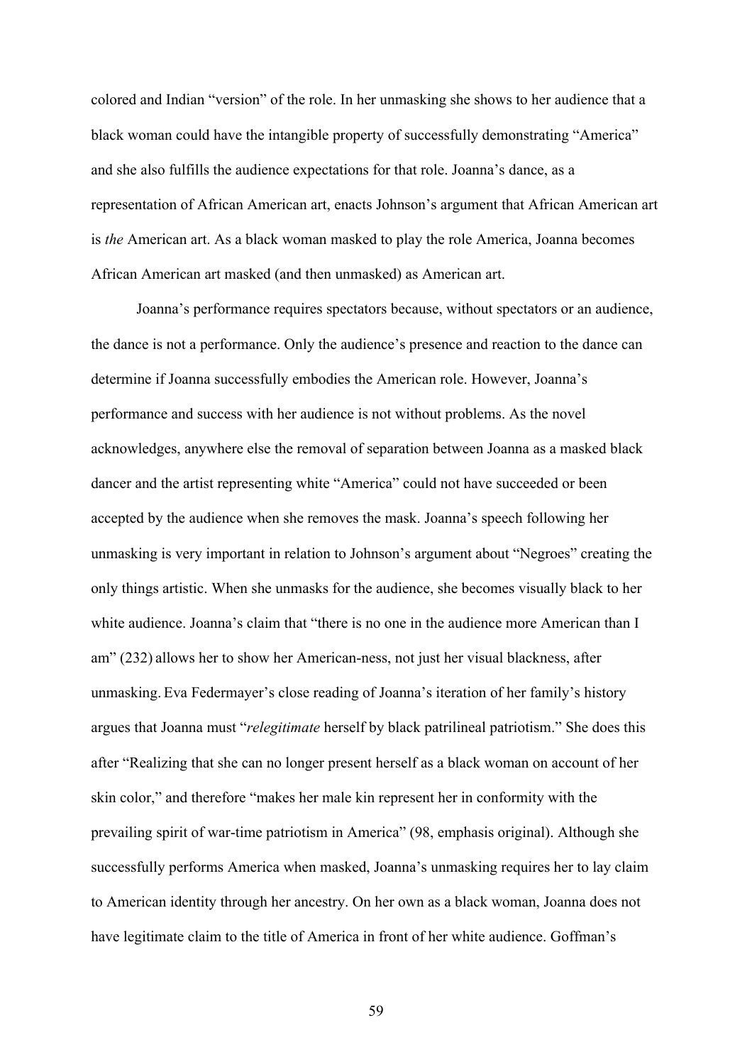colored and Indian "version" of the role. In her unmasking she shows to her audience that a black woman could have the intangible property of successfully demonstrating "America" and she also fulfills the audience expectations for that role. Joanna's dance, as a representation of African American art, enacts Johnson's argument that African American art is *the* American art. As a black woman masked to play the role America, Joanna becomes African American art masked (and then unmasked) as American art.

Joanna's performance requires spectators because, without spectators or an audience, the dance is not a performance. Only the audience's presence and reaction to the dance can determine if Joanna successfully embodies the American role. However, Joanna's performance and success with her audience is not without problems. As the novel acknowledges, anywhere else the removal of separation between Joanna as a masked black dancer and the artist representing white "America" could not have succeeded or been accepted by the audience when she removes the mask. Joanna's speech following her unmasking is very important in relation to Johnson's argument about "Negroes" creating the only things artistic. When she unmasks for the audience, she becomes visually black to her white audience. Joanna's claim that "there is no one in the audience more American than I am" (232) allows her to show her American-ness, not just her visual blackness, after unmasking. Eva Federmayer's close reading of Joanna's iteration of her family's history argues that Joanna must "*relegitimate* herself by black patrilineal patriotism." She does this after "Realizing that she can no longer present herself as a black woman on account of her skin color," and therefore "makes her male kin represent her in conformity with the prevailing spirit of war-time patriotism in America" (98, emphasis original). Although she successfully performs America when masked, Joanna's unmasking requires her to lay claim to American identity through her ancestry. On her own as a black woman, Joanna does not have legitimate claim to the title of America in front of her white audience. Goffman's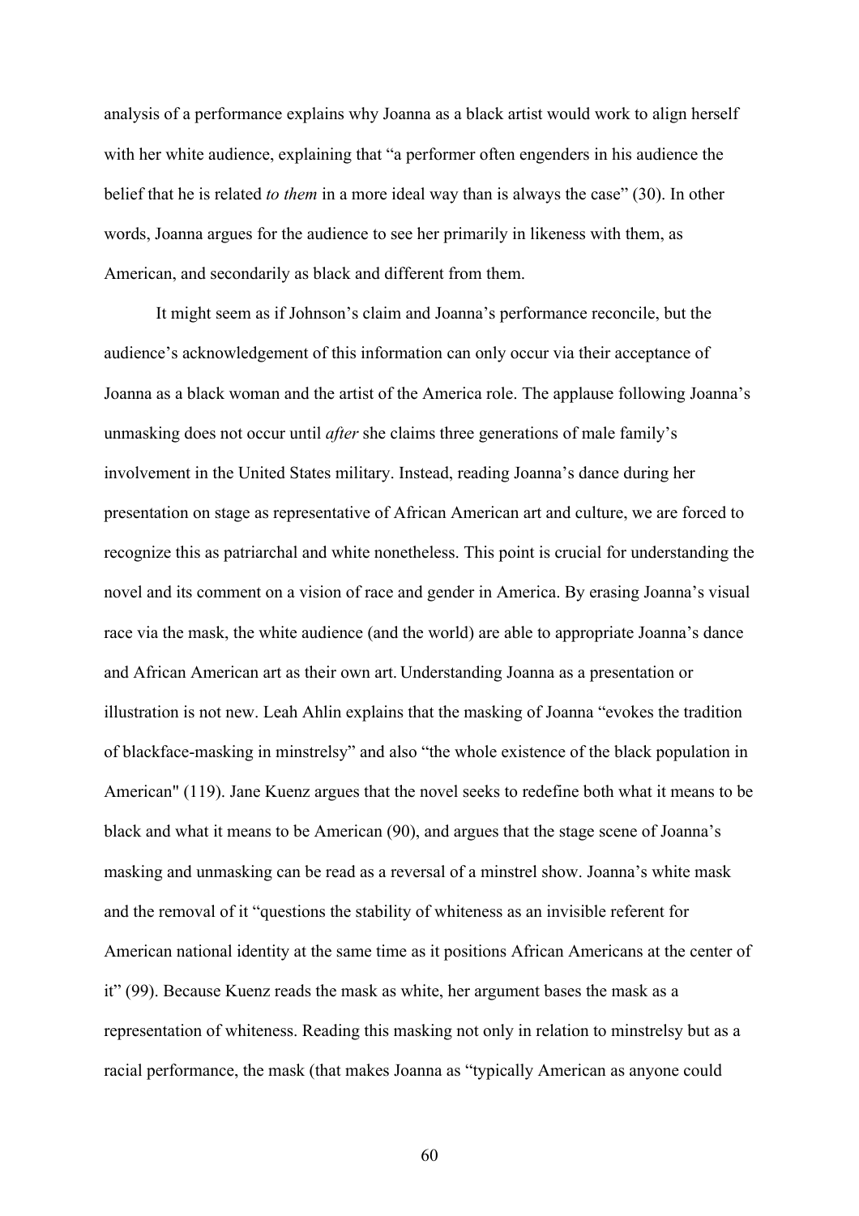analysis of a performance explains why Joanna as a black artist would work to align herself with her white audience, explaining that "a performer often engenders in his audience the belief that he is related *to them* in a more ideal way than is always the case" (30). In other words, Joanna argues for the audience to see her primarily in likeness with them, as American, and secondarily as black and different from them.

It might seem as if Johnson's claim and Joanna's performance reconcile, but the audience's acknowledgement of this information can only occur via their acceptance of Joanna as a black woman and the artist of the America role. The applause following Joanna's unmasking does not occur until *after* she claims three generations of male family's involvement in the United States military. Instead, reading Joanna's dance during her presentation on stage as representative of African American art and culture, we are forced to recognize this as patriarchal and white nonetheless. This point is crucial for understanding the novel and its comment on a vision of race and gender in America. By erasing Joanna's visual race via the mask, the white audience (and the world) are able to appropriate Joanna's dance and African American art as their own art. Understanding Joanna as a presentation or illustration is not new. Leah Ahlin explains that the masking of Joanna "evokes the tradition of blackface-masking in minstrelsy" and also "the whole existence of the black population in American" (119). Jane Kuenz argues that the novel seeks to redefine both what it means to be black and what it means to be American (90), and argues that the stage scene of Joanna's masking and unmasking can be read as a reversal of a minstrel show. Joanna's white mask and the removal of it "questions the stability of whiteness as an invisible referent for American national identity at the same time as it positions African Americans at the center of it" (99). Because Kuenz reads the mask as white, her argument bases the mask as a representation of whiteness. Reading this masking not only in relation to minstrelsy but as a racial performance, the mask (that makes Joanna as "typically American as anyone could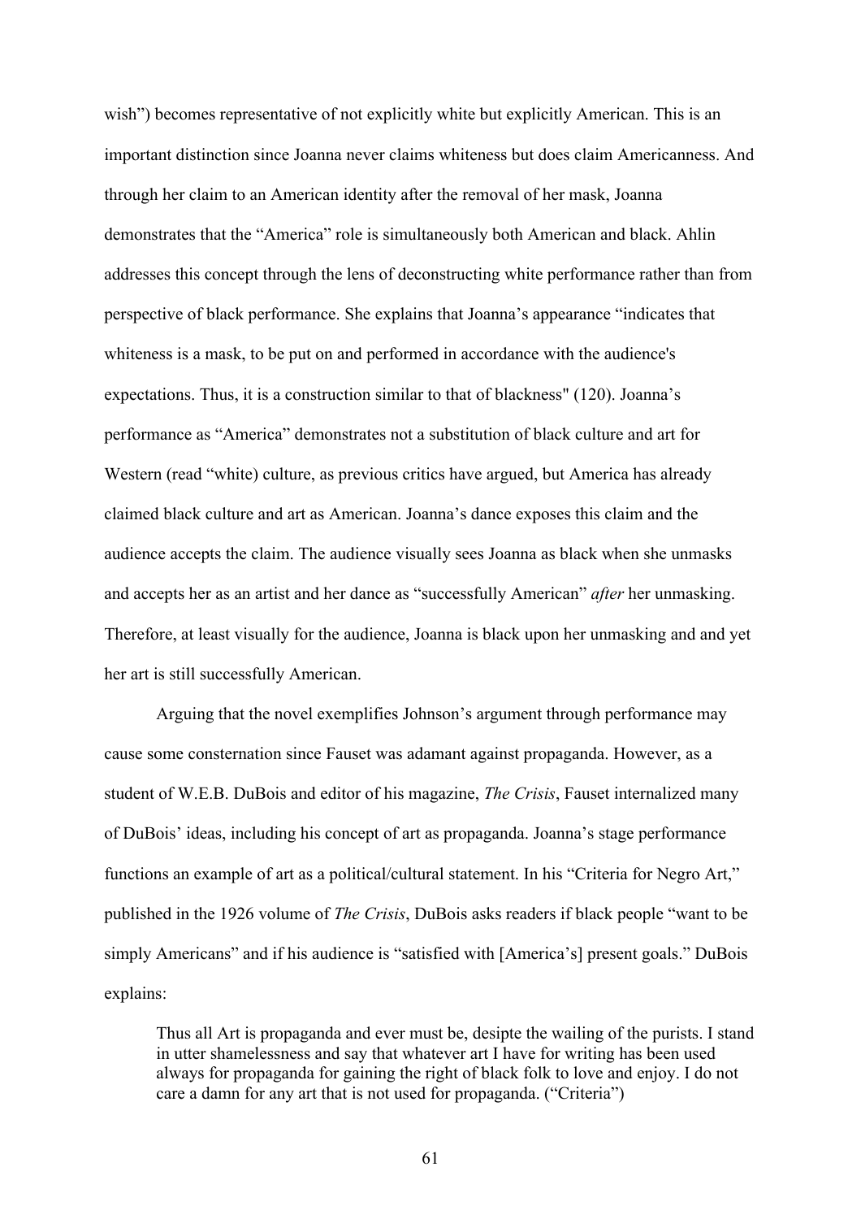wish") becomes representative of not explicitly white but explicitly American. This is an important distinction since Joanna never claims whiteness but does claim Americanness. And through her claim to an American identity after the removal of her mask, Joanna demonstrates that the "America" role is simultaneously both American and black. Ahlin addresses this concept through the lens of deconstructing white performance rather than from perspective of black performance. She explains that Joanna's appearance "indicates that whiteness is a mask, to be put on and performed in accordance with the audience's expectations. Thus, it is a construction similar to that of blackness" (120). Joanna's performance as "America" demonstrates not a substitution of black culture and art for Western (read "white) culture, as previous critics have argued, but America has already claimed black culture and art as American. Joanna's dance exposes this claim and the audience accepts the claim. The audience visually sees Joanna as black when she unmasks and accepts her as an artist and her dance as "successfully American" *after* her unmasking. Therefore, at least visually for the audience, Joanna is black upon her unmasking and and yet her art is still successfully American.

Arguing that the novel exemplifies Johnson's argument through performance may cause some consternation since Fauset was adamant against propaganda. However, as a student of W.E.B. DuBois and editor of his magazine, *The Crisis*, Fauset internalized many of DuBois' ideas, including his concept of art as propaganda. Joanna's stage performance functions an example of art as a political/cultural statement. In his "Criteria for Negro Art," published in the 1926 volume of *The Crisis*, DuBois asks readers if black people "want to be simply Americans" and if his audience is "satisfied with [America's] present goals." DuBois explains:

> Thus all Art is propaganda and ever must be, desipte the wailing of the purists. I stand in utter shamelessness and say that whatever art I have for writing has been used always for propaganda for gaining the right of black folk to love and enjoy. I do not care a damn for any art that is not used for propaganda. ("Criteria")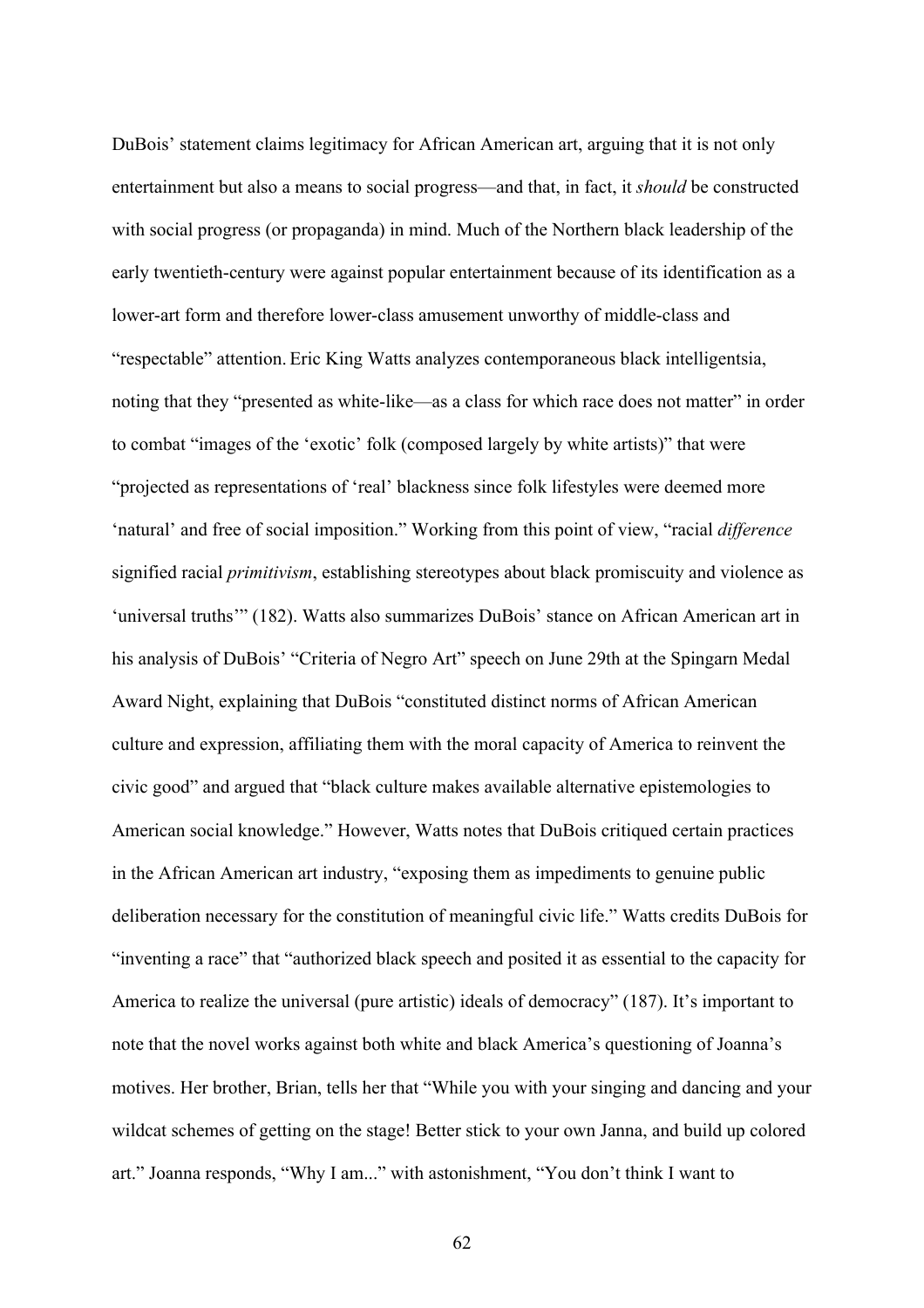DuBois' statement claims legitimacy for African American art, arguing that it is not only entertainment but also a means to social progress—and that, in fact, it *should* be constructed with social progress (or propaganda) in mind. Much of the Northern black leadership of the early twentieth-century were against popular entertainment because of its identification as a lower-art form and therefore lower-class amusement unworthy of middle-class and "respectable" attention. Eric King Watts analyzes contemporaneous black intelligentsia, noting that they "presented as white-like—as a class for which race does not matter" in order to combat "images of the 'exotic' folk (composed largely by white artists)" that were "projected as representations of 'real' blackness since folk lifestyles were deemed more 'natural' and free of social imposition." Working from this point of view, "racial *difference* signified racial *primitivism*, establishing stereotypes about black promiscuity and violence as 'universal truths'" (182). Watts also summarizes DuBois' stance on African American art in his analysis of DuBois' "Criteria of Negro Art" speech on June 29th at the Spingarn Medal Award Night, explaining that DuBois "constituted distinct norms of African American culture and expression, affiliating them with the moral capacity of America to reinvent the civic good" and argued that "black culture makes available alternative epistemologies to American social knowledge." However, Watts notes that DuBois critiqued certain practices in the African American art industry, "exposing them as impediments to genuine public deliberation necessary for the constitution of meaningful civic life." Watts credits DuBois for "inventing a race" that "authorized black speech and posited it as essential to the capacity for America to realize the universal (pure artistic) ideals of democracy" (187). It's important to note that the novel works against both white and black America's questioning of Joanna's motives. Her brother, Brian, tells her that "While you with your singing and dancing and your wildcat schemes of getting on the stage! Better stick to your own Janna, and build up colored art." Joanna responds, "Why I am..." with astonishment, "You don't think I want to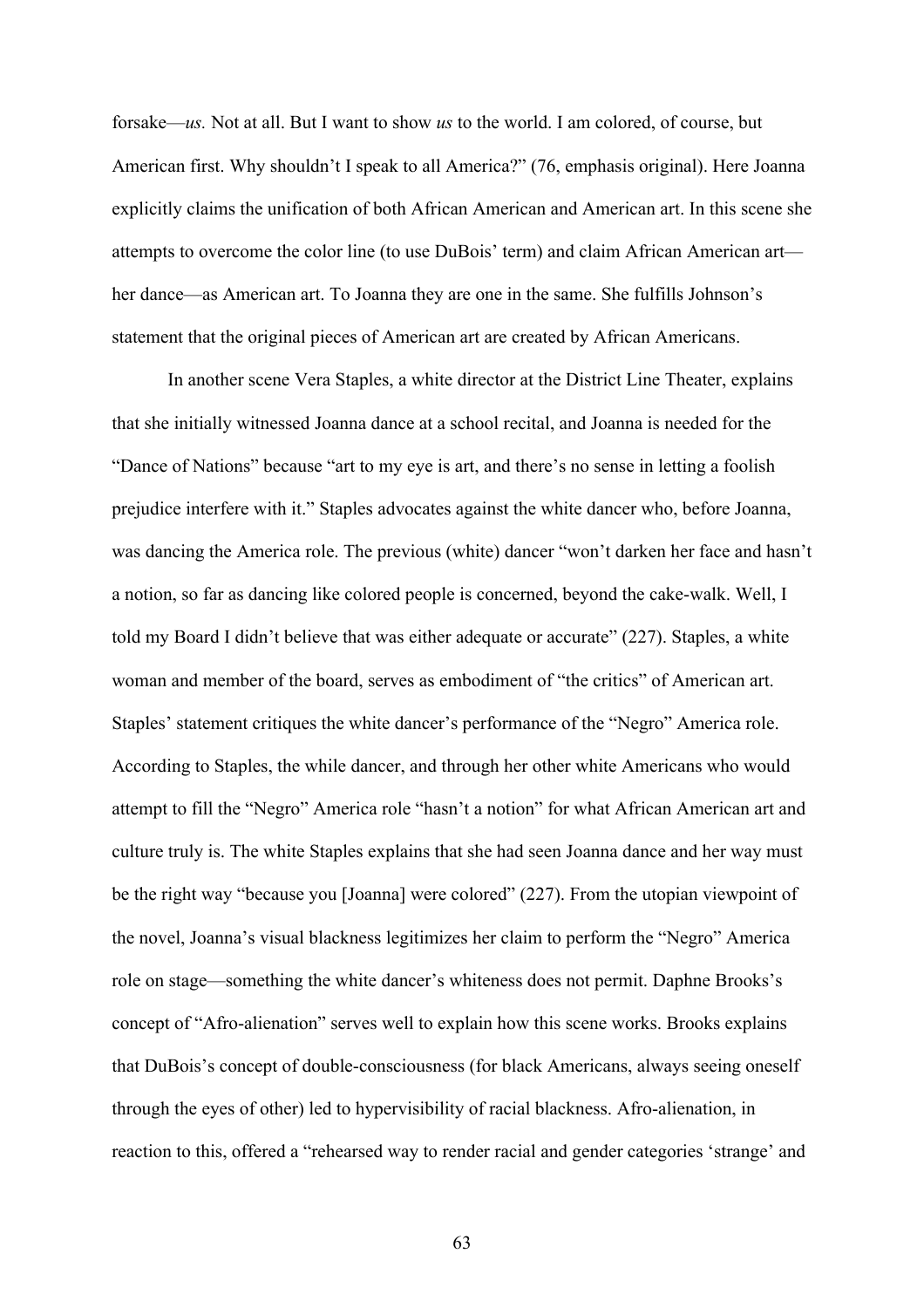forsake—*us.* Not at all. But I want to show *us* to the world. I am colored, of course, but American first. Why shouldn't I speak to all America?" (76, emphasis original). Here Joanna explicitly claims the unification of both African American and American art. In this scene she attempts to overcome the color line (to use DuBois' term) and claim African American art—her dance—as American art. To Joanna they are one in the same. She fulfills Johnson's statement that the original pieces of American art are created by African Americans.

In another scene Vera Staples, a white director at the District Line Theater, explains that she initially witnessed Joanna dance at a school recital, and Joanna is needed for the "Dance of Nations" because "art to my eye is art, and there's no sense in letting a foolish prejudice interfere with it." Staples advocates against the white dancer who, before Joanna, was dancing the America role. The previous (white) dancer "won't darken her face and hasn't a notion, so far as dancing like colored people is concerned, beyond the cake-walk. Well, I told my Board I didn't believe that was either adequate or accurate" (227). Staples, a white woman and member of the board, serves as embodiment of "the critics" of American art. Staples' statement critiques the white dancer's performance of the "Negro" America role. According to Staples, the while dancer, and through her other white Americans who would attempt to fill the "Negro" America role "hasn't a notion" for what African American art and culture truly is. The white Staples explains that she had seen Joanna dance and her way must be the right way "because you [Joanna] were colored" (227). From the utopian viewpoint of the novel, Joanna's visual blackness legitimizes her claim to perform the "Negro" America role on stage—something the white dancer's whiteness does not permit. Daphne Brooks's concept of "Afro-alienation" serves well to explain how this scene works. Brooks explains that DuBois's concept of double-consciousness (for black Americans, always seeing oneself through the eyes of other) led to hypervisibility of racial blackness. Afro-alienation, in reaction to this, offered a "rehearsed way to render racial and gender categories 'strange' and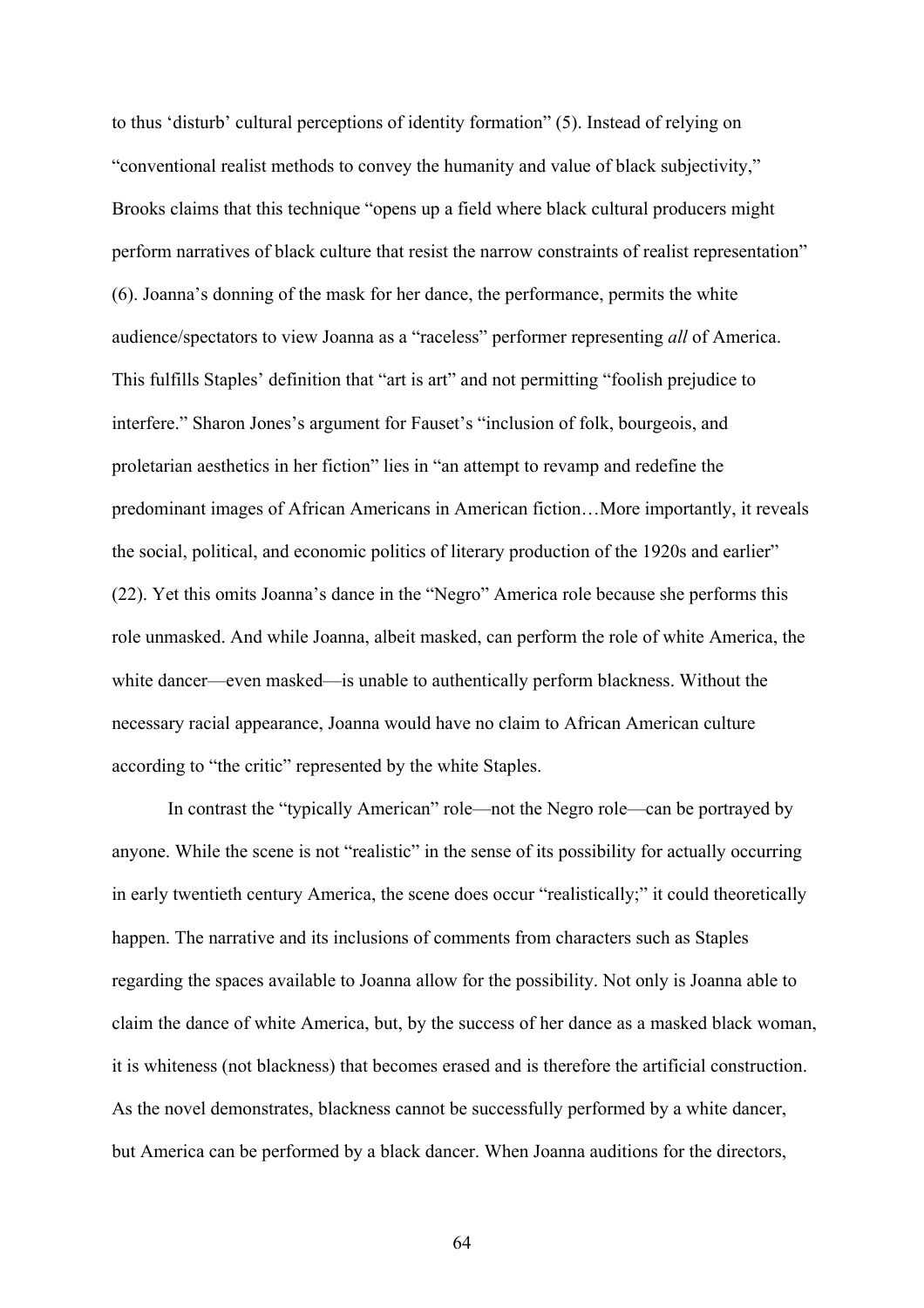to thus 'disturb' cultural perceptions of identity formation" (5). Instead of relying on "conventional realist methods to convey the humanity and value of black subjectivity," Brooks claims that this technique "opens up a field where black cultural producers might perform narratives of black culture that resist the narrow constraints of realist representation" (6). Joanna's donning of the mask for her dance, the performance, permits the white audience/spectators to view Joanna as a "raceless" performer representing *all* of America. This fulfills Staples' definition that "art is art" and not permitting "foolish prejudice to interfere." Sharon Jones's argument for Fauset's "inclusion of folk, bourgeois, and proletarian aesthetics in her fiction" lies in "an attempt to revamp and redefine the predominant images of African Americans in American fiction…More importantly, it reveals the social, political, and economic politics of literary production of the 1920s and earlier" (22). Yet this omits Joanna's dance in the "Negro" America role because she performs this role unmasked. And while Joanna, albeit masked, can perform the role of white America, the white dancer—even masked—is unable to authentically perform blackness. Without the necessary racial appearance, Joanna would have no claim to African American culture according to "the critic" represented by the white Staples.

In contrast the "typically American" role—not the Negro role—can be portrayed by anyone. While the scene is not "realistic" in the sense of its possibility for actually occurring in early twentieth century America, the scene does occur "realistically;" it could theoretically happen. The narrative and its inclusions of comments from characters such as Staples regarding the spaces available to Joanna allow for the possibility. Not only is Joanna able to claim the dance of white America, but, by the success of her dance as a masked black woman, it is whiteness (not blackness) that becomes erased and is therefore the artificial construction. As the novel demonstrates, blackness cannot be successfully performed by a white dancer, but America can be performed by a black dancer. When Joanna auditions for the directors,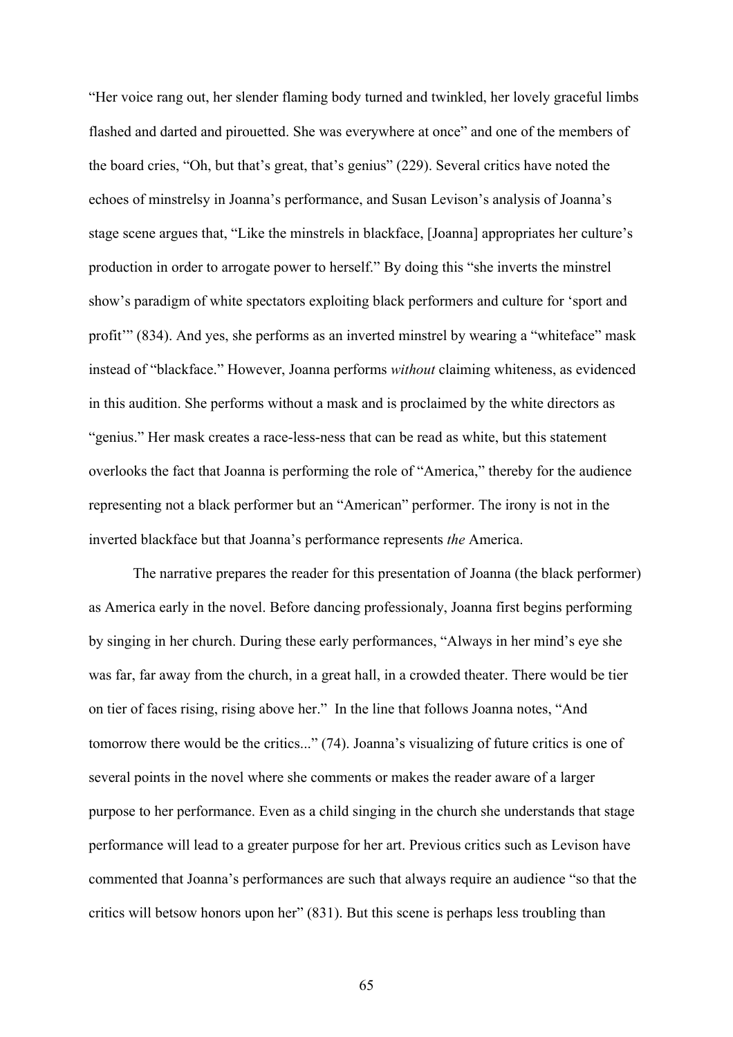"Her voice rang out, her slender flaming body turned and twinkled, her lovely graceful limbs flashed and darted and pirouetted. She was everywhere at once" and one of the members of the board cries, "Oh, but that's great, that's genius" (229). Several critics have noted the echoes of minstrelsy in Joanna's performance, and Susan Levison's analysis of Joanna's stage scene argues that, "Like the minstrels in blackface, [Joanna] appropriates her culture's production in order to arrogate power to herself." By doing this "she inverts the minstrel show's paradigm of white spectators exploiting black performers and culture for 'sport and profit'" (834). And yes, she performs as an inverted minstrel by wearing a "whiteface" mask instead of "blackface." However, Joanna performs *without* claiming whiteness, as evidenced in this audition. She performs without a mask and is proclaimed by the white directors as "genius." Her mask creates a race-less-ness that can be read as white, but this statement overlooks the fact that Joanna is performing the role of "America," thereby for the audience representing not a black performer but an "American" performer. The irony is not in the inverted blackface but that Joanna's performance represents *the* America.

The narrative prepares the reader for this presentation of Joanna (the black performer) as America early in the novel. Before dancing professionaly, Joanna first begins performing by singing in her church. During these early performances, "Always in her mind's eye she was far, far away from the church, in a great hall, in a crowded theater. There would be tier on tier of faces rising, rising above her." In the line that follows Joanna notes, "And tomorrow there would be the critics..." (74). Joanna's visualizing of future critics is one of several points in the novel where she comments or makes the reader aware of a larger purpose to her performance. Even as a child singing in the church she understands that stage performance will lead to a greater purpose for her art. Previous critics such as Levison have commented that Joanna's performances are such that always require an audience "so that the critics will betsow honors upon her" (831). But this scene is perhaps less troubling than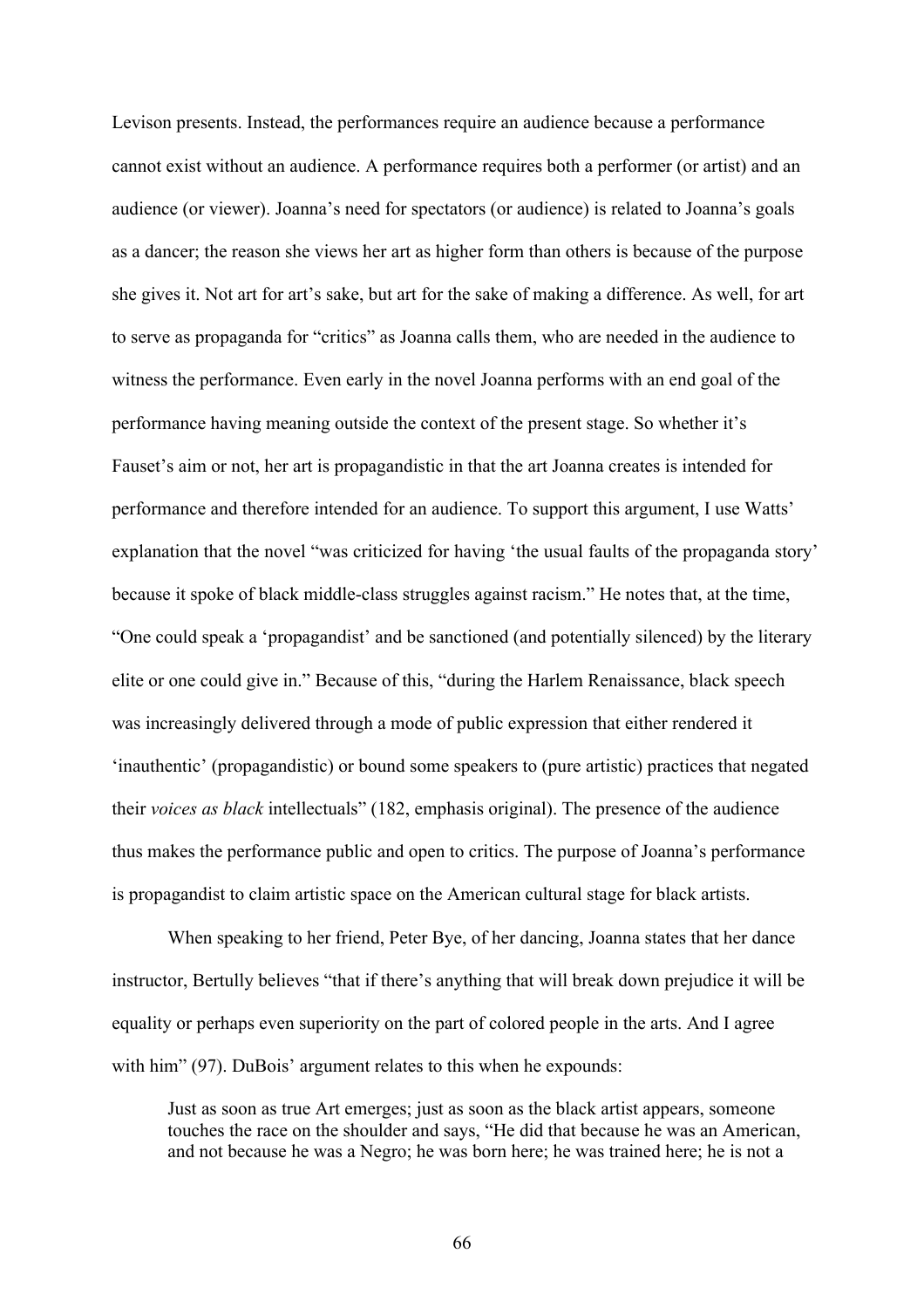Levison presents. Instead, the performances require an audience because a performance cannot exist without an audience. A performance requires both a performer (or artist) and an audience (or viewer). Joanna's need for spectators (or audience) is related to Joanna's goals as a dancer; the reason she views her art as higher form than others is because of the purpose she gives it. Not art for art's sake, but art for the sake of making a difference. As well, for art to serve as propaganda for "critics" as Joanna calls them, who are needed in the audience to witness the performance. Even early in the novel Joanna performs with an end goal of the performance having meaning outside the context of the present stage. So whether it's Fauset's aim or not, her art is propagandistic in that the art Joanna creates is intended for performance and therefore intended for an audience. To support this argument, I use Watts' explanation that the novel "was criticized for having 'the usual faults of the propaganda story' because it spoke of black middle-class struggles against racism." He notes that, at the time, "One could speak a 'propagandist' and be sanctioned (and potentially silenced) by the literary elite or one could give in." Because of this, "during the Harlem Renaissance, black speech was increasingly delivered through a mode of public expression that either rendered it 'inauthentic' (propagandistic) or bound some speakers to (pure artistic) practices that negated their *voices as black* intellectuals" (182, emphasis original). The presence of the audience thus makes the performance public and open to critics. The purpose of Joanna's performance is propagandist to claim artistic space on the American cultural stage for black artists.

When speaking to her friend, Peter Bye, of her dancing, Joanna states that her dance instructor, Bertully believes "that if there's anything that will break down prejudice it will be equality or perhaps even superiority on the part of colored people in the arts. And I agree with him" (97). DuBois' argument relates to this when he expounds:

> Just as soon as true Art emerges; just as soon as the black artist appears, someone touches the race on the shoulder and says, "He did that because he was an American, and not because he was a Negro; he was born here; he was trained here; he is not a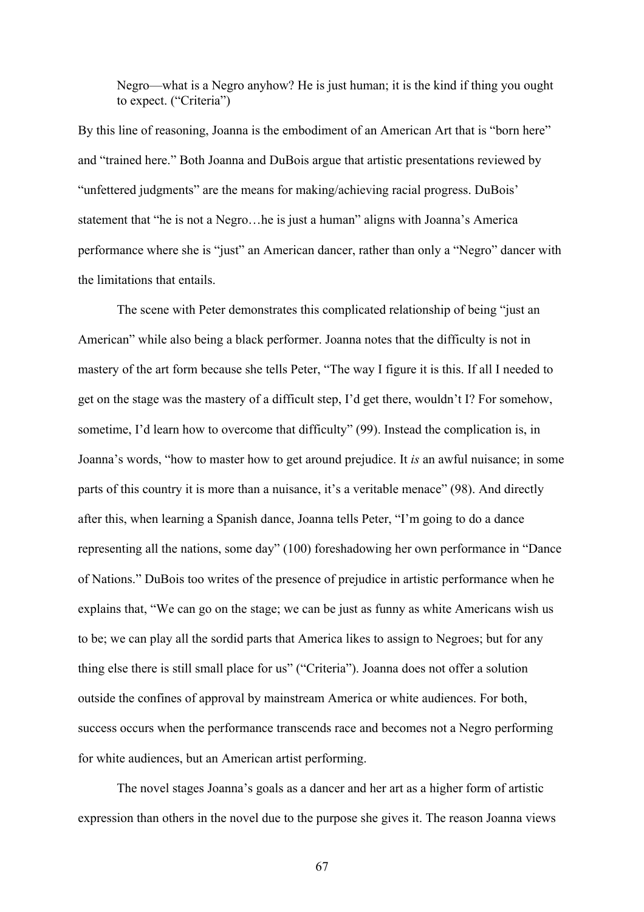> Negro—what is a Negro anyhow? He is just human; it is the kind if thing you ought to expect. ("Criteria")

By this line of reasoning, Joanna is the embodiment of an American Art that is "born here" and "trained here." Both Joanna and DuBois argue that artistic presentations reviewed by "unfettered judgments" are the means for making/achieving racial progress. DuBois' statement that "he is not a Negro…he is just a human" aligns with Joanna's America performance where she is "just" an American dancer, rather than only a "Negro" dancer with the limitations that entails.

The scene with Peter demonstrates this complicated relationship of being "just an American" while also being a black performer. Joanna notes that the difficulty is not in mastery of the art form because she tells Peter, "The way I figure it is this. If all I needed to get on the stage was the mastery of a difficult step, I'd get there, wouldn't I? For somehow, sometime, I'd learn how to overcome that difficulty" (99). Instead the complication is, in Joanna's words, "how to master how to get around prejudice. It *is* an awful nuisance; in some parts of this country it is more than a nuisance, it's a veritable menace" (98). And directly after this, when learning a Spanish dance, Joanna tells Peter, "I'm going to do a dance representing all the nations, some day" (100) foreshadowing her own performance in "Dance of Nations." DuBois too writes of the presence of prejudice in artistic performance when he explains that, "We can go on the stage; we can be just as funny as white Americans wish us to be; we can play all the sordid parts that America likes to assign to Negroes; but for any thing else there is still small place for us" ("Criteria"). Joanna does not offer a solution outside the confines of approval by mainstream America or white audiences. For both, success occurs when the performance transcends race and becomes not a Negro performing for white audiences, but an American artist performing.

The novel stages Joanna's goals as a dancer and her art as a higher form of artistic expression than others in the novel due to the purpose she gives it. The reason Joanna views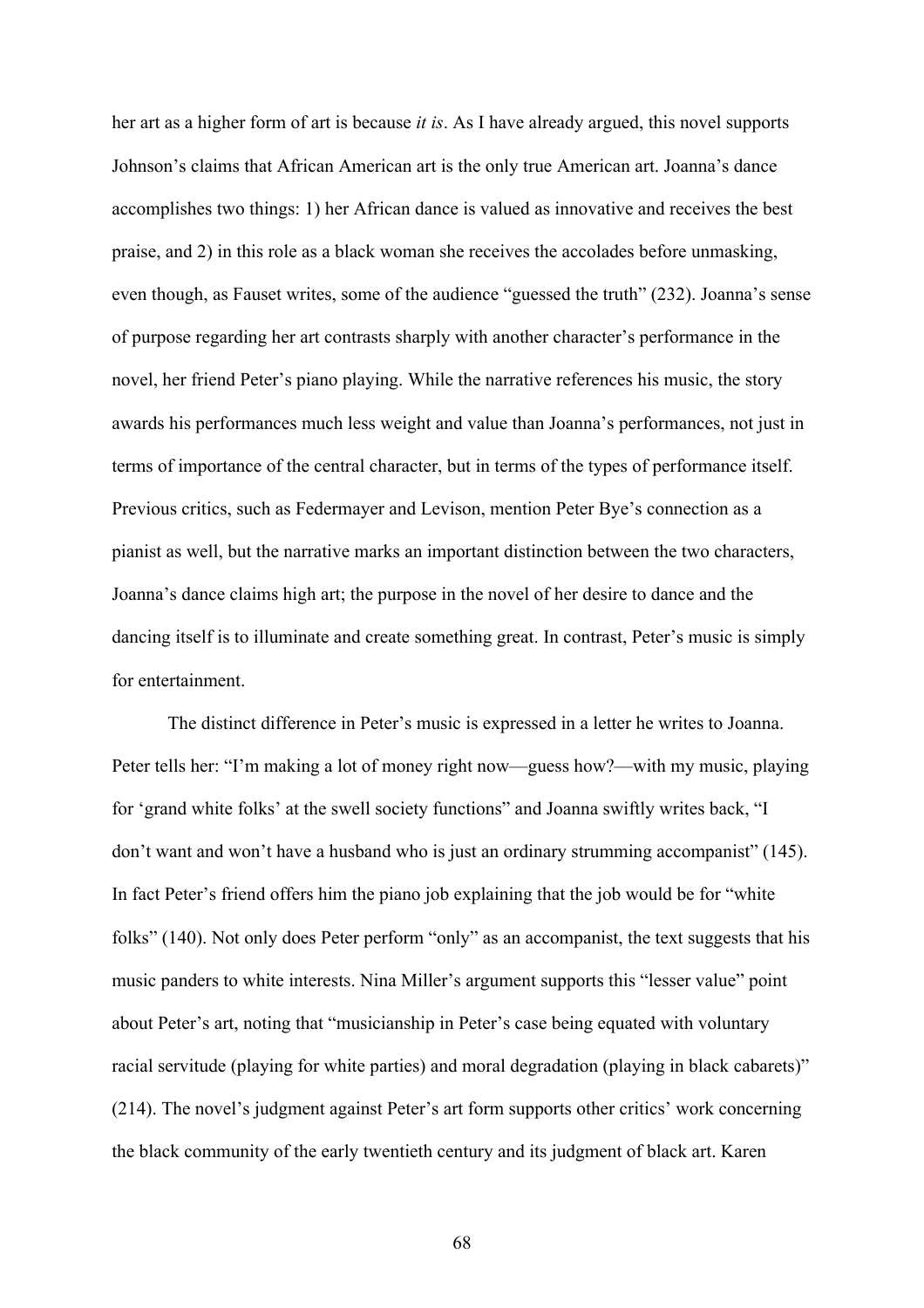her art as a higher form of art is because *it is*. As I have already argued, this novel supports Johnson's claims that African American art is the only true American art. Joanna's dance accomplishes two things: 1) her African dance is valued as innovative and receives the best praise, and 2) in this role as a black woman she receives the accolades before unmasking, even though, as Fauset writes, some of the audience "guessed the truth" (232). Joanna's sense of purpose regarding her art contrasts sharply with another character's performance in the novel, her friend Peter's piano playing. While the narrative references his music, the story awards his performances much less weight and value than Joanna's performances, not just in terms of importance of the central character, but in terms of the types of performance itself. Previous critics, such as Federmayer and Levison, mention Peter Bye's connection as a pianist as well, but the narrative marks an important distinction between the two characters, Joanna's dance claims high art; the purpose in the novel of her desire to dance and the dancing itself is to illuminate and create something great. In contrast, Peter's music is simply for entertainment.

The distinct difference in Peter's music is expressed in a letter he writes to Joanna. Peter tells her: "I'm making a lot of money right now—guess how?—with my music, playing for 'grand white folks' at the swell society functions" and Joanna swiftly writes back, "I don't want and won't have a husband who is just an ordinary strumming accompanist" (145). In fact Peter's friend offers him the piano job explaining that the job would be for "white folks" (140). Not only does Peter perform "only" as an accompanist, the text suggests that his music panders to white interests. Nina Miller's argument supports this "lesser value" point about Peter's art, noting that "musicianship in Peter's case being equated with voluntary racial servitude (playing for white parties) and moral degradation (playing in black cabarets)" (214). The novel's judgment against Peter's art form supports other critics' work concerning the black community of the early twentieth century and its judgment of black art. Karen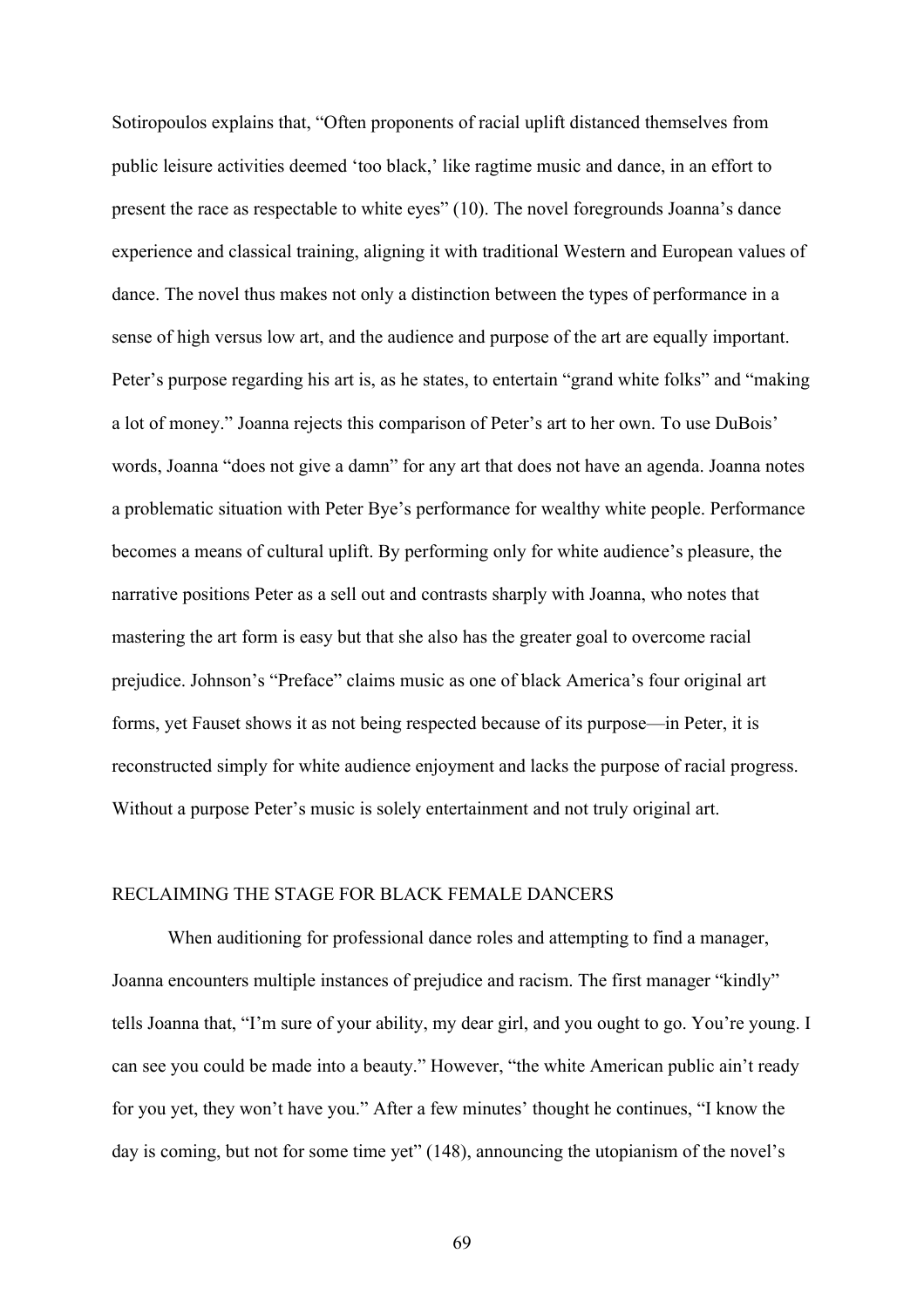Sotiropoulos explains that, "Often proponents of racial uplift distanced themselves from public leisure activities deemed 'too black,' like ragtime music and dance, in an effort to present the race as respectable to white eyes" (10). The novel foregrounds Joanna's dance experience and classical training, aligning it with traditional Western and European values of dance. The novel thus makes not only a distinction between the types of performance in a sense of high versus low art, and the audience and purpose of the art are equally important. Peter's purpose regarding his art is, as he states, to entertain "grand white folks" and "making a lot of money." Joanna rejects this comparison of Peter's art to her own. To use DuBois' words, Joanna "does not give a damn" for any art that does not have an agenda. Joanna notes a problematic situation with Peter Bye's performance for wealthy white people. Performance becomes a means of cultural uplift. By performing only for white audience's pleasure, the narrative positions Peter as a sell out and contrasts sharply with Joanna, who notes that mastering the art form is easy but that she also has the greater goal to overcome racial prejudice. Johnson's "Preface" claims music as one of black America's four original art forms, yet Fauset shows it as not being respected because of its purpose—in Peter, it is reconstructed simply for white audience enjoyment and lacks the purpose of racial progress. Without a purpose Peter's music is solely entertainment and not truly original art.

## RECLAIMING THE STAGE FOR BLACK FEMALE DANCERS

When auditioning for professional dance roles and attempting to find a manager, Joanna encounters multiple instances of prejudice and racism. The first manager "kindly" tells Joanna that, "I'm sure of your ability, my dear girl, and you ought to go. You're young. I can see you could be made into a beauty." However, "the white American public ain't ready for you yet, they won't have you." After a few minutes' thought he continues, "I know the day is coming, but not for some time yet" (148), announcing the utopianism of the novel's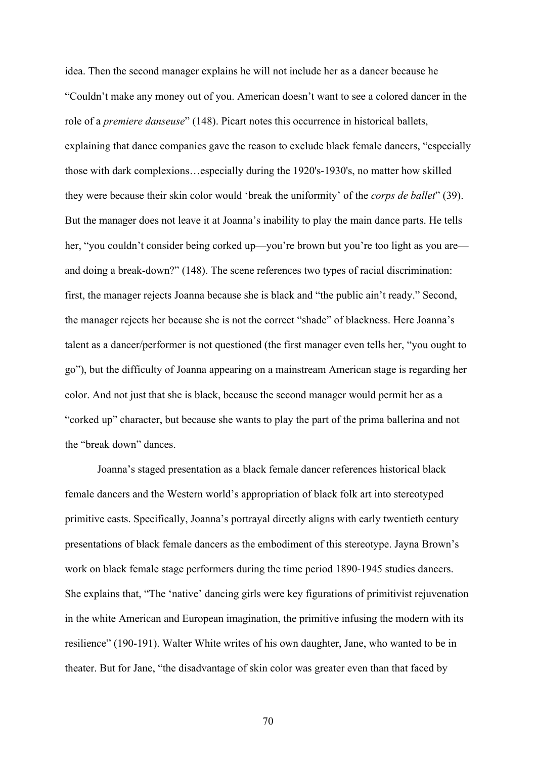idea. Then the second manager explains he will not include her as a dancer because he "Couldn't make any money out of you. American doesn't want to see a colored dancer in the role of a *premiere danseuse*" (148). Picart notes this occurrence in historical ballets, explaining that dance companies gave the reason to exclude black female dancers, "especially those with dark complexions…especially during the 1920's-1930's, no matter how skilled they were because their skin color would 'break the uniformity' of the *corps de ballet*" (39). But the manager does not leave it at Joanna's inability to play the main dance parts. He tells her, "you couldn't consider being corked up—you're brown but you're too light as you are—and doing a break-down?" (148). The scene references two types of racial discrimination: first, the manager rejects Joanna because she is black and "the public ain't ready." Second, the manager rejects her because she is not the correct "shade" of blackness. Here Joanna's talent as a dancer/performer is not questioned (the first manager even tells her, "you ought to go"), but the difficulty of Joanna appearing on a mainstream American stage is regarding her color. And not just that she is black, because the second manager would permit her as a "corked up" character, but because she wants to play the part of the prima ballerina and not the "break down" dances.

Joanna's staged presentation as a black female dancer references historical black female dancers and the Western world's appropriation of black folk art into stereotyped primitive casts. Specifically, Joanna's portrayal directly aligns with early twentieth century presentations of black female dancers as the embodiment of this stereotype. Jayna Brown's work on black female stage performers during the time period 1890-1945 studies dancers. She explains that, "The 'native' dancing girls were key figurations of primitivist rejuvenation in the white American and European imagination, the primitive infusing the modern with its resilience" (190-191). Walter White writes of his own daughter, Jane, who wanted to be in theater. But for Jane, "the disadvantage of skin color was greater even than that faced by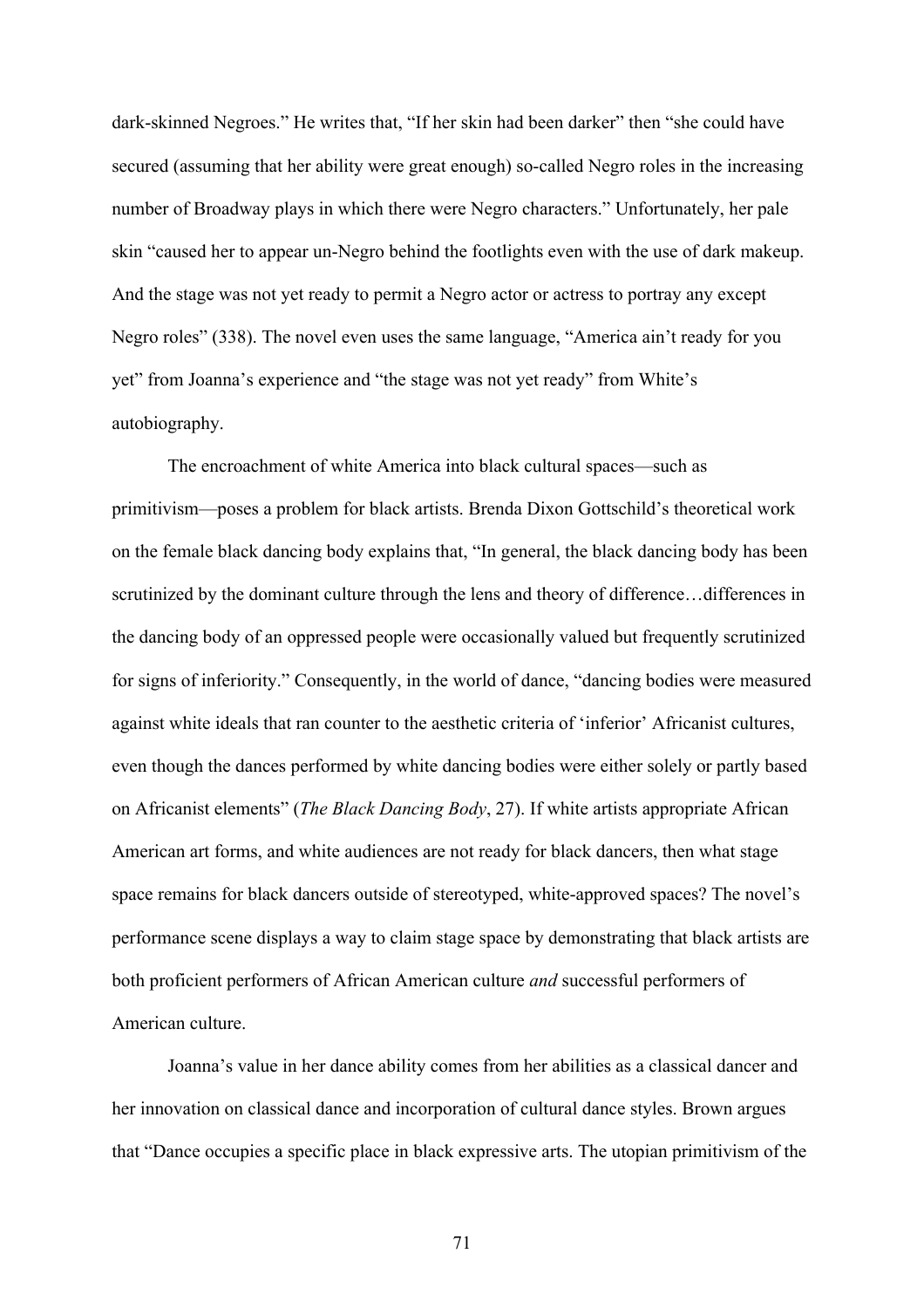dark-skinned Negroes." He writes that, "If her skin had been darker" then "she could have secured (assuming that her ability were great enough) so-called Negro roles in the increasing number of Broadway plays in which there were Negro characters." Unfortunately, her pale skin "caused her to appear un-Negro behind the footlights even with the use of dark makeup. And the stage was not yet ready to permit a Negro actor or actress to portray any except Negro roles" (338). The novel even uses the same language, "America ain't ready for you yet" from Joanna's experience and "the stage was not yet ready" from White's autobiography.

The encroachment of white America into black cultural spaces—such as primitivism—poses a problem for black artists. Brenda Dixon Gottschild's theoretical work on the female black dancing body explains that, "In general, the black dancing body has been scrutinized by the dominant culture through the lens and theory of difference…differences in the dancing body of an oppressed people were occasionally valued but frequently scrutinized for signs of inferiority." Consequently, in the world of dance, "dancing bodies were measured against white ideals that ran counter to the aesthetic criteria of 'inferior' Africanist cultures, even though the dances performed by white dancing bodies were either solely or partly based on Africanist elements" (*The Black Dancing Body*, 27). If white artists appropriate African American art forms, and white audiences are not ready for black dancers, then what stage space remains for black dancers outside of stereotyped, white-approved spaces? The novel's performance scene displays a way to claim stage space by demonstrating that black artists are both proficient performers of African American culture *and* successful performers of American culture.

Joanna's value in her dance ability comes from her abilities as a classical dancer and her innovation on classical dance and incorporation of cultural dance styles. Brown argues that "Dance occupies a specific place in black expressive arts. The utopian primitivism of the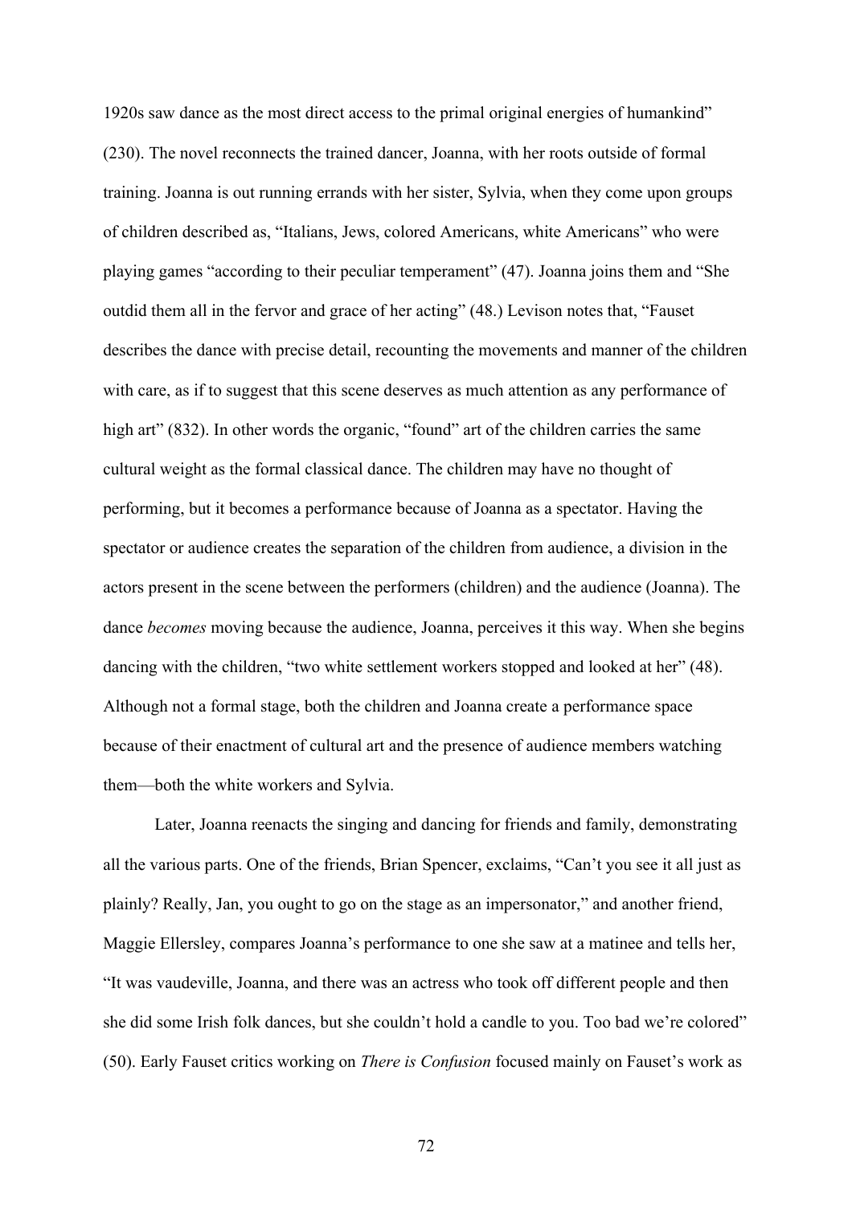1920s saw dance as the most direct access to the primal original energies of humankind" (230). The novel reconnects the trained dancer, Joanna, with her roots outside of formal training. Joanna is out running errands with her sister, Sylvia, when they come upon groups of children described as, "Italians, Jews, colored Americans, white Americans" who were playing games "according to their peculiar temperament" (47). Joanna joins them and "She outdid them all in the fervor and grace of her acting" (48.) Levison notes that, "Fauset describes the dance with precise detail, recounting the movements and manner of the children with care, as if to suggest that this scene deserves as much attention as any performance of high art" (832). In other words the organic, "found" art of the children carries the same cultural weight as the formal classical dance. The children may have no thought of performing, but it becomes a performance because of Joanna as a spectator. Having the spectator or audience creates the separation of the children from audience, a division in the actors present in the scene between the performers (children) and the audience (Joanna). The dance *becomes* moving because the audience, Joanna, perceives it this way. When she begins dancing with the children, "two white settlement workers stopped and looked at her" (48). Although not a formal stage, both the children and Joanna create a performance space because of their enactment of cultural art and the presence of audience members watching them—both the white workers and Sylvia.

Later, Joanna reenacts the singing and dancing for friends and family, demonstrating all the various parts. One of the friends, Brian Spencer, exclaims, "Can't you see it all just as plainly? Really, Jan, you ought to go on the stage as an impersonator," and another friend, Maggie Ellersley, compares Joanna's performance to one she saw at a matinee and tells her, "It was vaudeville, Joanna, and there was an actress who took off different people and then she did some Irish folk dances, but she couldn't hold a candle to you. Too bad we're colored" (50). Early Fauset critics working on *There is Confusion* focused mainly on Fauset's work as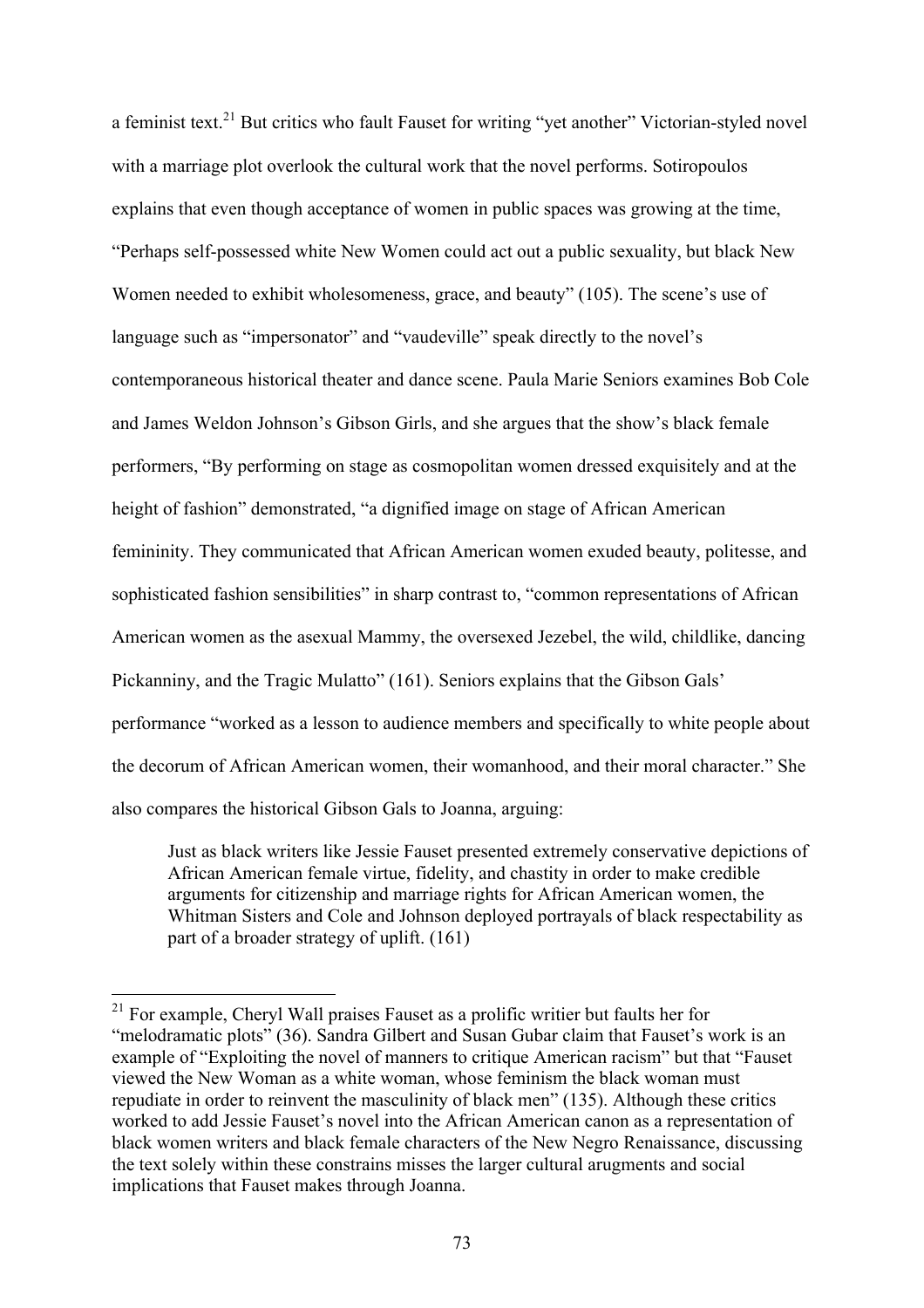a feminist text.[21] But critics who fault Fauset for writing "yet another" Victorian-styled novel with a marriage plot overlook the cultural work that the novel performs. Sotiropoulos explains that even though acceptance of women in public spaces was growing at the time, "Perhaps self-possessed white New Women could act out a public sexuality, but black New Women needed to exhibit wholesomeness, grace, and beauty" (105). The scene's use of language such as "impersonator" and "vaudeville" speak directly to the novel's contemporaneous historical theater and dance scene. Paula Marie Seniors examines Bob Cole and James Weldon Johnson's Gibson Girls, and she argues that the show's black female performers, "By performing on stage as cosmopolitan women dressed exquisitely and at the height of fashion" demonstrated, "a dignified image on stage of African American femininity. They communicated that African American women exuded beauty, politesse, and sophisticated fashion sensibilities" in sharp contrast to, "common representations of African American women as the asexual Mammy, the oversexed Jezebel, the wild, childlike, dancing Pickanniny, and the Tragic Mulatto" (161). Seniors explains that the Gibson Gals' performance "worked as a lesson to audience members and specifically to white people about the decorum of African American women, their womanhood, and their moral character." She also compares the historical Gibson Gals to Joanna, arguing:

> Just as black writers like Jessie Fauset presented extremely conservative depictions of African American female virtue, fidelity, and chastity in order to make credible arguments for citizenship and marriage rights for African American women, the Whitman Sisters and Cole and Johnson deployed portrayals of black respectability as part of a broader strategy of uplift. (161)

---

[21] For example, Cheryl Wall praises Fauset as a prolific writier but faults her for "melodramatic plots" (36). Sandra Gilbert and Susan Gubar claim that Fauset's work is an example of "Exploiting the novel of manners to critique American racism" but that "Fauset viewed the New Woman as a white woman, whose feminism the black woman must repudiate in order to reinvent the masculinity of black men" (135). Although these critics worked to add Jessie Fauset's novel into the African American canon as a representation of black women writers and black female characters of the New Negro Renaissance, discussing the text solely within these constrains misses the larger cultural arugments and social implications that Fauset makes through Joanna.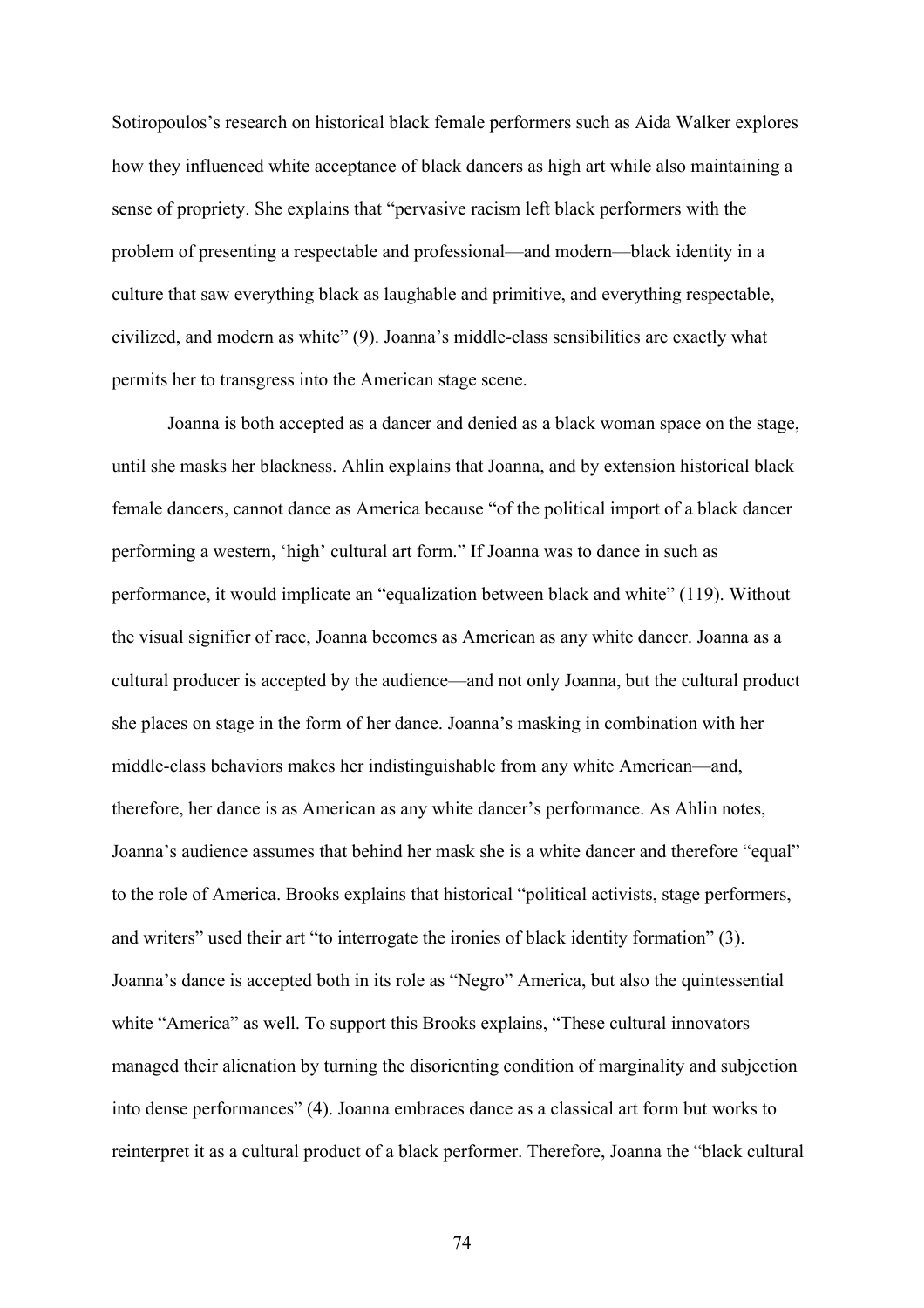Sotiropoulos's research on historical black female performers such as Aida Walker explores how they influenced white acceptance of black dancers as high art while also maintaining a sense of propriety. She explains that "pervasive racism left black performers with the problem of presenting a respectable and professional—and modern—black identity in a culture that saw everything black as laughable and primitive, and everything respectable, civilized, and modern as white" (9). Joanna's middle-class sensibilities are exactly what permits her to transgress into the American stage scene.

Joanna is both accepted as a dancer and denied as a black woman space on the stage, until she masks her blackness. Ahlin explains that Joanna, and by extension historical black female dancers, cannot dance as America because "of the political import of a black dancer performing a western, 'high' cultural art form." If Joanna was to dance in such as performance, it would implicate an "equalization between black and white" (119). Without the visual signifier of race, Joanna becomes as American as any white dancer. Joanna as a cultural producer is accepted by the audience—and not only Joanna, but the cultural product she places on stage in the form of her dance. Joanna's masking in combination with her middle-class behaviors makes her indistinguishable from any white American—and, therefore, her dance is as American as any white dancer's performance. As Ahlin notes, Joanna's audience assumes that behind her mask she is a white dancer and therefore "equal" to the role of America. Brooks explains that historical "political activists, stage performers, and writers" used their art "to interrogate the ironies of black identity formation" (3). Joanna's dance is accepted both in its role as "Negro" America, but also the quintessential white "America" as well. To support this Brooks explains, "These cultural innovators managed their alienation by turning the disorienting condition of marginality and subjection into dense performances" (4). Joanna embraces dance as a classical art form but works to reinterpret it as a cultural product of a black performer. Therefore, Joanna the "black cultural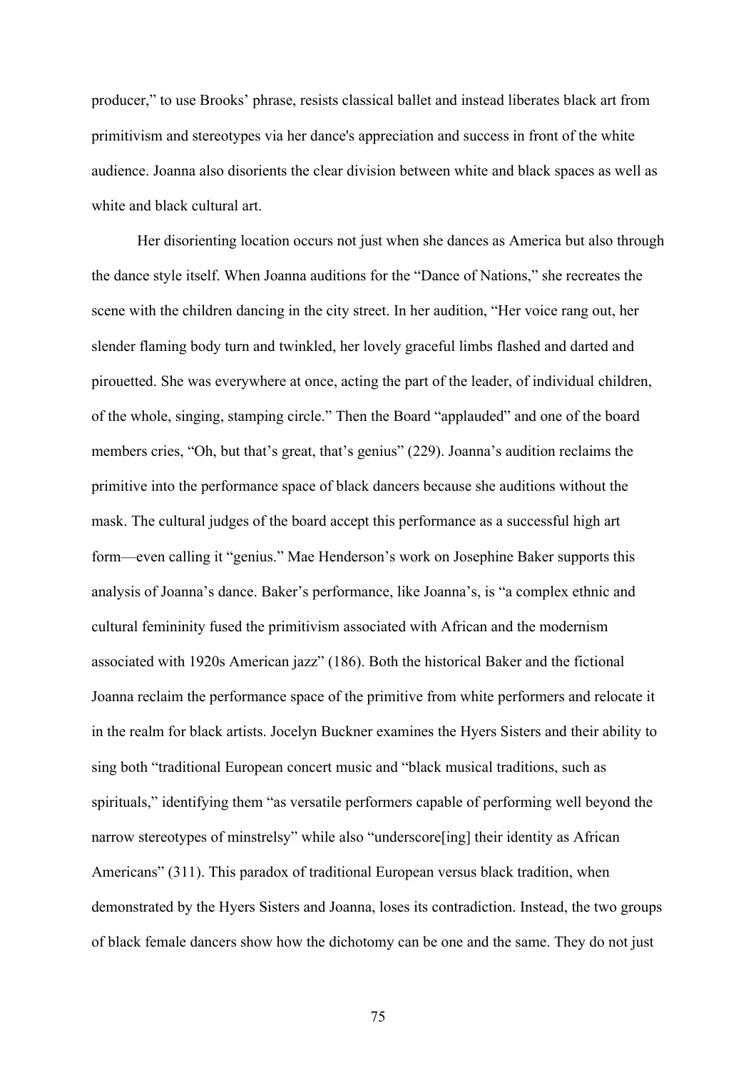producer," to use Brooks' phrase, resists classical ballet and instead liberates black art from primitivism and stereotypes via her dance's appreciation and success in front of the white audience. Joanna also disorients the clear division between white and black spaces as well as white and black cultural art.

Her disorienting location occurs not just when she dances as America but also through the dance style itself. When Joanna auditions for the "Dance of Nations," she recreates the scene with the children dancing in the city street. In her audition, "Her voice rang out, her slender flaming body turn and twinkled, her lovely graceful limbs flashed and darted and pirouetted. She was everywhere at once, acting the part of the leader, of individual children, of the whole, singing, stamping circle." Then the Board "applauded" and one of the board members cries, "Oh, but that's great, that's genius" (229). Joanna's audition reclaims the primitive into the performance space of black dancers because she auditions without the mask. The cultural judges of the board accept this performance as a successful high art form—even calling it "genius." Mae Henderson's work on Josephine Baker supports this analysis of Joanna's dance. Baker's performance, like Joanna's, is "a complex ethnic and cultural femininity fused the primitivism associated with African and the modernism associated with 1920s American jazz" (186). Both the historical Baker and the fictional Joanna reclaim the performance space of the primitive from white performers and relocate it in the realm for black artists. Jocelyn Buckner examines the Hyers Sisters and their ability to sing both "traditional European concert music and "black musical traditions, such as spirituals," identifying them "as versatile performers capable of performing well beyond the narrow stereotypes of minstrelsy" while also "underscore[ing] their identity as African Americans" (311). This paradox of traditional European versus black tradition, when demonstrated by the Hyers Sisters and Joanna, loses its contradiction. Instead, the two groups of black female dancers show how the dichotomy can be one and the same. They do not just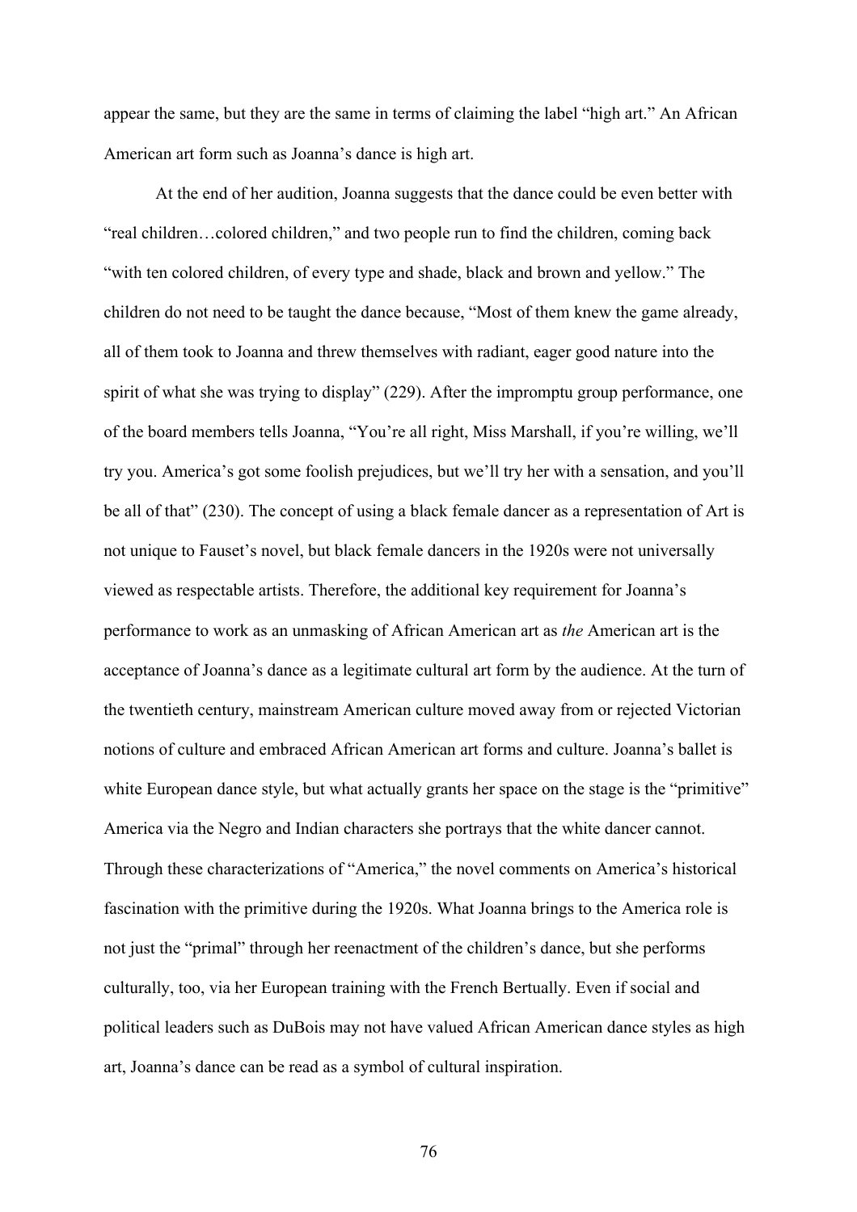appear the same, but they are the same in terms of claiming the label "high art." An African American art form such as Joanna's dance is high art.

At the end of her audition, Joanna suggests that the dance could be even better with "real children…colored children," and two people run to find the children, coming back "with ten colored children, of every type and shade, black and brown and yellow." The children do not need to be taught the dance because, "Most of them knew the game already, all of them took to Joanna and threw themselves with radiant, eager good nature into the spirit of what she was trying to display" (229). After the impromptu group performance, one of the board members tells Joanna, "You're all right, Miss Marshall, if you're willing, we'll try you. America's got some foolish prejudices, but we'll try her with a sensation, and you'll be all of that" (230). The concept of using a black female dancer as a representation of Art is not unique to Fauset's novel, but black female dancers in the 1920s were not universally viewed as respectable artists. Therefore, the additional key requirement for Joanna's performance to work as an unmasking of African American art as *the* American art is the acceptance of Joanna's dance as a legitimate cultural art form by the audience. At the turn of the twentieth century, mainstream American culture moved away from or rejected Victorian notions of culture and embraced African American art forms and culture. Joanna's ballet is white European dance style, but what actually grants her space on the stage is the "primitive" America via the Negro and Indian characters she portrays that the white dancer cannot. Through these characterizations of "America," the novel comments on America's historical fascination with the primitive during the 1920s. What Joanna brings to the America role is not just the "primal" through her reenactment of the children's dance, but she performs culturally, too, via her European training with the French Bertually. Even if social and political leaders such as DuBois may not have valued African American dance styles as high art, Joanna's dance can be read as a symbol of cultural inspiration.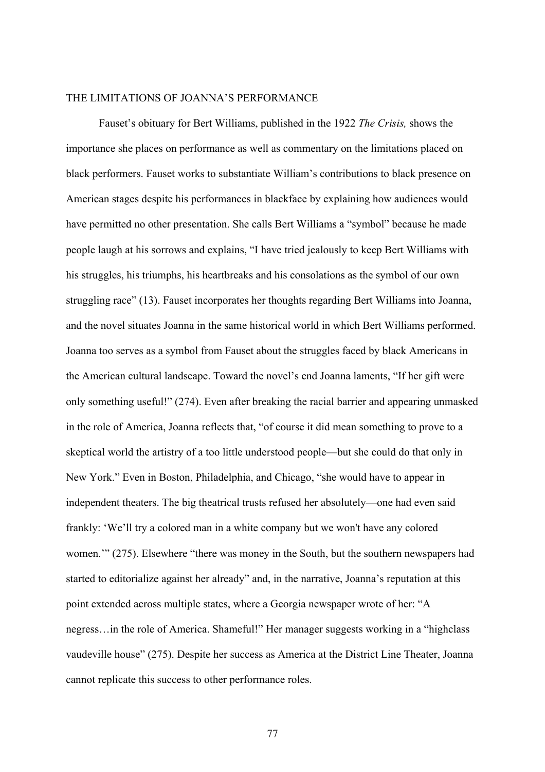## THE LIMITATIONS OF JOANNA'S PERFORMANCE

Fauset's obituary for Bert Williams, published in the 1922 *The Crisis,* shows the importance she places on performance as well as commentary on the limitations placed on black performers. Fauset works to substantiate William's contributions to black presence on American stages despite his performances in blackface by explaining how audiences would have permitted no other presentation. She calls Bert Williams a "symbol" because he made people laugh at his sorrows and explains, "I have tried jealously to keep Bert Williams with his struggles, his triumphs, his heartbreaks and his consolations as the symbol of our own struggling race" (13). Fauset incorporates her thoughts regarding Bert Williams into Joanna, and the novel situates Joanna in the same historical world in which Bert Williams performed. Joanna too serves as a symbol from Fauset about the struggles faced by black Americans in the American cultural landscape. Toward the novel's end Joanna laments, "If her gift were only something useful!" (274). Even after breaking the racial barrier and appearing unmasked in the role of America, Joanna reflects that, "of course it did mean something to prove to a skeptical world the artistry of a too little understood people—but she could do that only in New York." Even in Boston, Philadelphia, and Chicago, "she would have to appear in independent theaters. The big theatrical trusts refused her absolutely—one had even said frankly: 'We'll try a colored man in a white company but we won't have any colored women.'" (275). Elsewhere "there was money in the South, but the southern newspapers had started to editorialize against her already" and, in the narrative, Joanna's reputation at this point extended across multiple states, where a Georgia newspaper wrote of her: "A negress…in the role of America. Shameful!" Her manager suggests working in a "highclass vaudeville house" (275). Despite her success as America at the District Line Theater, Joanna cannot replicate this success to other performance roles.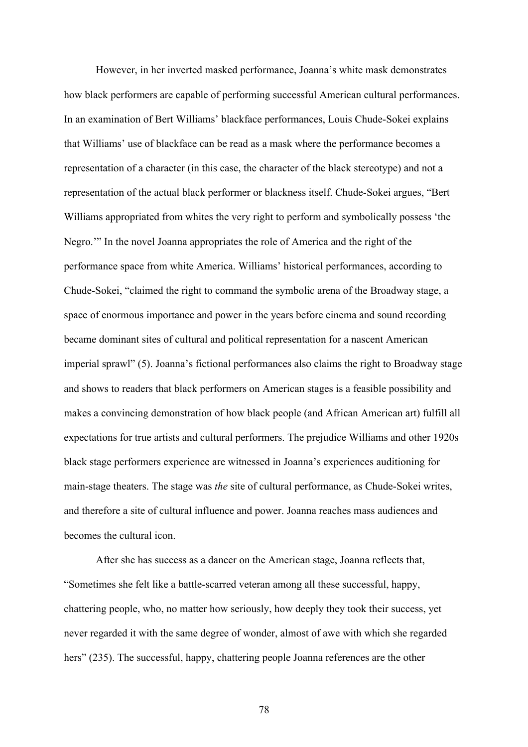However, in her inverted masked performance, Joanna's white mask demonstrates how black performers are capable of performing successful American cultural performances. In an examination of Bert Williams' blackface performances, Louis Chude-Sokei explains that Williams' use of blackface can be read as a mask where the performance becomes a representation of a character (in this case, the character of the black stereotype) and not a representation of the actual black performer or blackness itself. Chude-Sokei argues, "Bert Williams appropriated from whites the very right to perform and symbolically possess 'the Negro.'" In the novel Joanna appropriates the role of America and the right of the performance space from white America. Williams' historical performances, according to Chude-Sokei, "claimed the right to command the symbolic arena of the Broadway stage, a space of enormous importance and power in the years before cinema and sound recording became dominant sites of cultural and political representation for a nascent American imperial sprawl" (5). Joanna's fictional performances also claims the right to Broadway stage and shows to readers that black performers on American stages is a feasible possibility and makes a convincing demonstration of how black people (and African American art) fulfill all expectations for true artists and cultural performers. The prejudice Williams and other 1920s black stage performers experience are witnessed in Joanna's experiences auditioning for main-stage theaters. The stage was *the* site of cultural performance, as Chude-Sokei writes, and therefore a site of cultural influence and power. Joanna reaches mass audiences and becomes the cultural icon.

After she has success as a dancer on the American stage, Joanna reflects that, "Sometimes she felt like a battle-scarred veteran among all these successful, happy, chattering people, who, no matter how seriously, how deeply they took their success, yet never regarded it with the same degree of wonder, almost of awe with which she regarded hers" (235). The successful, happy, chattering people Joanna references are the other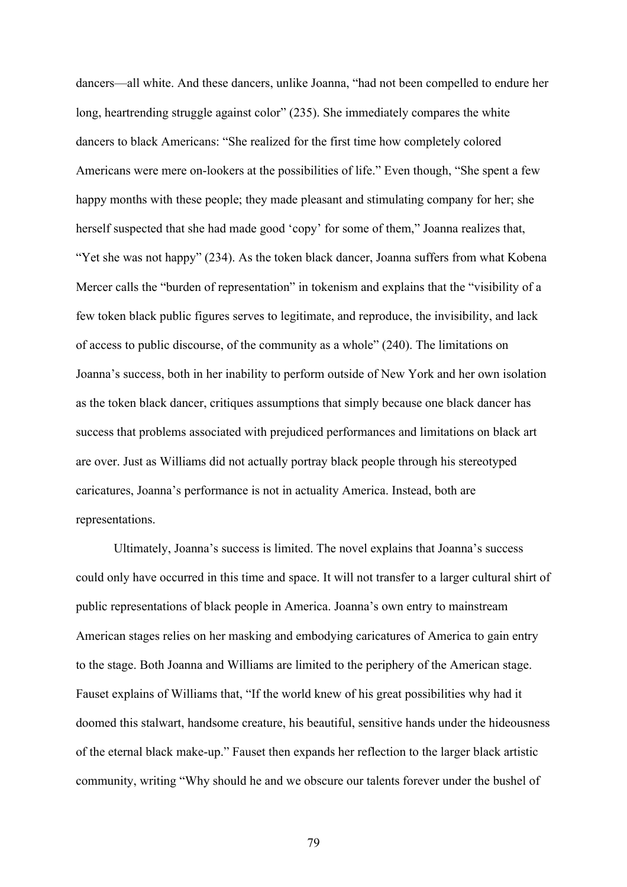dancers—all white. And these dancers, unlike Joanna, "had not been compelled to endure her long, heartrending struggle against color" (235). She immediately compares the white dancers to black Americans: "She realized for the first time how completely colored Americans were mere on-lookers at the possibilities of life." Even though, "She spent a few happy months with these people; they made pleasant and stimulating company for her; she herself suspected that she had made good 'copy' for some of them," Joanna realizes that, "Yet she was not happy" (234). As the token black dancer, Joanna suffers from what Kobena Mercer calls the "burden of representation" in tokenism and explains that the "visibility of a few token black public figures serves to legitimate, and reproduce, the invisibility, and lack of access to public discourse, of the community as a whole" (240). The limitations on Joanna's success, both in her inability to perform outside of New York and her own isolation as the token black dancer, critiques assumptions that simply because one black dancer has success that problems associated with prejudiced performances and limitations on black art are over. Just as Williams did not actually portray black people through his stereotyped caricatures, Joanna's performance is not in actuality America. Instead, both are representations.

Ultimately, Joanna's success is limited. The novel explains that Joanna's success could only have occurred in this time and space. It will not transfer to a larger cultural shirt of public representations of black people in America. Joanna's own entry to mainstream American stages relies on her masking and embodying caricatures of America to gain entry to the stage. Both Joanna and Williams are limited to the periphery of the American stage. Fauset explains of Williams that, "If the world knew of his great possibilities why had it doomed this stalwart, handsome creature, his beautiful, sensitive hands under the hideousness of the eternal black make-up." Fauset then expands her reflection to the larger black artistic community, writing "Why should he and we obscure our talents forever under the bushel of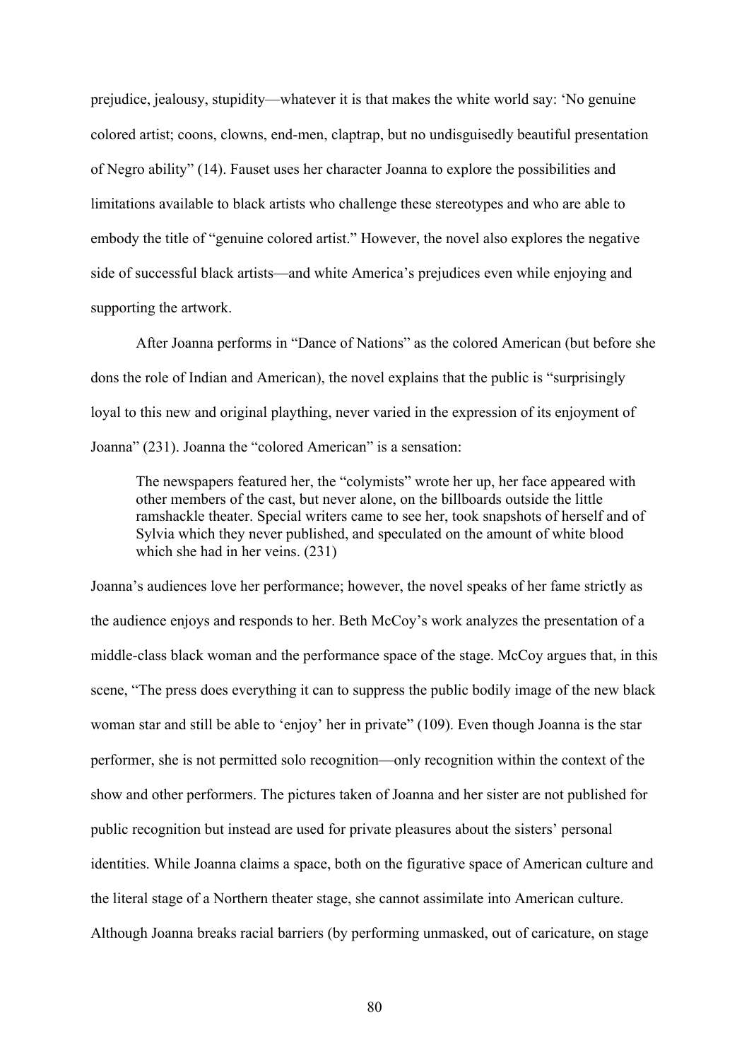prejudice, jealousy, stupidity—whatever it is that makes the white world say: 'No genuine colored artist; coons, clowns, end-men, claptrap, but no undisguisedly beautiful presentation of Negro ability" (14). Fauset uses her character Joanna to explore the possibilities and limitations available to black artists who challenge these stereotypes and who are able to embody the title of "genuine colored artist." However, the novel also explores the negative side of successful black artists—and white America's prejudices even while enjoying and supporting the artwork.

After Joanna performs in "Dance of Nations" as the colored American (but before she dons the role of Indian and American), the novel explains that the public is "surprisingly loyal to this new and original plaything, never varied in the expression of its enjoyment of Joanna" (231). Joanna the "colored American" is a sensation:

> The newspapers featured her, the "colymists" wrote her up, her face appeared with other members of the cast, but never alone, on the billboards outside the little ramshackle theater. Special writers came to see her, took snapshots of herself and of Sylvia which they never published, and speculated on the amount of white blood which she had in her veins. (231)

Joanna's audiences love her performance; however, the novel speaks of her fame strictly as the audience enjoys and responds to her. Beth McCoy's work analyzes the presentation of a middle-class black woman and the performance space of the stage. McCoy argues that, in this scene, "The press does everything it can to suppress the public bodily image of the new black woman star and still be able to 'enjoy' her in private" (109). Even though Joanna is the star performer, she is not permitted solo recognition—only recognition within the context of the show and other performers. The pictures taken of Joanna and her sister are not published for public recognition but instead are used for private pleasures about the sisters' personal identities. While Joanna claims a space, both on the figurative space of American culture and the literal stage of a Northern theater stage, she cannot assimilate into American culture. Although Joanna breaks racial barriers (by performing unmasked, out of caricature, on stage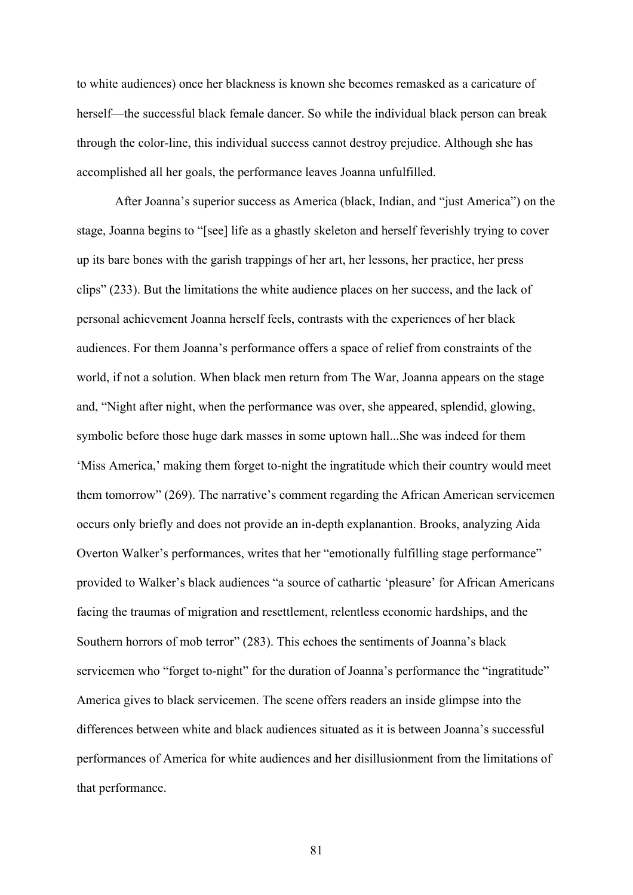to white audiences) once her blackness is known she becomes remasked as a caricature of herself—the successful black female dancer. So while the individual black person can break through the color-line, this individual success cannot destroy prejudice. Although she has accomplished all her goals, the performance leaves Joanna unfulfilled.

After Joanna's superior success as America (black, Indian, and "just America") on the stage, Joanna begins to "[see] life as a ghastly skeleton and herself feverishly trying to cover up its bare bones with the garish trappings of her art, her lessons, her practice, her press clips" (233). But the limitations the white audience places on her success, and the lack of personal achievement Joanna herself feels, contrasts with the experiences of her black audiences. For them Joanna's performance offers a space of relief from constraints of the world, if not a solution. When black men return from The War, Joanna appears on the stage and, "Night after night, when the performance was over, she appeared, splendid, glowing, symbolic before those huge dark masses in some uptown hall...She was indeed for them 'Miss America,' making them forget to-night the ingratitude which their country would meet them tomorrow" (269). The narrative's comment regarding the African American servicemen occurs only briefly and does not provide an in-depth explanantion. Brooks, analyzing Aida Overton Walker's performances, writes that her "emotionally fulfilling stage performance" provided to Walker's black audiences "a source of cathartic 'pleasure' for African Americans facing the traumas of migration and resettlement, relentless economic hardships, and the Southern horrors of mob terror" (283). This echoes the sentiments of Joanna's black servicemen who "forget to-night" for the duration of Joanna's performance the "ingratitude" America gives to black servicemen. The scene offers readers an inside glimpse into the differences between white and black audiences situated as it is between Joanna's successful performances of America for white audiences and her disillusionment from the limitations of that performance.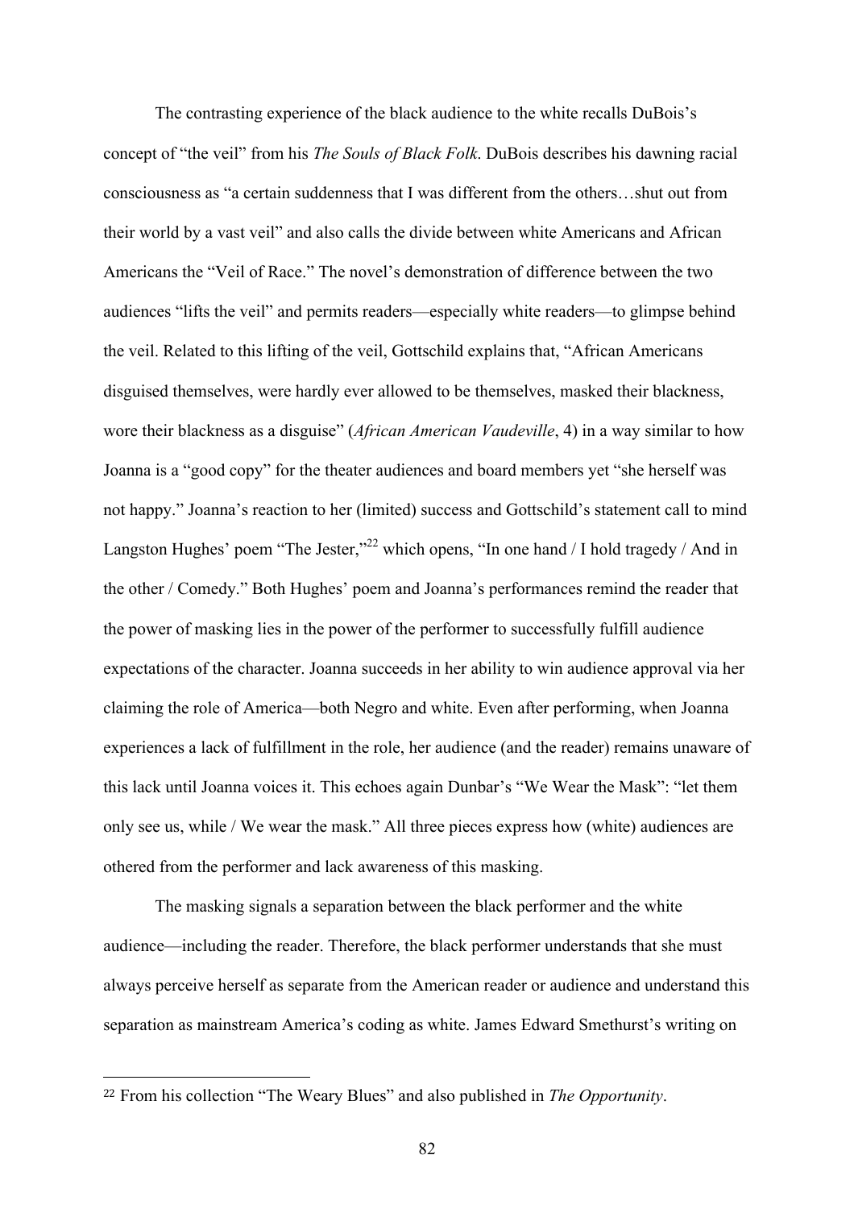The contrasting experience of the black audience to the white recalls DuBois's concept of "the veil" from his *The Souls of Black Folk*. DuBois describes his dawning racial consciousness as "a certain suddenness that I was different from the others…shut out from their world by a vast veil" and also calls the divide between white Americans and African Americans the "Veil of Race." The novel's demonstration of difference between the two audiences "lifts the veil" and permits readers—especially white readers—to glimpse behind the veil. Related to this lifting of the veil, Gottschild explains that, "African Americans disguised themselves, were hardly ever allowed to be themselves, masked their blackness, wore their blackness as a disguise" (*African American Vaudeville*, 4) in a way similar to how Joanna is a "good copy" for the theater audiences and board members yet "she herself was not happy." Joanna's reaction to her (limited) success and Gottschild's statement call to mind Langston Hughes' poem "The Jester,"[22] which opens, "In one hand / I hold tragedy / And in the other / Comedy." Both Hughes' poem and Joanna's performances remind the reader that the power of masking lies in the power of the performer to successfully fulfill audience expectations of the character. Joanna succeeds in her ability to win audience approval via her claiming the role of America—both Negro and white. Even after performing, when Joanna experiences a lack of fulfillment in the role, her audience (and the reader) remains unaware of this lack until Joanna voices it. This echoes again Dunbar's "We Wear the Mask": "let them only see us, while / We wear the mask." All three pieces express how (white) audiences are othered from the performer and lack awareness of this masking.

The masking signals a separation between the black performer and the white audience—including the reader. Therefore, the black performer understands that she must always perceive herself as separate from the American reader or audience and understand this separation as mainstream America's coding as white. James Edward Smethurst's writing on

[22] From his collection "The Weary Blues" and also published in *The Opportunity*.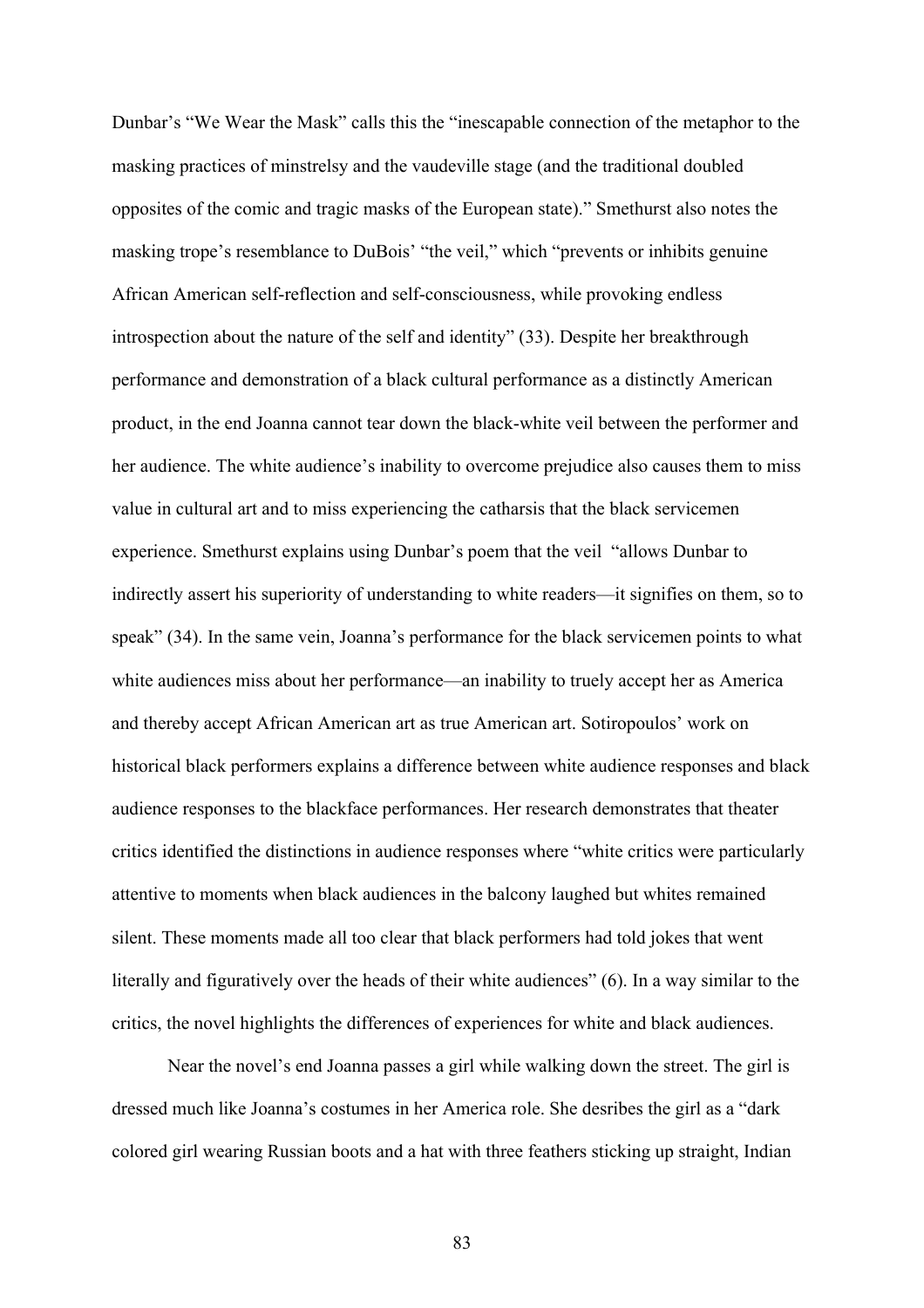Dunbar's "We Wear the Mask" calls this the "inescapable connection of the metaphor to the masking practices of minstrelsy and the vaudeville stage (and the traditional doubled opposites of the comic and tragic masks of the European state)." Smethurst also notes the masking trope's resemblance to DuBois' "the veil," which "prevents or inhibits genuine African American self-reflection and self-consciousness, while provoking endless introspection about the nature of the self and identity" (33). Despite her breakthrough performance and demonstration of a black cultural performance as a distinctly American product, in the end Joanna cannot tear down the black-white veil between the performer and her audience. The white audience's inability to overcome prejudice also causes them to miss value in cultural art and to miss experiencing the catharsis that the black servicemen experience. Smethurst explains using Dunbar's poem that the veil "allows Dunbar to indirectly assert his superiority of understanding to white readers—it signifies on them, so to speak" (34). In the same vein, Joanna's performance for the black servicemen points to what white audiences miss about her performance—an inability to truely accept her as America and thereby accept African American art as true American art. Sotiropoulos' work on historical black performers explains a difference between white audience responses and black audience responses to the blackface performances. Her research demonstrates that theater critics identified the distinctions in audience responses where "white critics were particularly attentive to moments when black audiences in the balcony laughed but whites remained silent. These moments made all too clear that black performers had told jokes that went literally and figuratively over the heads of their white audiences" (6). In a way similar to the critics, the novel highlights the differences of experiences for white and black audiences.

Near the novel's end Joanna passes a girl while walking down the street. The girl is dressed much like Joanna's costumes in her America role. She desribes the girl as a "dark colored girl wearing Russian boots and a hat with three feathers sticking up straight, Indian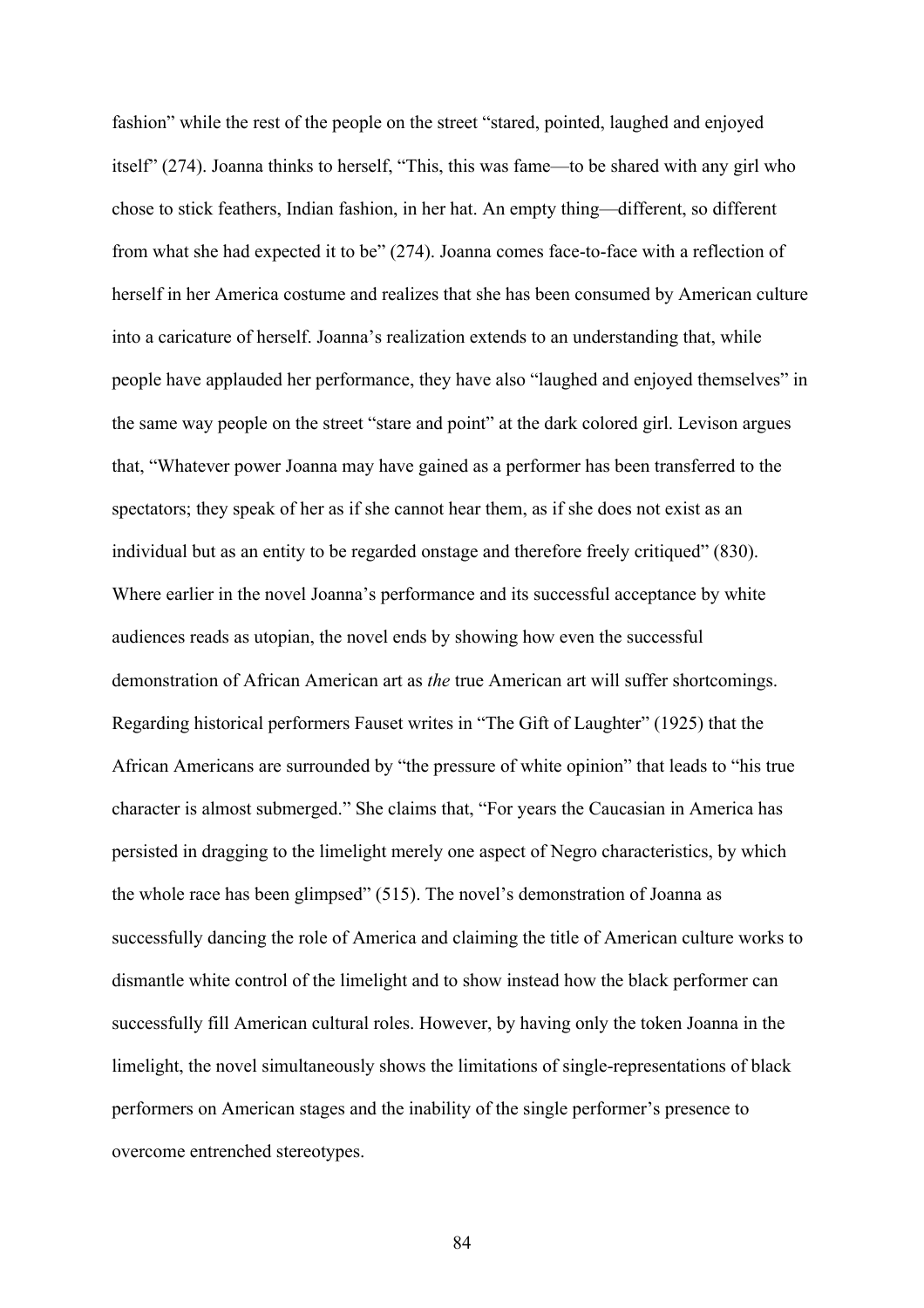fashion" while the rest of the people on the street "stared, pointed, laughed and enjoyed itself" (274). Joanna thinks to herself, "This, this was fame—to be shared with any girl who chose to stick feathers, Indian fashion, in her hat. An empty thing—different, so different from what she had expected it to be" (274). Joanna comes face-to-face with a reflection of herself in her America costume and realizes that she has been consumed by American culture into a caricature of herself. Joanna's realization extends to an understanding that, while people have applauded her performance, they have also "laughed and enjoyed themselves" in the same way people on the street "stare and point" at the dark colored girl. Levison argues that, "Whatever power Joanna may have gained as a performer has been transferred to the spectators; they speak of her as if she cannot hear them, as if she does not exist as an individual but as an entity to be regarded onstage and therefore freely critiqued" (830). Where earlier in the novel Joanna's performance and its successful acceptance by white audiences reads as utopian, the novel ends by showing how even the successful demonstration of African American art as *the* true American art will suffer shortcomings. Regarding historical performers Fauset writes in "The Gift of Laughter" (1925) that the African Americans are surrounded by "the pressure of white opinion" that leads to "his true character is almost submerged." She claims that, "For years the Caucasian in America has persisted in dragging to the limelight merely one aspect of Negro characteristics, by which the whole race has been glimpsed" (515). The novel's demonstration of Joanna as successfully dancing the role of America and claiming the title of American culture works to dismantle white control of the limelight and to show instead how the black performer can successfully fill American cultural roles. However, by having only the token Joanna in the limelight, the novel simultaneously shows the limitations of single-representations of black performers on American stages and the inability of the single performer's presence to overcome entrenched stereotypes.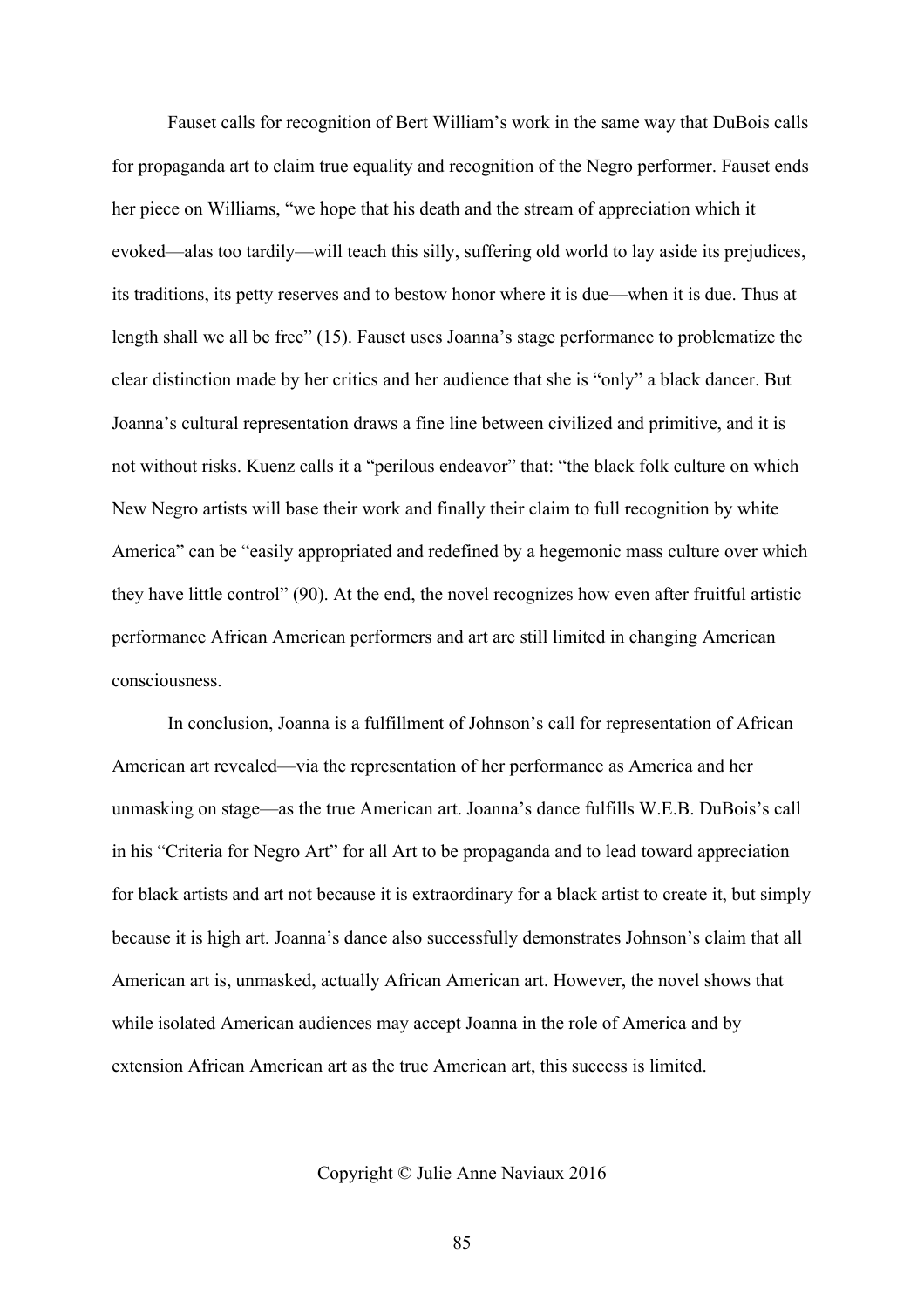Fauset calls for recognition of Bert William's work in the same way that DuBois calls for propaganda art to claim true equality and recognition of the Negro performer. Fauset ends her piece on Williams, "we hope that his death and the stream of appreciation which it evoked—alas too tardily—will teach this silly, suffering old world to lay aside its prejudices, its traditions, its petty reserves and to bestow honor where it is due—when it is due. Thus at length shall we all be free" (15). Fauset uses Joanna's stage performance to problematize the clear distinction made by her critics and her audience that she is "only" a black dancer. But Joanna's cultural representation draws a fine line between civilized and primitive, and it is not without risks. Kuenz calls it a "perilous endeavor" that: "the black folk culture on which New Negro artists will base their work and finally their claim to full recognition by white America" can be "easily appropriated and redefined by a hegemonic mass culture over which they have little control" (90). At the end, the novel recognizes how even after fruitful artistic performance African American performers and art are still limited in changing American consciousness.

In conclusion, Joanna is a fulfillment of Johnson's call for representation of African American art revealed—via the representation of her performance as America and her unmasking on stage—as the true American art. Joanna's dance fulfills W.E.B. DuBois's call in his "Criteria for Negro Art" for all Art to be propaganda and to lead toward appreciation for black artists and art not because it is extraordinary for a black artist to create it, but simply because it is high art. Joanna's dance also successfully demonstrates Johnson's claim that all American art is, unmasked, actually African American art. However, the novel shows that while isolated American audiences may accept Joanna in the role of America and by extension African American art as the true American art, this success is limited.

Copyright © Julie Anne Naviaux 2016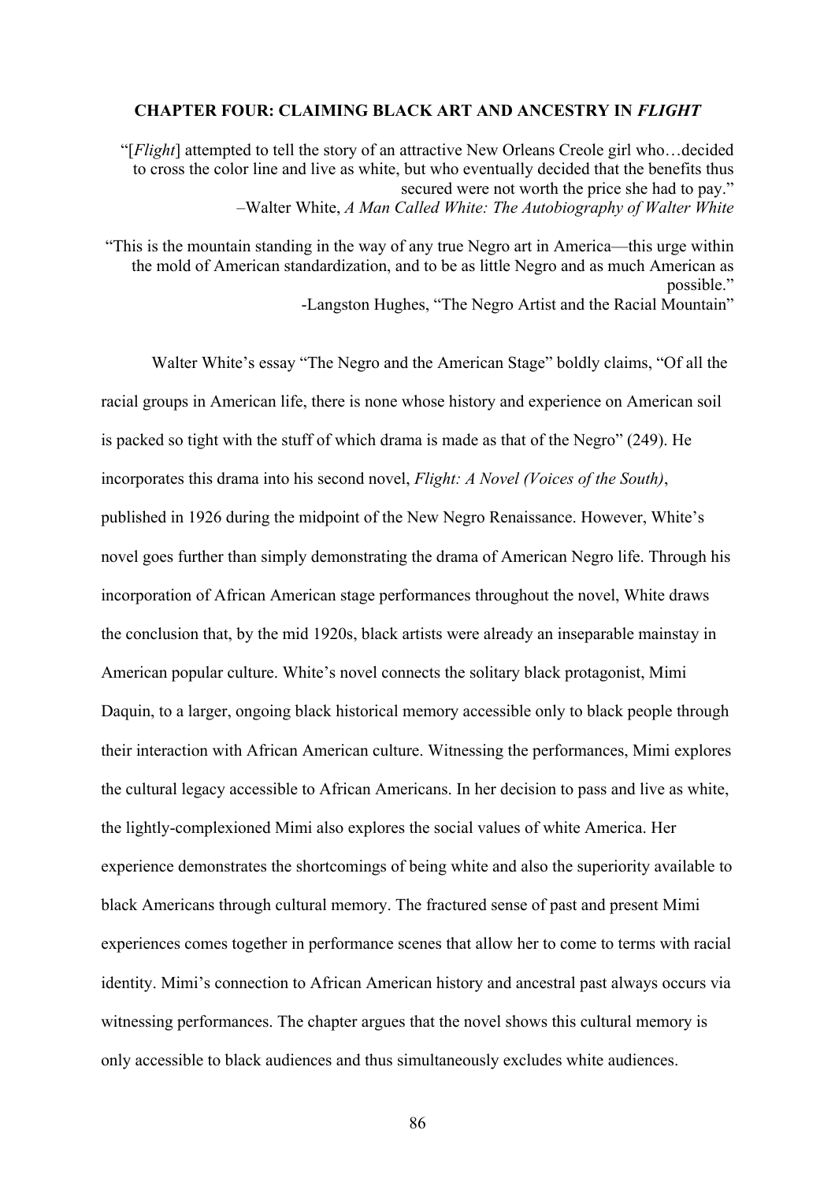## CHAPTER FOUR: CLAIMING BLACK ART AND ANCESTRY IN *FLIGHT*

> "[*Flight*] attempted to tell the story of an attractive New Orleans Creole girl who…decided to cross the color line and live as white, but who eventually decided that the benefits thus secured were not worth the price she had to pay."
> –Walter White, *A Man Called White: The Autobiography of Walter White*

> "This is the mountain standing in the way of any true Negro art in America—this urge within the mold of American standardization, and to be as little Negro and as much American as possible."
> -Langston Hughes, "The Negro Artist and the Racial Mountain"

Walter White's essay "The Negro and the American Stage" boldly claims, "Of all the racial groups in American life, there is none whose history and experience on American soil is packed so tight with the stuff of which drama is made as that of the Negro" (249). He incorporates this drama into his second novel, *Flight: A Novel (Voices of the South)*, published in 1926 during the midpoint of the New Negro Renaissance. However, White's novel goes further than simply demonstrating the drama of American Negro life. Through his incorporation of African American stage performances throughout the novel, White draws the conclusion that, by the mid 1920s, black artists were already an inseparable mainstay in American popular culture. White's novel connects the solitary black protagonist, Mimi Daquin, to a larger, ongoing black historical memory accessible only to black people through their interaction with African American culture. Witnessing the performances, Mimi explores the cultural legacy accessible to African Americans. In her decision to pass and live as white, the lightly-complexioned Mimi also explores the social values of white America. Her experience demonstrates the shortcomings of being white and also the superiority available to black Americans through cultural memory. The fractured sense of past and present Mimi experiences comes together in performance scenes that allow her to come to terms with racial identity. Mimi's connection to African American history and ancestral past always occurs via witnessing performances. The chapter argues that the novel shows this cultural memory is only accessible to black audiences and thus simultaneously excludes white audiences.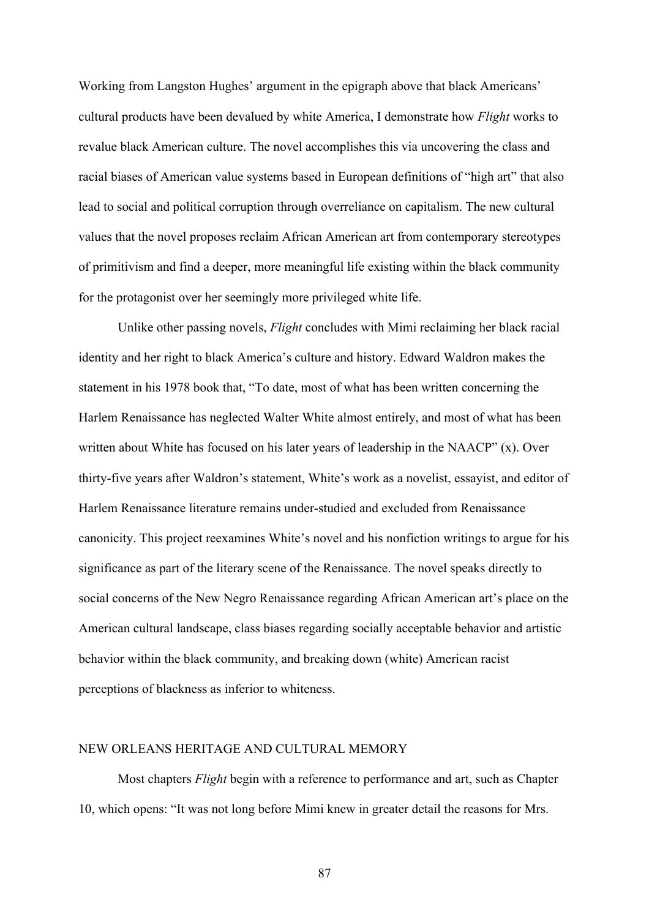Working from Langston Hughes' argument in the epigraph above that black Americans' cultural products have been devalued by white America, I demonstrate how *Flight* works to revalue black American culture. The novel accomplishes this via uncovering the class and racial biases of American value systems based in European definitions of "high art" that also lead to social and political corruption through overreliance on capitalism. The new cultural values that the novel proposes reclaim African American art from contemporary stereotypes of primitivism and find a deeper, more meaningful life existing within the black community for the protagonist over her seemingly more privileged white life.

Unlike other passing novels, *Flight* concludes with Mimi reclaiming her black racial identity and her right to black America's culture and history. Edward Waldron makes the statement in his 1978 book that, "To date, most of what has been written concerning the Harlem Renaissance has neglected Walter White almost entirely, and most of what has been written about White has focused on his later years of leadership in the NAACP" (x). Over thirty-five years after Waldron's statement, White's work as a novelist, essayist, and editor of Harlem Renaissance literature remains under-studied and excluded from Renaissance canonicity. This project reexamines White's novel and his nonfiction writings to argue for his significance as part of the literary scene of the Renaissance. The novel speaks directly to social concerns of the New Negro Renaissance regarding African American art's place on the American cultural landscape, class biases regarding socially acceptable behavior and artistic behavior within the black community, and breaking down (white) American racist perceptions of blackness as inferior to whiteness.

## NEW ORLEANS HERITAGE AND CULTURAL MEMORY

Most chapters *Flight* begin with a reference to performance and art, such as Chapter 10, which opens: "It was not long before Mimi knew in greater detail the reasons for Mrs.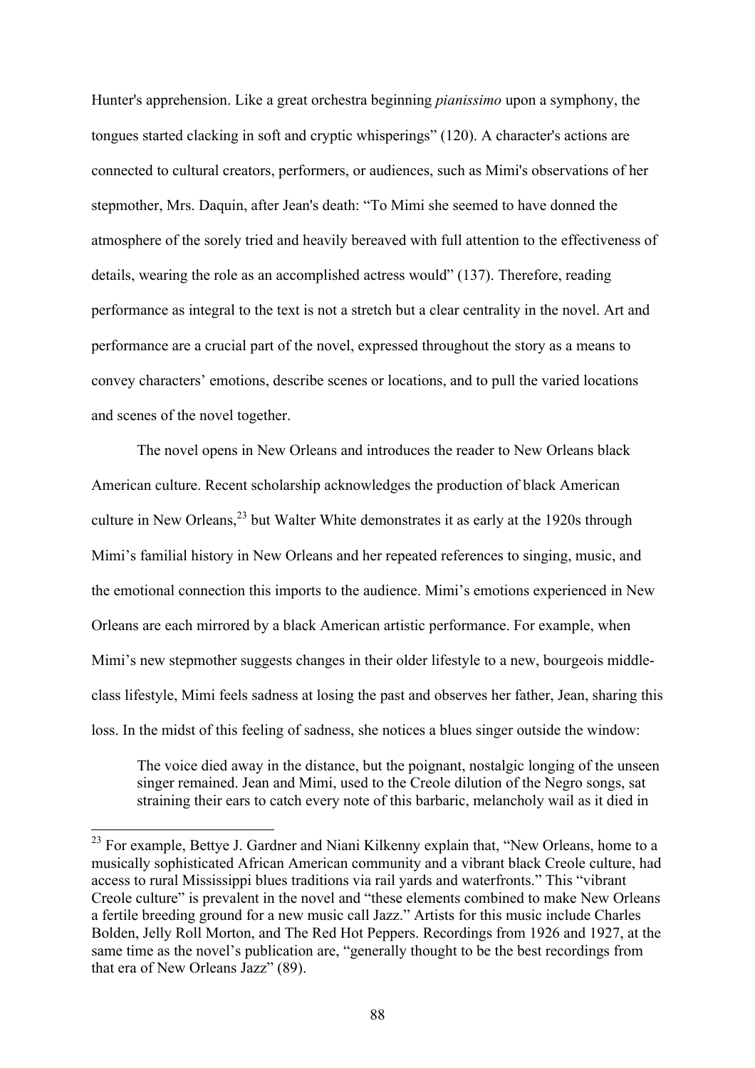Hunter's apprehension. Like a great orchestra beginning *pianissimo* upon a symphony, the tongues started clacking in soft and cryptic whisperings" (120). A character's actions are connected to cultural creators, performers, or audiences, such as Mimi's observations of her stepmother, Mrs. Daquin, after Jean's death: "To Mimi she seemed to have donned the atmosphere of the sorely tried and heavily bereaved with full attention to the effectiveness of details, wearing the role as an accomplished actress would" (137). Therefore, reading performance as integral to the text is not a stretch but a clear centrality in the novel. Art and performance are a crucial part of the novel, expressed throughout the story as a means to convey characters' emotions, describe scenes or locations, and to pull the varied locations and scenes of the novel together.

The novel opens in New Orleans and introduces the reader to New Orleans black American culture. Recent scholarship acknowledges the production of black American culture in New Orleans,[23] but Walter White demonstrates it as early at the 1920s through Mimi's familial history in New Orleans and her repeated references to singing, music, and the emotional connection this imports to the audience. Mimi's emotions experienced in New Orleans are each mirrored by a black American artistic performance. For example, when Mimi's new stepmother suggests changes in their older lifestyle to a new, bourgeois middle-class lifestyle, Mimi feels sadness at losing the past and observes her father, Jean, sharing this loss. In the midst of this feeling of sadness, she notices a blues singer outside the window:

> The voice died away in the distance, but the poignant, nostalgic longing of the unseen singer remained. Jean and Mimi, used to the Creole dilution of the Negro songs, sat straining their ears to catch every note of this barbaric, melancholy wail as it died in

---

[23] For example, Bettye J. Gardner and Niani Kilkenny explain that, "New Orleans, home to a musically sophisticated African American community and a vibrant black Creole culture, had access to rural Mississippi blues traditions via rail yards and waterfronts." This "vibrant Creole culture" is prevalent in the novel and "these elements combined to make New Orleans a fertile breeding ground for a new music call Jazz." Artists for this music include Charles Bolden, Jelly Roll Morton, and The Red Hot Peppers. Recordings from 1926 and 1927, at the same time as the novel's publication are, "generally thought to be the best recordings from that era of New Orleans Jazz" (89).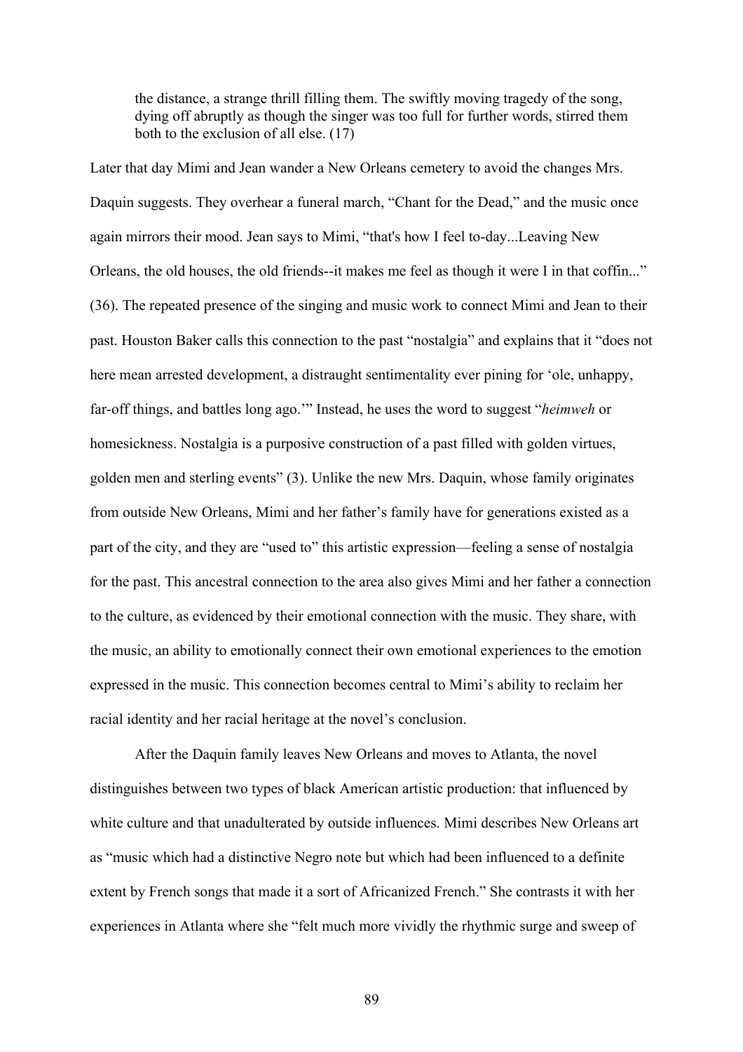> the distance, a strange thrill filling them. The swiftly moving tragedy of the song, dying off abruptly as though the singer was too full for further words, stirred them both to the exclusion of all else. (17)

Later that day Mimi and Jean wander a New Orleans cemetery to avoid the changes Mrs. Daquin suggests. They overhear a funeral march, "Chant for the Dead," and the music once again mirrors their mood. Jean says to Mimi, "that's how I feel to-day...Leaving New Orleans, the old houses, the old friends--it makes me feel as though it were I in that coffin..." (36). The repeated presence of the singing and music work to connect Mimi and Jean to their past. Houston Baker calls this connection to the past "nostalgia" and explains that it "does not here mean arrested development, a distraught sentimentality ever pining for 'ole, unhappy, far-off things, and battles long ago.'" Instead, he uses the word to suggest "*heimweh* or homesickness. Nostalgia is a purposive construction of a past filled with golden virtues, golden men and sterling events" (3). Unlike the new Mrs. Daquin, whose family originates from outside New Orleans, Mimi and her father's family have for generations existed as a part of the city, and they are "used to" this artistic expression—feeling a sense of nostalgia for the past. This ancestral connection to the area also gives Mimi and her father a connection to the culture, as evidenced by their emotional connection with the music. They share, with the music, an ability to emotionally connect their own emotional experiences to the emotion expressed in the music. This connection becomes central to Mimi's ability to reclaim her racial identity and her racial heritage at the novel's conclusion.

After the Daquin family leaves New Orleans and moves to Atlanta, the novel distinguishes between two types of black American artistic production: that influenced by white culture and that unadulterated by outside influences. Mimi describes New Orleans art as "music which had a distinctive Negro note but which had been influenced to a definite extent by French songs that made it a sort of Africanized French." She contrasts it with her experiences in Atlanta where she "felt much more vividly the rhythmic surge and sweep of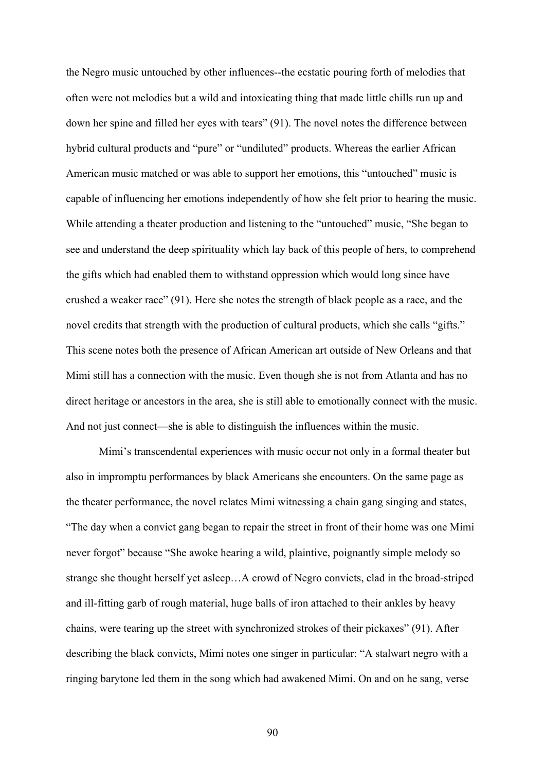the Negro music untouched by other influences--the ecstatic pouring forth of melodies that often were not melodies but a wild and intoxicating thing that made little chills run up and down her spine and filled her eyes with tears" (91). The novel notes the difference between hybrid cultural products and "pure" or "undiluted" products. Whereas the earlier African American music matched or was able to support her emotions, this "untouched" music is capable of influencing her emotions independently of how she felt prior to hearing the music. While attending a theater production and listening to the "untouched" music, "She began to see and understand the deep spirituality which lay back of this people of hers, to comprehend the gifts which had enabled them to withstand oppression which would long since have crushed a weaker race" (91). Here she notes the strength of black people as a race, and the novel credits that strength with the production of cultural products, which she calls "gifts." This scene notes both the presence of African American art outside of New Orleans and that Mimi still has a connection with the music. Even though she is not from Atlanta and has no direct heritage or ancestors in the area, she is still able to emotionally connect with the music. And not just connect—she is able to distinguish the influences within the music.

Mimi's transcendental experiences with music occur not only in a formal theater but also in impromptu performances by black Americans she encounters. On the same page as the theater performance, the novel relates Mimi witnessing a chain gang singing and states, "The day when a convict gang began to repair the street in front of their home was one Mimi never forgot" because "She awoke hearing a wild, plaintive, poignantly simple melody so strange she thought herself yet asleep…A crowd of Negro convicts, clad in the broad-striped and ill-fitting garb of rough material, huge balls of iron attached to their ankles by heavy chains, were tearing up the street with synchronized strokes of their pickaxes" (91). After describing the black convicts, Mimi notes one singer in particular: "A stalwart negro with a ringing barytone led them in the song which had awakened Mimi. On and on he sang, verse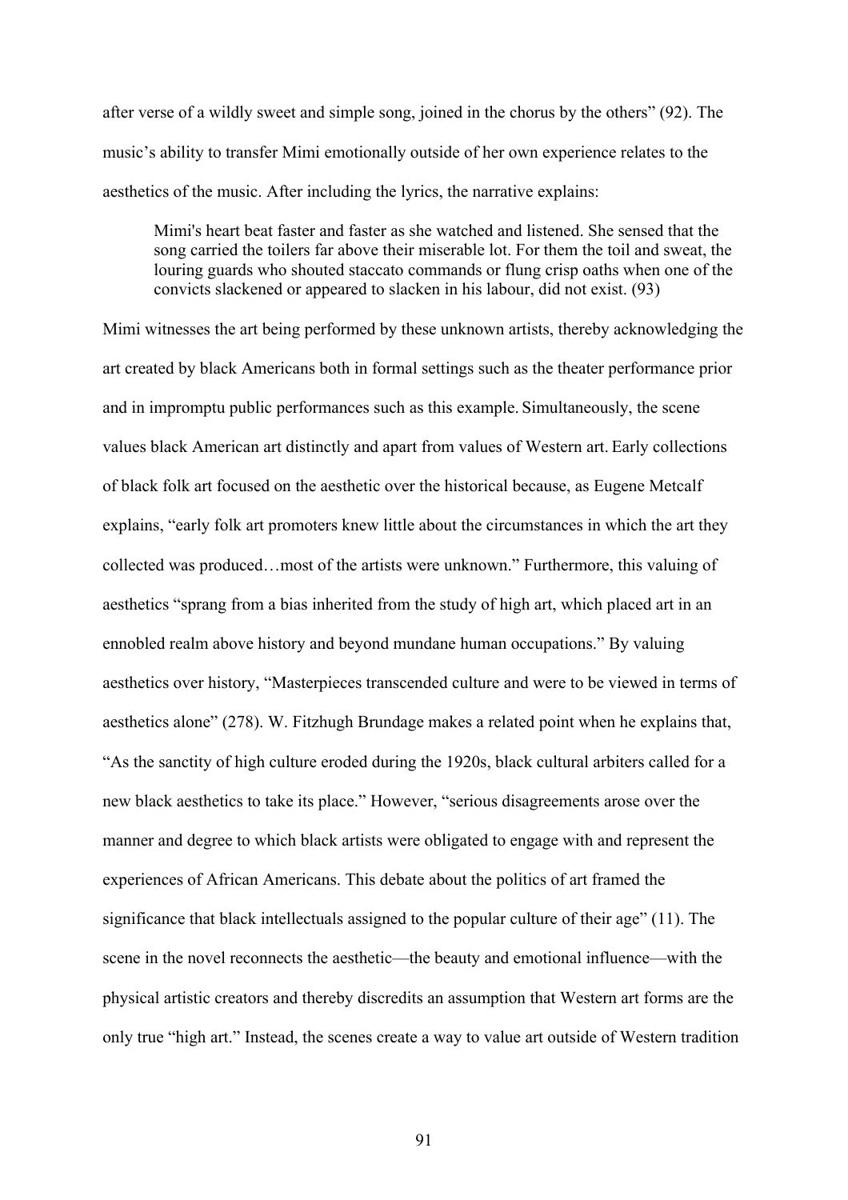after verse of a wildly sweet and simple song, joined in the chorus by the others" (92). The music's ability to transfer Mimi emotionally outside of her own experience relates to the aesthetics of the music. After including the lyrics, the narrative explains:

> Mimi's heart beat faster and faster as she watched and listened. She sensed that the song carried the toilers far above their miserable lot. For them the toil and sweat, the louring guards who shouted staccato commands or flung crisp oaths when one of the convicts slackened or appeared to slacken in his labour, did not exist. (93)

Mimi witnesses the art being performed by these unknown artists, thereby acknowledging the art created by black Americans both in formal settings such as the theater performance prior and in impromptu public performances such as this example. Simultaneously, the scene values black American art distinctly and apart from values of Western art. Early collections of black folk art focused on the aesthetic over the historical because, as Eugene Metcalf explains, "early folk art promoters knew little about the circumstances in which the art they collected was produced…most of the artists were unknown." Furthermore, this valuing of aesthetics "sprang from a bias inherited from the study of high art, which placed art in an ennobled realm above history and beyond mundane human occupations." By valuing aesthetics over history, "Masterpieces transcended culture and were to be viewed in terms of aesthetics alone" (278). W. Fitzhugh Brundage makes a related point when he explains that, "As the sanctity of high culture eroded during the 1920s, black cultural arbiters called for a new black aesthetics to take its place." However, "serious disagreements arose over the manner and degree to which black artists were obligated to engage with and represent the experiences of African Americans. This debate about the politics of art framed the significance that black intellectuals assigned to the popular culture of their age" (11). The scene in the novel reconnects the aesthetic—the beauty and emotional influence—with the physical artistic creators and thereby discredits an assumption that Western art forms are the only true "high art." Instead, the scenes create a way to value art outside of Western tradition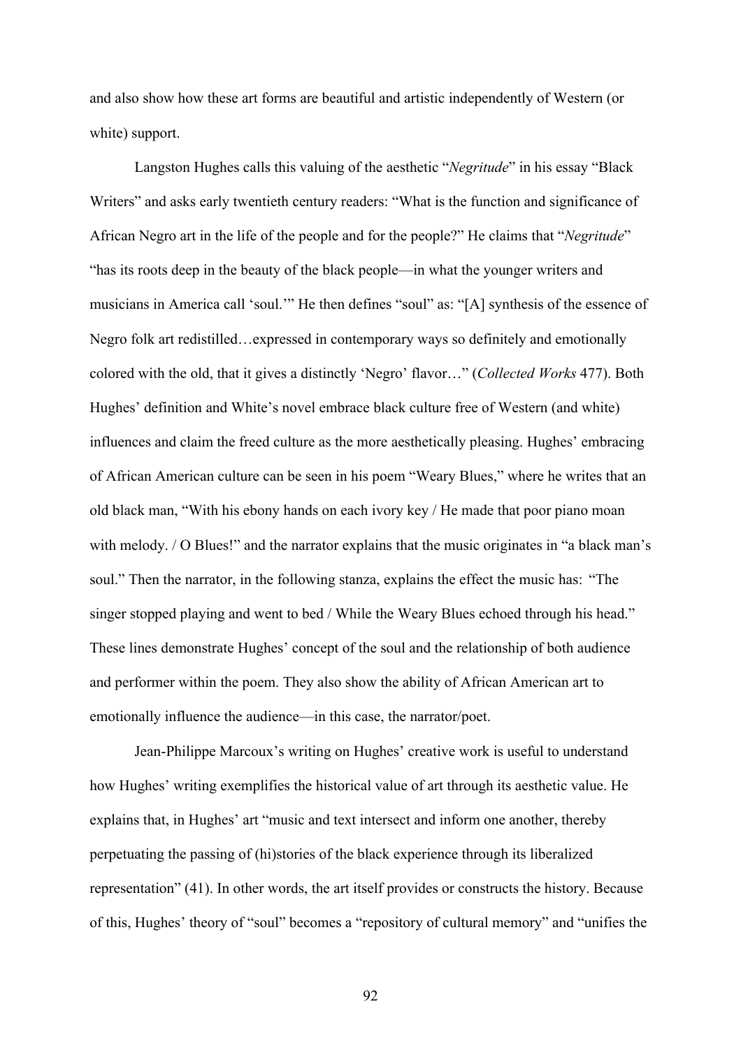and also show how these art forms are beautiful and artistic independently of Western (or white) support.

Langston Hughes calls this valuing of the aesthetic "*Negritude*" in his essay "Black Writers" and asks early twentieth century readers: "What is the function and significance of African Negro art in the life of the people and for the people?" He claims that "*Negritude*" "has its roots deep in the beauty of the black people—in what the younger writers and musicians in America call 'soul.'" He then defines "soul" as: "[A] synthesis of the essence of Negro folk art redistilled…expressed in contemporary ways so definitely and emotionally colored with the old, that it gives a distinctly 'Negro' flavor…" (*Collected Works* 477). Both Hughes' definition and White's novel embrace black culture free of Western (and white) influences and claim the freed culture as the more aesthetically pleasing. Hughes' embracing of African American culture can be seen in his poem "Weary Blues," where he writes that an old black man, "With his ebony hands on each ivory key / He made that poor piano moan with melody. / O Blues!" and the narrator explains that the music originates in "a black man's soul." Then the narrator, in the following stanza, explains the effect the music has: "The singer stopped playing and went to bed / While the Weary Blues echoed through his head." These lines demonstrate Hughes' concept of the soul and the relationship of both audience and performer within the poem. They also show the ability of African American art to emotionally influence the audience—in this case, the narrator/poet.

Jean-Philippe Marcoux's writing on Hughes' creative work is useful to understand how Hughes' writing exemplifies the historical value of art through its aesthetic value. He explains that, in Hughes' art "music and text intersect and inform one another, thereby perpetuating the passing of (hi)stories of the black experience through its liberalized representation" (41). In other words, the art itself provides or constructs the history. Because of this, Hughes' theory of "soul" becomes a "repository of cultural memory" and "unifies the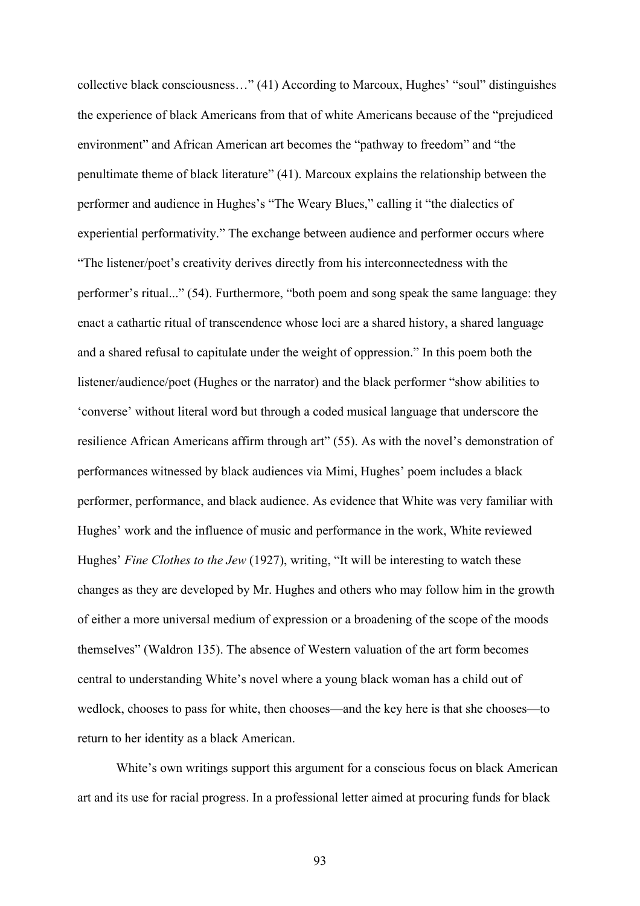collective black consciousness…" (41) According to Marcoux, Hughes' "soul" distinguishes the experience of black Americans from that of white Americans because of the "prejudiced environment" and African American art becomes the "pathway to freedom" and "the penultimate theme of black literature" (41). Marcoux explains the relationship between the performer and audience in Hughes's "The Weary Blues," calling it "the dialectics of experiential performativity." The exchange between audience and performer occurs where "The listener/poet's creativity derives directly from his interconnectedness with the performer's ritual..." (54). Furthermore, "both poem and song speak the same language: they enact a cathartic ritual of transcendence whose loci are a shared history, a shared language and a shared refusal to capitulate under the weight of oppression." In this poem both the listener/audience/poet (Hughes or the narrator) and the black performer "show abilities to 'converse' without literal word but through a coded musical language that underscore the resilience African Americans affirm through art" (55). As with the novel's demonstration of performances witnessed by black audiences via Mimi, Hughes' poem includes a black performer, performance, and black audience. As evidence that White was very familiar with Hughes' work and the influence of music and performance in the work, White reviewed Hughes' *Fine Clothes to the Jew* (1927), writing, "It will be interesting to watch these changes as they are developed by Mr. Hughes and others who may follow him in the growth of either a more universal medium of expression or a broadening of the scope of the moods themselves" (Waldron 135). The absence of Western valuation of the art form becomes central to understanding White's novel where a young black woman has a child out of wedlock, chooses to pass for white, then chooses—and the key here is that she chooses—to return to her identity as a black American.

White's own writings support this argument for a conscious focus on black American art and its use for racial progress. In a professional letter aimed at procuring funds for black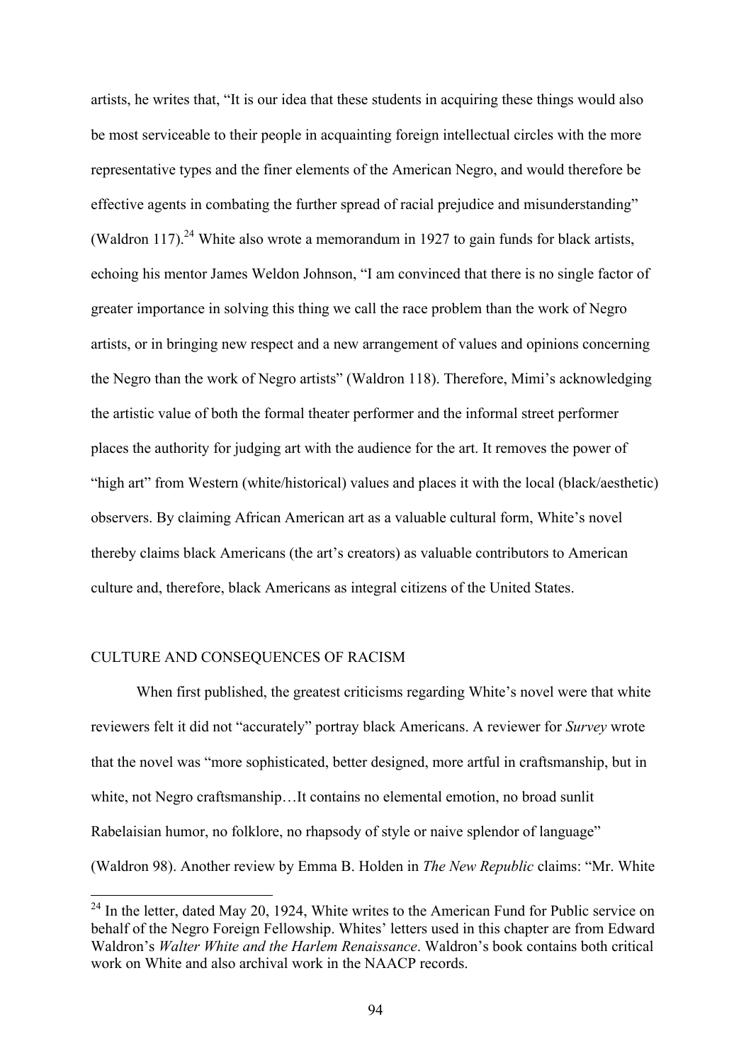artists, he writes that, "It is our idea that these students in acquiring these things would also be most serviceable to their people in acquainting foreign intellectual circles with the more representative types and the finer elements of the American Negro, and would therefore be effective agents in combating the further spread of racial prejudice and misunderstanding" (Waldron 117).[24] White also wrote a memorandum in 1927 to gain funds for black artists, echoing his mentor James Weldon Johnson, "I am convinced that there is no single factor of greater importance in solving this thing we call the race problem than the work of Negro artists, or in bringing new respect and a new arrangement of values and opinions concerning the Negro than the work of Negro artists" (Waldron 118). Therefore, Mimi's acknowledging the artistic value of both the formal theater performer and the informal street performer places the authority for judging art with the audience for the art. It removes the power of "high art" from Western (white/historical) values and places it with the local (black/aesthetic) observers. By claiming African American art as a valuable cultural form, White's novel thereby claims black Americans (the art's creators) as valuable contributors to American culture and, therefore, black Americans as integral citizens of the United States.

## CULTURE AND CONSEQUENCES OF RACISM

When first published, the greatest criticisms regarding White's novel were that white reviewers felt it did not "accurately" portray black Americans. A reviewer for *Survey* wrote that the novel was "more sophisticated, better designed, more artful in craftsmanship, but in white, not Negro craftsmanship…It contains no elemental emotion, no broad sunlit Rabelaisian humor, no folklore, no rhapsody of style or naive splendor of language" (Waldron 98). Another review by Emma B. Holden in *The New Republic* claims: "Mr. White

---

[24] In the letter, dated May 20, 1924, White writes to the American Fund for Public service on behalf of the Negro Foreign Fellowship. Whites' letters used in this chapter are from Edward Waldron's *Walter White and the Harlem Renaissance*. Waldron's book contains both critical work on White and also archival work in the NAACP records.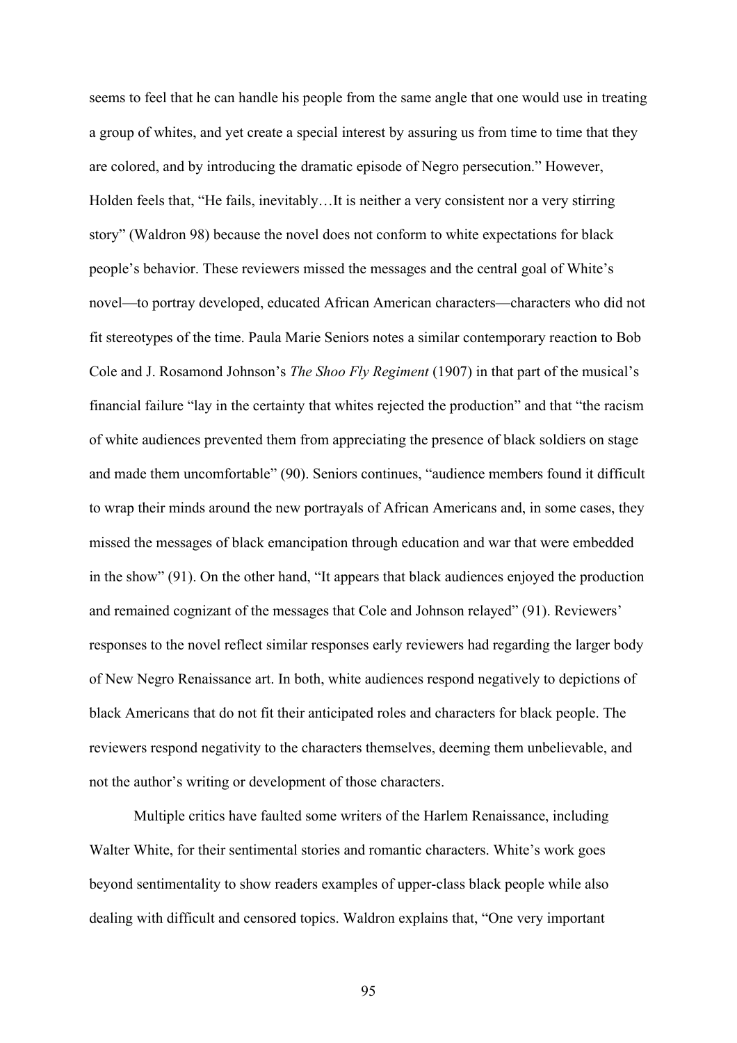seems to feel that he can handle his people from the same angle that one would use in treating a group of whites, and yet create a special interest by assuring us from time to time that they are colored, and by introducing the dramatic episode of Negro persecution." However, Holden feels that, "He fails, inevitably…It is neither a very consistent nor a very stirring story" (Waldron 98) because the novel does not conform to white expectations for black people's behavior. These reviewers missed the messages and the central goal of White's novel—to portray developed, educated African American characters—characters who did not fit stereotypes of the time. Paula Marie Seniors notes a similar contemporary reaction to Bob Cole and J. Rosamond Johnson's *The Shoo Fly Regiment* (1907) in that part of the musical's financial failure "lay in the certainty that whites rejected the production" and that "the racism of white audiences prevented them from appreciating the presence of black soldiers on stage and made them uncomfortable" (90). Seniors continues, "audience members found it difficult to wrap their minds around the new portrayals of African Americans and, in some cases, they missed the messages of black emancipation through education and war that were embedded in the show" (91). On the other hand, "It appears that black audiences enjoyed the production and remained cognizant of the messages that Cole and Johnson relayed" (91). Reviewers' responses to the novel reflect similar responses early reviewers had regarding the larger body of New Negro Renaissance art. In both, white audiences respond negatively to depictions of black Americans that do not fit their anticipated roles and characters for black people. The reviewers respond negativity to the characters themselves, deeming them unbelievable, and not the author's writing or development of those characters.

Multiple critics have faulted some writers of the Harlem Renaissance, including Walter White, for their sentimental stories and romantic characters. White's work goes beyond sentimentality to show readers examples of upper-class black people while also dealing with difficult and censored topics. Waldron explains that, "One very important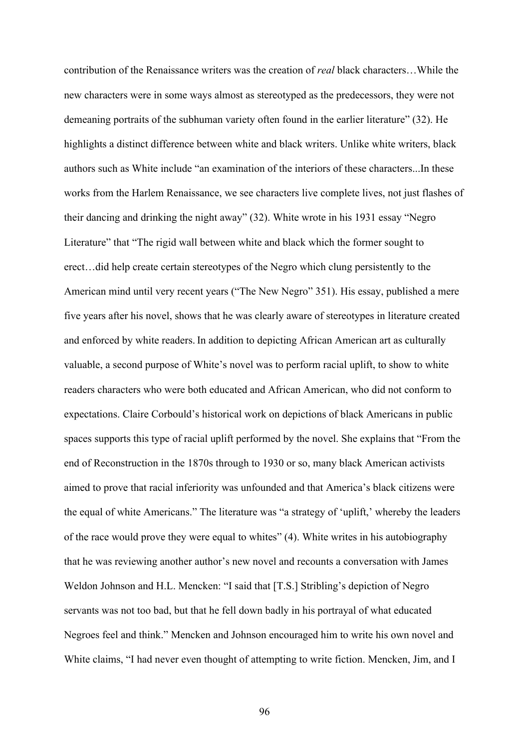contribution of the Renaissance writers was the creation of *real* black characters…While the new characters were in some ways almost as stereotyped as the predecessors, they were not demeaning portraits of the subhuman variety often found in the earlier literature" (32). He highlights a distinct difference between white and black writers. Unlike white writers, black authors such as White include "an examination of the interiors of these characters...In these works from the Harlem Renaissance, we see characters live complete lives, not just flashes of their dancing and drinking the night away" (32). White wrote in his 1931 essay "Negro Literature" that "The rigid wall between white and black which the former sought to erect…did help create certain stereotypes of the Negro which clung persistently to the American mind until very recent years ("The New Negro" 351). His essay, published a mere five years after his novel, shows that he was clearly aware of stereotypes in literature created and enforced by white readers. In addition to depicting African American art as culturally valuable, a second purpose of White's novel was to perform racial uplift, to show to white readers characters who were both educated and African American, who did not conform to expectations. Claire Corbould's historical work on depictions of black Americans in public spaces supports this type of racial uplift performed by the novel. She explains that "From the end of Reconstruction in the 1870s through to 1930 or so, many black American activists aimed to prove that racial inferiority was unfounded and that America's black citizens were the equal of white Americans." The literature was "a strategy of 'uplift,' whereby the leaders of the race would prove they were equal to whites" (4). White writes in his autobiography that he was reviewing another author's new novel and recounts a conversation with James Weldon Johnson and H.L. Mencken: "I said that [T.S.] Stribling's depiction of Negro servants was not too bad, but that he fell down badly in his portrayal of what educated Negroes feel and think." Mencken and Johnson encouraged him to write his own novel and White claims, "I had never even thought of attempting to write fiction. Mencken, Jim, and I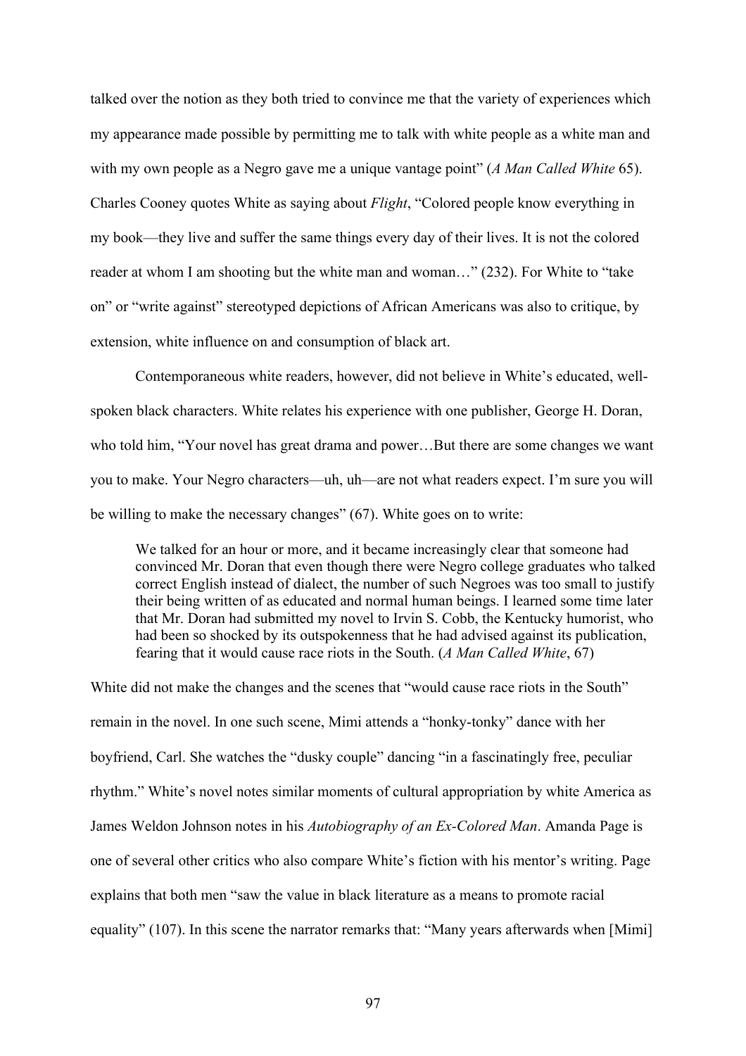talked over the notion as they both tried to convince me that the variety of experiences which my appearance made possible by permitting me to talk with white people as a white man and with my own people as a Negro gave me a unique vantage point" (*A Man Called White* 65). Charles Cooney quotes White as saying about *Flight*, "Colored people know everything in my book—they live and suffer the same things every day of their lives. It is not the colored reader at whom I am shooting but the white man and woman…" (232). For White to "take on" or "write against" stereotyped depictions of African Americans was also to critique, by extension, white influence on and consumption of black art.

Contemporaneous white readers, however, did not believe in White's educated, well-spoken black characters. White relates his experience with one publisher, George H. Doran, who told him, "Your novel has great drama and power…But there are some changes we want you to make. Your Negro characters—uh, uh—are not what readers expect. I'm sure you will be willing to make the necessary changes" (67). White goes on to write:

> We talked for an hour or more, and it became increasingly clear that someone had convinced Mr. Doran that even though there were Negro college graduates who talked correct English instead of dialect, the number of such Negroes was too small to justify their being written of as educated and normal human beings. I learned some time later that Mr. Doran had submitted my novel to Irvin S. Cobb, the Kentucky humorist, who had been so shocked by its outspokenness that he had advised against its publication, fearing that it would cause race riots in the South. (*A Man Called White*, 67)

White did not make the changes and the scenes that "would cause race riots in the South" remain in the novel. In one such scene, Mimi attends a "honky-tonky" dance with her boyfriend, Carl. She watches the "dusky couple" dancing "in a fascinatingly free, peculiar rhythm." White's novel notes similar moments of cultural appropriation by white America as James Weldon Johnson notes in his *Autobiography of an Ex-Colored Man*. Amanda Page is one of several other critics who also compare White's fiction with his mentor's writing. Page explains that both men "saw the value in black literature as a means to promote racial equality" (107). In this scene the narrator remarks that: "Many years afterwards when [Mimi]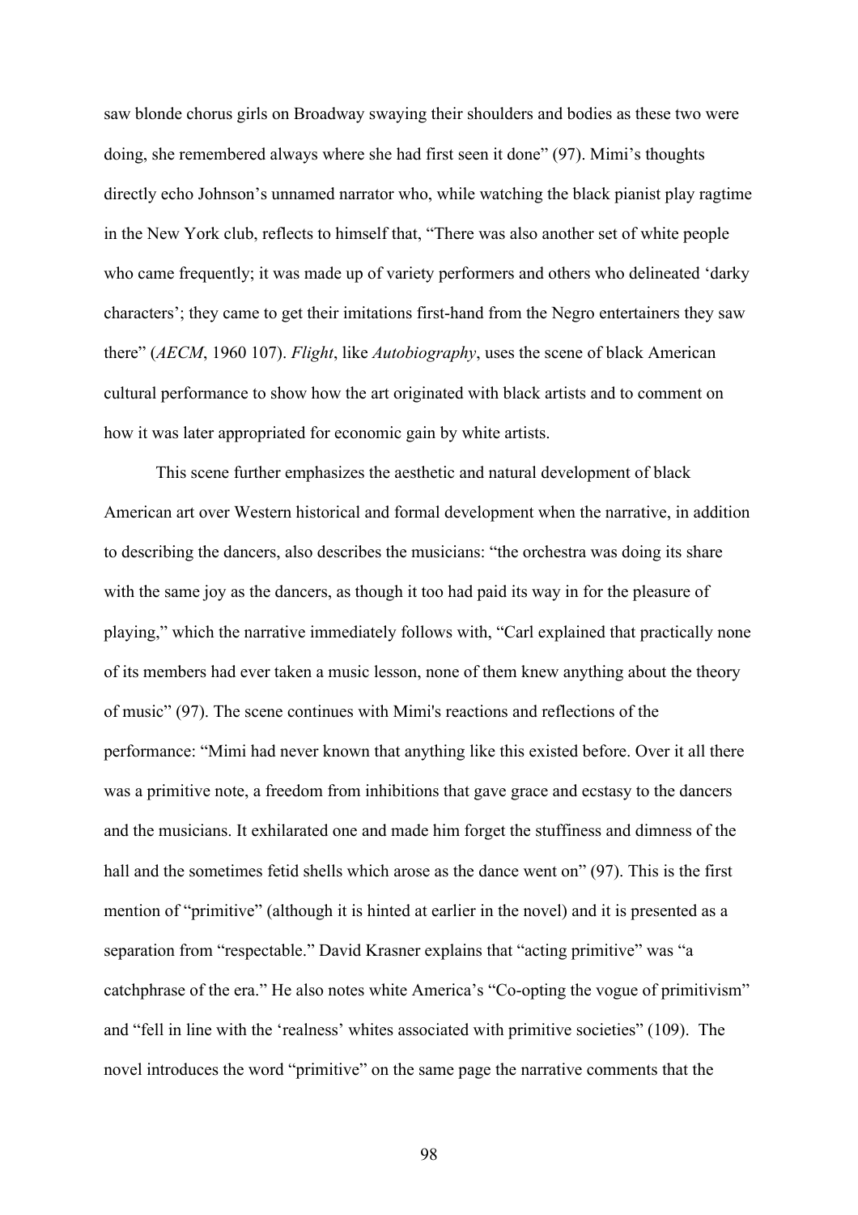saw blonde chorus girls on Broadway swaying their shoulders and bodies as these two were doing, she remembered always where she had first seen it done" (97). Mimi's thoughts directly echo Johnson's unnamed narrator who, while watching the black pianist play ragtime in the New York club, reflects to himself that, "There was also another set of white people who came frequently; it was made up of variety performers and others who delineated 'darky characters'; they came to get their imitations first-hand from the Negro entertainers they saw there" (*AECM*, 1960 107). *Flight*, like *Autobiography*, uses the scene of black American cultural performance to show how the art originated with black artists and to comment on how it was later appropriated for economic gain by white artists.

This scene further emphasizes the aesthetic and natural development of black American art over Western historical and formal development when the narrative, in addition to describing the dancers, also describes the musicians: "the orchestra was doing its share with the same joy as the dancers, as though it too had paid its way in for the pleasure of playing," which the narrative immediately follows with, "Carl explained that practically none of its members had ever taken a music lesson, none of them knew anything about the theory of music" (97). The scene continues with Mimi's reactions and reflections of the performance: "Mimi had never known that anything like this existed before. Over it all there was a primitive note, a freedom from inhibitions that gave grace and ecstasy to the dancers and the musicians. It exhilarated one and made him forget the stuffiness and dimness of the hall and the sometimes fetid shells which arose as the dance went on" (97). This is the first mention of "primitive" (although it is hinted at earlier in the novel) and it is presented as a separation from "respectable." David Krasner explains that "acting primitive" was "a catchphrase of the era." He also notes white America's "Co-opting the vogue of primitivism" and "fell in line with the 'realness' whites associated with primitive societies" (109). The novel introduces the word "primitive" on the same page the narrative comments that the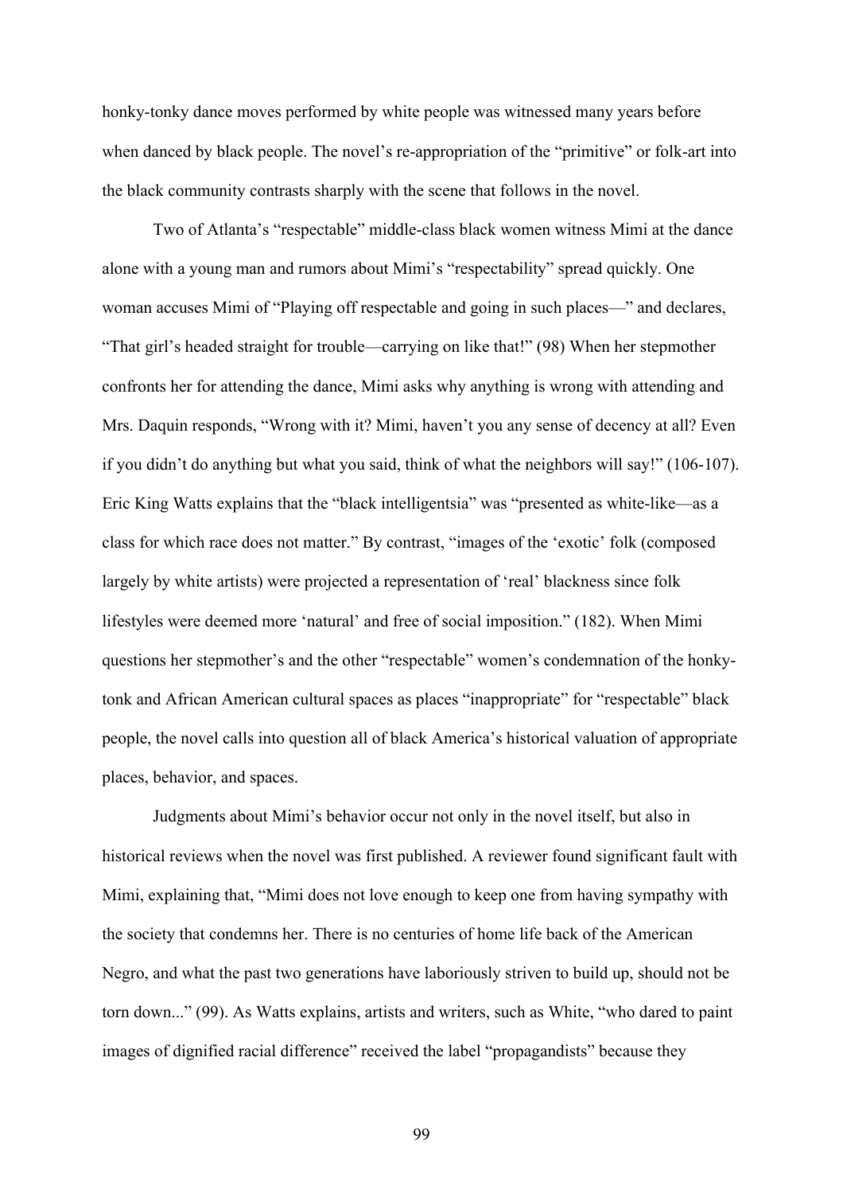honky-tonky dance moves performed by white people was witnessed many years before when danced by black people. The novel's re-appropriation of the "primitive" or folk-art into the black community contrasts sharply with the scene that follows in the novel.

Two of Atlanta's "respectable" middle-class black women witness Mimi at the dance alone with a young man and rumors about Mimi's "respectability" spread quickly. One woman accuses Mimi of "Playing off respectable and going in such places—" and declares, "That girl's headed straight for trouble—carrying on like that!" (98) When her stepmother confronts her for attending the dance, Mimi asks why anything is wrong with attending and Mrs. Daquin responds, "Wrong with it? Mimi, haven't you any sense of decency at all? Even if you didn't do anything but what you said, think of what the neighbors will say!" (106-107). Eric King Watts explains that the "black intelligentsia" was "presented as white-like—as a class for which race does not matter." By contrast, "images of the 'exotic' folk (composed largely by white artists) were projected a representation of 'real' blackness since folk lifestyles were deemed more 'natural' and free of social imposition." (182). When Mimi questions her stepmother's and the other "respectable" women's condemnation of the honky-tonk and African American cultural spaces as places "inappropriate" for "respectable" black people, the novel calls into question all of black America's historical valuation of appropriate places, behavior, and spaces.

Judgments about Mimi's behavior occur not only in the novel itself, but also in historical reviews when the novel was first published. A reviewer found significant fault with Mimi, explaining that, "Mimi does not love enough to keep one from having sympathy with the society that condemns her. There is no centuries of home life back of the American Negro, and what the past two generations have laboriously striven to build up, should not be torn down..." (99). As Watts explains, artists and writers, such as White, "who dared to paint images of dignified racial difference" received the label "propagandists" because they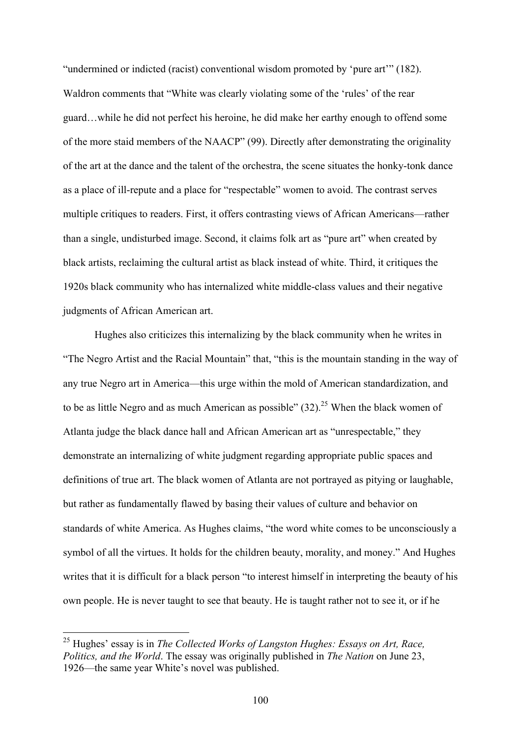"undermined or indicted (racist) conventional wisdom promoted by 'pure art'" (182). Waldron comments that "White was clearly violating some of the 'rules' of the rear guard…while he did not perfect his heroine, he did make her earthy enough to offend some of the more staid members of the NAACP" (99). Directly after demonstrating the originality of the art at the dance and the talent of the orchestra, the scene situates the honky-tonk dance as a place of ill-repute and a place for "respectable" women to avoid. The contrast serves multiple critiques to readers. First, it offers contrasting views of African Americans—rather than a single, undisturbed image. Second, it claims folk art as "pure art" when created by black artists, reclaiming the cultural artist as black instead of white. Third, it critiques the 1920s black community who has internalized white middle-class values and their negative judgments of African American art.

Hughes also criticizes this internalizing by the black community when he writes in "The Negro Artist and the Racial Mountain" that, "this is the mountain standing in the way of any true Negro art in America—this urge within the mold of American standardization, and to be as little Negro and as much American as possible" (32).[25] When the black women of Atlanta judge the black dance hall and African American art as "unrespectable," they demonstrate an internalizing of white judgment regarding appropriate public spaces and definitions of true art. The black women of Atlanta are not portrayed as pitying or laughable, but rather as fundamentally flawed by basing their values of culture and behavior on standards of white America. As Hughes claims, "the word white comes to be unconsciously a symbol of all the virtues. It holds for the children beauty, morality, and money." And Hughes writes that it is difficult for a black person "to interest himself in interpreting the beauty of his own people. He is never taught to see that beauty. He is taught rather not to see it, or if he

---

[25] Hughes' essay is in *The Collected Works of Langston Hughes: Essays on Art, Race, Politics, and the World*. The essay was originally published in *The Nation* on June 23, 1926—the same year White's novel was published.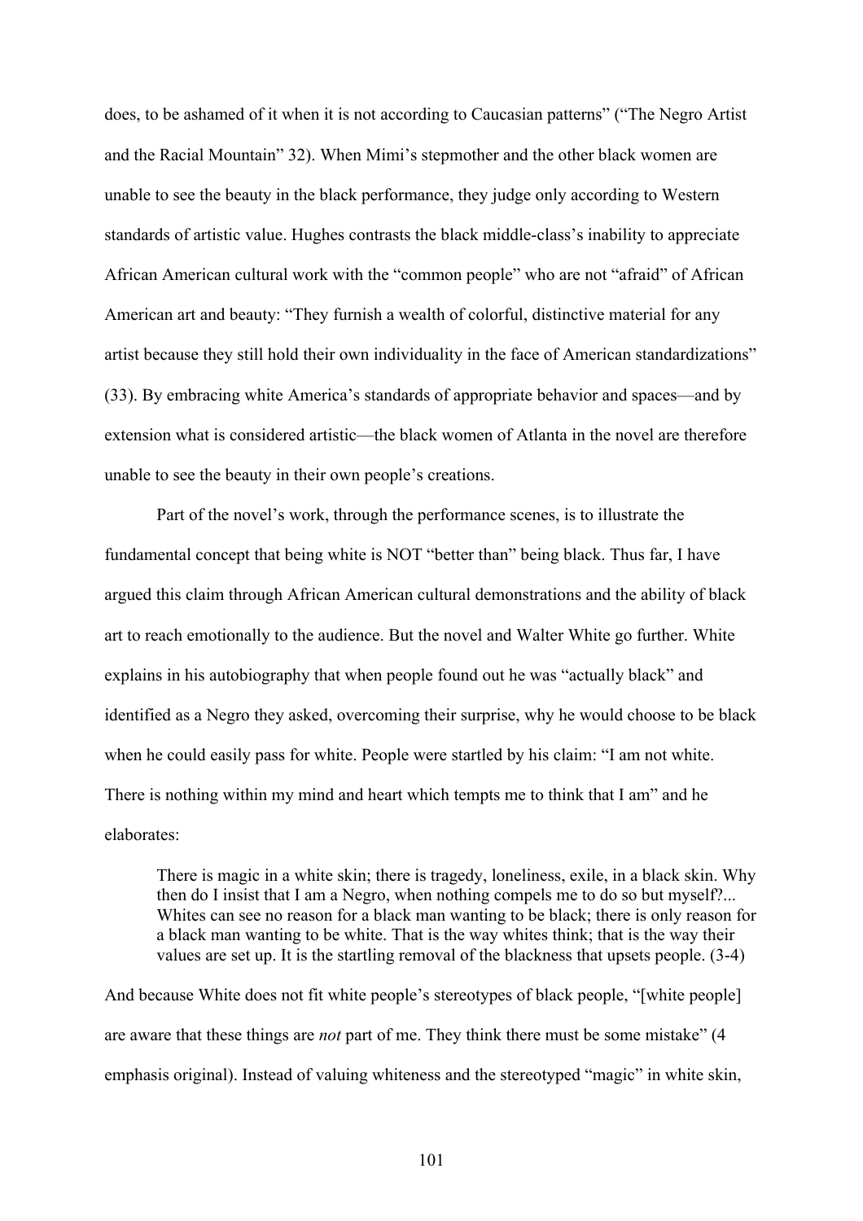does, to be ashamed of it when it is not according to Caucasian patterns" ("The Negro Artist and the Racial Mountain" 32). When Mimi's stepmother and the other black women are unable to see the beauty in the black performance, they judge only according to Western standards of artistic value. Hughes contrasts the black middle-class's inability to appreciate African American cultural work with the "common people" who are not "afraid" of African American art and beauty: "They furnish a wealth of colorful, distinctive material for any artist because they still hold their own individuality in the face of American standardizations" (33). By embracing white America's standards of appropriate behavior and spaces—and by extension what is considered artistic—the black women of Atlanta in the novel are therefore unable to see the beauty in their own people's creations.

Part of the novel's work, through the performance scenes, is to illustrate the fundamental concept that being white is NOT "better than" being black. Thus far, I have argued this claim through African American cultural demonstrations and the ability of black art to reach emotionally to the audience. But the novel and Walter White go further. White explains in his autobiography that when people found out he was "actually black" and identified as a Negro they asked, overcoming their surprise, why he would choose to be black when he could easily pass for white. People were startled by his claim: "I am not white. There is nothing within my mind and heart which tempts me to think that I am" and he elaborates:

> There is magic in a white skin; there is tragedy, loneliness, exile, in a black skin. Why then do I insist that I am a Negro, when nothing compels me to do so but myself?... Whites can see no reason for a black man wanting to be black; there is only reason for a black man wanting to be white. That is the way whites think; that is the way their values are set up. It is the startling removal of the blackness that upsets people. (3-4)

And because White does not fit white people's stereotypes of black people, "[white people] are aware that these things are *not* part of me. They think there must be some mistake" (4 emphasis original). Instead of valuing whiteness and the stereotyped "magic" in white skin,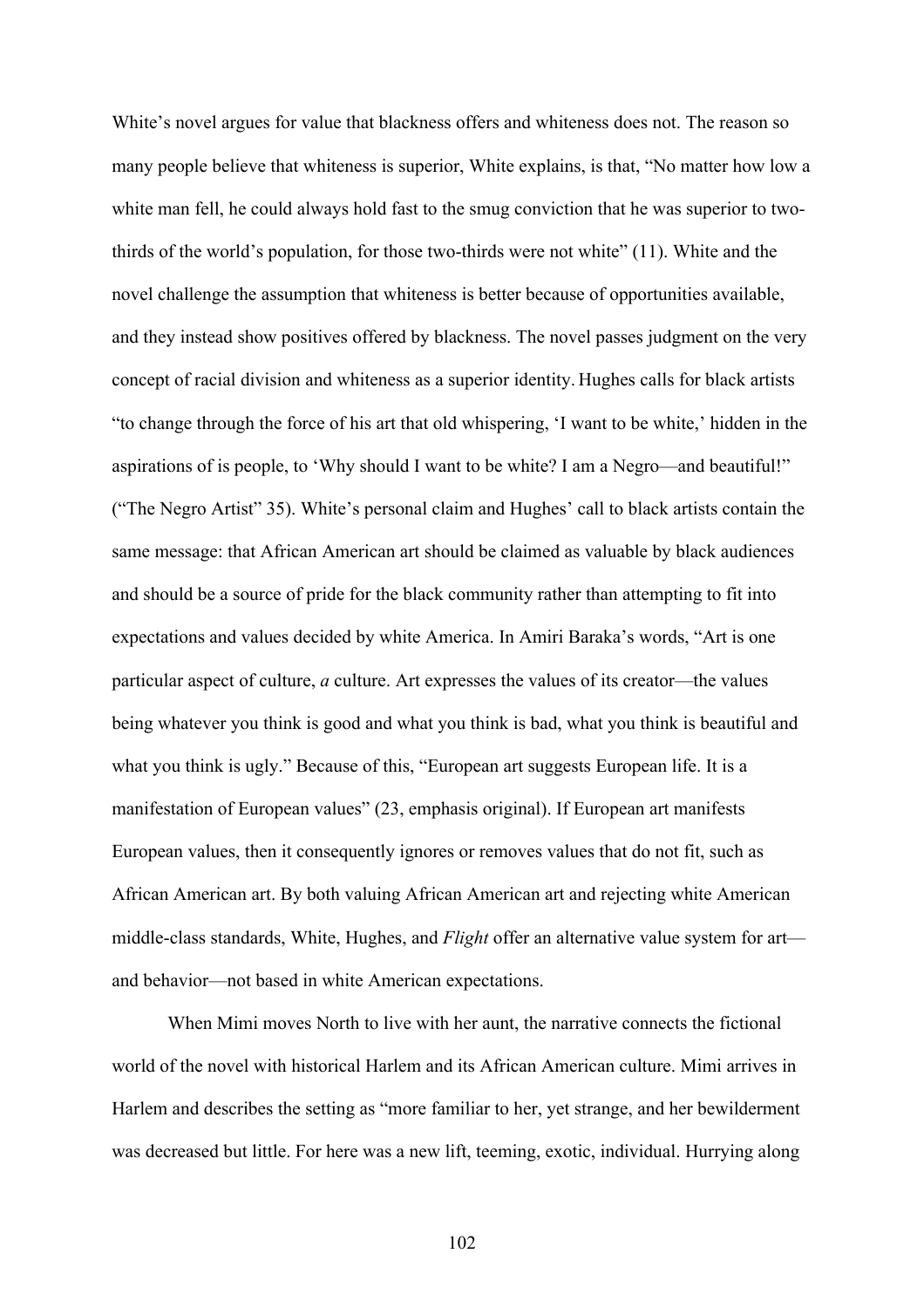White's novel argues for value that blackness offers and whiteness does not. The reason so many people believe that whiteness is superior, White explains, is that, "No matter how low a white man fell, he could always hold fast to the smug conviction that he was superior to two-thirds of the world's population, for those two-thirds were not white" (11). White and the novel challenge the assumption that whiteness is better because of opportunities available, and they instead show positives offered by blackness. The novel passes judgment on the very concept of racial division and whiteness as a superior identity. Hughes calls for black artists "to change through the force of his art that old whispering, 'I want to be white,' hidden in the aspirations of is people, to 'Why should I want to be white? I am a Negro—and beautiful!" ("The Negro Artist" 35). White's personal claim and Hughes' call to black artists contain the same message: that African American art should be claimed as valuable by black audiences and should be a source of pride for the black community rather than attempting to fit into expectations and values decided by white America. In Amiri Baraka's words, "Art is one particular aspect of culture, *a* culture. Art expresses the values of its creator—the values being whatever you think is good and what you think is bad, what you think is beautiful and what you think is ugly." Because of this, "European art suggests European life. It is a manifestation of European values" (23, emphasis original). If European art manifests European values, then it consequently ignores or removes values that do not fit, such as African American art. By both valuing African American art and rejecting white American middle-class standards, White, Hughes, and *Flight* offer an alternative value system for art—and behavior—not based in white American expectations.

When Mimi moves North to live with her aunt, the narrative connects the fictional world of the novel with historical Harlem and its African American culture. Mimi arrives in Harlem and describes the setting as "more familiar to her, yet strange, and her bewilderment was decreased but little. For here was a new lift, teeming, exotic, individual. Hurrying along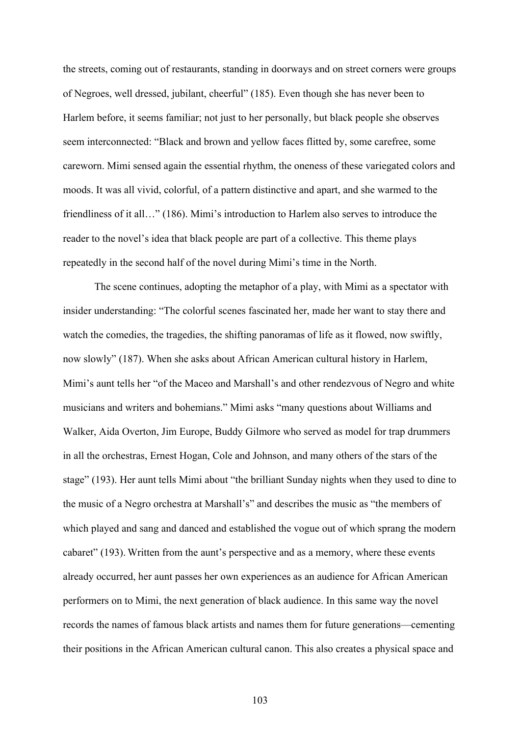the streets, coming out of restaurants, standing in doorways and on street corners were groups of Negroes, well dressed, jubilant, cheerful" (185). Even though she has never been to Harlem before, it seems familiar; not just to her personally, but black people she observes seem interconnected: "Black and brown and yellow faces flitted by, some carefree, some careworn. Mimi sensed again the essential rhythm, the oneness of these variegated colors and moods. It was all vivid, colorful, of a pattern distinctive and apart, and she warmed to the friendliness of it all…" (186). Mimi's introduction to Harlem also serves to introduce the reader to the novel's idea that black people are part of a collective. This theme plays repeatedly in the second half of the novel during Mimi's time in the North.

The scene continues, adopting the metaphor of a play, with Mimi as a spectator with insider understanding: "The colorful scenes fascinated her, made her want to stay there and watch the comedies, the tragedies, the shifting panoramas of life as it flowed, now swiftly, now slowly" (187). When she asks about African American cultural history in Harlem, Mimi's aunt tells her "of the Maceo and Marshall's and other rendezvous of Negro and white musicians and writers and bohemians." Mimi asks "many questions about Williams and Walker, Aida Overton, Jim Europe, Buddy Gilmore who served as model for trap drummers in all the orchestras, Ernest Hogan, Cole and Johnson, and many others of the stars of the stage" (193). Her aunt tells Mimi about "the brilliant Sunday nights when they used to dine to the music of a Negro orchestra at Marshall's" and describes the music as "the members of which played and sang and danced and established the vogue out of which sprang the modern cabaret" (193). Written from the aunt's perspective and as a memory, where these events already occurred, her aunt passes her own experiences as an audience for African American performers on to Mimi, the next generation of black audience. In this same way the novel records the names of famous black artists and names them for future generations—cementing their positions in the African American cultural canon. This also creates a physical space and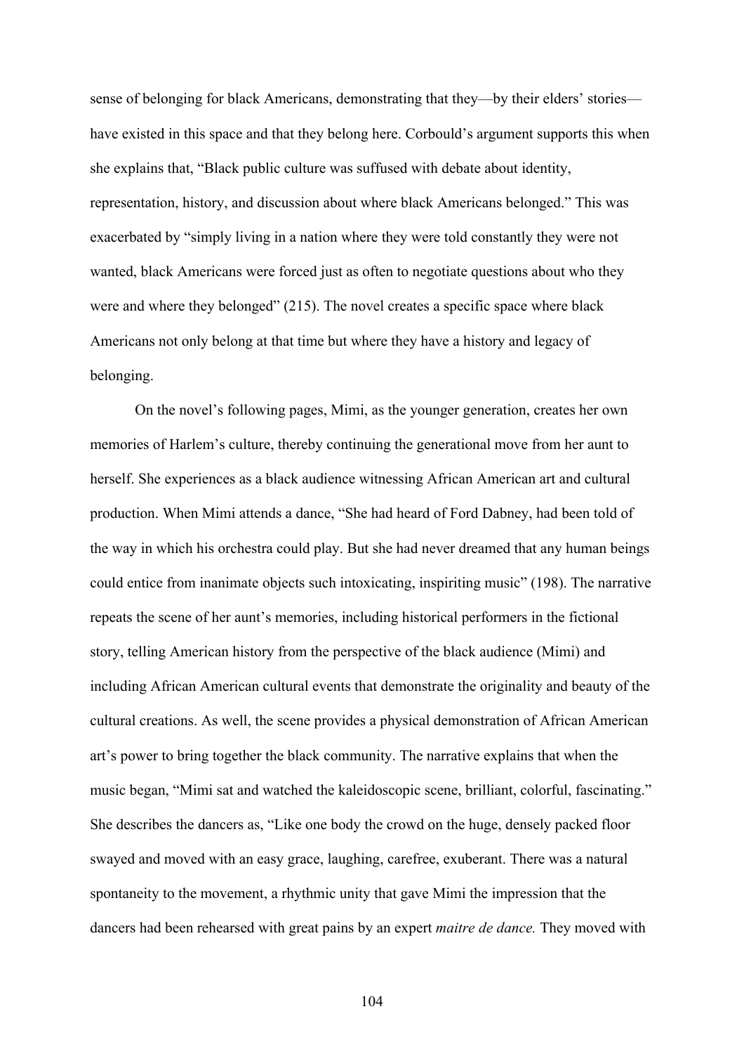sense of belonging for black Americans, demonstrating that they—by their elders' stories—have existed in this space and that they belong here. Corbould's argument supports this when she explains that, "Black public culture was suffused with debate about identity, representation, history, and discussion about where black Americans belonged." This was exacerbated by "simply living in a nation where they were told constantly they were not wanted, black Americans were forced just as often to negotiate questions about who they were and where they belonged" (215). The novel creates a specific space where black Americans not only belong at that time but where they have a history and legacy of belonging.

On the novel's following pages, Mimi, as the younger generation, creates her own memories of Harlem's culture, thereby continuing the generational move from her aunt to herself. She experiences as a black audience witnessing African American art and cultural production. When Mimi attends a dance, "She had heard of Ford Dabney, had been told of the way in which his orchestra could play. But she had never dreamed that any human beings could entice from inanimate objects such intoxicating, inspiriting music" (198). The narrative repeats the scene of her aunt's memories, including historical performers in the fictional story, telling American history from the perspective of the black audience (Mimi) and including African American cultural events that demonstrate the originality and beauty of the cultural creations. As well, the scene provides a physical demonstration of African American art's power to bring together the black community. The narrative explains that when the music began, "Mimi sat and watched the kaleidoscopic scene, brilliant, colorful, fascinating." She describes the dancers as, "Like one body the crowd on the huge, densely packed floor swayed and moved with an easy grace, laughing, carefree, exuberant. There was a natural spontaneity to the movement, a rhythmic unity that gave Mimi the impression that the dancers had been rehearsed with great pains by an expert *maitre de dance.* They moved with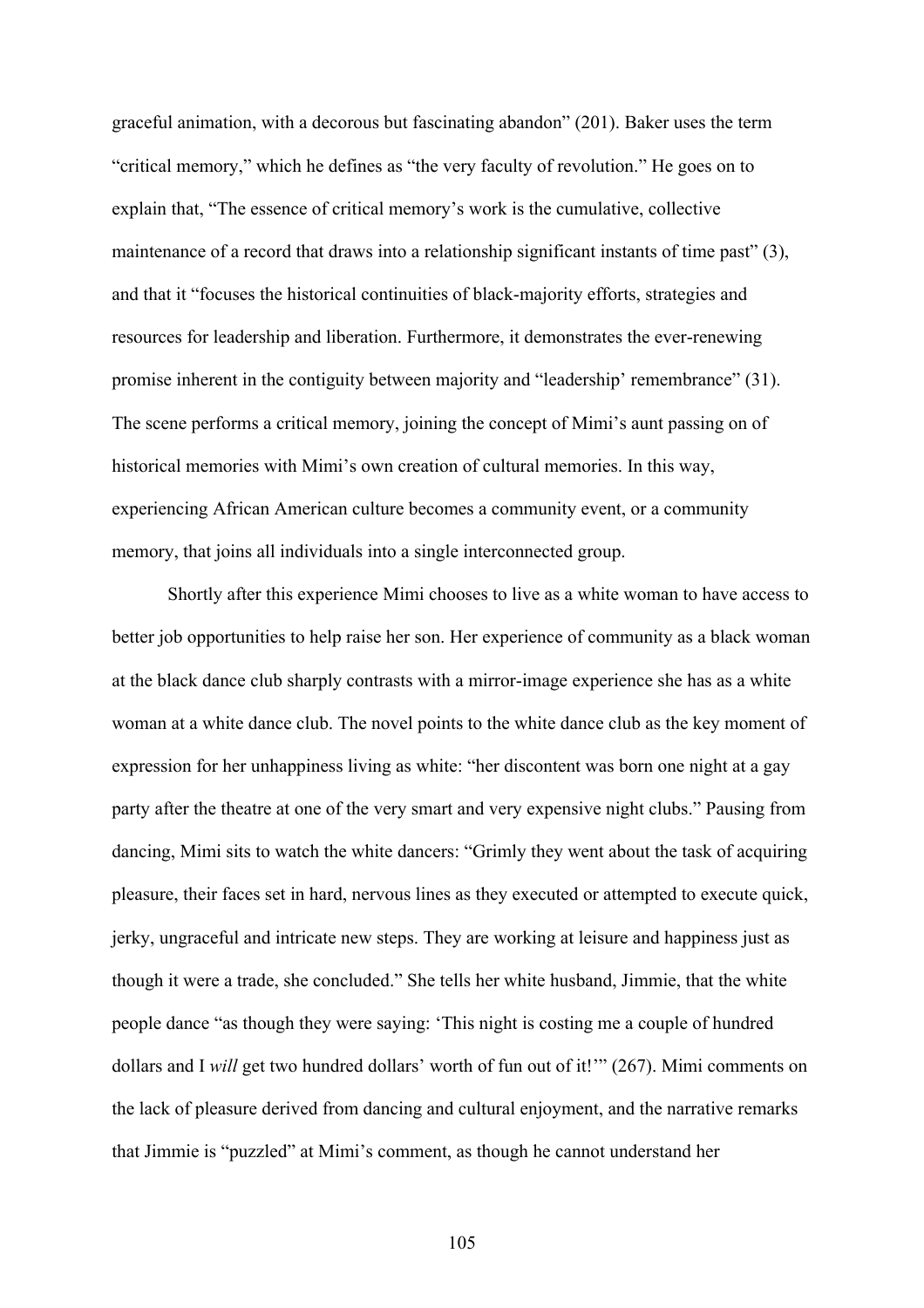graceful animation, with a decorous but fascinating abandon" (201). Baker uses the term "critical memory," which he defines as "the very faculty of revolution." He goes on to explain that, "The essence of critical memory's work is the cumulative, collective maintenance of a record that draws into a relationship significant instants of time past" (3), and that it "focuses the historical continuities of black-majority efforts, strategies and resources for leadership and liberation. Furthermore, it demonstrates the ever-renewing promise inherent in the contiguity between majority and "leadership' remembrance" (31). The scene performs a critical memory, joining the concept of Mimi's aunt passing on of historical memories with Mimi's own creation of cultural memories. In this way, experiencing African American culture becomes a community event, or a community memory, that joins all individuals into a single interconnected group.

Shortly after this experience Mimi chooses to live as a white woman to have access to better job opportunities to help raise her son. Her experience of community as a black woman at the black dance club sharply contrasts with a mirror-image experience she has as a white woman at a white dance club. The novel points to the white dance club as the key moment of expression for her unhappiness living as white: "her discontent was born one night at a gay party after the theatre at one of the very smart and very expensive night clubs." Pausing from dancing, Mimi sits to watch the white dancers: "Grimly they went about the task of acquiring pleasure, their faces set in hard, nervous lines as they executed or attempted to execute quick, jerky, ungraceful and intricate new steps. They are working at leisure and happiness just as though it were a trade, she concluded." She tells her white husband, Jimmie, that the white people dance "as though they were saying: 'This night is costing me a couple of hundred dollars and I *will* get two hundred dollars' worth of fun out of it!'" (267). Mimi comments on the lack of pleasure derived from dancing and cultural enjoyment, and the narrative remarks that Jimmie is "puzzled" at Mimi's comment, as though he cannot understand her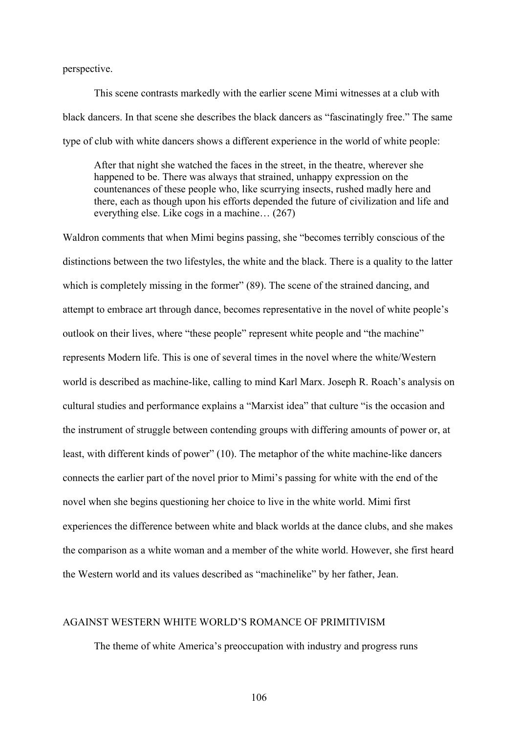perspective.

This scene contrasts markedly with the earlier scene Mimi witnesses at a club with black dancers. In that scene she describes the black dancers as "fascinatingly free." The same type of club with white dancers shows a different experience in the world of white people:

> After that night she watched the faces in the street, in the theatre, wherever she happened to be. There was always that strained, unhappy expression on the countenances of these people who, like scurrying insects, rushed madly here and there, each as though upon his efforts depended the future of civilization and life and everything else. Like cogs in a machine… (267)

Waldron comments that when Mimi begins passing, she "becomes terribly conscious of the distinctions between the two lifestyles, the white and the black. There is a quality to the latter which is completely missing in the former" (89). The scene of the strained dancing, and attempt to embrace art through dance, becomes representative in the novel of white people's outlook on their lives, where "these people" represent white people and "the machine" represents Modern life. This is one of several times in the novel where the white/Western world is described as machine-like, calling to mind Karl Marx. Joseph R. Roach's analysis on cultural studies and performance explains a "Marxist idea" that culture "is the occasion and the instrument of struggle between contending groups with differing amounts of power or, at least, with different kinds of power" (10). The metaphor of the white machine-like dancers connects the earlier part of the novel prior to Mimi's passing for white with the end of the novel when she begins questioning her choice to live in the white world. Mimi first experiences the difference between white and black worlds at the dance clubs, and she makes the comparison as a white woman and a member of the white world. However, she first heard the Western world and its values described as "machinelike" by her father, Jean.

## AGAINST WESTERN WHITE WORLD'S ROMANCE OF PRIMITIVISM

The theme of white America's preoccupation with industry and progress runs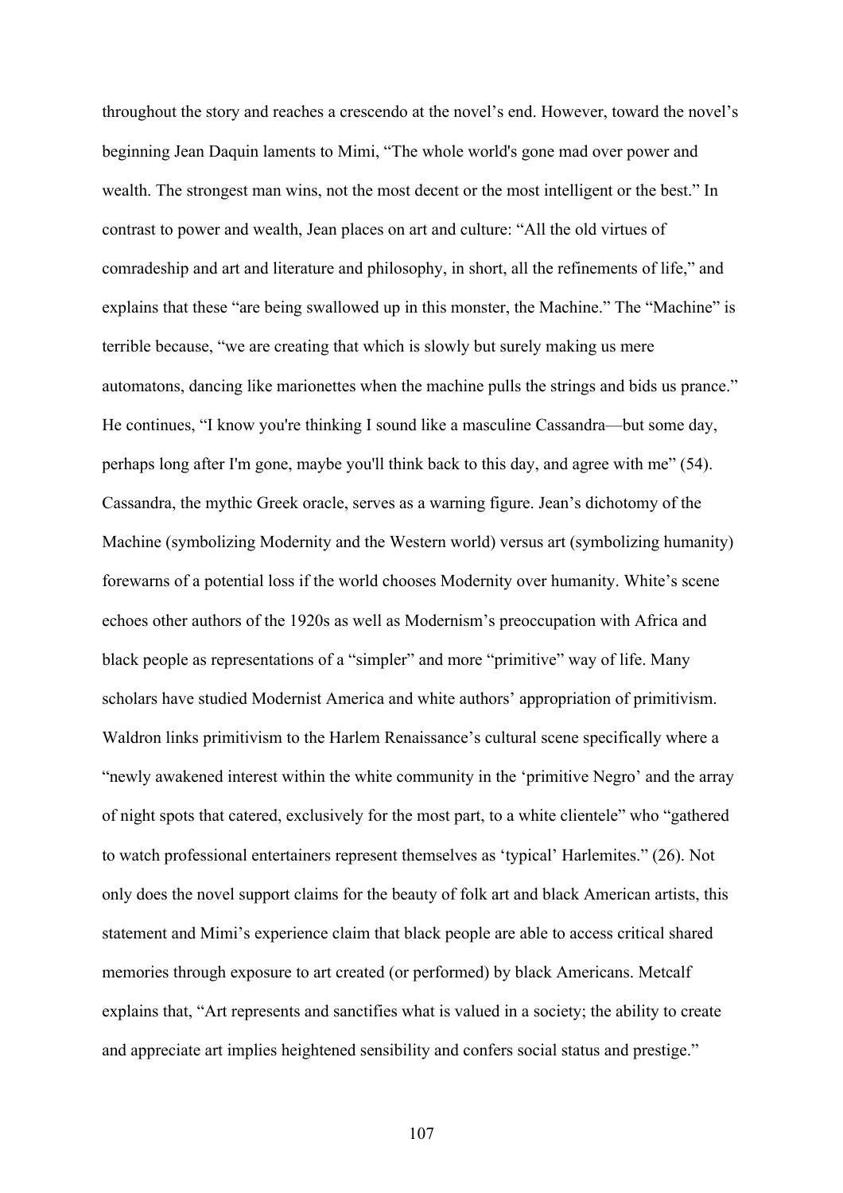throughout the story and reaches a crescendo at the novel's end. However, toward the novel's beginning Jean Daquin laments to Mimi, "The whole world's gone mad over power and wealth. The strongest man wins, not the most decent or the most intelligent or the best." In contrast to power and wealth, Jean places on art and culture: "All the old virtues of comradeship and art and literature and philosophy, in short, all the refinements of life," and explains that these "are being swallowed up in this monster, the Machine." The "Machine" is terrible because, "we are creating that which is slowly but surely making us mere automatons, dancing like marionettes when the machine pulls the strings and bids us prance." He continues, "I know you're thinking I sound like a masculine Cassandra—but some day, perhaps long after I'm gone, maybe you'll think back to this day, and agree with me" (54). Cassandra, the mythic Greek oracle, serves as a warning figure. Jean's dichotomy of the Machine (symbolizing Modernity and the Western world) versus art (symbolizing humanity) forewarns of a potential loss if the world chooses Modernity over humanity. White's scene echoes other authors of the 1920s as well as Modernism's preoccupation with Africa and black people as representations of a "simpler" and more "primitive" way of life. Many scholars have studied Modernist America and white authors' appropriation of primitivism. Waldron links primitivism to the Harlem Renaissance's cultural scene specifically where a "newly awakened interest within the white community in the 'primitive Negro' and the array of night spots that catered, exclusively for the most part, to a white clientele" who "gathered to watch professional entertainers represent themselves as 'typical' Harlemites." (26). Not only does the novel support claims for the beauty of folk art and black American artists, this statement and Mimi's experience claim that black people are able to access critical shared memories through exposure to art created (or performed) by black Americans. Metcalf explains that, "Art represents and sanctifies what is valued in a society; the ability to create and appreciate art implies heightened sensibility and confers social status and prestige."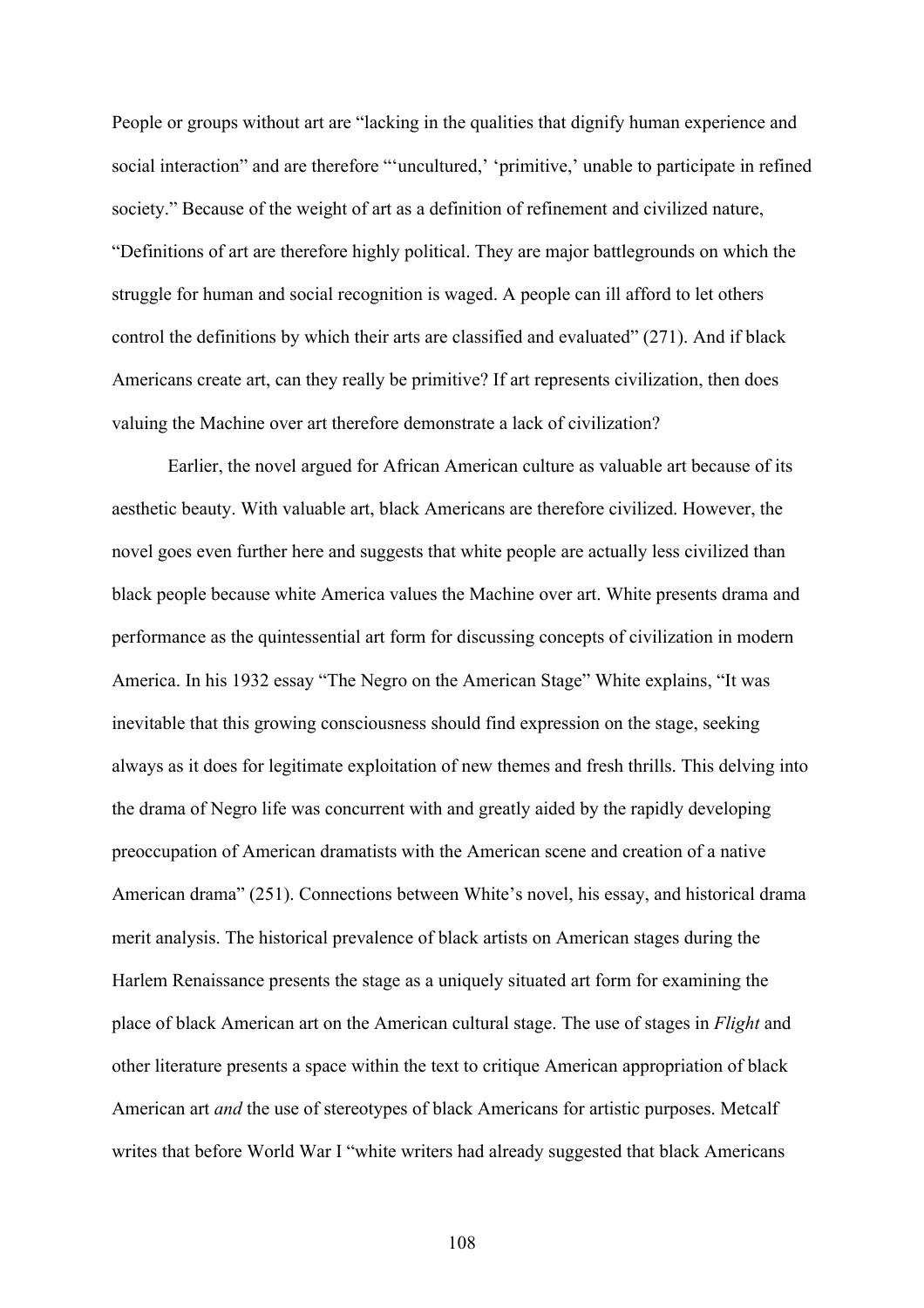People or groups without art are "lacking in the qualities that dignify human experience and social interaction" and are therefore "'uncultured,' 'primitive,' unable to participate in refined society." Because of the weight of art as a definition of refinement and civilized nature, "Definitions of art are therefore highly political. They are major battlegrounds on which the struggle for human and social recognition is waged. A people can ill afford to let others control the definitions by which their arts are classified and evaluated" (271). And if black Americans create art, can they really be primitive? If art represents civilization, then does valuing the Machine over art therefore demonstrate a lack of civilization?

Earlier, the novel argued for African American culture as valuable art because of its aesthetic beauty. With valuable art, black Americans are therefore civilized. However, the novel goes even further here and suggests that white people are actually less civilized than black people because white America values the Machine over art. White presents drama and performance as the quintessential art form for discussing concepts of civilization in modern America. In his 1932 essay "The Negro on the American Stage" White explains, "It was inevitable that this growing consciousness should find expression on the stage, seeking always as it does for legitimate exploitation of new themes and fresh thrills. This delving into the drama of Negro life was concurrent with and greatly aided by the rapidly developing preoccupation of American dramatists with the American scene and creation of a native American drama" (251). Connections between White's novel, his essay, and historical drama merit analysis. The historical prevalence of black artists on American stages during the Harlem Renaissance presents the stage as a uniquely situated art form for examining the place of black American art on the American cultural stage. The use of stages in *Flight* and other literature presents a space within the text to critique American appropriation of black American art *and* the use of stereotypes of black Americans for artistic purposes. Metcalf writes that before World War I "white writers had already suggested that black Americans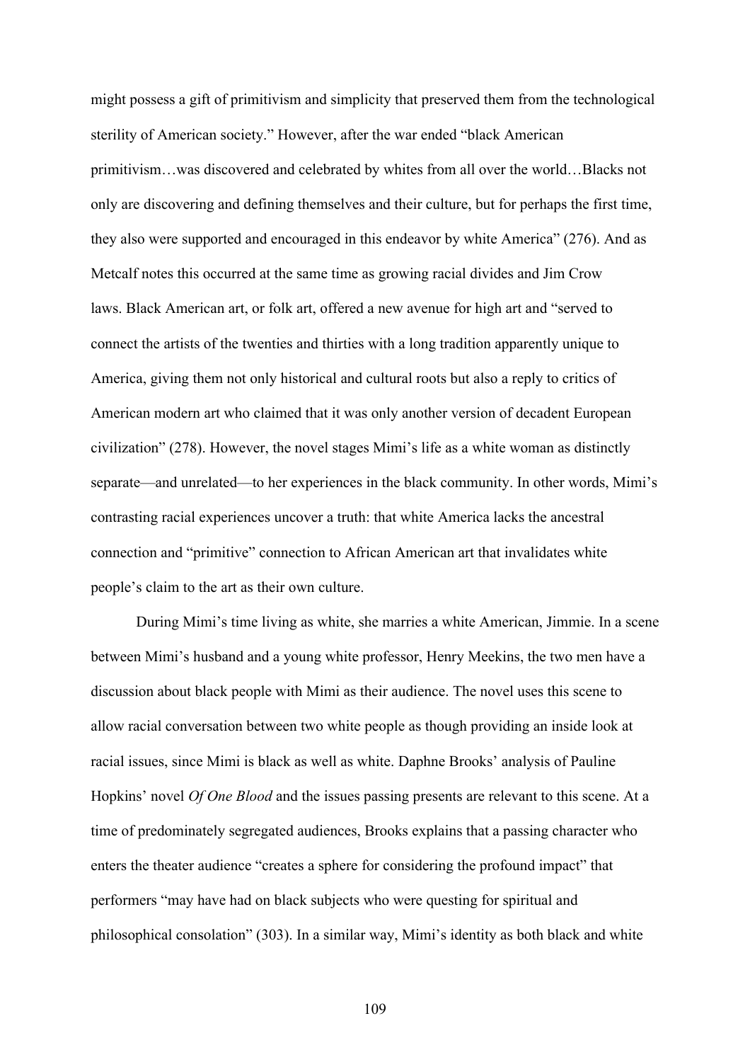might possess a gift of primitivism and simplicity that preserved them from the technological sterility of American society." However, after the war ended "black American primitivism…was discovered and celebrated by whites from all over the world…Blacks not only are discovering and defining themselves and their culture, but for perhaps the first time, they also were supported and encouraged in this endeavor by white America" (276). And as Metcalf notes this occurred at the same time as growing racial divides and Jim Crow laws. Black American art, or folk art, offered a new avenue for high art and "served to connect the artists of the twenties and thirties with a long tradition apparently unique to America, giving them not only historical and cultural roots but also a reply to critics of American modern art who claimed that it was only another version of decadent European civilization" (278). However, the novel stages Mimi's life as a white woman as distinctly separate—and unrelated—to her experiences in the black community. In other words, Mimi's contrasting racial experiences uncover a truth: that white America lacks the ancestral connection and "primitive" connection to African American art that invalidates white people's claim to the art as their own culture.

During Mimi's time living as white, she marries a white American, Jimmie. In a scene between Mimi's husband and a young white professor, Henry Meekins, the two men have a discussion about black people with Mimi as their audience. The novel uses this scene to allow racial conversation between two white people as though providing an inside look at racial issues, since Mimi is black as well as white. Daphne Brooks' analysis of Pauline Hopkins' novel *Of One Blood* and the issues passing presents are relevant to this scene. At a time of predominately segregated audiences, Brooks explains that a passing character who enters the theater audience "creates a sphere for considering the profound impact" that performers "may have had on black subjects who were questing for spiritual and philosophical consolation" (303). In a similar way, Mimi's identity as both black and white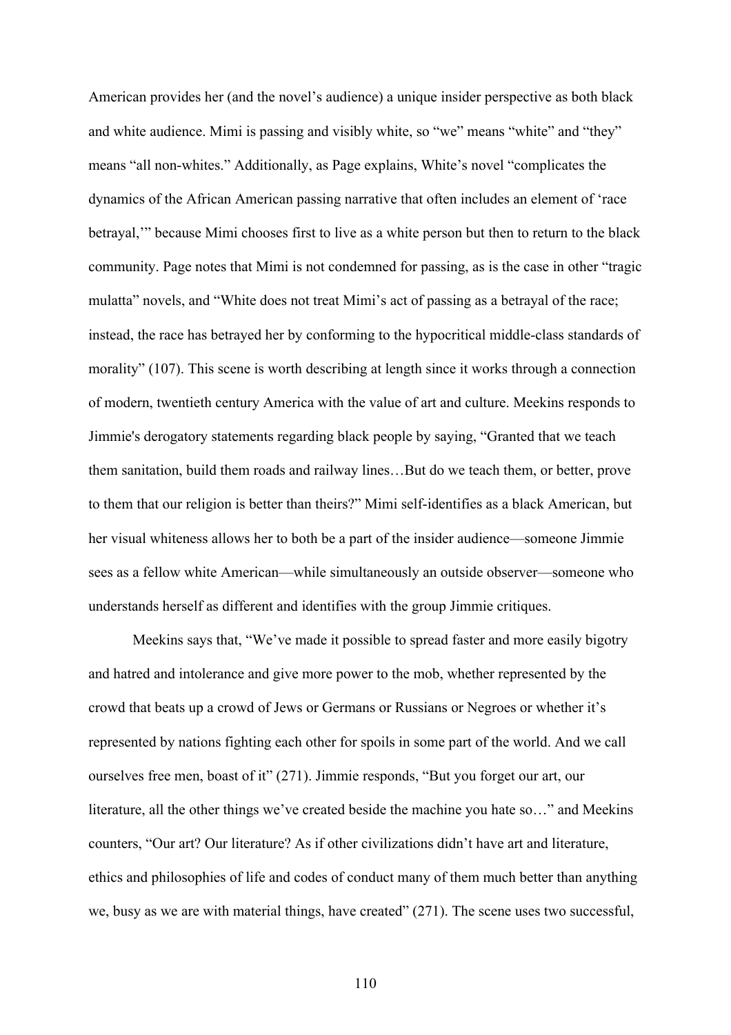American provides her (and the novel's audience) a unique insider perspective as both black and white audience. Mimi is passing and visibly white, so "we" means "white" and "they" means "all non-whites." Additionally, as Page explains, White's novel "complicates the dynamics of the African American passing narrative that often includes an element of 'race betrayal,'" because Mimi chooses first to live as a white person but then to return to the black community. Page notes that Mimi is not condemned for passing, as is the case in other "tragic mulatta" novels, and "White does not treat Mimi's act of passing as a betrayal of the race; instead, the race has betrayed her by conforming to the hypocritical middle-class standards of morality" (107). This scene is worth describing at length since it works through a connection of modern, twentieth century America with the value of art and culture. Meekins responds to Jimmie's derogatory statements regarding black people by saying, "Granted that we teach them sanitation, build them roads and railway lines…But do we teach them, or better, prove to them that our religion is better than theirs?" Mimi self-identifies as a black American, but her visual whiteness allows her to both be a part of the insider audience—someone Jimmie sees as a fellow white American—while simultaneously an outside observer—someone who understands herself as different and identifies with the group Jimmie critiques.

Meekins says that, "We've made it possible to spread faster and more easily bigotry and hatred and intolerance and give more power to the mob, whether represented by the crowd that beats up a crowd of Jews or Germans or Russians or Negroes or whether it's represented by nations fighting each other for spoils in some part of the world. And we call ourselves free men, boast of it" (271). Jimmie responds, "But you forget our art, our literature, all the other things we've created beside the machine you hate so…" and Meekins counters, "Our art? Our literature? As if other civilizations didn't have art and literature, ethics and philosophies of life and codes of conduct many of them much better than anything we, busy as we are with material things, have created" (271). The scene uses two successful,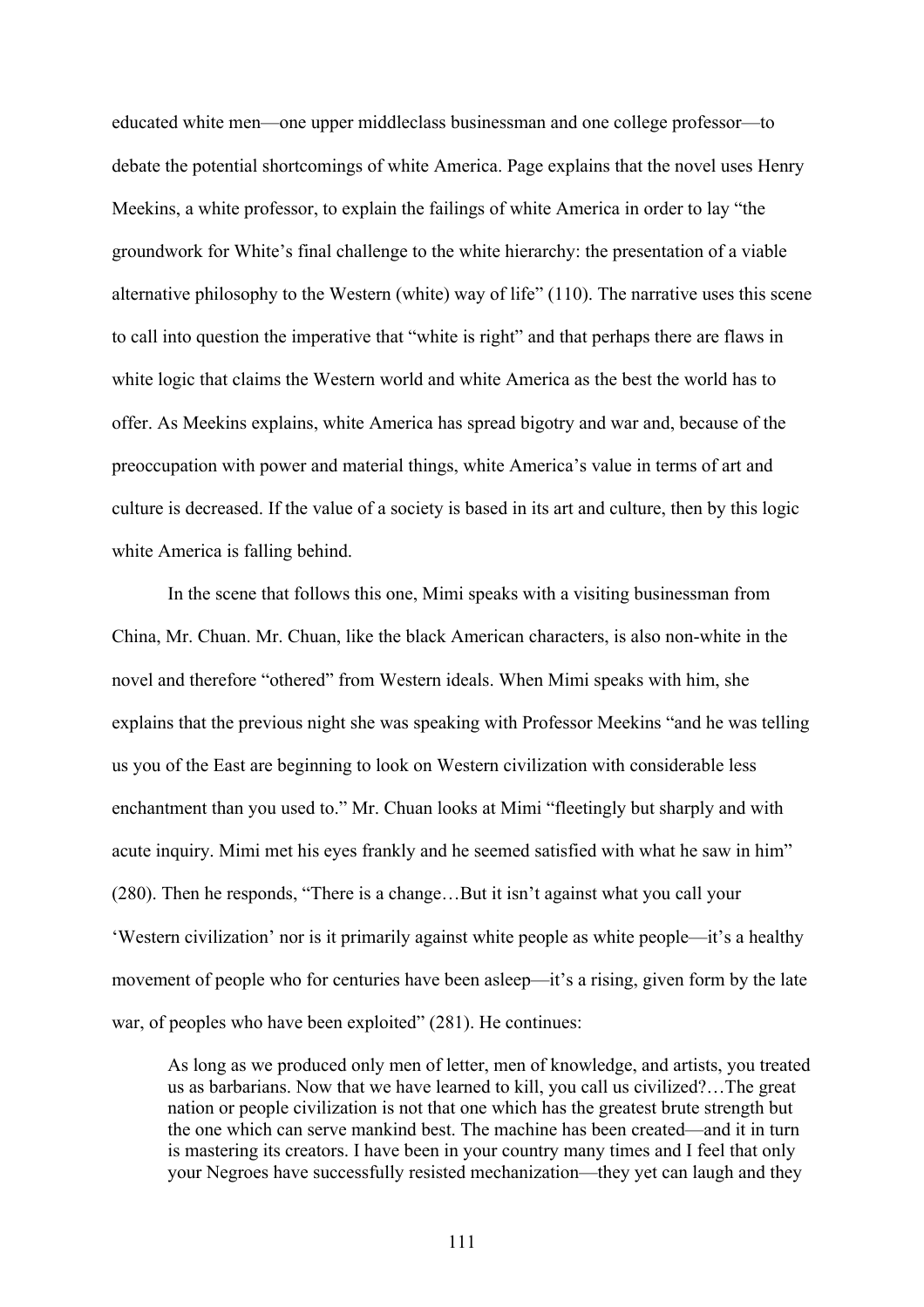educated white men—one upper middleclass businessman and one college professor—to debate the potential shortcomings of white America. Page explains that the novel uses Henry Meekins, a white professor, to explain the failings of white America in order to lay "the groundwork for White's final challenge to the white hierarchy: the presentation of a viable alternative philosophy to the Western (white) way of life" (110). The narrative uses this scene to call into question the imperative that "white is right" and that perhaps there are flaws in white logic that claims the Western world and white America as the best the world has to offer. As Meekins explains, white America has spread bigotry and war and, because of the preoccupation with power and material things, white America's value in terms of art and culture is decreased. If the value of a society is based in its art and culture, then by this logic white America is falling behind.

In the scene that follows this one, Mimi speaks with a visiting businessman from China, Mr. Chuan. Mr. Chuan, like the black American characters, is also non-white in the novel and therefore "othered" from Western ideals. When Mimi speaks with him, she explains that the previous night she was speaking with Professor Meekins "and he was telling us you of the East are beginning to look on Western civilization with considerable less enchantment than you used to." Mr. Chuan looks at Mimi "fleetingly but sharply and with acute inquiry. Mimi met his eyes frankly and he seemed satisfied with what he saw in him" (280). Then he responds, "There is a change…But it isn't against what you call your 'Western civilization' nor is it primarily against white people as white people—it's a healthy movement of people who for centuries have been asleep—it's a rising, given form by the late war, of peoples who have been exploited" (281). He continues:

> As long as we produced only men of letter, men of knowledge, and artists, you treated us as barbarians. Now that we have learned to kill, you call us civilized?…The great nation or people civilization is not that one which has the greatest brute strength but the one which can serve mankind best. The machine has been created—and it in turn is mastering its creators. I have been in your country many times and I feel that only your Negroes have successfully resisted mechanization—they yet can laugh and they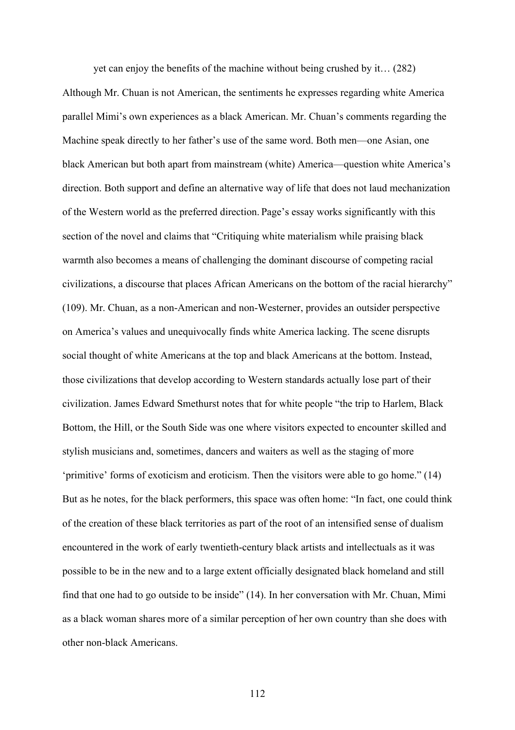yet can enjoy the benefits of the machine without being crushed by it… (282)

Although Mr. Chuan is not American, the sentiments he expresses regarding white America parallel Mimi's own experiences as a black American. Mr. Chuan's comments regarding the Machine speak directly to her father's use of the same word. Both men—one Asian, one black American but both apart from mainstream (white) America—question white America's direction. Both support and define an alternative way of life that does not laud mechanization of the Western world as the preferred direction. Page's essay works significantly with this section of the novel and claims that "Critiquing white materialism while praising black warmth also becomes a means of challenging the dominant discourse of competing racial civilizations, a discourse that places African Americans on the bottom of the racial hierarchy" (109). Mr. Chuan, as a non-American and non-Westerner, provides an outsider perspective on America's values and unequivocally finds white America lacking. The scene disrupts social thought of white Americans at the top and black Americans at the bottom. Instead, those civilizations that develop according to Western standards actually lose part of their civilization. James Edward Smethurst notes that for white people "the trip to Harlem, Black Bottom, the Hill, or the South Side was one where visitors expected to encounter skilled and stylish musicians and, sometimes, dancers and waiters as well as the staging of more 'primitive' forms of exoticism and eroticism. Then the visitors were able to go home." (14) But as he notes, for the black performers, this space was often home: "In fact, one could think of the creation of these black territories as part of the root of an intensified sense of dualism encountered in the work of early twentieth-century black artists and intellectuals as it was possible to be in the new and to a large extent officially designated black homeland and still find that one had to go outside to be inside" (14). In her conversation with Mr. Chuan, Mimi as a black woman shares more of a similar perception of her own country than she does with other non-black Americans.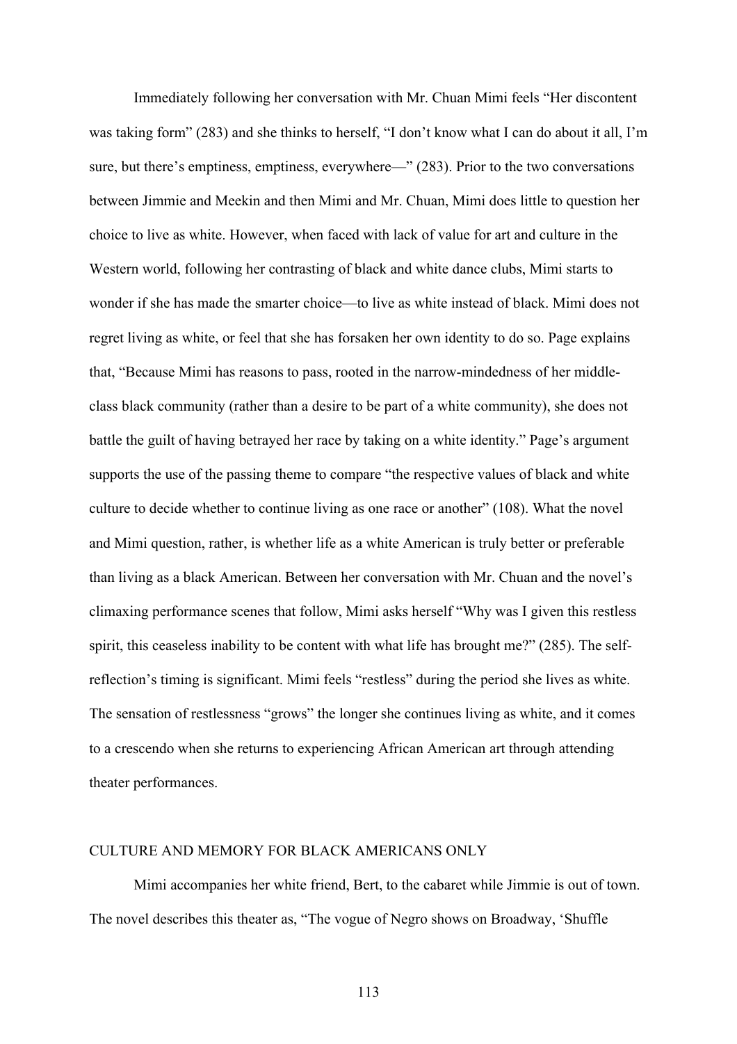Immediately following her conversation with Mr. Chuan Mimi feels "Her discontent was taking form" (283) and she thinks to herself, "I don't know what I can do about it all, I'm sure, but there's emptiness, emptiness, everywhere—" (283). Prior to the two conversations between Jimmie and Meekin and then Mimi and Mr. Chuan, Mimi does little to question her choice to live as white. However, when faced with lack of value for art and culture in the Western world, following her contrasting of black and white dance clubs, Mimi starts to wonder if she has made the smarter choice—to live as white instead of black. Mimi does not regret living as white, or feel that she has forsaken her own identity to do so. Page explains that, "Because Mimi has reasons to pass, rooted in the narrow-mindedness of her middle-class black community (rather than a desire to be part of a white community), she does not battle the guilt of having betrayed her race by taking on a white identity." Page's argument supports the use of the passing theme to compare "the respective values of black and white culture to decide whether to continue living as one race or another" (108). What the novel and Mimi question, rather, is whether life as a white American is truly better or preferable than living as a black American. Between her conversation with Mr. Chuan and the novel's climaxing performance scenes that follow, Mimi asks herself "Why was I given this restless spirit, this ceaseless inability to be content with what life has brought me?" (285). The self-reflection's timing is significant. Mimi feels "restless" during the period she lives as white. The sensation of restlessness "grows" the longer she continues living as white, and it comes to a crescendo when she returns to experiencing African American art through attending theater performances.

## CULTURE AND MEMORY FOR BLACK AMERICANS ONLY

Mimi accompanies her white friend, Bert, to the cabaret while Jimmie is out of town. The novel describes this theater as, "The vogue of Negro shows on Broadway, 'Shuffle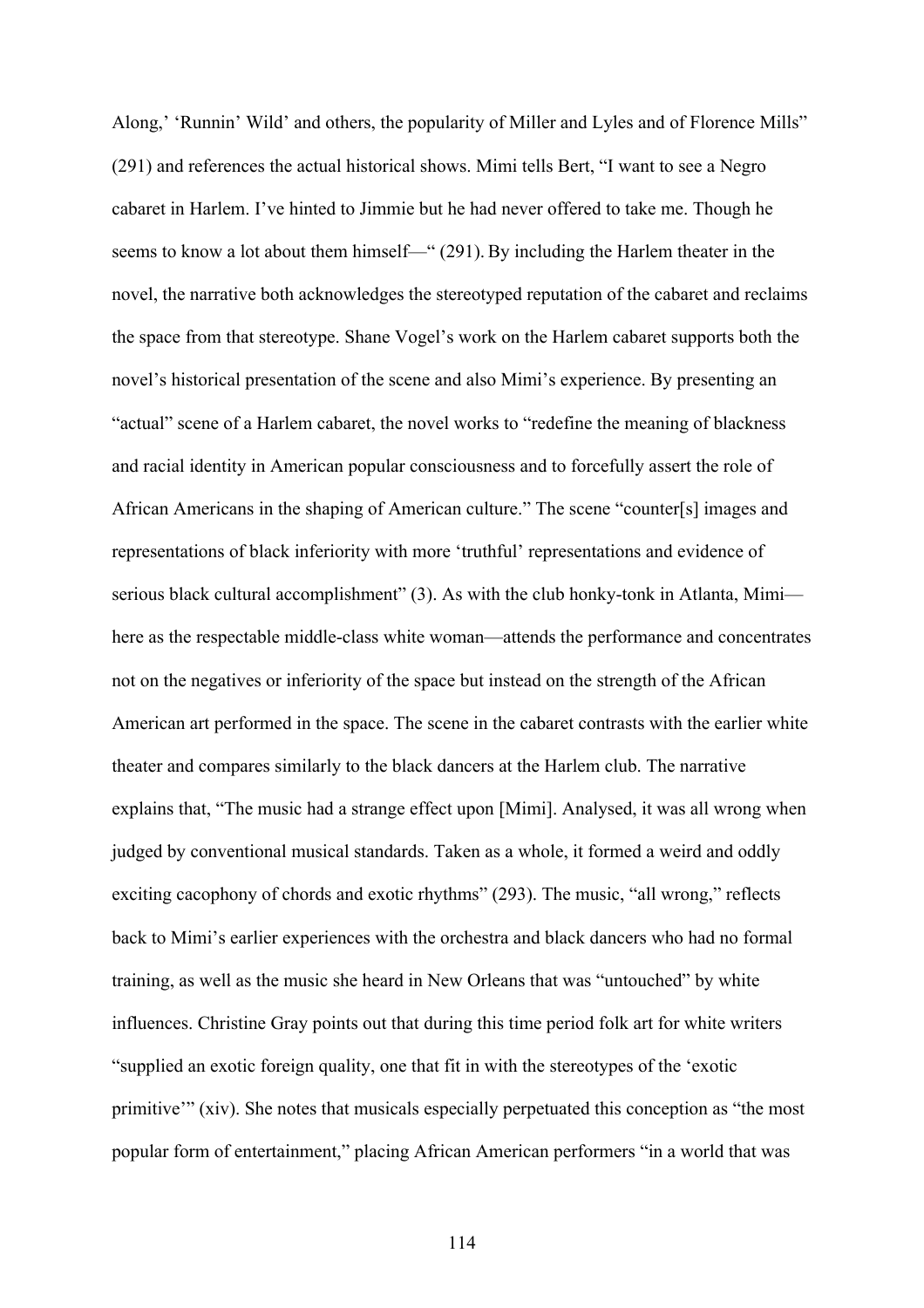Along,' 'Runnin' Wild' and others, the popularity of Miller and Lyles and of Florence Mills" (291) and references the actual historical shows. Mimi tells Bert, "I want to see a Negro cabaret in Harlem. I've hinted to Jimmie but he had never offered to take me. Though he seems to know a lot about them himself—" (291). By including the Harlem theater in the novel, the narrative both acknowledges the stereotyped reputation of the cabaret and reclaims the space from that stereotype. Shane Vogel's work on the Harlem cabaret supports both the novel's historical presentation of the scene and also Mimi's experience. By presenting an "actual" scene of a Harlem cabaret, the novel works to "redefine the meaning of blackness and racial identity in American popular consciousness and to forcefully assert the role of African Americans in the shaping of American culture." The scene "counter[s] images and representations of black inferiority with more 'truthful' representations and evidence of serious black cultural accomplishment" (3). As with the club honky-tonk in Atlanta, Mimi—here as the respectable middle-class white woman—attends the performance and concentrates not on the negatives or inferiority of the space but instead on the strength of the African American art performed in the space. The scene in the cabaret contrasts with the earlier white theater and compares similarly to the black dancers at the Harlem club. The narrative explains that, "The music had a strange effect upon [Mimi]. Analysed, it was all wrong when judged by conventional musical standards. Taken as a whole, it formed a weird and oddly exciting cacophony of chords and exotic rhythms" (293). The music, "all wrong," reflects back to Mimi's earlier experiences with the orchestra and black dancers who had no formal training, as well as the music she heard in New Orleans that was "untouched" by white influences. Christine Gray points out that during this time period folk art for white writers "supplied an exotic foreign quality, one that fit in with the stereotypes of the 'exotic primitive'" (xiv). She notes that musicals especially perpetuated this conception as "the most popular form of entertainment," placing African American performers "in a world that was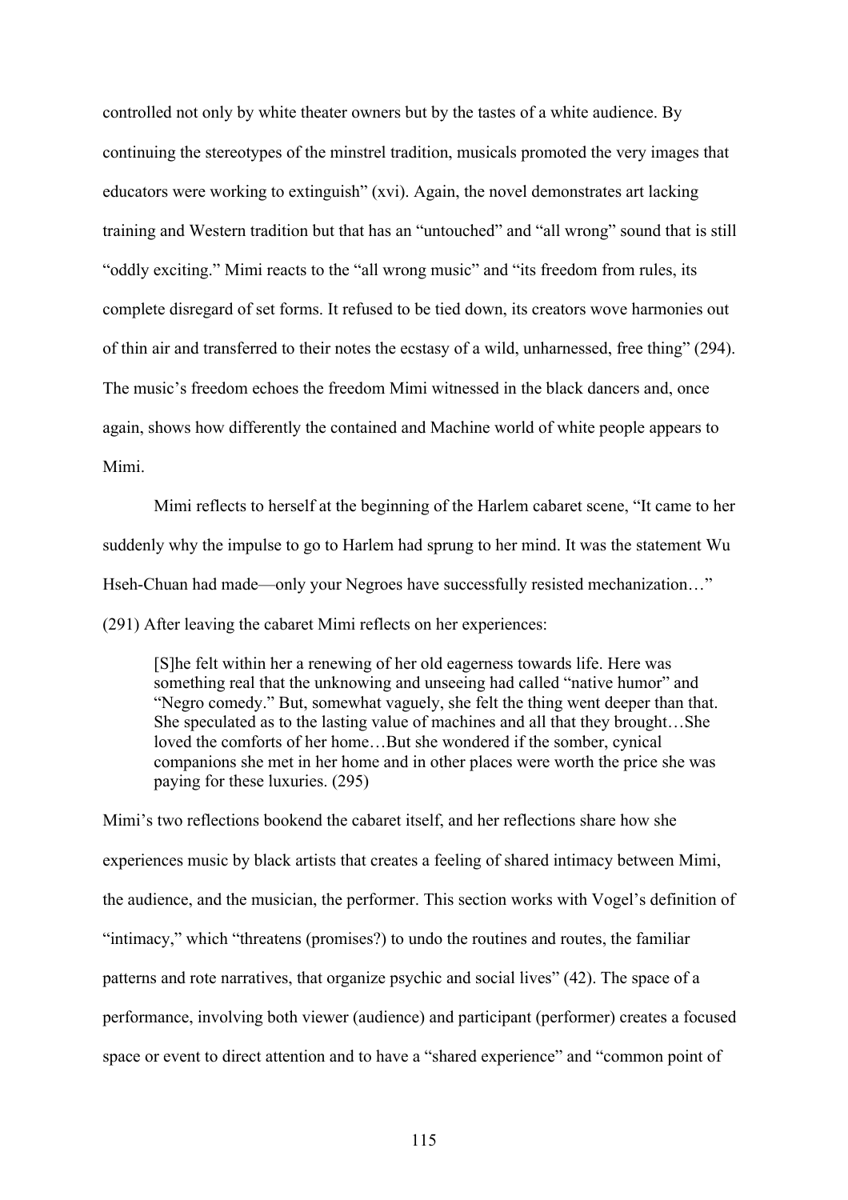controlled not only by white theater owners but by the tastes of a white audience. By continuing the stereotypes of the minstrel tradition, musicals promoted the very images that educators were working to extinguish" (xvi). Again, the novel demonstrates art lacking training and Western tradition but that has an "untouched" and "all wrong" sound that is still "oddly exciting." Mimi reacts to the "all wrong music" and "its freedom from rules, its complete disregard of set forms. It refused to be tied down, its creators wove harmonies out of thin air and transferred to their notes the ecstasy of a wild, unharnessed, free thing" (294). The music's freedom echoes the freedom Mimi witnessed in the black dancers and, once again, shows how differently the contained and Machine world of white people appears to Mimi.

Mimi reflects to herself at the beginning of the Harlem cabaret scene, "It came to her suddenly why the impulse to go to Harlem had sprung to her mind. It was the statement Wu Hseh-Chuan had made—only your Negroes have successfully resisted mechanization…" (291) After leaving the cabaret Mimi reflects on her experiences:

> [S]he felt within her a renewing of her old eagerness towards life. Here was something real that the unknowing and unseeing had called "native humor" and "Negro comedy." But, somewhat vaguely, she felt the thing went deeper than that. She speculated as to the lasting value of machines and all that they brought…She loved the comforts of her home…But she wondered if the somber, cynical companions she met in her home and in other places were worth the price she was paying for these luxuries. (295)

Mimi's two reflections bookend the cabaret itself, and her reflections share how she experiences music by black artists that creates a feeling of shared intimacy between Mimi, the audience, and the musician, the performer. This section works with Vogel's definition of "intimacy," which "threatens (promises?) to undo the routines and routes, the familiar patterns and rote narratives, that organize psychic and social lives" (42). The space of a performance, involving both viewer (audience) and participant (performer) creates a focused space or event to direct attention and to have a "shared experience" and "common point of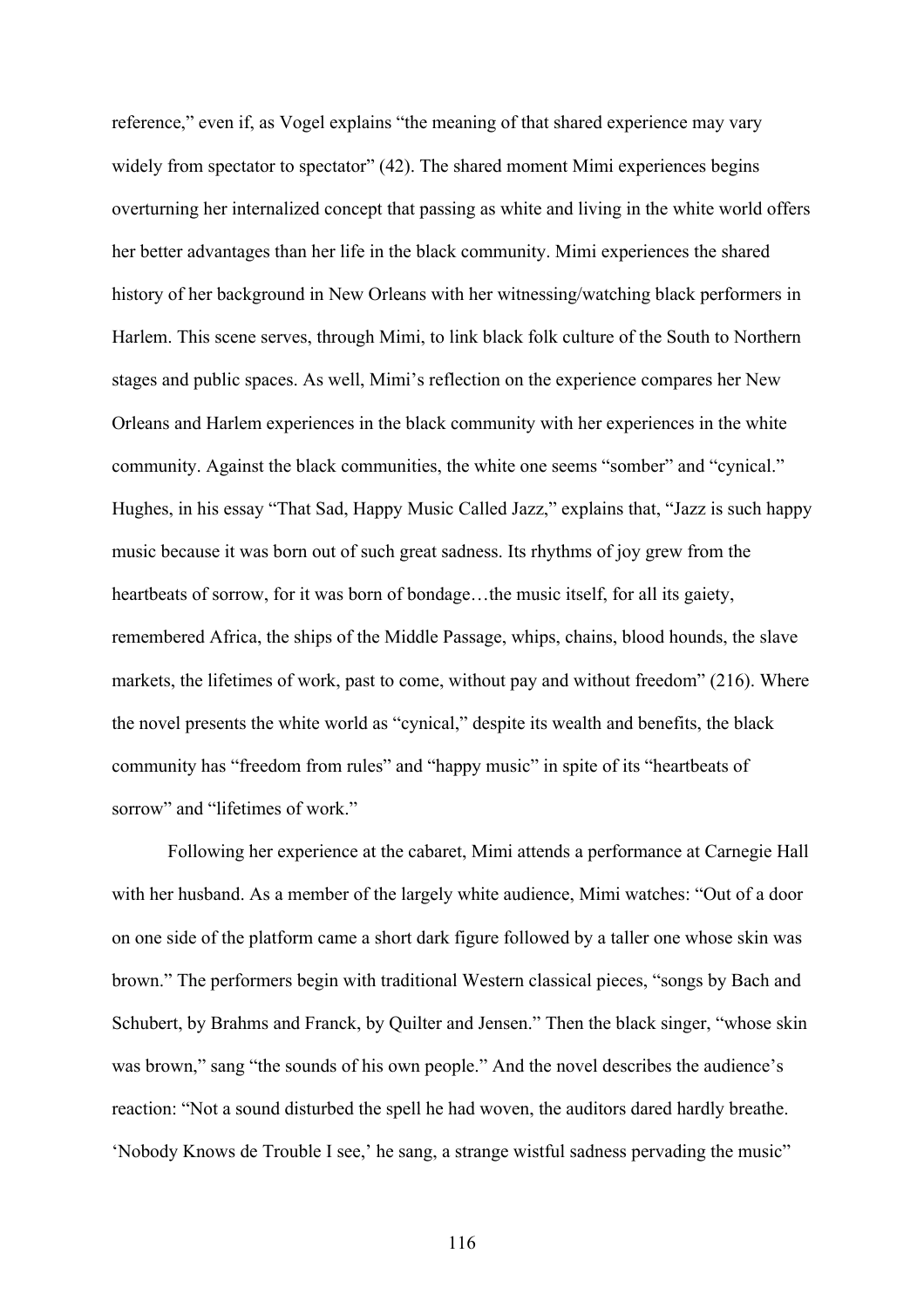reference," even if, as Vogel explains "the meaning of that shared experience may vary widely from spectator to spectator" (42). The shared moment Mimi experiences begins overturning her internalized concept that passing as white and living in the white world offers her better advantages than her life in the black community. Mimi experiences the shared history of her background in New Orleans with her witnessing/watching black performers in Harlem. This scene serves, through Mimi, to link black folk culture of the South to Northern stages and public spaces. As well, Mimi's reflection on the experience compares her New Orleans and Harlem experiences in the black community with her experiences in the white community. Against the black communities, the white one seems "somber" and "cynical." Hughes, in his essay "That Sad, Happy Music Called Jazz," explains that, "Jazz is such happy music because it was born out of such great sadness. Its rhythms of joy grew from the heartbeats of sorrow, for it was born of bondage…the music itself, for all its gaiety, remembered Africa, the ships of the Middle Passage, whips, chains, blood hounds, the slave markets, the lifetimes of work, past to come, without pay and without freedom" (216). Where the novel presents the white world as "cynical," despite its wealth and benefits, the black community has "freedom from rules" and "happy music" in spite of its "heartbeats of sorrow" and "lifetimes of work."

Following her experience at the cabaret, Mimi attends a performance at Carnegie Hall with her husband. As a member of the largely white audience, Mimi watches: "Out of a door on one side of the platform came a short dark figure followed by a taller one whose skin was brown." The performers begin with traditional Western classical pieces, "songs by Bach and Schubert, by Brahms and Franck, by Quilter and Jensen." Then the black singer, "whose skin was brown," sang "the sounds of his own people." And the novel describes the audience's reaction: "Not a sound disturbed the spell he had woven, the auditors dared hardly breathe. 'Nobody Knows de Trouble I see,' he sang, a strange wistful sadness pervading the music"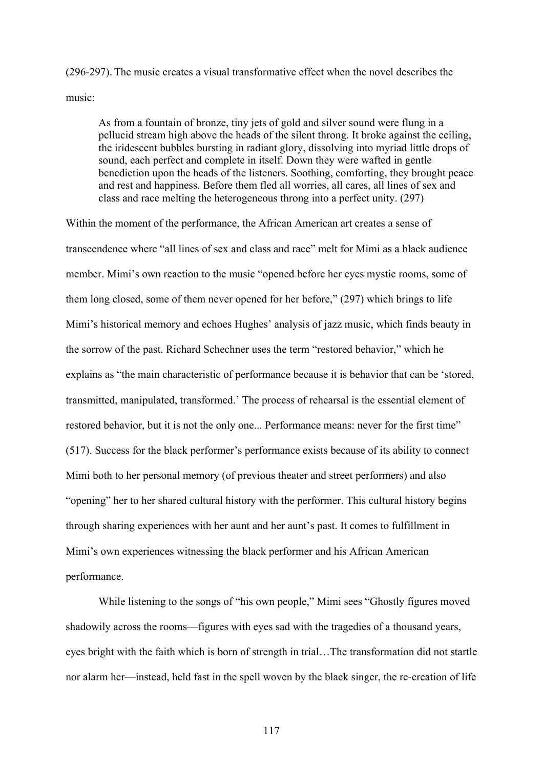(296-297). The music creates a visual transformative effect when the novel describes the music:

> As from a fountain of bronze, tiny jets of gold and silver sound were flung in a pellucid stream high above the heads of the silent throng. It broke against the ceiling, the iridescent bubbles bursting in radiant glory, dissolving into myriad little drops of sound, each perfect and complete in itself. Down they were wafted in gentle benediction upon the heads of the listeners. Soothing, comforting, they brought peace and rest and happiness. Before them fled all worries, all cares, all lines of sex and class and race melting the heterogeneous throng into a perfect unity. (297)

Within the moment of the performance, the African American art creates a sense of transcendence where "all lines of sex and class and race" melt for Mimi as a black audience member. Mimi's own reaction to the music "opened before her eyes mystic rooms, some of them long closed, some of them never opened for her before," (297) which brings to life Mimi's historical memory and echoes Hughes' analysis of jazz music, which finds beauty in the sorrow of the past. Richard Schechner uses the term "restored behavior," which he explains as "the main characteristic of performance because it is behavior that can be 'stored, transmitted, manipulated, transformed.' The process of rehearsal is the essential element of restored behavior, but it is not the only one... Performance means: never for the first time" (517). Success for the black performer's performance exists because of its ability to connect Mimi both to her personal memory (of previous theater and street performers) and also "opening" her to her shared cultural history with the performer. This cultural history begins through sharing experiences with her aunt and her aunt's past. It comes to fulfillment in Mimi's own experiences witnessing the black performer and his African American performance.

While listening to the songs of "his own people," Mimi sees "Ghostly figures moved shadowily across the rooms—figures with eyes sad with the tragedies of a thousand years, eyes bright with the faith which is born of strength in trial…The transformation did not startle nor alarm her—instead, held fast in the spell woven by the black singer, the re-creation of life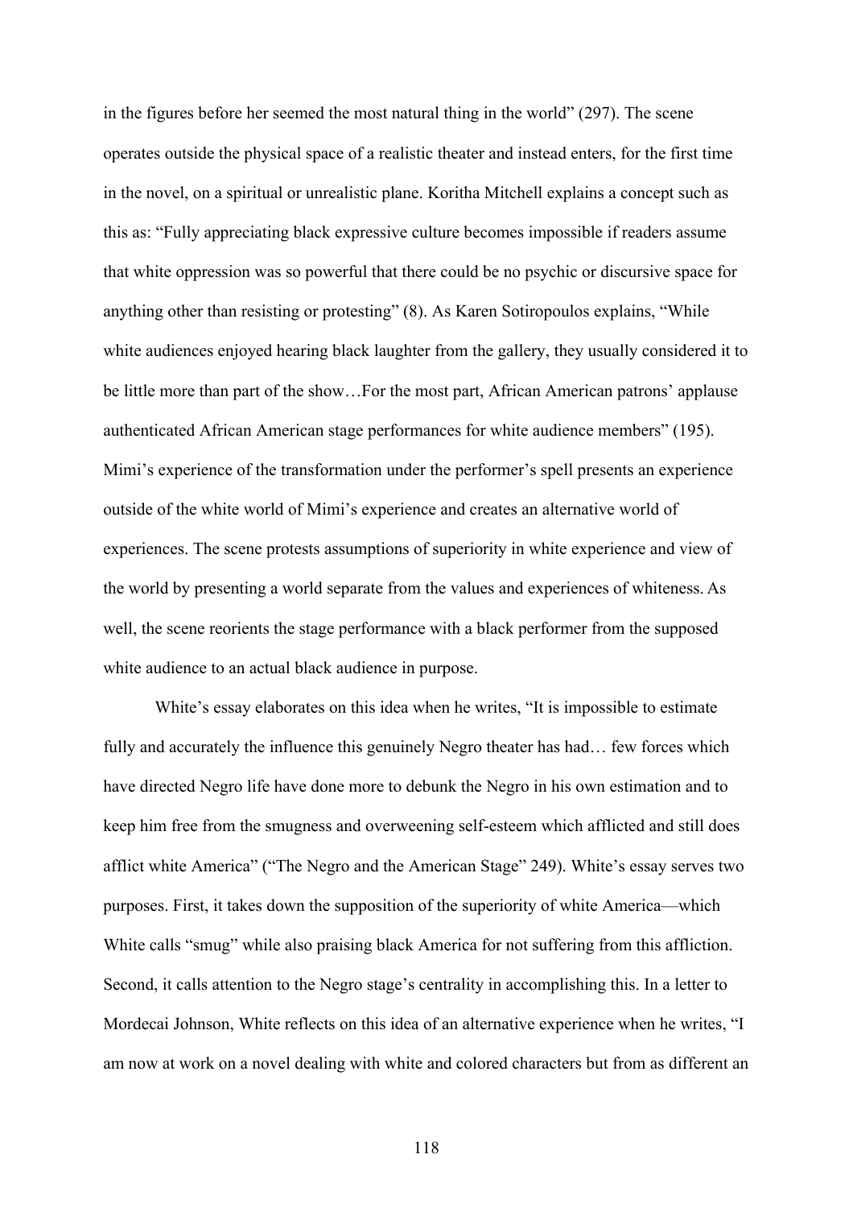in the figures before her seemed the most natural thing in the world" (297). The scene operates outside the physical space of a realistic theater and instead enters, for the first time in the novel, on a spiritual or unrealistic plane. Koritha Mitchell explains a concept such as this as: "Fully appreciating black expressive culture becomes impossible if readers assume that white oppression was so powerful that there could be no psychic or discursive space for anything other than resisting or protesting" (8). As Karen Sotiropoulos explains, "While white audiences enjoyed hearing black laughter from the gallery, they usually considered it to be little more than part of the show…For the most part, African American patrons' applause authenticated African American stage performances for white audience members" (195). Mimi's experience of the transformation under the performer's spell presents an experience outside of the white world of Mimi's experience and creates an alternative world of experiences. The scene protests assumptions of superiority in white experience and view of the world by presenting a world separate from the values and experiences of whiteness. As well, the scene reorients the stage performance with a black performer from the supposed white audience to an actual black audience in purpose.

White's essay elaborates on this idea when he writes, "It is impossible to estimate fully and accurately the influence this genuinely Negro theater has had… few forces which have directed Negro life have done more to debunk the Negro in his own estimation and to keep him free from the smugness and overweening self-esteem which afflicted and still does afflict white America" ("The Negro and the American Stage" 249). White's essay serves two purposes. First, it takes down the supposition of the superiority of white America—which White calls "smug" while also praising black America for not suffering from this affliction. Second, it calls attention to the Negro stage's centrality in accomplishing this. In a letter to Mordecai Johnson, White reflects on this idea of an alternative experience when he writes, "I am now at work on a novel dealing with white and colored characters but from as different an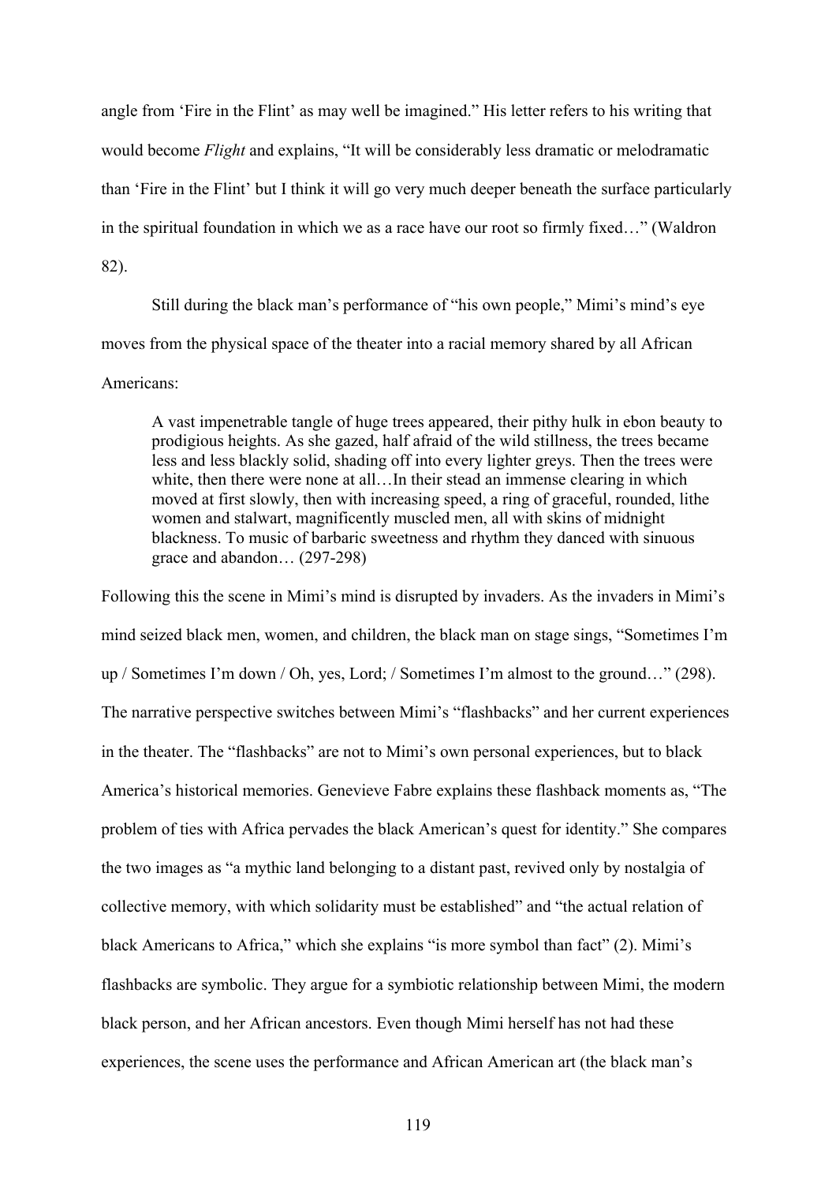angle from 'Fire in the Flint' as may well be imagined." His letter refers to his writing that would become *Flight* and explains, "It will be considerably less dramatic or melodramatic than 'Fire in the Flint' but I think it will go very much deeper beneath the surface particularly in the spiritual foundation in which we as a race have our root so firmly fixed…" (Waldron 82).

Still during the black man's performance of "his own people," Mimi's mind's eye moves from the physical space of the theater into a racial memory shared by all African Americans:

> A vast impenetrable tangle of huge trees appeared, their pithy hulk in ebon beauty to prodigious heights. As she gazed, half afraid of the wild stillness, the trees became less and less blackly solid, shading off into every lighter greys. Then the trees were white, then there were none at all…In their stead an immense clearing in which moved at first slowly, then with increasing speed, a ring of graceful, rounded, lithe women and stalwart, magnificently muscled men, all with skins of midnight blackness. To music of barbaric sweetness and rhythm they danced with sinuous grace and abandon… (297-298)

Following this the scene in Mimi's mind is disrupted by invaders. As the invaders in Mimi's mind seized black men, women, and children, the black man on stage sings, "Sometimes I'm up / Sometimes I'm down / Oh, yes, Lord; / Sometimes I'm almost to the ground…" (298). The narrative perspective switches between Mimi's "flashbacks" and her current experiences in the theater. The "flashbacks" are not to Mimi's own personal experiences, but to black America's historical memories. Genevieve Fabre explains these flashback moments as, "The problem of ties with Africa pervades the black American's quest for identity." She compares the two images as "a mythic land belonging to a distant past, revived only by nostalgia of collective memory, with which solidarity must be established" and "the actual relation of black Americans to Africa," which she explains "is more symbol than fact" (2). Mimi's flashbacks are symbolic. They argue for a symbiotic relationship between Mimi, the modern black person, and her African ancestors. Even though Mimi herself has not had these experiences, the scene uses the performance and African American art (the black man's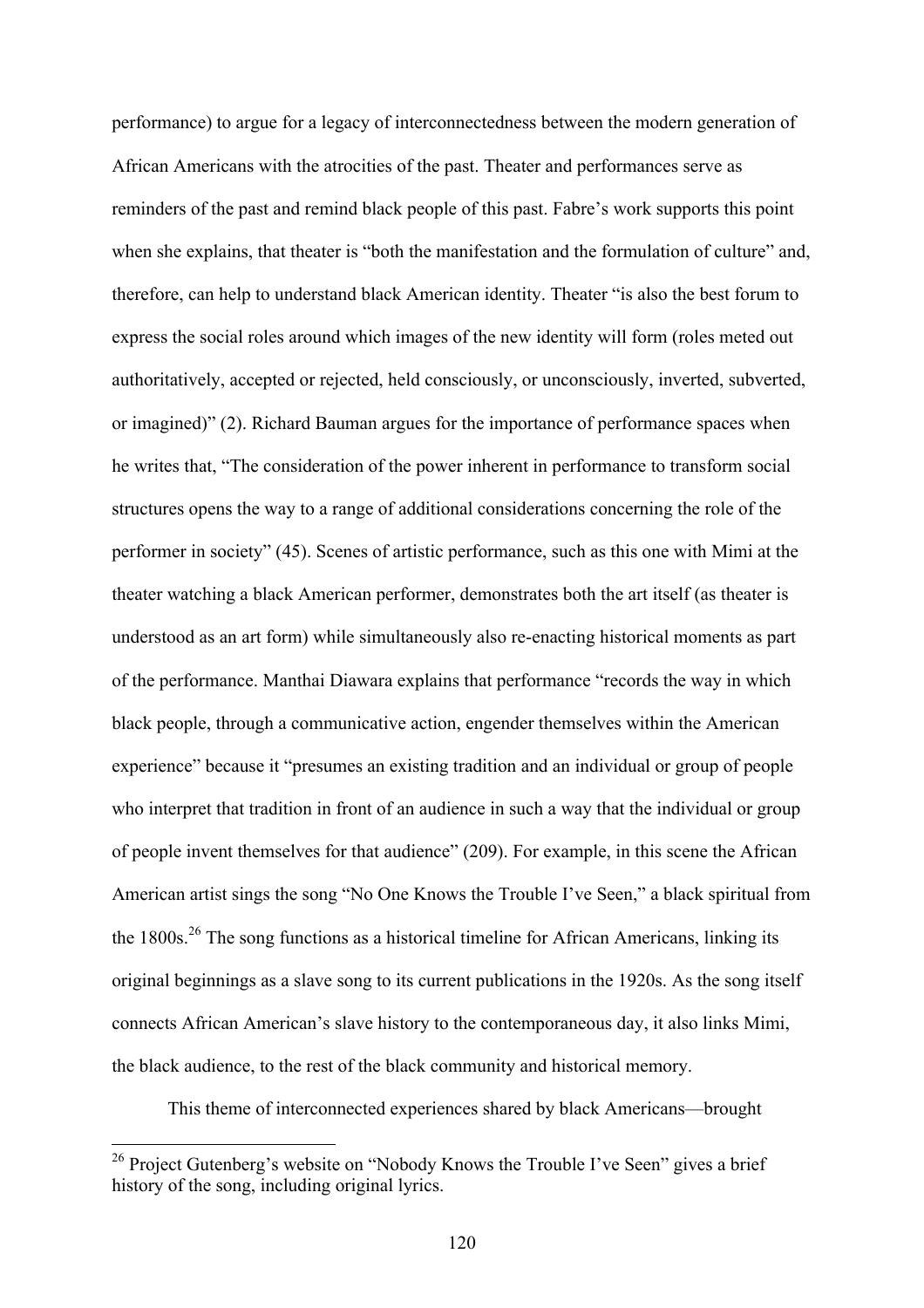performance) to argue for a legacy of interconnectedness between the modern generation of African Americans with the atrocities of the past. Theater and performances serve as reminders of the past and remind black people of this past. Fabre's work supports this point when she explains, that theater is "both the manifestation and the formulation of culture" and, therefore, can help to understand black American identity. Theater "is also the best forum to express the social roles around which images of the new identity will form (roles meted out authoritatively, accepted or rejected, held consciously, or unconsciously, inverted, subverted, or imagined)" (2). Richard Bauman argues for the importance of performance spaces when he writes that, "The consideration of the power inherent in performance to transform social structures opens the way to a range of additional considerations concerning the role of the performer in society" (45). Scenes of artistic performance, such as this one with Mimi at the theater watching a black American performer, demonstrates both the art itself (as theater is understood as an art form) while simultaneously also re-enacting historical moments as part of the performance. Manthai Diawara explains that performance "records the way in which black people, through a communicative action, engender themselves within the American experience" because it "presumes an existing tradition and an individual or group of people who interpret that tradition in front of an audience in such a way that the individual or group of people invent themselves for that audience" (209). For example, in this scene the African American artist sings the song "No One Knows the Trouble I've Seen," a black spiritual from the 1800s.[26] The song functions as a historical timeline for African Americans, linking its original beginnings as a slave song to its current publications in the 1920s. As the song itself connects African American's slave history to the contemporaneous day, it also links Mimi, the black audience, to the rest of the black community and historical memory.

This theme of interconnected experiences shared by black Americans—brought

---

[26] Project Gutenberg's website on "Nobody Knows the Trouble I've Seen" gives a brief history of the song, including original lyrics.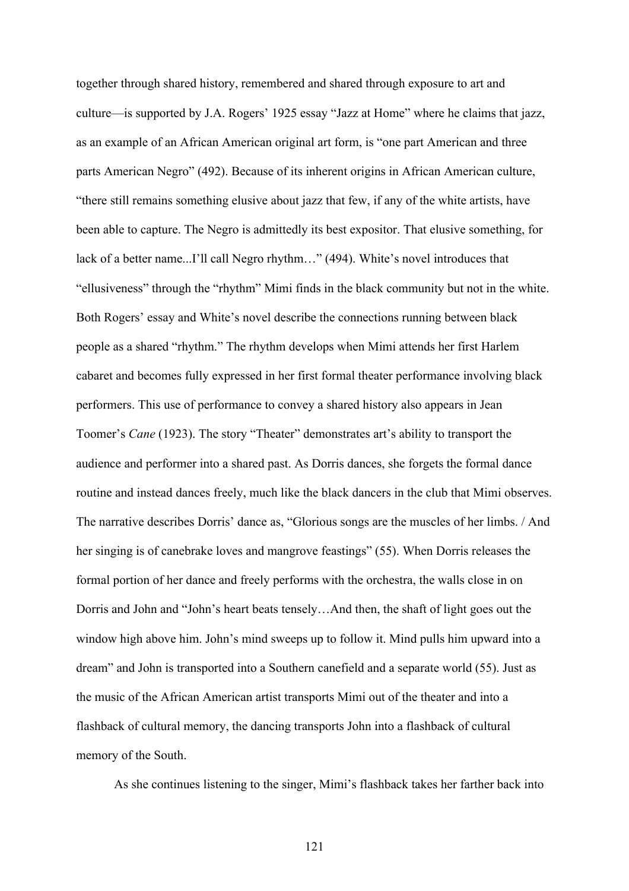together through shared history, remembered and shared through exposure to art and culture—is supported by J.A. Rogers' 1925 essay "Jazz at Home" where he claims that jazz, as an example of an African American original art form, is "one part American and three parts American Negro" (492). Because of its inherent origins in African American culture, "there still remains something elusive about jazz that few, if any of the white artists, have been able to capture. The Negro is admittedly its best expositor. That elusive something, for lack of a better name...I'll call Negro rhythm…" (494). White's novel introduces that "ellusiveness" through the "rhythm" Mimi finds in the black community but not in the white. Both Rogers' essay and White's novel describe the connections running between black people as a shared "rhythm." The rhythm develops when Mimi attends her first Harlem cabaret and becomes fully expressed in her first formal theater performance involving black performers. This use of performance to convey a shared history also appears in Jean Toomer's *Cane* (1923). The story "Theater" demonstrates art's ability to transport the audience and performer into a shared past. As Dorris dances, she forgets the formal dance routine and instead dances freely, much like the black dancers in the club that Mimi observes. The narrative describes Dorris' dance as, "Glorious songs are the muscles of her limbs. / And her singing is of canebrake loves and mangrove feastings" (55). When Dorris releases the formal portion of her dance and freely performs with the orchestra, the walls close in on Dorris and John and "John's heart beats tensely…And then, the shaft of light goes out the window high above him. John's mind sweeps up to follow it. Mind pulls him upward into a dream" and John is transported into a Southern canefield and a separate world (55). Just as the music of the African American artist transports Mimi out of the theater and into a flashback of cultural memory, the dancing transports John into a flashback of cultural memory of the South.

As she continues listening to the singer, Mimi's flashback takes her farther back into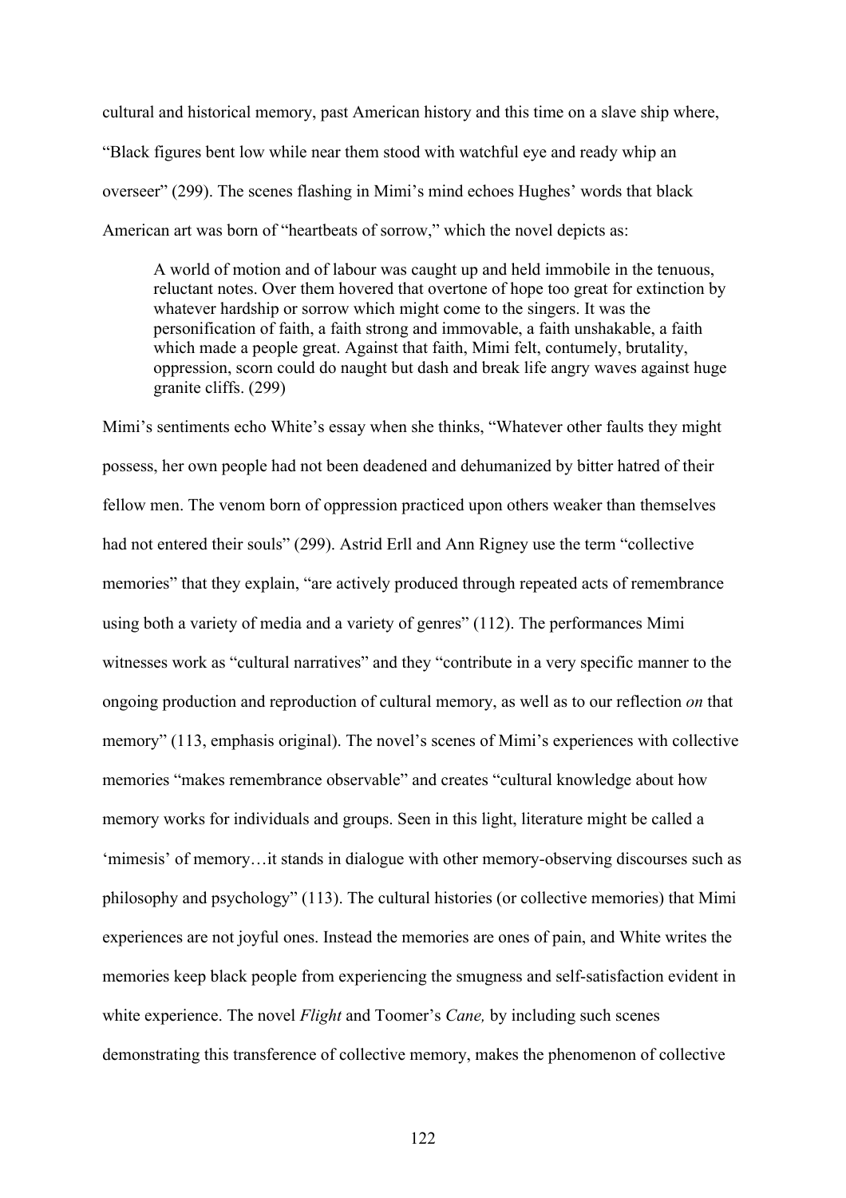cultural and historical memory, past American history and this time on a slave ship where, "Black figures bent low while near them stood with watchful eye and ready whip an overseer" (299). The scenes flashing in Mimi's mind echoes Hughes' words that black American art was born of "heartbeats of sorrow," which the novel depicts as:

> A world of motion and of labour was caught up and held immobile in the tenuous, reluctant notes. Over them hovered that overtone of hope too great for extinction by whatever hardship or sorrow which might come to the singers. It was the personification of faith, a faith strong and immovable, a faith unshakable, a faith which made a people great. Against that faith, Mimi felt, contumely, brutality, oppression, scorn could do naught but dash and break life angry waves against huge granite cliffs. (299)

Mimi's sentiments echo White's essay when she thinks, "Whatever other faults they might possess, her own people had not been deadened and dehumanized by bitter hatred of their fellow men. The venom born of oppression practiced upon others weaker than themselves had not entered their souls" (299). Astrid Erll and Ann Rigney use the term "collective memories" that they explain, "are actively produced through repeated acts of remembrance using both a variety of media and a variety of genres" (112). The performances Mimi witnesses work as "cultural narratives" and they "contribute in a very specific manner to the ongoing production and reproduction of cultural memory, as well as to our reflection *on* that memory" (113, emphasis original). The novel's scenes of Mimi's experiences with collective memories "makes remembrance observable" and creates "cultural knowledge about how memory works for individuals and groups. Seen in this light, literature might be called a 'mimesis' of memory…it stands in dialogue with other memory-observing discourses such as philosophy and psychology" (113). The cultural histories (or collective memories) that Mimi experiences are not joyful ones. Instead the memories are ones of pain, and White writes the memories keep black people from experiencing the smugness and self-satisfaction evident in white experience. The novel *Flight* and Toomer's *Cane,* by including such scenes demonstrating this transference of collective memory, makes the phenomenon of collective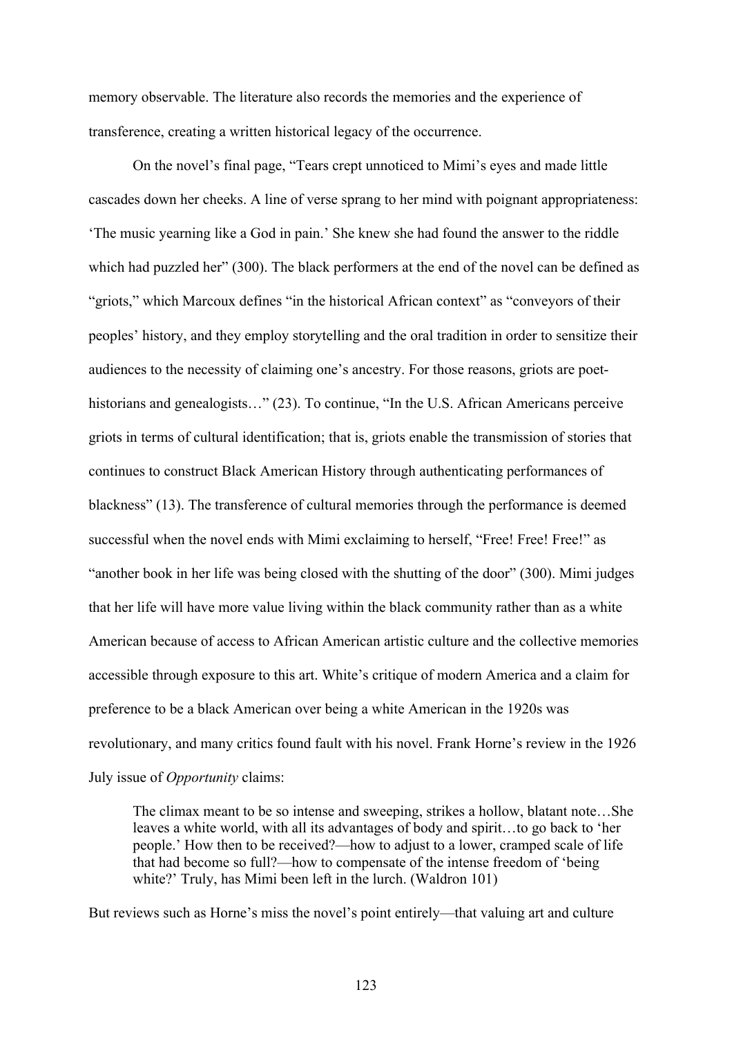memory observable. The literature also records the memories and the experience of transference, creating a written historical legacy of the occurrence.

On the novel's final page, "Tears crept unnoticed to Mimi's eyes and made little cascades down her cheeks. A line of verse sprang to her mind with poignant appropriateness: 'The music yearning like a God in pain.' She knew she had found the answer to the riddle which had puzzled her" (300). The black performers at the end of the novel can be defined as "griots," which Marcoux defines "in the historical African context" as "conveyors of their peoples' history, and they employ storytelling and the oral tradition in order to sensitize their audiences to the necessity of claiming one's ancestry. For those reasons, griots are poet-historians and genealogists…" (23). To continue, "In the U.S. African Americans perceive griots in terms of cultural identification; that is, griots enable the transmission of stories that continues to construct Black American History through authenticating performances of blackness" (13). The transference of cultural memories through the performance is deemed successful when the novel ends with Mimi exclaiming to herself, "Free! Free! Free!" as "another book in her life was being closed with the shutting of the door" (300). Mimi judges that her life will have more value living within the black community rather than as a white American because of access to African American artistic culture and the collective memories accessible through exposure to this art. White's critique of modern America and a claim for preference to be a black American over being a white American in the 1920s was revolutionary, and many critics found fault with his novel. Frank Horne's review in the 1926 July issue of *Opportunity* claims:

> The climax meant to be so intense and sweeping, strikes a hollow, blatant note…She leaves a white world, with all its advantages of body and spirit…to go back to 'her people.' How then to be received?—how to adjust to a lower, cramped scale of life that had become so full?—how to compensate of the intense freedom of 'being white?' Truly, has Mimi been left in the lurch. (Waldron 101)

But reviews such as Horne's miss the novel's point entirely—that valuing art and culture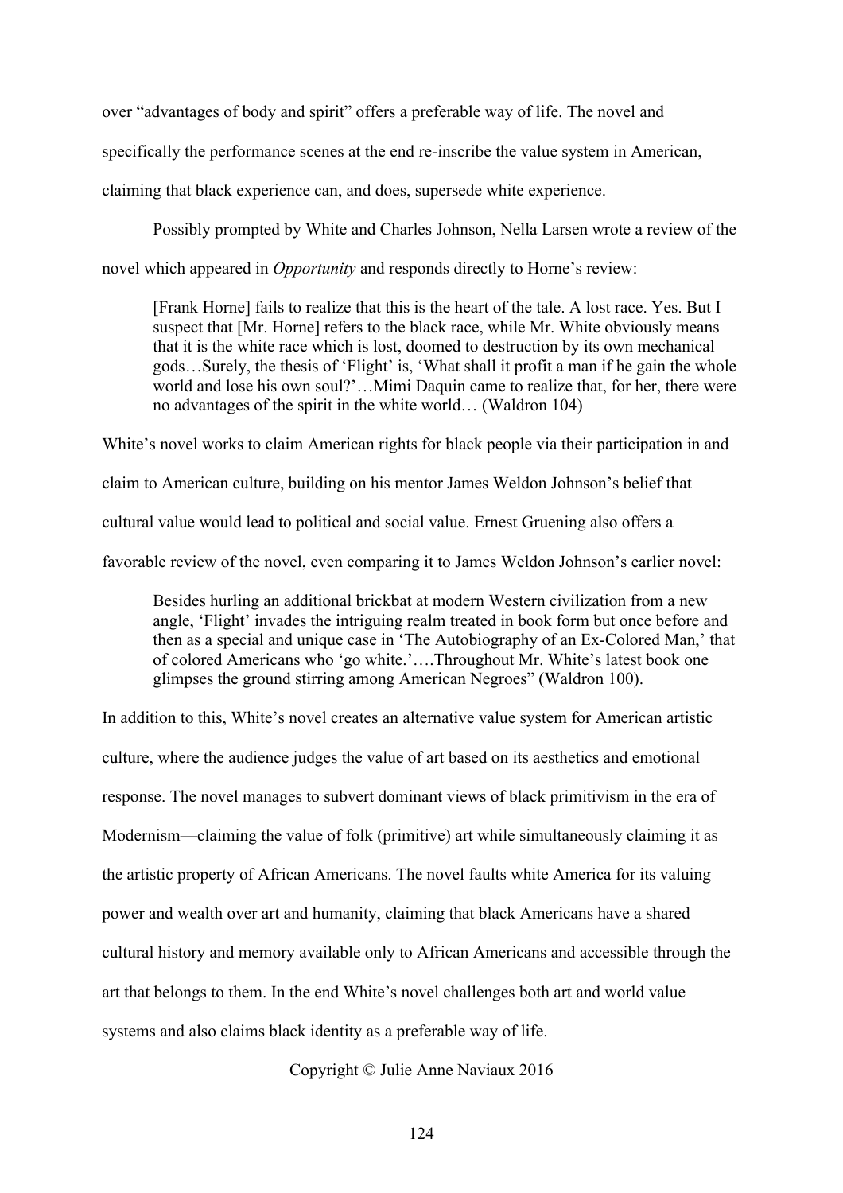over "advantages of body and spirit" offers a preferable way of life. The novel and specifically the performance scenes at the end re-inscribe the value system in American, claiming that black experience can, and does, supersede white experience.

Possibly prompted by White and Charles Johnson, Nella Larsen wrote a review of the novel which appeared in *Opportunity* and responds directly to Horne's review:

> [Frank Horne] fails to realize that this is the heart of the tale. A lost race. Yes. But I suspect that [Mr. Horne] refers to the black race, while Mr. White obviously means that it is the white race which is lost, doomed to destruction by its own mechanical gods…Surely, the thesis of 'Flight' is, 'What shall it profit a man if he gain the whole world and lose his own soul?'…Mimi Daquin came to realize that, for her, there were no advantages of the spirit in the white world… (Waldron 104)

White's novel works to claim American rights for black people via their participation in and claim to American culture, building on his mentor James Weldon Johnson's belief that cultural value would lead to political and social value. Ernest Gruening also offers a favorable review of the novel, even comparing it to James Weldon Johnson's earlier novel:

> Besides hurling an additional brickbat at modern Western civilization from a new angle, 'Flight' invades the intriguing realm treated in book form but once before and then as a special and unique case in 'The Autobiography of an Ex-Colored Man,' that of colored Americans who 'go white.'….Throughout Mr. White's latest book one glimpses the ground stirring among American Negroes" (Waldron 100).

In addition to this, White's novel creates an alternative value system for American artistic culture, where the audience judges the value of art based on its aesthetics and emotional response. The novel manages to subvert dominant views of black primitivism in the era of Modernism—claiming the value of folk (primitive) art while simultaneously claiming it as the artistic property of African Americans. The novel faults white America for its valuing power and wealth over art and humanity, claiming that black Americans have a shared cultural history and memory available only to African Americans and accessible through the art that belongs to them. In the end White's novel challenges both art and world value systems and also claims black identity as a preferable way of life.

Copyright © Julie Anne Naviaux 2016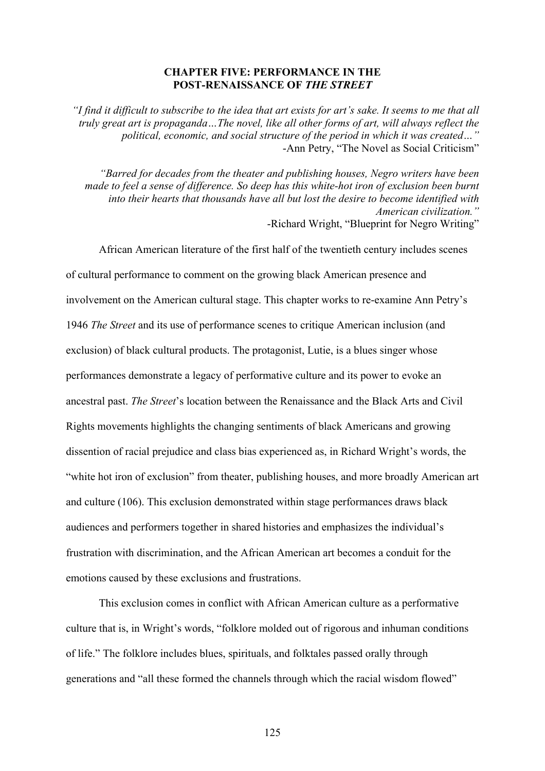## CHAPTER FIVE: PERFORMANCE IN THE POST-RENAISSANCE OF *THE STREET*

*"I find it difficult to subscribe to the idea that art exists for art's sake. It seems to me that all truly great art is propaganda…The novel, like all other forms of art, will always reflect the political, economic, and social structure of the period in which it was created…"*
-Ann Petry, "The Novel as Social Criticism"

*"Barred for decades from the theater and publishing houses, Negro writers have been made to feel a sense of difference. So deep has this white-hot iron of exclusion been burnt into their hearts that thousands have all but lost the desire to become identified with American civilization."*
-Richard Wright, "Blueprint for Negro Writing"

African American literature of the first half of the twentieth century includes scenes of cultural performance to comment on the growing black American presence and involvement on the American cultural stage. This chapter works to re-examine Ann Petry's 1946 *The Street* and its use of performance scenes to critique American inclusion (and exclusion) of black cultural products. The protagonist, Lutie, is a blues singer whose performances demonstrate a legacy of performative culture and its power to evoke an ancestral past. *The Street*'s location between the Renaissance and the Black Arts and Civil Rights movements highlights the changing sentiments of black Americans and growing dissention of racial prejudice and class bias experienced as, in Richard Wright's words, the "white hot iron of exclusion" from theater, publishing houses, and more broadly American art and culture (106). This exclusion demonstrated within stage performances draws black audiences and performers together in shared histories and emphasizes the individual's frustration with discrimination, and the African American art becomes a conduit for the emotions caused by these exclusions and frustrations.

This exclusion comes in conflict with African American culture as a performative culture that is, in Wright's words, "folklore molded out of rigorous and inhuman conditions of life." The folklore includes blues, spirituals, and folktales passed orally through generations and "all these formed the channels through which the racial wisdom flowed"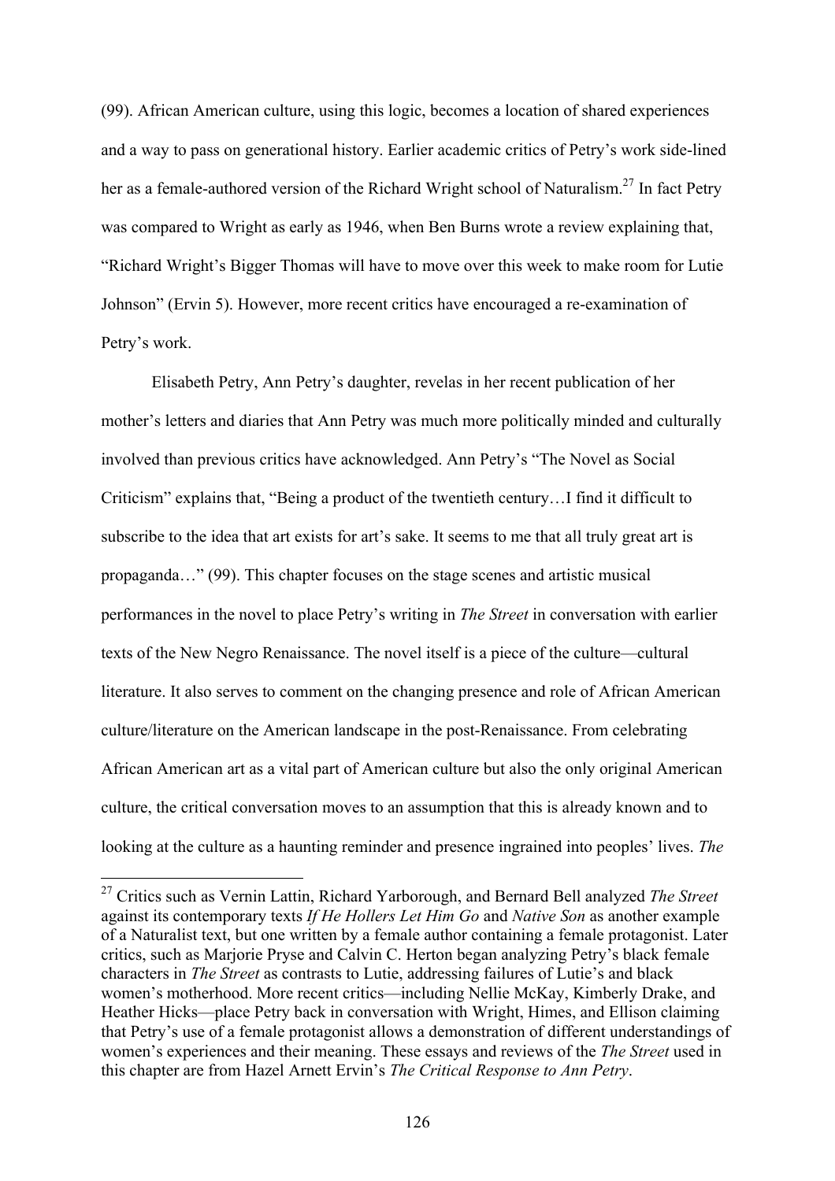(99). African American culture, using this logic, becomes a location of shared experiences and a way to pass on generational history. Earlier academic critics of Petry's work side-lined her as a female-authored version of the Richard Wright school of Naturalism.[27] In fact Petry was compared to Wright as early as 1946, when Ben Burns wrote a review explaining that, "Richard Wright's Bigger Thomas will have to move over this week to make room for Lutie Johnson" (Ervin 5). However, more recent critics have encouraged a re-examination of Petry's work.

Elisabeth Petry, Ann Petry's daughter, revelas in her recent publication of her mother's letters and diaries that Ann Petry was much more politically minded and culturally involved than previous critics have acknowledged. Ann Petry's "The Novel as Social Criticism" explains that, "Being a product of the twentieth century…I find it difficult to subscribe to the idea that art exists for art's sake. It seems to me that all truly great art is propaganda…" (99). This chapter focuses on the stage scenes and artistic musical performances in the novel to place Petry's writing in *The Street* in conversation with earlier texts of the New Negro Renaissance. The novel itself is a piece of the culture—cultural literature. It also serves to comment on the changing presence and role of African American culture/literature on the American landscape in the post-Renaissance. From celebrating African American art as a vital part of American culture but also the only original American culture, the critical conversation moves to an assumption that this is already known and to looking at the culture as a haunting reminder and presence ingrained into peoples' lives. *The*

---

[27] Critics such as Vernin Lattin, Richard Yarborough, and Bernard Bell analyzed *The Street* against its contemporary texts *If He Hollers Let Him Go* and *Native Son* as another example of a Naturalist text, but one written by a female author containing a female protagonist. Later critics, such as Marjorie Pryse and Calvin C. Herton began analyzing Petry's black female characters in *The Street* as contrasts to Lutie, addressing failures of Lutie's and black women's motherhood. More recent critics—including Nellie McKay, Kimberly Drake, and Heather Hicks—place Petry back in conversation with Wright, Himes, and Ellison claiming that Petry's use of a female protagonist allows a demonstration of different understandings of women's experiences and their meaning. These essays and reviews of the *The Street* used in this chapter are from Hazel Arnett Ervin's *The Critical Response to Ann Petry*.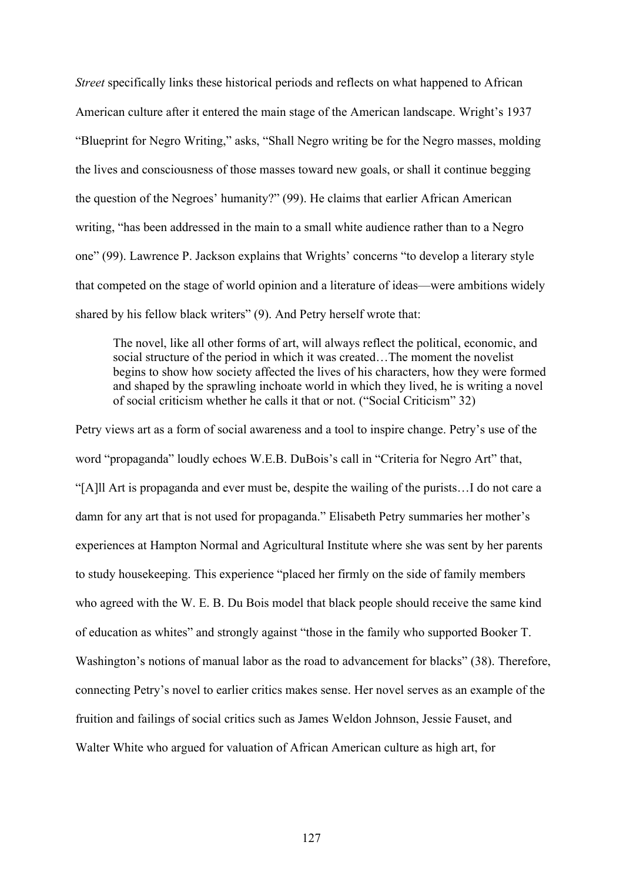*Street* specifically links these historical periods and reflects on what happened to African American culture after it entered the main stage of the American landscape. Wright's 1937 "Blueprint for Negro Writing," asks, "Shall Negro writing be for the Negro masses, molding the lives and consciousness of those masses toward new goals, or shall it continue begging the question of the Negroes' humanity?" (99). He claims that earlier African American writing, "has been addressed in the main to a small white audience rather than to a Negro one" (99). Lawrence P. Jackson explains that Wrights' concerns "to develop a literary style that competed on the stage of world opinion and a literature of ideas—were ambitions widely shared by his fellow black writers" (9). And Petry herself wrote that:

> The novel, like all other forms of art, will always reflect the political, economic, and social structure of the period in which it was created…The moment the novelist begins to show how society affected the lives of his characters, how they were formed and shaped by the sprawling inchoate world in which they lived, he is writing a novel of social criticism whether he calls it that or not. ("Social Criticism" 32)

Petry views art as a form of social awareness and a tool to inspire change. Petry's use of the word "propaganda" loudly echoes W.E.B. DuBois's call in "Criteria for Negro Art" that, "[A]ll Art is propaganda and ever must be, despite the wailing of the purists…I do not care a damn for any art that is not used for propaganda." Elisabeth Petry summaries her mother's experiences at Hampton Normal and Agricultural Institute where she was sent by her parents to study housekeeping. This experience "placed her firmly on the side of family members who agreed with the W. E. B. Du Bois model that black people should receive the same kind of education as whites" and strongly against "those in the family who supported Booker T. Washington's notions of manual labor as the road to advancement for blacks" (38). Therefore, connecting Petry's novel to earlier critics makes sense. Her novel serves as an example of the fruition and failings of social critics such as James Weldon Johnson, Jessie Fauset, and Walter White who argued for valuation of African American culture as high art, for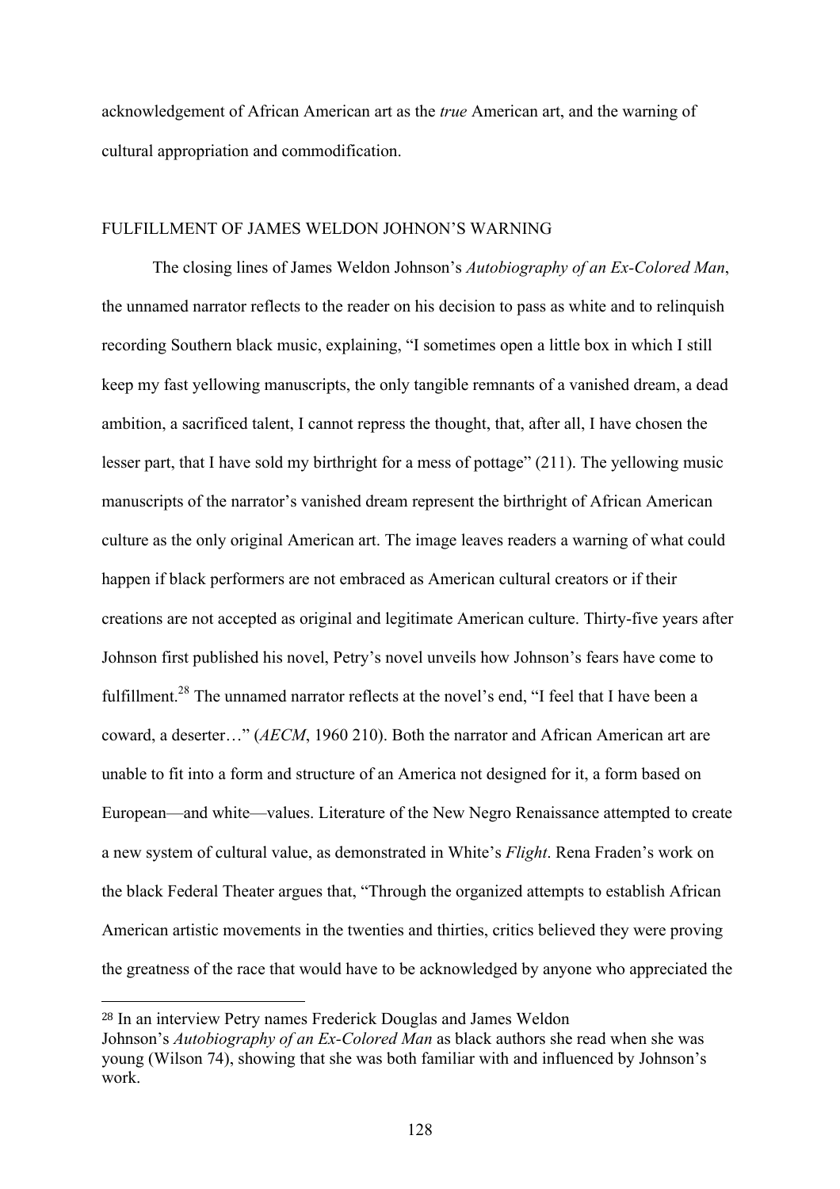acknowledgement of African American art as the *true* American art, and the warning of cultural appropriation and commodification.

## FULFILLMENT OF JAMES WELDON JOHNON'S WARNING

The closing lines of James Weldon Johnson's *Autobiography of an Ex-Colored Man*, the unnamed narrator reflects to the reader on his decision to pass as white and to relinquish recording Southern black music, explaining, "I sometimes open a little box in which I still keep my fast yellowing manuscripts, the only tangible remnants of a vanished dream, a dead ambition, a sacrificed talent, I cannot repress the thought, that, after all, I have chosen the lesser part, that I have sold my birthright for a mess of pottage" (211). The yellowing music manuscripts of the narrator's vanished dream represent the birthright of African American culture as the only original American art. The image leaves readers a warning of what could happen if black performers are not embraced as American cultural creators or if their creations are not accepted as original and legitimate American culture. Thirty-five years after Johnson first published his novel, Petry's novel unveils how Johnson's fears have come to fulfillment.[28] The unnamed narrator reflects at the novel's end, "I feel that I have been a coward, a deserter…" (*AECM*, 1960 210). Both the narrator and African American art are unable to fit into a form and structure of an America not designed for it, a form based on European—and white—values. Literature of the New Negro Renaissance attempted to create a new system of cultural value, as demonstrated in White's *Flight*. Rena Fraden's work on the black Federal Theater argues that, "Through the organized attempts to establish African American artistic movements in the twenties and thirties, critics believed they were proving the greatness of the race that would have to be acknowledged by anyone who appreciated the

---

[28] In an interview Petry names Frederick Douglas and James Weldon Johnson's *Autobiography of an Ex-Colored Man* as black authors she read when she was young (Wilson 74), showing that she was both familiar with and influenced by Johnson's work.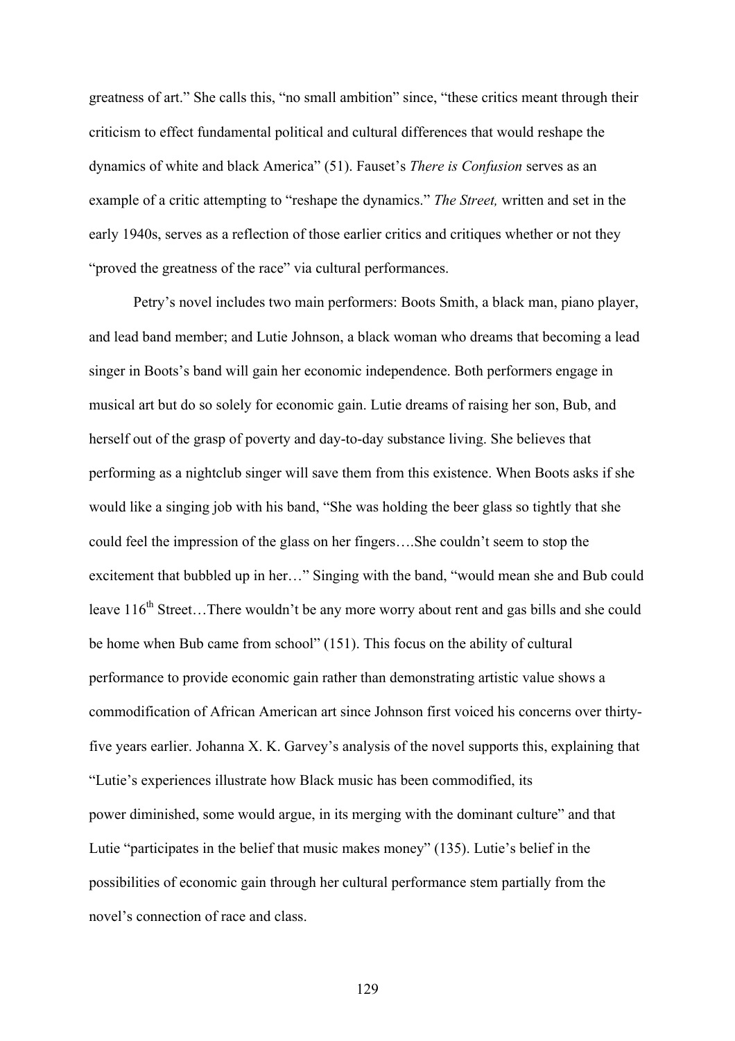greatness of art." She calls this, "no small ambition" since, "these critics meant through their criticism to effect fundamental political and cultural differences that would reshape the dynamics of white and black America" (51). Fauset's *There is Confusion* serves as an example of a critic attempting to "reshape the dynamics." *The Street,* written and set in the early 1940s, serves as a reflection of those earlier critics and critiques whether or not they "proved the greatness of the race" via cultural performances.

Petry's novel includes two main performers: Boots Smith, a black man, piano player, and lead band member; and Lutie Johnson, a black woman who dreams that becoming a lead singer in Boots's band will gain her economic independence. Both performers engage in musical art but do so solely for economic gain. Lutie dreams of raising her son, Bub, and herself out of the grasp of poverty and day-to-day substance living. She believes that performing as a nightclub singer will save them from this existence. When Boots asks if she would like a singing job with his band, "She was holding the beer glass so tightly that she could feel the impression of the glass on her fingers….She couldn't seem to stop the excitement that bubbled up in her…" Singing with the band, "would mean she and Bub could leave 116th Street…There wouldn't be any more worry about rent and gas bills and she could be home when Bub came from school" (151). This focus on the ability of cultural performance to provide economic gain rather than demonstrating artistic value shows a commodification of African American art since Johnson first voiced his concerns over thirty-five years earlier. Johanna X. K. Garvey's analysis of the novel supports this, explaining that "Lutie's experiences illustrate how Black music has been commodified, its power diminished, some would argue, in its merging with the dominant culture" and that Lutie "participates in the belief that music makes money" (135). Lutie's belief in the possibilities of economic gain through her cultural performance stem partially from the novel's connection of race and class.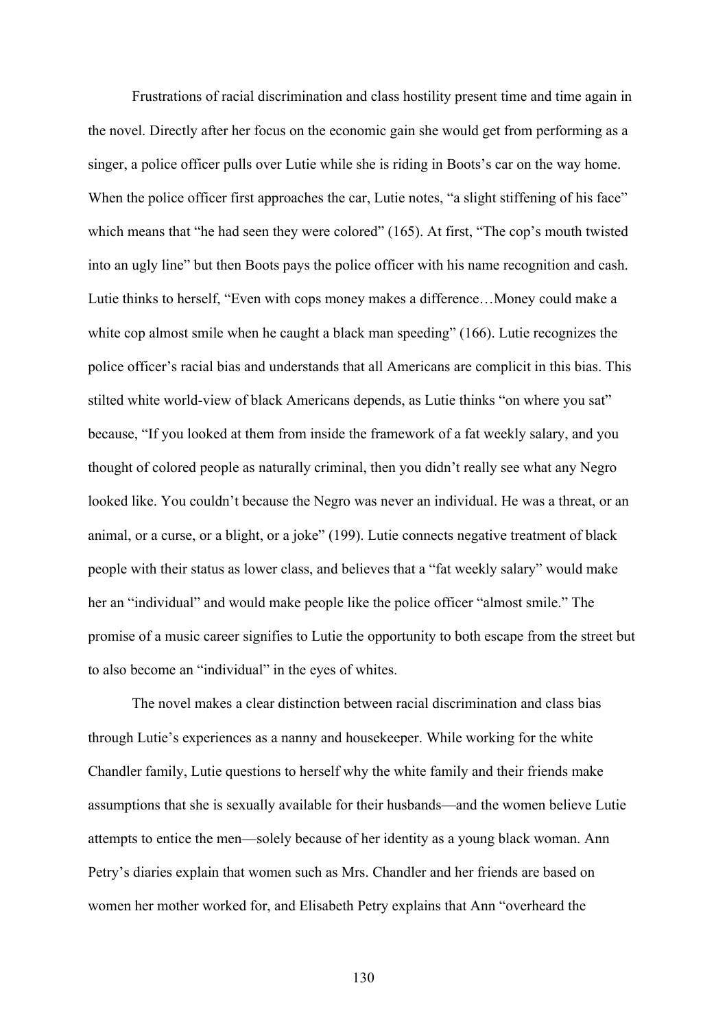Frustrations of racial discrimination and class hostility present time and time again in the novel. Directly after her focus on the economic gain she would get from performing as a singer, a police officer pulls over Lutie while she is riding in Boots's car on the way home. When the police officer first approaches the car, Lutie notes, "a slight stiffening of his face" which means that "he had seen they were colored" (165). At first, "The cop's mouth twisted into an ugly line" but then Boots pays the police officer with his name recognition and cash. Lutie thinks to herself, "Even with cops money makes a difference…Money could make a white cop almost smile when he caught a black man speeding" (166). Lutie recognizes the police officer's racial bias and understands that all Americans are complicit in this bias. This stilted white world-view of black Americans depends, as Lutie thinks "on where you sat" because, "If you looked at them from inside the framework of a fat weekly salary, and you thought of colored people as naturally criminal, then you didn't really see what any Negro looked like. You couldn't because the Negro was never an individual. He was a threat, or an animal, or a curse, or a blight, or a joke" (199). Lutie connects negative treatment of black people with their status as lower class, and believes that a "fat weekly salary" would make her an "individual" and would make people like the police officer "almost smile." The promise of a music career signifies to Lutie the opportunity to both escape from the street but to also become an "individual" in the eyes of whites.

The novel makes a clear distinction between racial discrimination and class bias through Lutie's experiences as a nanny and housekeeper. While working for the white Chandler family, Lutie questions to herself why the white family and their friends make assumptions that she is sexually available for their husbands—and the women believe Lutie attempts to entice the men—solely because of her identity as a young black woman. Ann Petry's diaries explain that women such as Mrs. Chandler and her friends are based on women her mother worked for, and Elisabeth Petry explains that Ann "overheard the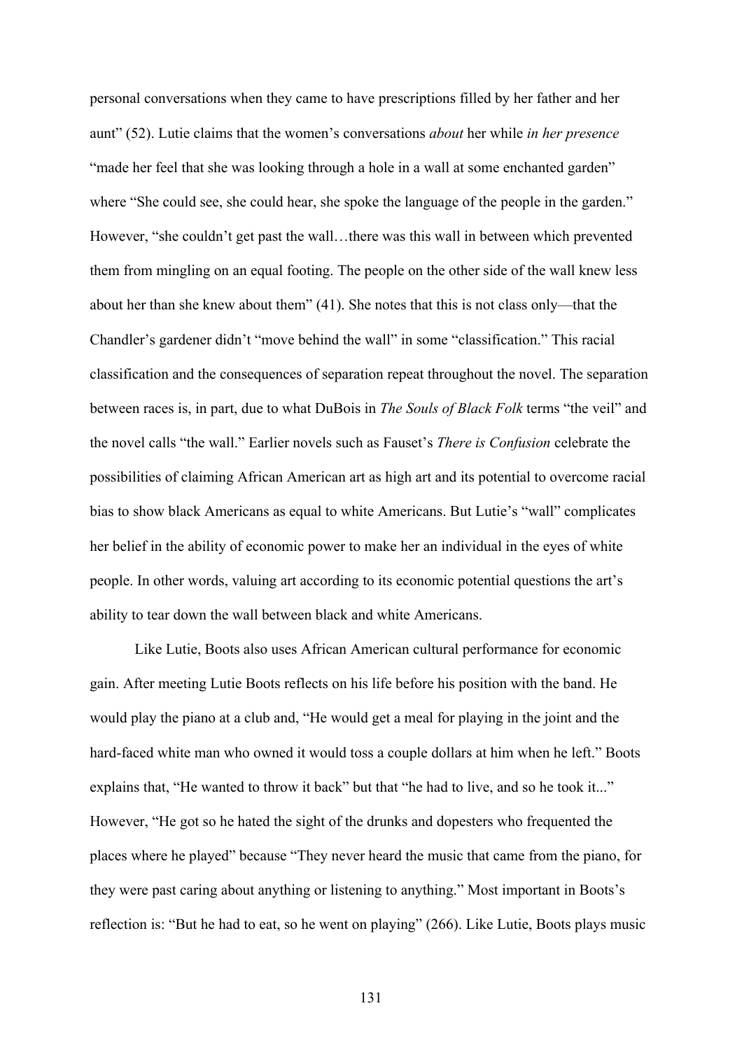personal conversations when they came to have prescriptions filled by her father and her aunt" (52). Lutie claims that the women's conversations *about* her while *in her presence* "made her feel that she was looking through a hole in a wall at some enchanted garden" where "She could see, she could hear, she spoke the language of the people in the garden." However, "she couldn't get past the wall…there was this wall in between which prevented them from mingling on an equal footing. The people on the other side of the wall knew less about her than she knew about them" (41). She notes that this is not class only—that the Chandler's gardener didn't "move behind the wall" in some "classification." This racial classification and the consequences of separation repeat throughout the novel. The separation between races is, in part, due to what DuBois in *The Souls of Black Folk* terms "the veil" and the novel calls "the wall." Earlier novels such as Fauset's *There is Confusion* celebrate the possibilities of claiming African American art as high art and its potential to overcome racial bias to show black Americans as equal to white Americans. But Lutie's "wall" complicates her belief in the ability of economic power to make her an individual in the eyes of white people. In other words, valuing art according to its economic potential questions the art's ability to tear down the wall between black and white Americans.

Like Lutie, Boots also uses African American cultural performance for economic gain. After meeting Lutie Boots reflects on his life before his position with the band. He would play the piano at a club and, "He would get a meal for playing in the joint and the hard-faced white man who owned it would toss a couple dollars at him when he left." Boots explains that, "He wanted to throw it back" but that "he had to live, and so he took it..." However, "He got so he hated the sight of the drunks and dopesters who frequented the places where he played" because "They never heard the music that came from the piano, for they were past caring about anything or listening to anything." Most important in Boots's reflection is: "But he had to eat, so he went on playing" (266). Like Lutie, Boots plays music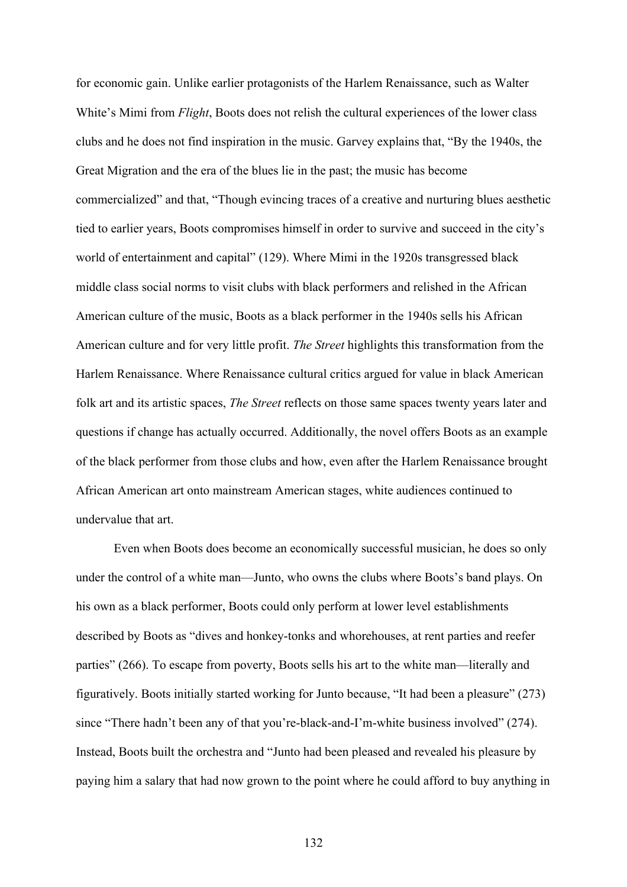for economic gain. Unlike earlier protagonists of the Harlem Renaissance, such as Walter White's Mimi from *Flight*, Boots does not relish the cultural experiences of the lower class clubs and he does not find inspiration in the music. Garvey explains that, "By the 1940s, the Great Migration and the era of the blues lie in the past; the music has become commercialized" and that, "Though evincing traces of a creative and nurturing blues aesthetic tied to earlier years, Boots compromises himself in order to survive and succeed in the city's world of entertainment and capital" (129). Where Mimi in the 1920s transgressed black middle class social norms to visit clubs with black performers and relished in the African American culture of the music, Boots as a black performer in the 1940s sells his African American culture and for very little profit. *The Street* highlights this transformation from the Harlem Renaissance. Where Renaissance cultural critics argued for value in black American folk art and its artistic spaces, *The Street* reflects on those same spaces twenty years later and questions if change has actually occurred. Additionally, the novel offers Boots as an example of the black performer from those clubs and how, even after the Harlem Renaissance brought African American art onto mainstream American stages, white audiences continued to undervalue that art.

Even when Boots does become an economically successful musician, he does so only under the control of a white man—Junto, who owns the clubs where Boots's band plays. On his own as a black performer, Boots could only perform at lower level establishments described by Boots as "dives and honkey-tonks and whorehouses, at rent parties and reefer parties" (266). To escape from poverty, Boots sells his art to the white man—literally and figuratively. Boots initially started working for Junto because, "It had been a pleasure" (273) since "There hadn't been any of that you're-black-and-I'm-white business involved" (274). Instead, Boots built the orchestra and "Junto had been pleased and revealed his pleasure by paying him a salary that had now grown to the point where he could afford to buy anything in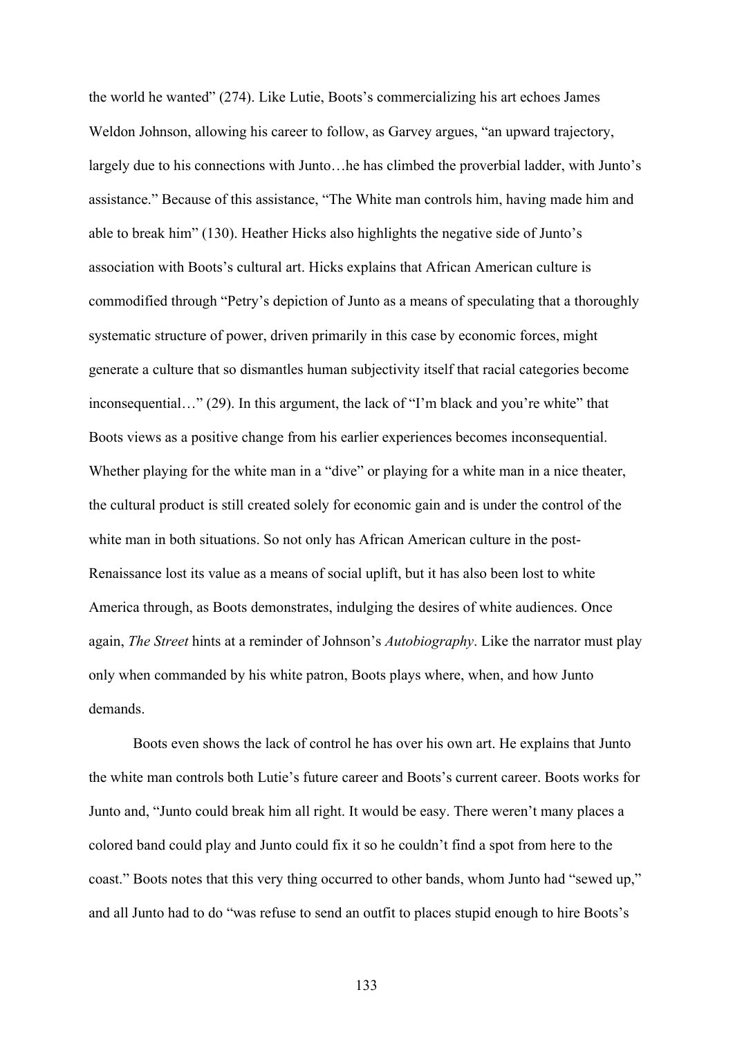the world he wanted" (274). Like Lutie, Boots's commercializing his art echoes James Weldon Johnson, allowing his career to follow, as Garvey argues, "an upward trajectory, largely due to his connections with Junto…he has climbed the proverbial ladder, with Junto's assistance." Because of this assistance, "The White man controls him, having made him and able to break him" (130). Heather Hicks also highlights the negative side of Junto's association with Boots's cultural art. Hicks explains that African American culture is commodified through "Petry's depiction of Junto as a means of speculating that a thoroughly systematic structure of power, driven primarily in this case by economic forces, might generate a culture that so dismantles human subjectivity itself that racial categories become inconsequential…" (29). In this argument, the lack of "I'm black and you're white" that Boots views as a positive change from his earlier experiences becomes inconsequential. Whether playing for the white man in a "dive" or playing for a white man in a nice theater, the cultural product is still created solely for economic gain and is under the control of the white man in both situations. So not only has African American culture in the post-Renaissance lost its value as a means of social uplift, but it has also been lost to white America through, as Boots demonstrates, indulging the desires of white audiences. Once again, *The Street* hints at a reminder of Johnson's *Autobiography*. Like the narrator must play only when commanded by his white patron, Boots plays where, when, and how Junto demands.

Boots even shows the lack of control he has over his own art. He explains that Junto the white man controls both Lutie's future career and Boots's current career. Boots works for Junto and, "Junto could break him all right. It would be easy. There weren't many places a colored band could play and Junto could fix it so he couldn't find a spot from here to the coast." Boots notes that this very thing occurred to other bands, whom Junto had "sewed up," and all Junto had to do "was refuse to send an outfit to places stupid enough to hire Boots's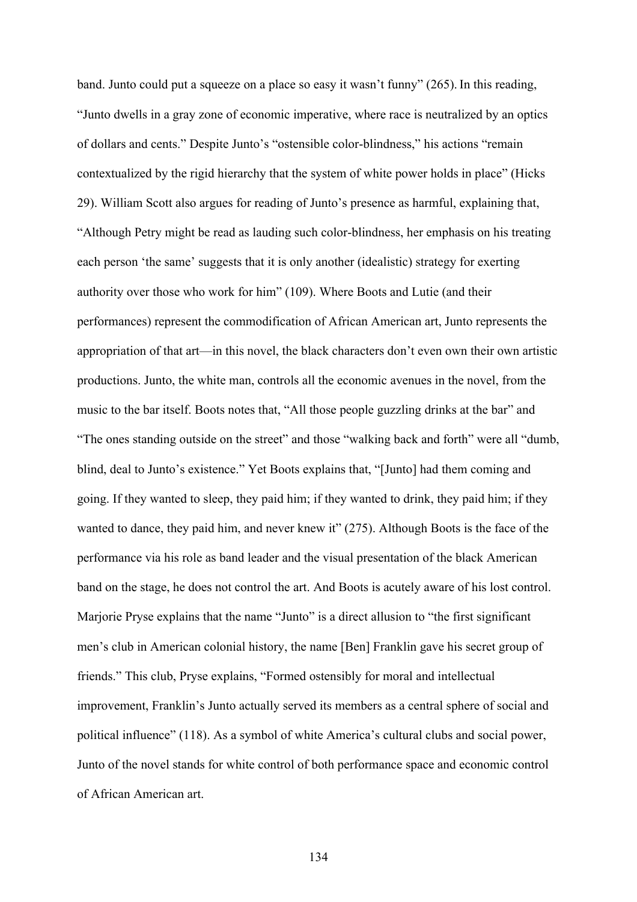band. Junto could put a squeeze on a place so easy it wasn't funny" (265). In this reading, "Junto dwells in a gray zone of economic imperative, where race is neutralized by an optics of dollars and cents." Despite Junto's "ostensible color-blindness," his actions "remain contextualized by the rigid hierarchy that the system of white power holds in place" (Hicks 29). William Scott also argues for reading of Junto's presence as harmful, explaining that, "Although Petry might be read as lauding such color-blindness, her emphasis on his treating each person 'the same' suggests that it is only another (idealistic) strategy for exerting authority over those who work for him" (109). Where Boots and Lutie (and their performances) represent the commodification of African American art, Junto represents the appropriation of that art—in this novel, the black characters don't even own their own artistic productions. Junto, the white man, controls all the economic avenues in the novel, from the music to the bar itself. Boots notes that, "All those people guzzling drinks at the bar" and "The ones standing outside on the street" and those "walking back and forth" were all "dumb, blind, deal to Junto's existence." Yet Boots explains that, "[Junto] had them coming and going. If they wanted to sleep, they paid him; if they wanted to drink, they paid him; if they wanted to dance, they paid him, and never knew it" (275). Although Boots is the face of the performance via his role as band leader and the visual presentation of the black American band on the stage, he does not control the art. And Boots is acutely aware of his lost control. Marjorie Pryse explains that the name "Junto" is a direct allusion to "the first significant men's club in American colonial history, the name [Ben] Franklin gave his secret group of friends." This club, Pryse explains, "Formed ostensibly for moral and intellectual improvement, Franklin's Junto actually served its members as a central sphere of social and political influence" (118). As a symbol of white America's cultural clubs and social power, Junto of the novel stands for white control of both performance space and economic control of African American art.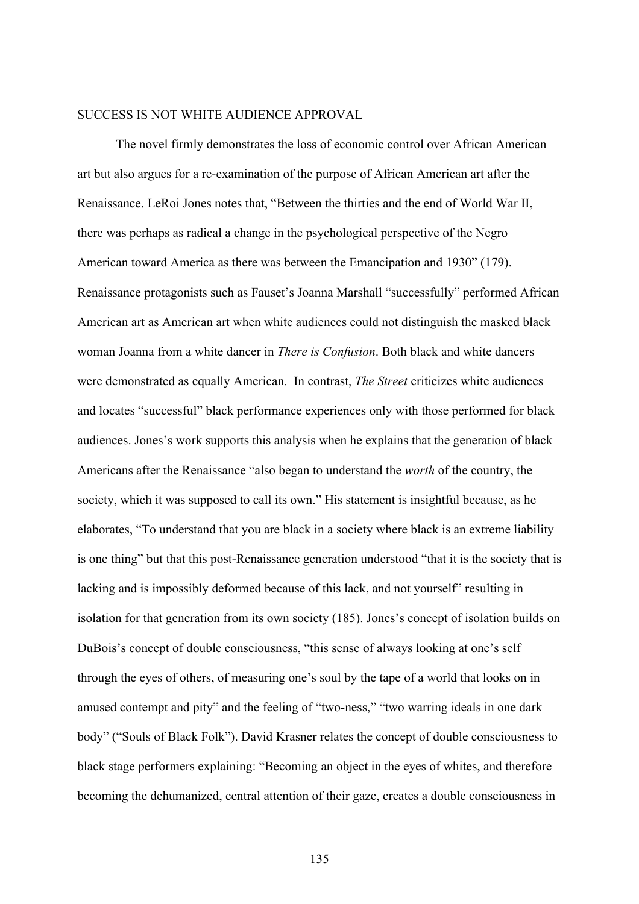## SUCCESS IS NOT WHITE AUDIENCE APPROVAL

The novel firmly demonstrates the loss of economic control over African American art but also argues for a re-examination of the purpose of African American art after the Renaissance. LeRoi Jones notes that, "Between the thirties and the end of World War II, there was perhaps as radical a change in the psychological perspective of the Negro American toward America as there was between the Emancipation and 1930" (179). Renaissance protagonists such as Fauset's Joanna Marshall "successfully" performed African American art as American art when white audiences could not distinguish the masked black woman Joanna from a white dancer in *There is Confusion*. Both black and white dancers were demonstrated as equally American. In contrast, *The Street* criticizes white audiences and locates "successful" black performance experiences only with those performed for black audiences. Jones's work supports this analysis when he explains that the generation of black Americans after the Renaissance "also began to understand the *worth* of the country, the society, which it was supposed to call its own." His statement is insightful because, as he elaborates, "To understand that you are black in a society where black is an extreme liability is one thing" but that this post-Renaissance generation understood "that it is the society that is lacking and is impossibly deformed because of this lack, and not yourself" resulting in isolation for that generation from its own society (185). Jones's concept of isolation builds on DuBois's concept of double consciousness, "this sense of always looking at one's self through the eyes of others, of measuring one's soul by the tape of a world that looks on in amused contempt and pity" and the feeling of "two-ness," "two warring ideals in one dark body" ("Souls of Black Folk"). David Krasner relates the concept of double consciousness to black stage performers explaining: "Becoming an object in the eyes of whites, and therefore becoming the dehumanized, central attention of their gaze, creates a double consciousness in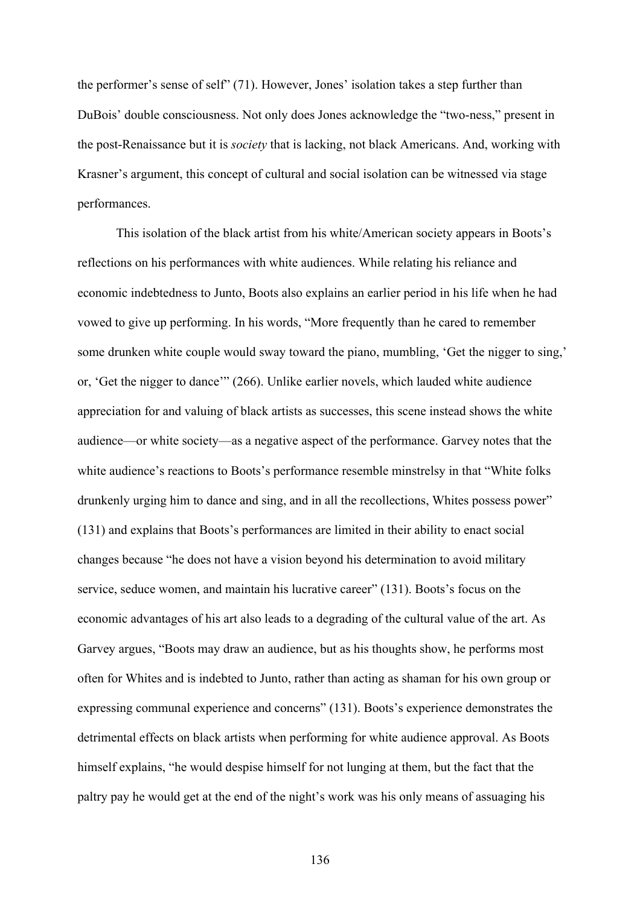the performer's sense of self" (71). However, Jones' isolation takes a step further than DuBois' double consciousness. Not only does Jones acknowledge the "two-ness," present in the post-Renaissance but it is *society* that is lacking, not black Americans. And, working with Krasner's argument, this concept of cultural and social isolation can be witnessed via stage performances.

This isolation of the black artist from his white/American society appears in Boots's reflections on his performances with white audiences. While relating his reliance and economic indebtedness to Junto, Boots also explains an earlier period in his life when he had vowed to give up performing. In his words, "More frequently than he cared to remember some drunken white couple would sway toward the piano, mumbling, 'Get the nigger to sing,' or, 'Get the nigger to dance'" (266). Unlike earlier novels, which lauded white audience appreciation for and valuing of black artists as successes, this scene instead shows the white audience—or white society—as a negative aspect of the performance. Garvey notes that the white audience's reactions to Boots's performance resemble minstrelsy in that "White folks drunkenly urging him to dance and sing, and in all the recollections, Whites possess power" (131) and explains that Boots's performances are limited in their ability to enact social changes because "he does not have a vision beyond his determination to avoid military service, seduce women, and maintain his lucrative career" (131). Boots's focus on the economic advantages of his art also leads to a degrading of the cultural value of the art. As Garvey argues, "Boots may draw an audience, but as his thoughts show, he performs most often for Whites and is indebted to Junto, rather than acting as shaman for his own group or expressing communal experience and concerns" (131). Boots's experience demonstrates the detrimental effects on black artists when performing for white audience approval. As Boots himself explains, "he would despise himself for not lunging at them, but the fact that the paltry pay he would get at the end of the night's work was his only means of assuaging his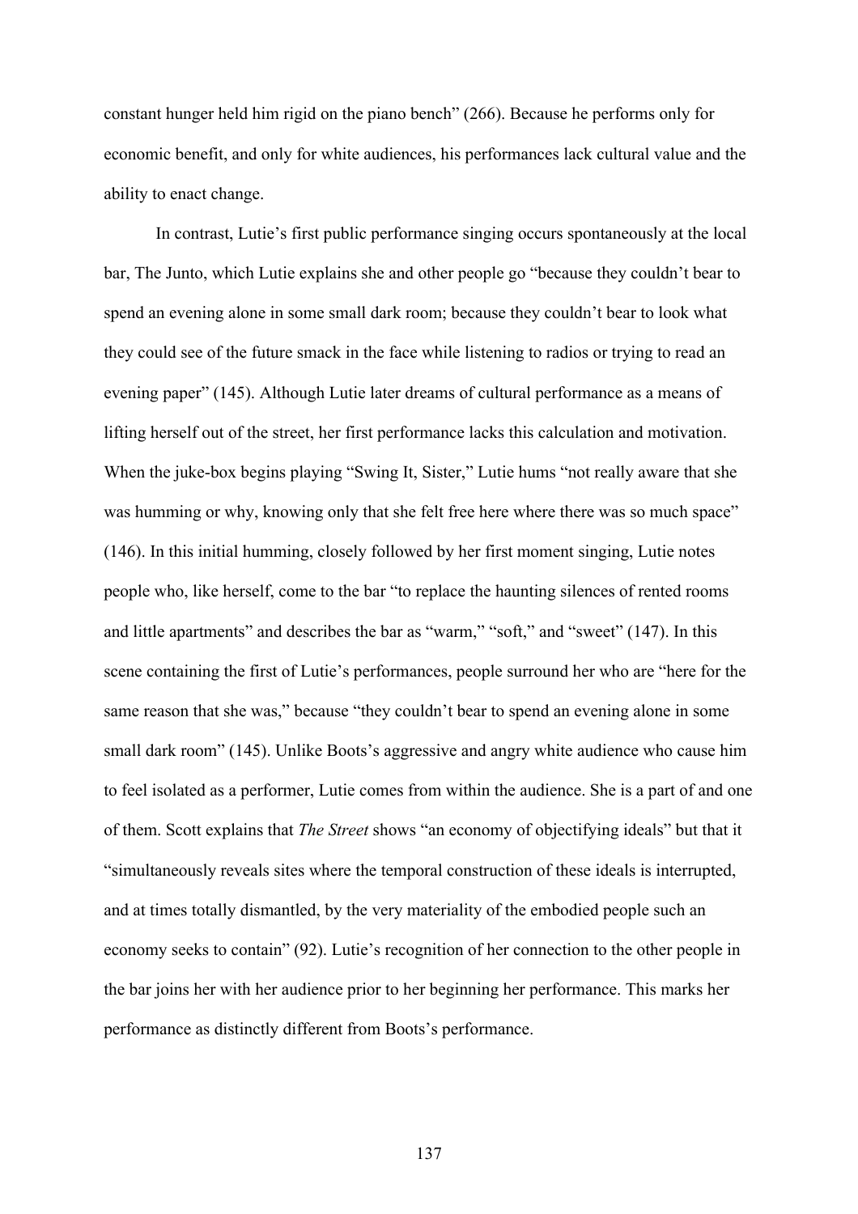constant hunger held him rigid on the piano bench" (266). Because he performs only for economic benefit, and only for white audiences, his performances lack cultural value and the ability to enact change.

In contrast, Lutie's first public performance singing occurs spontaneously at the local bar, The Junto, which Lutie explains she and other people go "because they couldn't bear to spend an evening alone in some small dark room; because they couldn't bear to look what they could see of the future smack in the face while listening to radios or trying to read an evening paper" (145). Although Lutie later dreams of cultural performance as a means of lifting herself out of the street, her first performance lacks this calculation and motivation. When the juke-box begins playing "Swing It, Sister," Lutie hums "not really aware that she was humming or why, knowing only that she felt free here where there was so much space" (146). In this initial humming, closely followed by her first moment singing, Lutie notes people who, like herself, come to the bar "to replace the haunting silences of rented rooms and little apartments" and describes the bar as "warm," "soft," and "sweet" (147). In this scene containing the first of Lutie's performances, people surround her who are "here for the same reason that she was," because "they couldn't bear to spend an evening alone in some small dark room" (145). Unlike Boots's aggressive and angry white audience who cause him to feel isolated as a performer, Lutie comes from within the audience. She is a part of and one of them. Scott explains that *The Street* shows "an economy of objectifying ideals" but that it "simultaneously reveals sites where the temporal construction of these ideals is interrupted, and at times totally dismantled, by the very materiality of the embodied people such an economy seeks to contain" (92). Lutie's recognition of her connection to the other people in the bar joins her with her audience prior to her beginning her performance. This marks her performance as distinctly different from Boots's performance.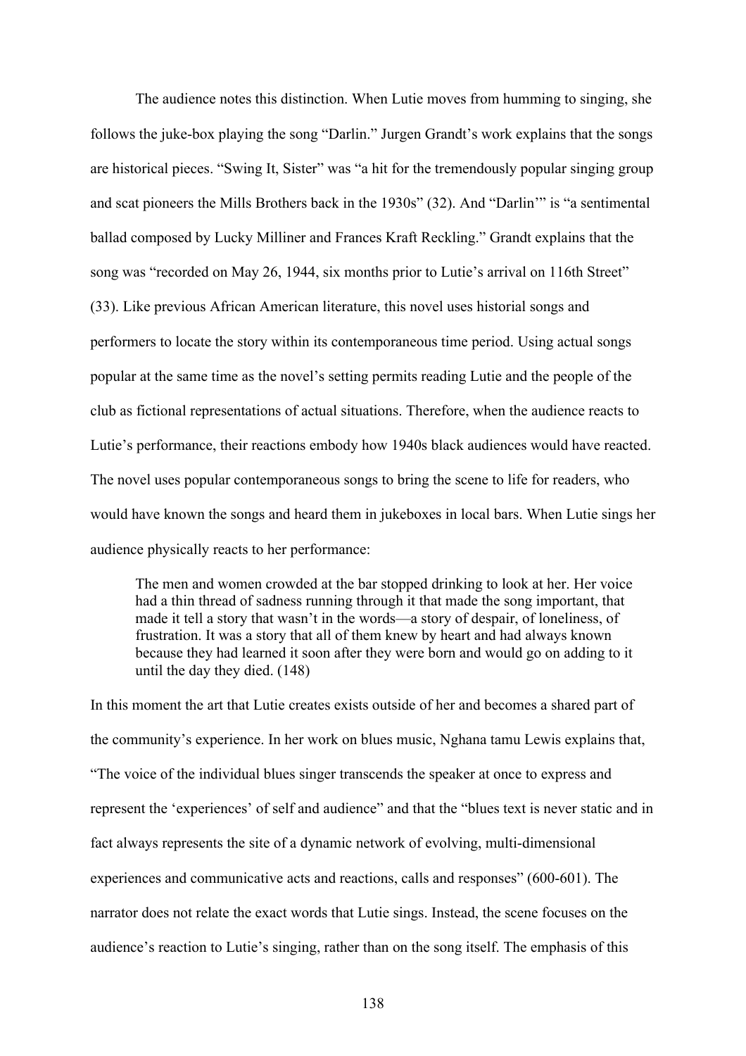The audience notes this distinction. When Lutie moves from humming to singing, she follows the juke-box playing the song "Darlin." Jurgen Grandt's work explains that the songs are historical pieces. "Swing It, Sister" was "a hit for the tremendously popular singing group and scat pioneers the Mills Brothers back in the 1930s" (32). And "Darlin'" is "a sentimental ballad composed by Lucky Milliner and Frances Kraft Reckling." Grandt explains that the song was "recorded on May 26, 1944, six months prior to Lutie's arrival on 116th Street" (33). Like previous African American literature, this novel uses historial songs and performers to locate the story within its contemporaneous time period. Using actual songs popular at the same time as the novel's setting permits reading Lutie and the people of the club as fictional representations of actual situations. Therefore, when the audience reacts to Lutie's performance, their reactions embody how 1940s black audiences would have reacted. The novel uses popular contemporaneous songs to bring the scene to life for readers, who would have known the songs and heard them in jukeboxes in local bars. When Lutie sings her audience physically reacts to her performance:

> The men and women crowded at the bar stopped drinking to look at her. Her voice had a thin thread of sadness running through it that made the song important, that made it tell a story that wasn't in the words—a story of despair, of loneliness, of frustration. It was a story that all of them knew by heart and had always known because they had learned it soon after they were born and would go on adding to it until the day they died. (148)

In this moment the art that Lutie creates exists outside of her and becomes a shared part of the community's experience. In her work on blues music, Nghana tamu Lewis explains that, "The voice of the individual blues singer transcends the speaker at once to express and represent the 'experiences' of self and audience" and that the "blues text is never static and in fact always represents the site of a dynamic network of evolving, multi-dimensional experiences and communicative acts and reactions, calls and responses" (600-601). The narrator does not relate the exact words that Lutie sings. Instead, the scene focuses on the audience's reaction to Lutie's singing, rather than on the song itself. The emphasis of this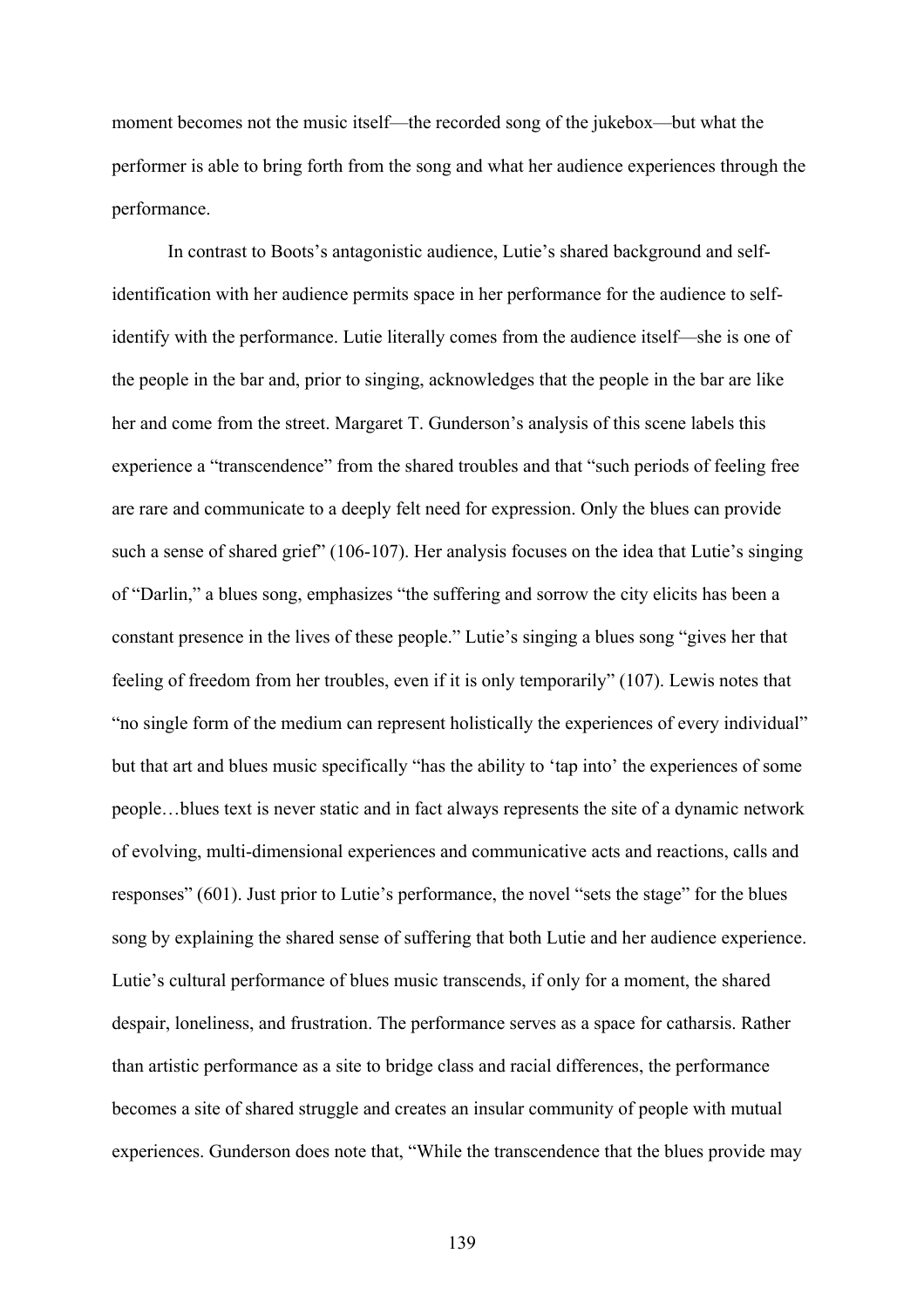moment becomes not the music itself—the recorded song of the jukebox—but what the performer is able to bring forth from the song and what her audience experiences through the performance.

In contrast to Boots's antagonistic audience, Lutie's shared background and self-identification with her audience permits space in her performance for the audience to self-identify with the performance. Lutie literally comes from the audience itself—she is one of the people in the bar and, prior to singing, acknowledges that the people in the bar are like her and come from the street. Margaret T. Gunderson's analysis of this scene labels this experience a "transcendence" from the shared troubles and that "such periods of feeling free are rare and communicate to a deeply felt need for expression. Only the blues can provide such a sense of shared grief" (106-107). Her analysis focuses on the idea that Lutie's singing of "Darlin," a blues song, emphasizes "the suffering and sorrow the city elicits has been a constant presence in the lives of these people." Lutie's singing a blues song "gives her that feeling of freedom from her troubles, even if it is only temporarily" (107). Lewis notes that "no single form of the medium can represent holistically the experiences of every individual" but that art and blues music specifically "has the ability to 'tap into' the experiences of some people…blues text is never static and in fact always represents the site of a dynamic network of evolving, multi-dimensional experiences and communicative acts and reactions, calls and responses" (601). Just prior to Lutie's performance, the novel "sets the stage" for the blues song by explaining the shared sense of suffering that both Lutie and her audience experience. Lutie's cultural performance of blues music transcends, if only for a moment, the shared despair, loneliness, and frustration. The performance serves as a space for catharsis. Rather than artistic performance as a site to bridge class and racial differences, the performance becomes a site of shared struggle and creates an insular community of people with mutual experiences. Gunderson does note that, "While the transcendence that the blues provide may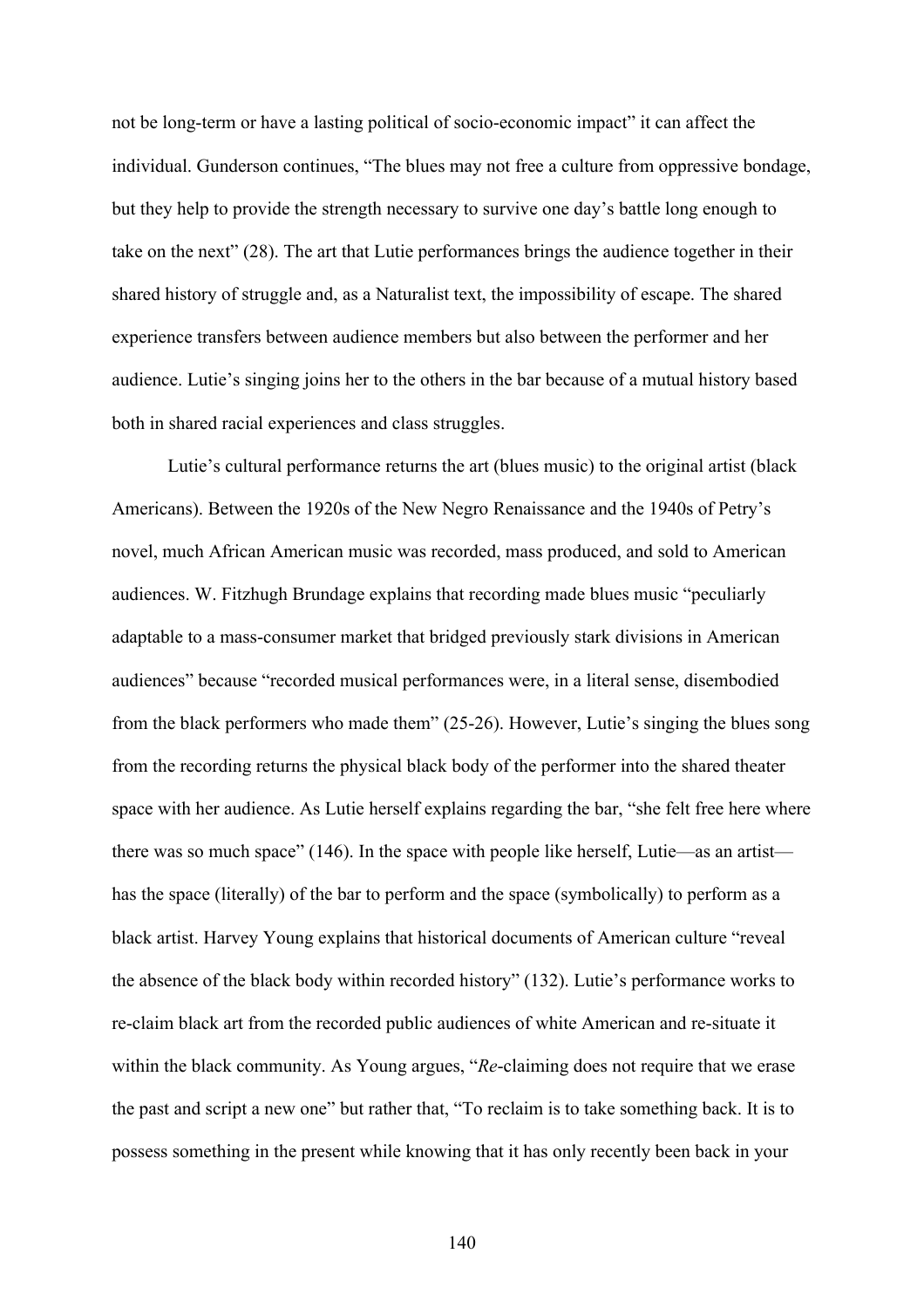not be long-term or have a lasting political of socio-economic impact" it can affect the individual. Gunderson continues, "The blues may not free a culture from oppressive bondage, but they help to provide the strength necessary to survive one day's battle long enough to take on the next" (28). The art that Lutie performances brings the audience together in their shared history of struggle and, as a Naturalist text, the impossibility of escape. The shared experience transfers between audience members but also between the performer and her audience. Lutie's singing joins her to the others in the bar because of a mutual history based both in shared racial experiences and class struggles.

Lutie's cultural performance returns the art (blues music) to the original artist (black Americans). Between the 1920s of the New Negro Renaissance and the 1940s of Petry's novel, much African American music was recorded, mass produced, and sold to American audiences. W. Fitzhugh Brundage explains that recording made blues music "peculiarly adaptable to a mass-consumer market that bridged previously stark divisions in American audiences" because "recorded musical performances were, in a literal sense, disembodied from the black performers who made them" (25-26). However, Lutie's singing the blues song from the recording returns the physical black body of the performer into the shared theater space with her audience. As Lutie herself explains regarding the bar, "she felt free here where there was so much space" (146). In the space with people like herself, Lutie—as an artist—has the space (literally) of the bar to perform and the space (symbolically) to perform as a black artist. Harvey Young explains that historical documents of American culture "reveal the absence of the black body within recorded history" (132). Lutie's performance works to re-claim black art from the recorded public audiences of white American and re-situate it within the black community. As Young argues, "*Re*-claiming does not require that we erase the past and script a new one" but rather that, "To reclaim is to take something back. It is to possess something in the present while knowing that it has only recently been back in your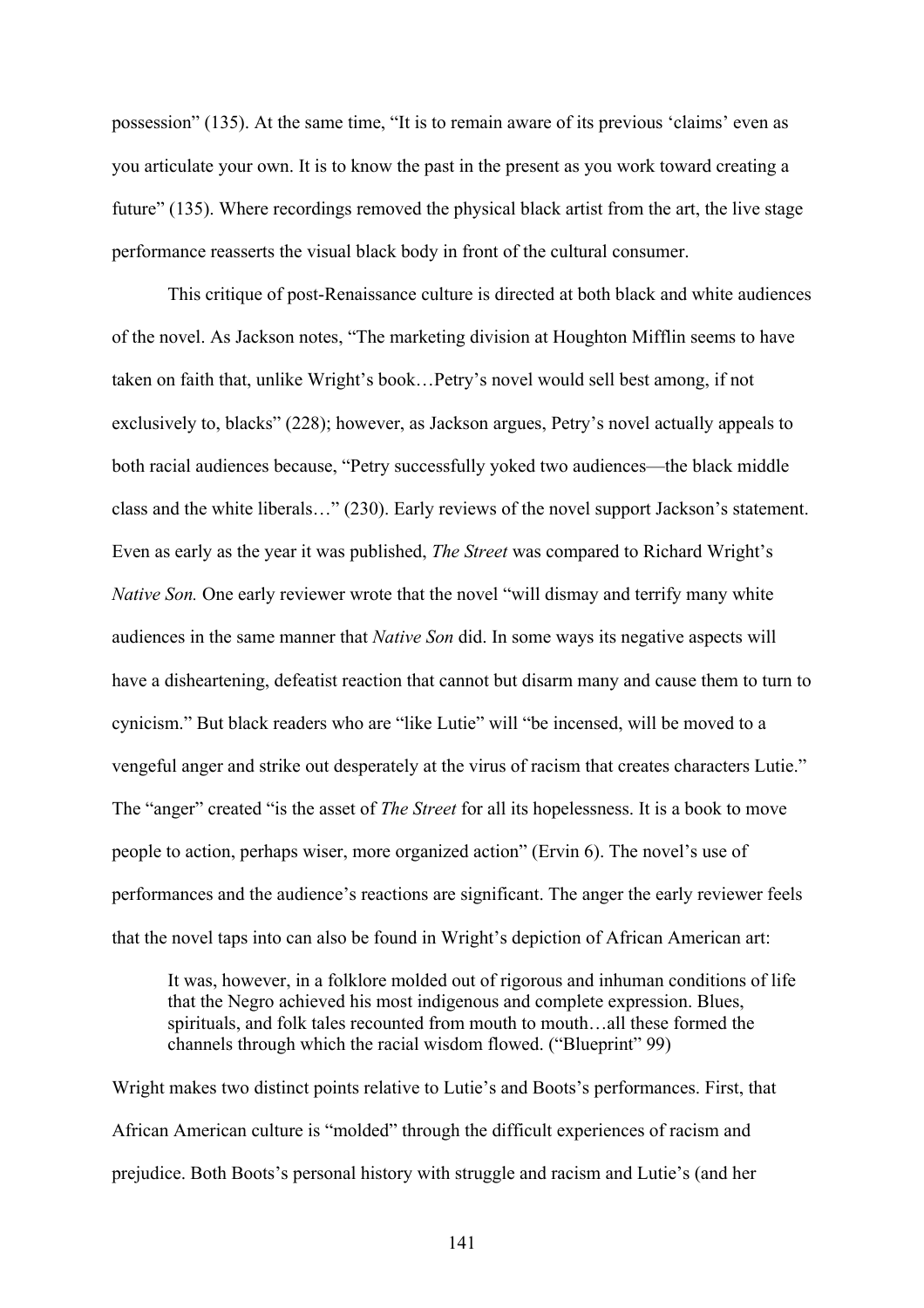possession" (135). At the same time, "It is to remain aware of its previous 'claims' even as you articulate your own. It is to know the past in the present as you work toward creating a future" (135). Where recordings removed the physical black artist from the art, the live stage performance reasserts the visual black body in front of the cultural consumer.

This critique of post-Renaissance culture is directed at both black and white audiences of the novel. As Jackson notes, "The marketing division at Houghton Mifflin seems to have taken on faith that, unlike Wright's book…Petry's novel would sell best among, if not exclusively to, blacks" (228); however, as Jackson argues, Petry's novel actually appeals to both racial audiences because, "Petry successfully yoked two audiences—the black middle class and the white liberals…" (230). Early reviews of the novel support Jackson's statement. Even as early as the year it was published, *The Street* was compared to Richard Wright's *Native Son.* One early reviewer wrote that the novel "will dismay and terrify many white audiences in the same manner that *Native Son* did. In some ways its negative aspects will have a disheartening, defeatist reaction that cannot but disarm many and cause them to turn to cynicism." But black readers who are "like Lutie" will "be incensed, will be moved to a vengeful anger and strike out desperately at the virus of racism that creates characters Lutie." The "anger" created "is the asset of *The Street* for all its hopelessness. It is a book to move people to action, perhaps wiser, more organized action" (Ervin 6). The novel's use of performances and the audience's reactions are significant. The anger the early reviewer feels that the novel taps into can also be found in Wright's depiction of African American art:

> It was, however, in a folklore molded out of rigorous and inhuman conditions of life that the Negro achieved his most indigenous and complete expression. Blues, spirituals, and folk tales recounted from mouth to mouth…all these formed the channels through which the racial wisdom flowed. ("Blueprint" 99)

Wright makes two distinct points relative to Lutie's and Boots's performances. First, that African American culture is "molded" through the difficult experiences of racism and prejudice. Both Boots's personal history with struggle and racism and Lutie's (and her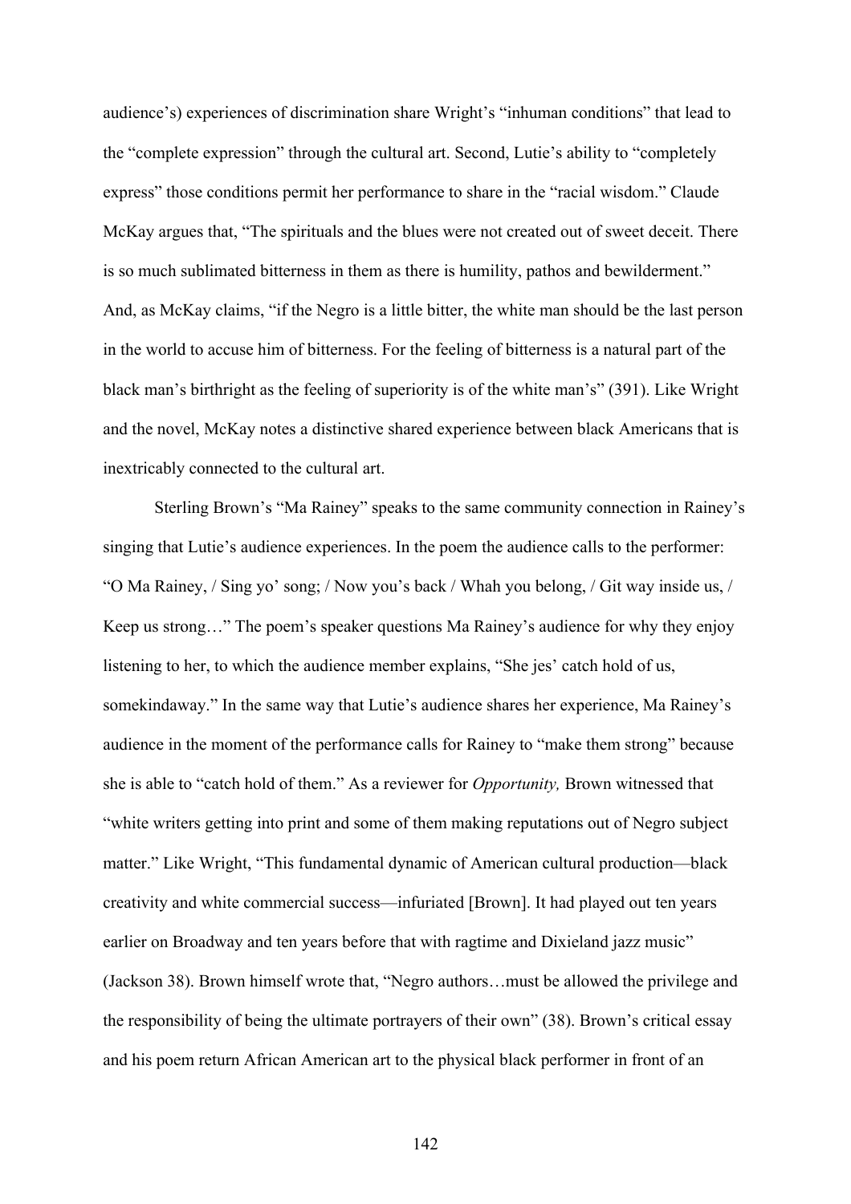audience's) experiences of discrimination share Wright's "inhuman conditions" that lead to the "complete expression" through the cultural art. Second, Lutie's ability to "completely express" those conditions permit her performance to share in the "racial wisdom." Claude McKay argues that, "The spirituals and the blues were not created out of sweet deceit. There is so much sublimated bitterness in them as there is humility, pathos and bewilderment." And, as McKay claims, "if the Negro is a little bitter, the white man should be the last person in the world to accuse him of bitterness. For the feeling of bitterness is a natural part of the black man's birthright as the feeling of superiority is of the white man's" (391). Like Wright and the novel, McKay notes a distinctive shared experience between black Americans that is inextricably connected to the cultural art.

Sterling Brown's "Ma Rainey" speaks to the same community connection in Rainey's singing that Lutie's audience experiences. In the poem the audience calls to the performer: "O Ma Rainey, / Sing yo' song; / Now you's back / Whah you belong, / Git way inside us, / Keep us strong…" The poem's speaker questions Ma Rainey's audience for why they enjoy listening to her, to which the audience member explains, "She jes' catch hold of us, somekindaway." In the same way that Lutie's audience shares her experience, Ma Rainey's audience in the moment of the performance calls for Rainey to "make them strong" because she is able to "catch hold of them." As a reviewer for *Opportunity,* Brown witnessed that "white writers getting into print and some of them making reputations out of Negro subject matter." Like Wright, "This fundamental dynamic of American cultural production—black creativity and white commercial success—infuriated [Brown]. It had played out ten years earlier on Broadway and ten years before that with ragtime and Dixieland jazz music" (Jackson 38). Brown himself wrote that, "Negro authors…must be allowed the privilege and the responsibility of being the ultimate portrayers of their own" (38). Brown's critical essay and his poem return African American art to the physical black performer in front of an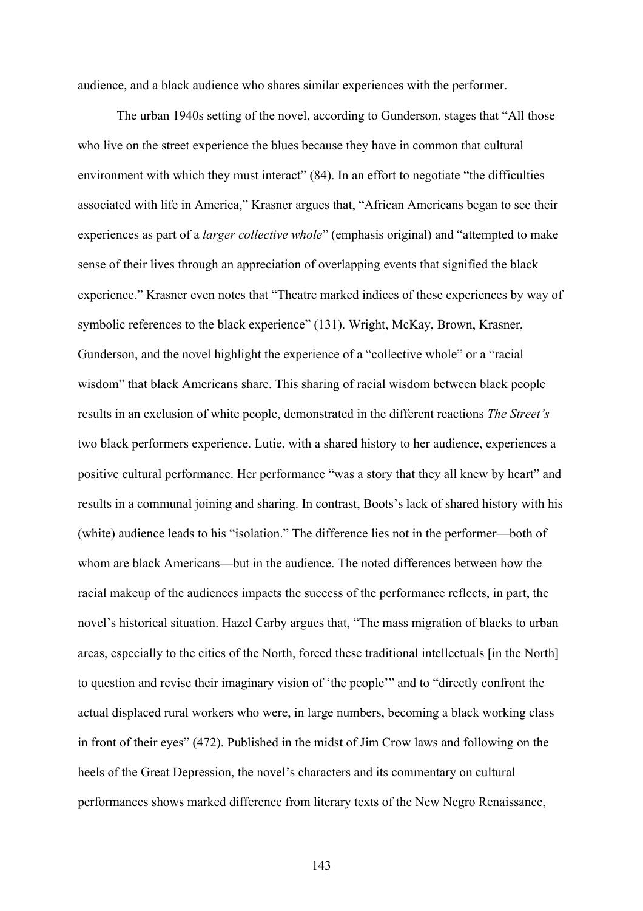audience, and a black audience who shares similar experiences with the performer.

The urban 1940s setting of the novel, according to Gunderson, stages that "All those who live on the street experience the blues because they have in common that cultural environment with which they must interact" (84). In an effort to negotiate "the difficulties associated with life in America," Krasner argues that, "African Americans began to see their experiences as part of a *larger collective whole*" (emphasis original) and "attempted to make sense of their lives through an appreciation of overlapping events that signified the black experience." Krasner even notes that "Theatre marked indices of these experiences by way of symbolic references to the black experience" (131). Wright, McKay, Brown, Krasner, Gunderson, and the novel highlight the experience of a "collective whole" or a "racial wisdom" that black Americans share. This sharing of racial wisdom between black people results in an exclusion of white people, demonstrated in the different reactions *The Street's* two black performers experience. Lutie, with a shared history to her audience, experiences a positive cultural performance. Her performance "was a story that they all knew by heart" and results in a communal joining and sharing. In contrast, Boots's lack of shared history with his (white) audience leads to his "isolation." The difference lies not in the performer—both of whom are black Americans—but in the audience. The noted differences between how the racial makeup of the audiences impacts the success of the performance reflects, in part, the novel's historical situation. Hazel Carby argues that, "The mass migration of blacks to urban areas, especially to the cities of the North, forced these traditional intellectuals [in the North] to question and revise their imaginary vision of 'the people'" and to "directly confront the actual displaced rural workers who were, in large numbers, becoming a black working class in front of their eyes" (472). Published in the midst of Jim Crow laws and following on the heels of the Great Depression, the novel's characters and its commentary on cultural performances shows marked difference from literary texts of the New Negro Renaissance,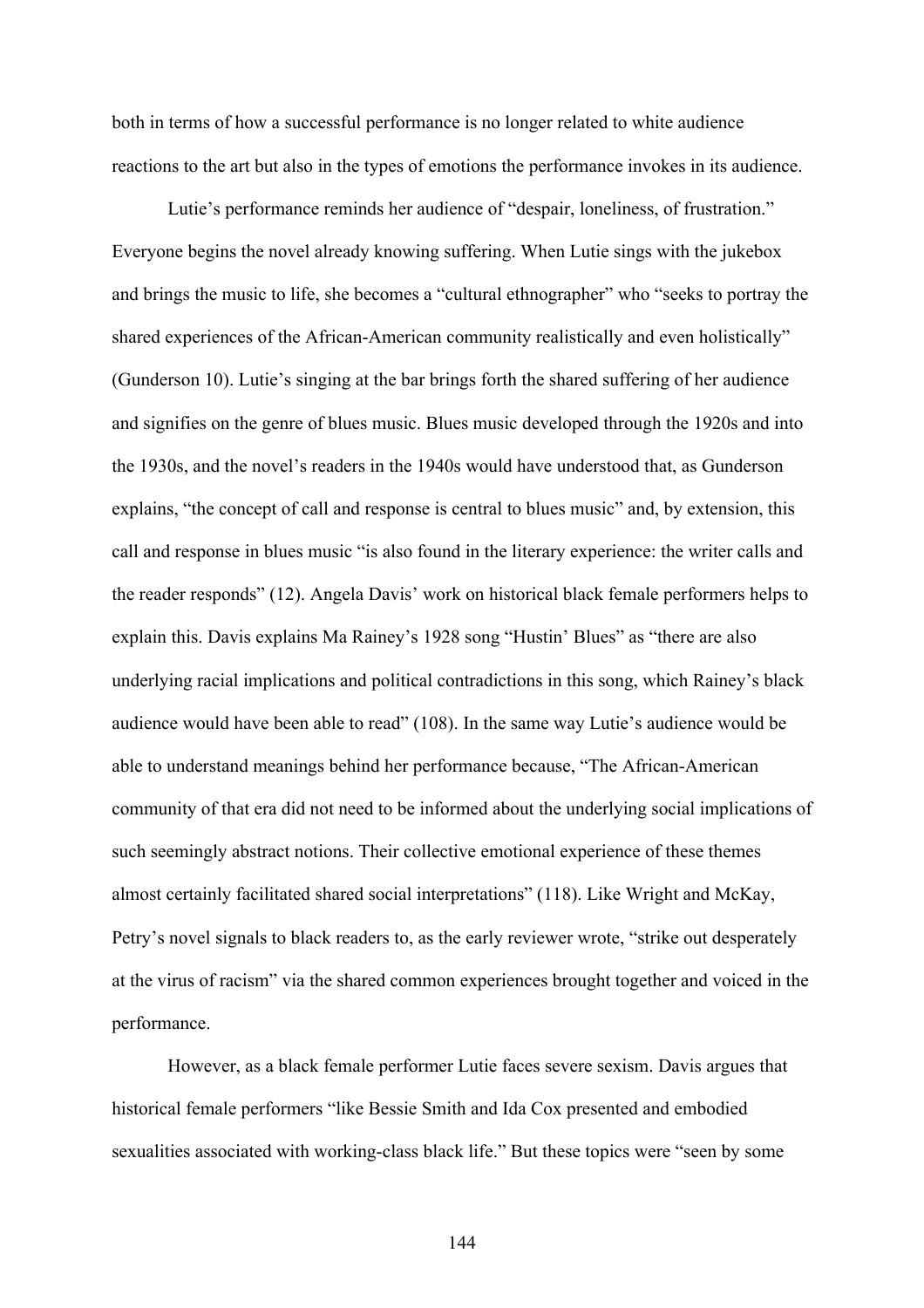both in terms of how a successful performance is no longer related to white audience reactions to the art but also in the types of emotions the performance invokes in its audience.

Lutie's performance reminds her audience of "despair, loneliness, of frustration." Everyone begins the novel already knowing suffering. When Lutie sings with the jukebox and brings the music to life, she becomes a "cultural ethnographer" who "seeks to portray the shared experiences of the African-American community realistically and even holistically" (Gunderson 10). Lutie's singing at the bar brings forth the shared suffering of her audience and signifies on the genre of blues music. Blues music developed through the 1920s and into the 1930s, and the novel's readers in the 1940s would have understood that, as Gunderson explains, "the concept of call and response is central to blues music" and, by extension, this call and response in blues music "is also found in the literary experience: the writer calls and the reader responds" (12). Angela Davis' work on historical black female performers helps to explain this. Davis explains Ma Rainey's 1928 song "Hustin' Blues" as "there are also underlying racial implications and political contradictions in this song, which Rainey's black audience would have been able to read" (108). In the same way Lutie's audience would be able to understand meanings behind her performance because, "The African-American community of that era did not need to be informed about the underlying social implications of such seemingly abstract notions. Their collective emotional experience of these themes almost certainly facilitated shared social interpretations" (118). Like Wright and McKay, Petry's novel signals to black readers to, as the early reviewer wrote, "strike out desperately at the virus of racism" via the shared common experiences brought together and voiced in the performance.

However, as a black female performer Lutie faces severe sexism. Davis argues that historical female performers "like Bessie Smith and Ida Cox presented and embodied sexualities associated with working-class black life." But these topics were "seen by some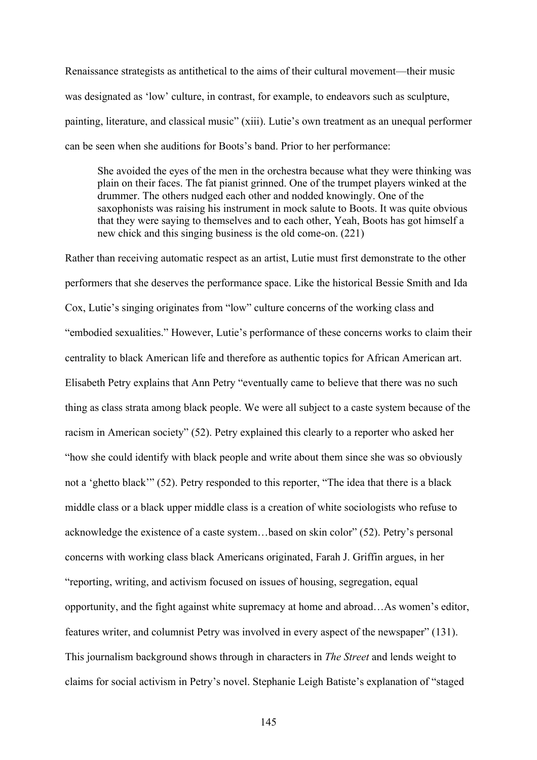Renaissance strategists as antithetical to the aims of their cultural movement—their music was designated as 'low' culture, in contrast, for example, to endeavors such as sculpture, painting, literature, and classical music" (xiii). Lutie's own treatment as an unequal performer can be seen when she auditions for Boots's band. Prior to her performance:

> She avoided the eyes of the men in the orchestra because what they were thinking was plain on their faces. The fat pianist grinned. One of the trumpet players winked at the drummer. The others nudged each other and nodded knowingly. One of the saxophonists was raising his instrument in mock salute to Boots. It was quite obvious that they were saying to themselves and to each other, Yeah, Boots has got himself a new chick and this singing business is the old come-on. (221)

Rather than receiving automatic respect as an artist, Lutie must first demonstrate to the other performers that she deserves the performance space. Like the historical Bessie Smith and Ida Cox, Lutie's singing originates from "low" culture concerns of the working class and "embodied sexualities." However, Lutie's performance of these concerns works to claim their centrality to black American life and therefore as authentic topics for African American art. Elisabeth Petry explains that Ann Petry "eventually came to believe that there was no such thing as class strata among black people. We were all subject to a caste system because of the racism in American society" (52). Petry explained this clearly to a reporter who asked her "how she could identify with black people and write about them since she was so obviously not a 'ghetto black'" (52). Petry responded to this reporter, "The idea that there is a black middle class or a black upper middle class is a creation of white sociologists who refuse to acknowledge the existence of a caste system…based on skin color" (52). Petry's personal concerns with working class black Americans originated, Farah J. Griffin argues, in her "reporting, writing, and activism focused on issues of housing, segregation, equal opportunity, and the fight against white supremacy at home and abroad…As women's editor, features writer, and columnist Petry was involved in every aspect of the newspaper" (131). This journalism background shows through in characters in *The Street* and lends weight to claims for social activism in Petry's novel. Stephanie Leigh Batiste's explanation of "staged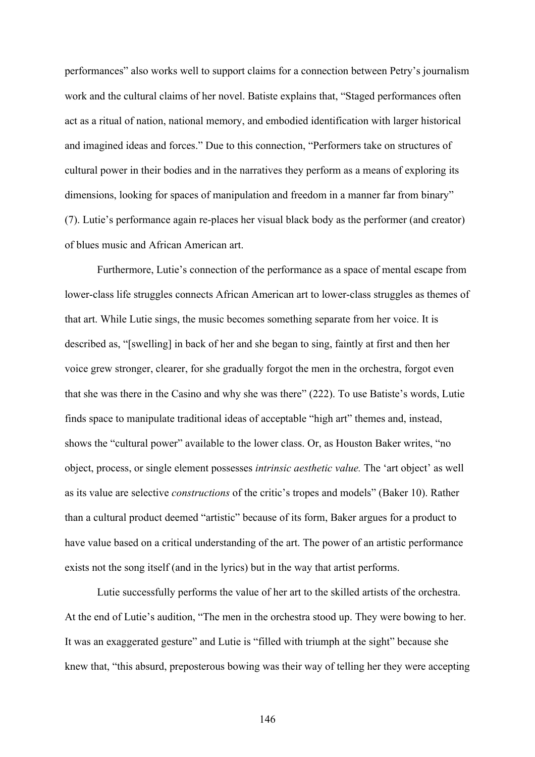performances" also works well to support claims for a connection between Petry's journalism work and the cultural claims of her novel. Batiste explains that, "Staged performances often act as a ritual of nation, national memory, and embodied identification with larger historical and imagined ideas and forces." Due to this connection, "Performers take on structures of cultural power in their bodies and in the narratives they perform as a means of exploring its dimensions, looking for spaces of manipulation and freedom in a manner far from binary" (7). Lutie's performance again re-places her visual black body as the performer (and creator) of blues music and African American art.

Furthermore, Lutie's connection of the performance as a space of mental escape from lower-class life struggles connects African American art to lower-class struggles as themes of that art. While Lutie sings, the music becomes something separate from her voice. It is described as, "[swelling] in back of her and she began to sing, faintly at first and then her voice grew stronger, clearer, for she gradually forgot the men in the orchestra, forgot even that she was there in the Casino and why she was there" (222). To use Batiste's words, Lutie finds space to manipulate traditional ideas of acceptable "high art" themes and, instead, shows the "cultural power" available to the lower class. Or, as Houston Baker writes, "no object, process, or single element possesses *intrinsic aesthetic value.* The 'art object' as well as its value are selective *constructions* of the critic's tropes and models" (Baker 10). Rather than a cultural product deemed "artistic" because of its form, Baker argues for a product to have value based on a critical understanding of the art. The power of an artistic performance exists not the song itself (and in the lyrics) but in the way that artist performs.

Lutie successfully performs the value of her art to the skilled artists of the orchestra. At the end of Lutie's audition, "The men in the orchestra stood up. They were bowing to her. It was an exaggerated gesture" and Lutie is "filled with triumph at the sight" because she knew that, "this absurd, preposterous bowing was their way of telling her they were accepting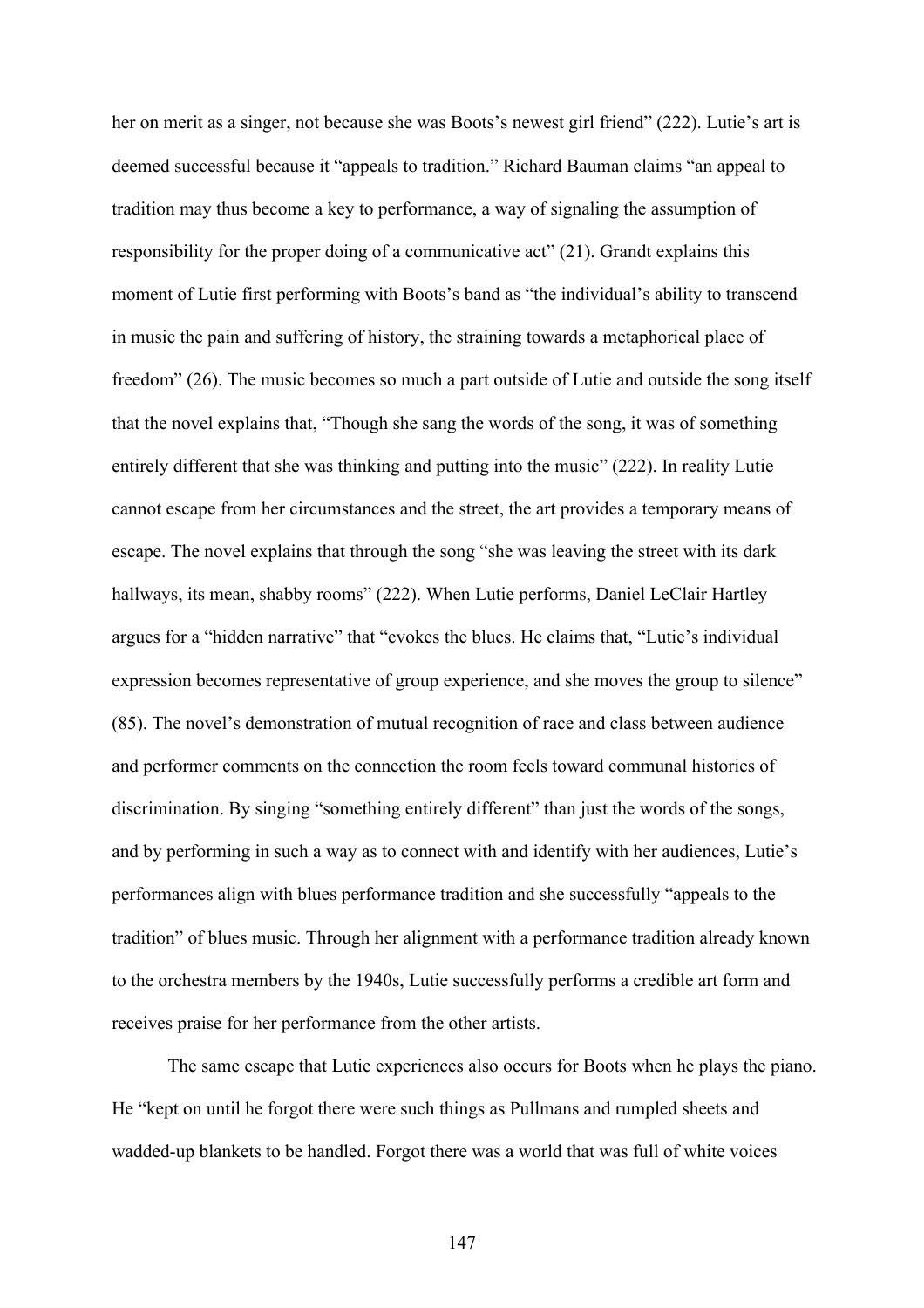her on merit as a singer, not because she was Boots's newest girl friend" (222). Lutie's art is deemed successful because it "appeals to tradition." Richard Bauman claims "an appeal to tradition may thus become a key to performance, a way of signaling the assumption of responsibility for the proper doing of a communicative act" (21). Grandt explains this moment of Lutie first performing with Boots's band as "the individual's ability to transcend in music the pain and suffering of history, the straining towards a metaphorical place of freedom" (26). The music becomes so much a part outside of Lutie and outside the song itself that the novel explains that, "Though she sang the words of the song, it was of something entirely different that she was thinking and putting into the music" (222). In reality Lutie cannot escape from her circumstances and the street, the art provides a temporary means of escape. The novel explains that through the song "she was leaving the street with its dark hallways, its mean, shabby rooms" (222). When Lutie performs, Daniel LeClair Hartley argues for a "hidden narrative" that "evokes the blues. He claims that, "Lutie's individual expression becomes representative of group experience, and she moves the group to silence" (85). The novel's demonstration of mutual recognition of race and class between audience and performer comments on the connection the room feels toward communal histories of discrimination. By singing "something entirely different" than just the words of the songs, and by performing in such a way as to connect with and identify with her audiences, Lutie's performances align with blues performance tradition and she successfully "appeals to the tradition" of blues music. Through her alignment with a performance tradition already known to the orchestra members by the 1940s, Lutie successfully performs a credible art form and receives praise for her performance from the other artists.

The same escape that Lutie experiences also occurs for Boots when he plays the piano. He "kept on until he forgot there were such things as Pullmans and rumpled sheets and wadded-up blankets to be handled. Forgot there was a world that was full of white voices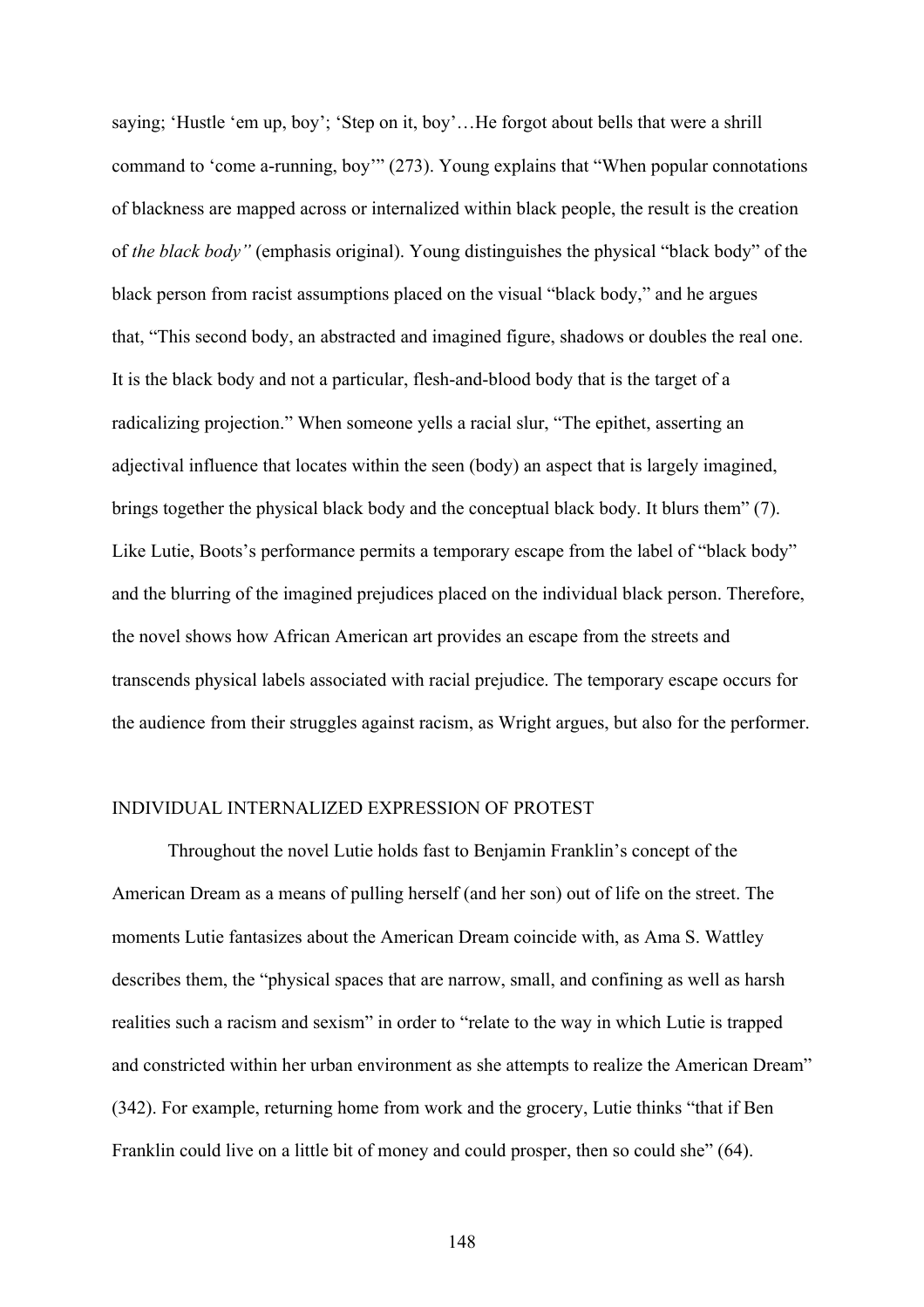saying; 'Hustle 'em up, boy'; 'Step on it, boy'…He forgot about bells that were a shrill command to 'come a-running, boy'" (273). Young explains that "When popular connotations of blackness are mapped across or internalized within black people, the result is the creation of *the black body"* (emphasis original). Young distinguishes the physical "black body" of the black person from racist assumptions placed on the visual "black body," and he argues that, "This second body, an abstracted and imagined figure, shadows or doubles the real one. It is the black body and not a particular, flesh-and-blood body that is the target of a radicalizing projection." When someone yells a racial slur, "The epithet, asserting an adjectival influence that locates within the seen (body) an aspect that is largely imagined, brings together the physical black body and the conceptual black body. It blurs them" (7). Like Lutie, Boots's performance permits a temporary escape from the label of "black body" and the blurring of the imagined prejudices placed on the individual black person. Therefore, the novel shows how African American art provides an escape from the streets and transcends physical labels associated with racial prejudice. The temporary escape occurs for the audience from their struggles against racism, as Wright argues, but also for the performer.

## INDIVIDUAL INTERNALIZED EXPRESSION OF PROTEST

Throughout the novel Lutie holds fast to Benjamin Franklin's concept of the American Dream as a means of pulling herself (and her son) out of life on the street. The moments Lutie fantasizes about the American Dream coincide with, as Ama S. Wattley describes them, the "physical spaces that are narrow, small, and confining as well as harsh realities such a racism and sexism" in order to "relate to the way in which Lutie is trapped and constricted within her urban environment as she attempts to realize the American Dream" (342). For example, returning home from work and the grocery, Lutie thinks "that if Ben Franklin could live on a little bit of money and could prosper, then so could she" (64).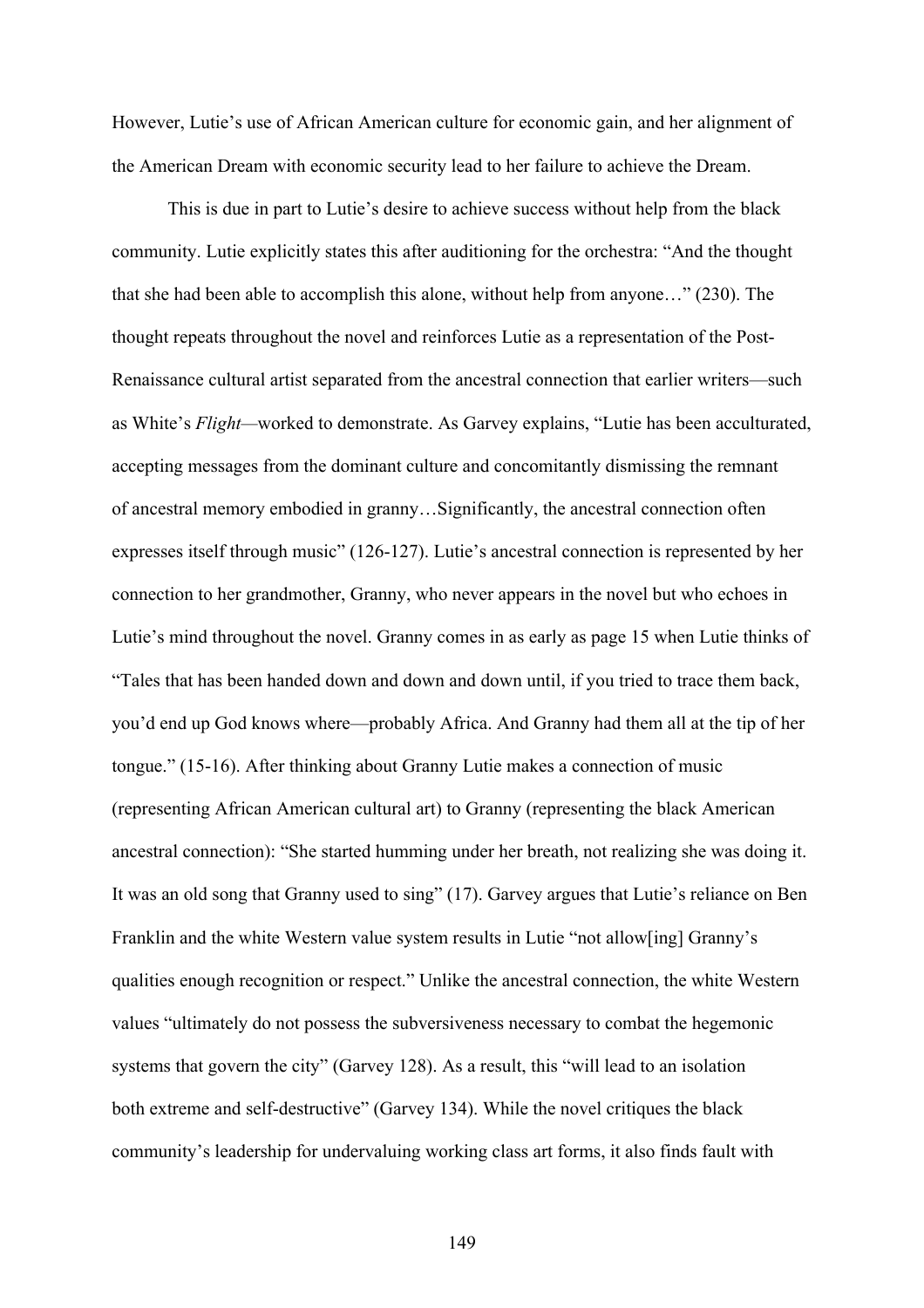However, Lutie's use of African American culture for economic gain, and her alignment of the American Dream with economic security lead to her failure to achieve the Dream.

This is due in part to Lutie's desire to achieve success without help from the black community. Lutie explicitly states this after auditioning for the orchestra: "And the thought that she had been able to accomplish this alone, without help from anyone…" (230). The thought repeats throughout the novel and reinforces Lutie as a representation of the Post-Renaissance cultural artist separated from the ancestral connection that earlier writers—such as White's *Flight*—worked to demonstrate. As Garvey explains, "Lutie has been acculturated, accepting messages from the dominant culture and concomitantly dismissing the remnant of ancestral memory embodied in granny…Significantly, the ancestral connection often expresses itself through music" (126-127). Lutie's ancestral connection is represented by her connection to her grandmother, Granny, who never appears in the novel but who echoes in Lutie's mind throughout the novel. Granny comes in as early as page 15 when Lutie thinks of "Tales that has been handed down and down and down until, if you tried to trace them back, you'd end up God knows where—probably Africa. And Granny had them all at the tip of her tongue." (15-16). After thinking about Granny Lutie makes a connection of music (representing African American cultural art) to Granny (representing the black American ancestral connection): "She started humming under her breath, not realizing she was doing it. It was an old song that Granny used to sing" (17). Garvey argues that Lutie's reliance on Ben Franklin and the white Western value system results in Lutie "not allow[ing] Granny's qualities enough recognition or respect." Unlike the ancestral connection, the white Western values "ultimately do not possess the subversiveness necessary to combat the hegemonic systems that govern the city" (Garvey 128). As a result, this "will lead to an isolation both extreme and self-destructive" (Garvey 134). While the novel critiques the black community's leadership for undervaluing working class art forms, it also finds fault with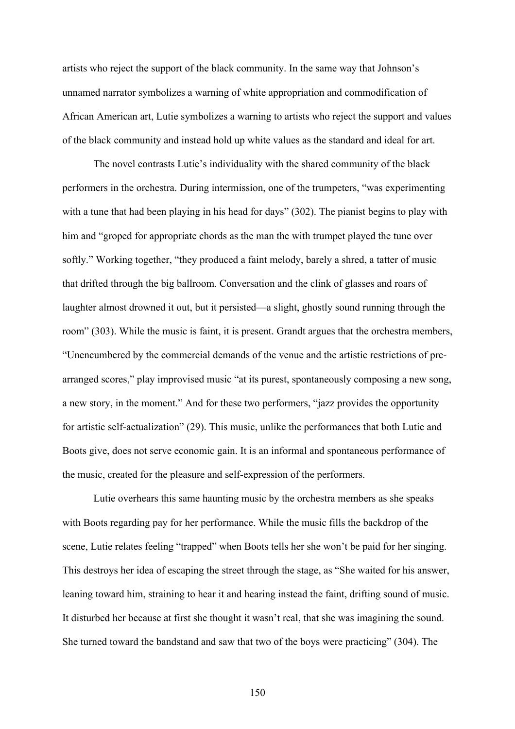artists who reject the support of the black community. In the same way that Johnson's unnamed narrator symbolizes a warning of white appropriation and commodification of African American art, Lutie symbolizes a warning to artists who reject the support and values of the black community and instead hold up white values as the standard and ideal for art.

The novel contrasts Lutie's individuality with the shared community of the black performers in the orchestra. During intermission, one of the trumpeters, "was experimenting with a tune that had been playing in his head for days" (302). The pianist begins to play with him and "groped for appropriate chords as the man the with trumpet played the tune over softly." Working together, "they produced a faint melody, barely a shred, a tatter of music that drifted through the big ballroom. Conversation and the clink of glasses and roars of laughter almost drowned it out, but it persisted—a slight, ghostly sound running through the room" (303). While the music is faint, it is present. Grandt argues that the orchestra members, "Unencumbered by the commercial demands of the venue and the artistic restrictions of pre-arranged scores," play improvised music "at its purest, spontaneously composing a new song, a new story, in the moment." And for these two performers, "jazz provides the opportunity for artistic self-actualization" (29). This music, unlike the performances that both Lutie and Boots give, does not serve economic gain. It is an informal and spontaneous performance of the music, created for the pleasure and self-expression of the performers.

Lutie overhears this same haunting music by the orchestra members as she speaks with Boots regarding pay for her performance. While the music fills the backdrop of the scene, Lutie relates feeling "trapped" when Boots tells her she won't be paid for her singing. This destroys her idea of escaping the street through the stage, as "She waited for his answer, leaning toward him, straining to hear it and hearing instead the faint, drifting sound of music. It disturbed her because at first she thought it wasn't real, that she was imagining the sound. She turned toward the bandstand and saw that two of the boys were practicing" (304). The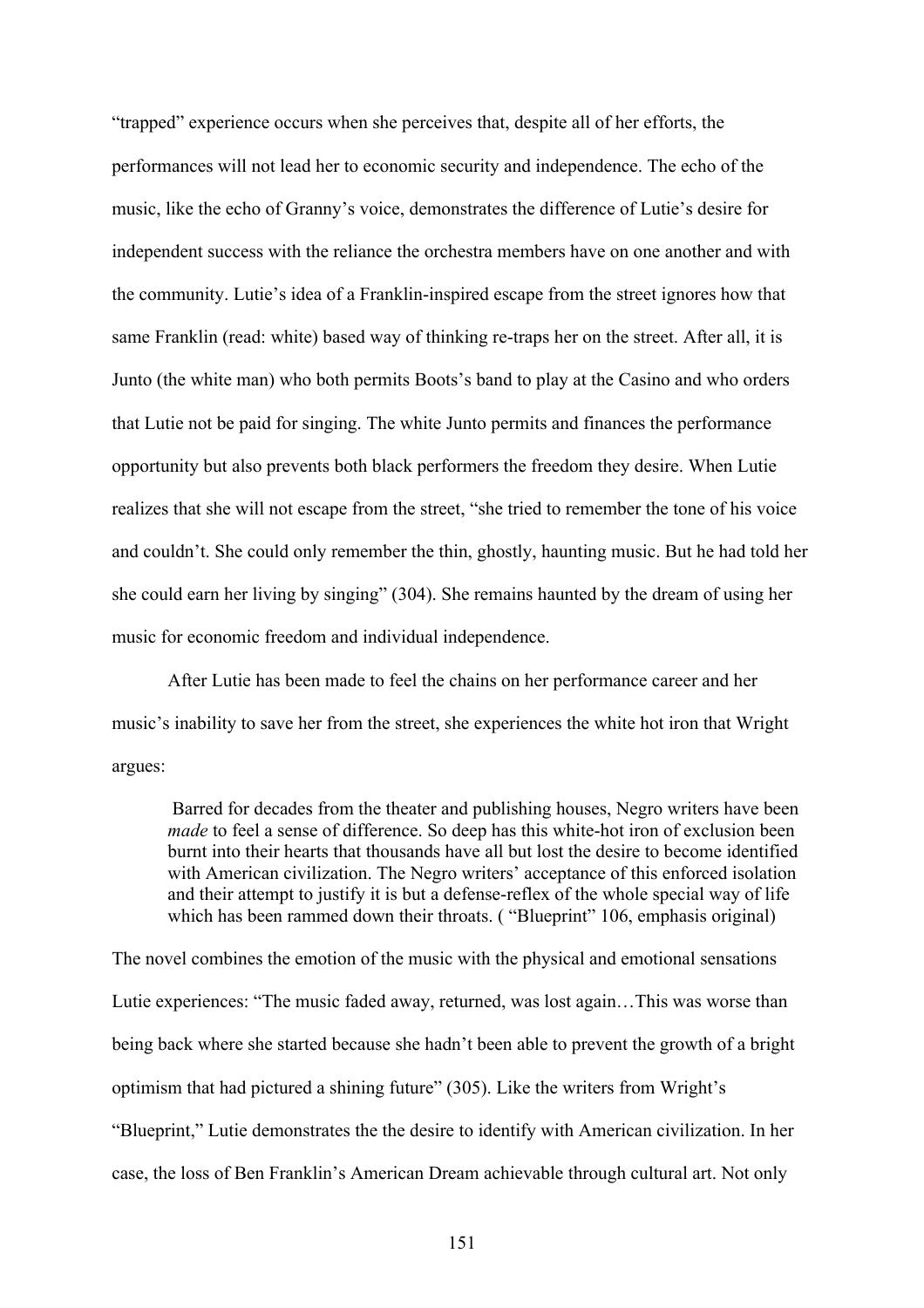"trapped" experience occurs when she perceives that, despite all of her efforts, the performances will not lead her to economic security and independence. The echo of the music, like the echo of Granny's voice, demonstrates the difference of Lutie's desire for independent success with the reliance the orchestra members have on one another and with the community. Lutie's idea of a Franklin-inspired escape from the street ignores how that same Franklin (read: white) based way of thinking re-traps her on the street. After all, it is Junto (the white man) who both permits Boots's band to play at the Casino and who orders that Lutie not be paid for singing. The white Junto permits and finances the performance opportunity but also prevents both black performers the freedom they desire. When Lutie realizes that she will not escape from the street, "she tried to remember the tone of his voice and couldn't. She could only remember the thin, ghostly, haunting music. But he had told her she could earn her living by singing" (304). She remains haunted by the dream of using her music for economic freedom and individual independence.

After Lutie has been made to feel the chains on her performance career and her music's inability to save her from the street, she experiences the white hot iron that Wright argues:

> Barred for decades from the theater and publishing houses, Negro writers have been *made* to feel a sense of difference. So deep has this white-hot iron of exclusion been burnt into their hearts that thousands have all but lost the desire to become identified with American civilization. The Negro writers' acceptance of this enforced isolation and their attempt to justify it is but a defense-reflex of the whole special way of life which has been rammed down their throats. ( "Blueprint" 106, emphasis original)

The novel combines the emotion of the music with the physical and emotional sensations Lutie experiences: "The music faded away, returned, was lost again…This was worse than being back where she started because she hadn't been able to prevent the growth of a bright optimism that had pictured a shining future" (305). Like the writers from Wright's "Blueprint," Lutie demonstrates the the desire to identify with American civilization. In her case, the loss of Ben Franklin's American Dream achievable through cultural art. Not only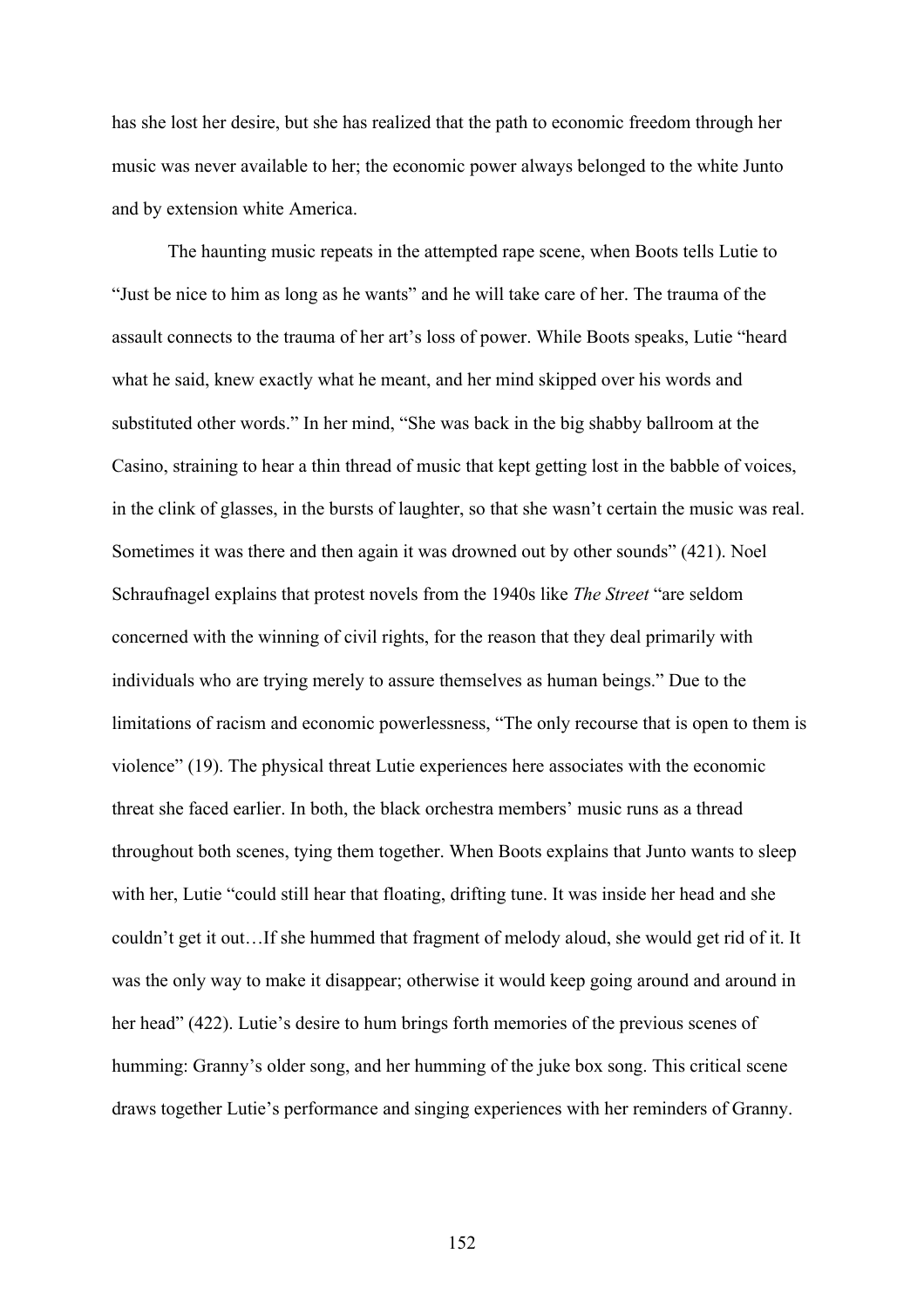has she lost her desire, but she has realized that the path to economic freedom through her music was never available to her; the economic power always belonged to the white Junto and by extension white America.

The haunting music repeats in the attempted rape scene, when Boots tells Lutie to "Just be nice to him as long as he wants" and he will take care of her. The trauma of the assault connects to the trauma of her art's loss of power. While Boots speaks, Lutie "heard what he said, knew exactly what he meant, and her mind skipped over his words and substituted other words." In her mind, "She was back in the big shabby ballroom at the Casino, straining to hear a thin thread of music that kept getting lost in the babble of voices, in the clink of glasses, in the bursts of laughter, so that she wasn't certain the music was real. Sometimes it was there and then again it was drowned out by other sounds" (421). Noel Schraufnagel explains that protest novels from the 1940s like *The Street* "are seldom concerned with the winning of civil rights, for the reason that they deal primarily with individuals who are trying merely to assure themselves as human beings." Due to the limitations of racism and economic powerlessness, "The only recourse that is open to them is violence" (19). The physical threat Lutie experiences here associates with the economic threat she faced earlier. In both, the black orchestra members' music runs as a thread throughout both scenes, tying them together. When Boots explains that Junto wants to sleep with her, Lutie "could still hear that floating, drifting tune. It was inside her head and she couldn't get it out…If she hummed that fragment of melody aloud, she would get rid of it. It was the only way to make it disappear; otherwise it would keep going around and around in her head" (422). Lutie's desire to hum brings forth memories of the previous scenes of humming: Granny's older song, and her humming of the juke box song. This critical scene draws together Lutie's performance and singing experiences with her reminders of Granny.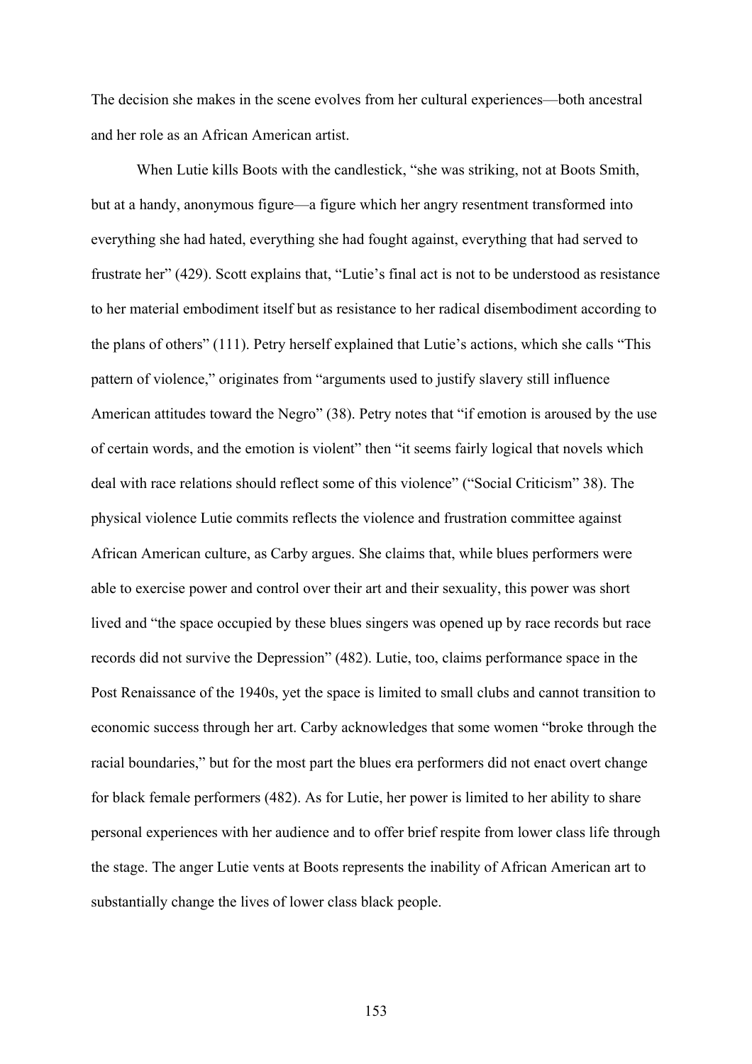The decision she makes in the scene evolves from her cultural experiences—both ancestral and her role as an African American artist.

When Lutie kills Boots with the candlestick, "she was striking, not at Boots Smith, but at a handy, anonymous figure—a figure which her angry resentment transformed into everything she had hated, everything she had fought against, everything that had served to frustrate her" (429). Scott explains that, "Lutie's final act is not to be understood as resistance to her material embodiment itself but as resistance to her radical disembodiment according to the plans of others" (111). Petry herself explained that Lutie's actions, which she calls "This pattern of violence," originates from "arguments used to justify slavery still influence American attitudes toward the Negro" (38). Petry notes that "if emotion is aroused by the use of certain words, and the emotion is violent" then "it seems fairly logical that novels which deal with race relations should reflect some of this violence" ("Social Criticism" 38). The physical violence Lutie commits reflects the violence and frustration committee against African American culture, as Carby argues. She claims that, while blues performers were able to exercise power and control over their art and their sexuality, this power was short lived and "the space occupied by these blues singers was opened up by race records but race records did not survive the Depression" (482). Lutie, too, claims performance space in the Post Renaissance of the 1940s, yet the space is limited to small clubs and cannot transition to economic success through her art. Carby acknowledges that some women "broke through the racial boundaries," but for the most part the blues era performers did not enact overt change for black female performers (482). As for Lutie, her power is limited to her ability to share personal experiences with her audience and to offer brief respite from lower class life through the stage. The anger Lutie vents at Boots represents the inability of African American art to substantially change the lives of lower class black people.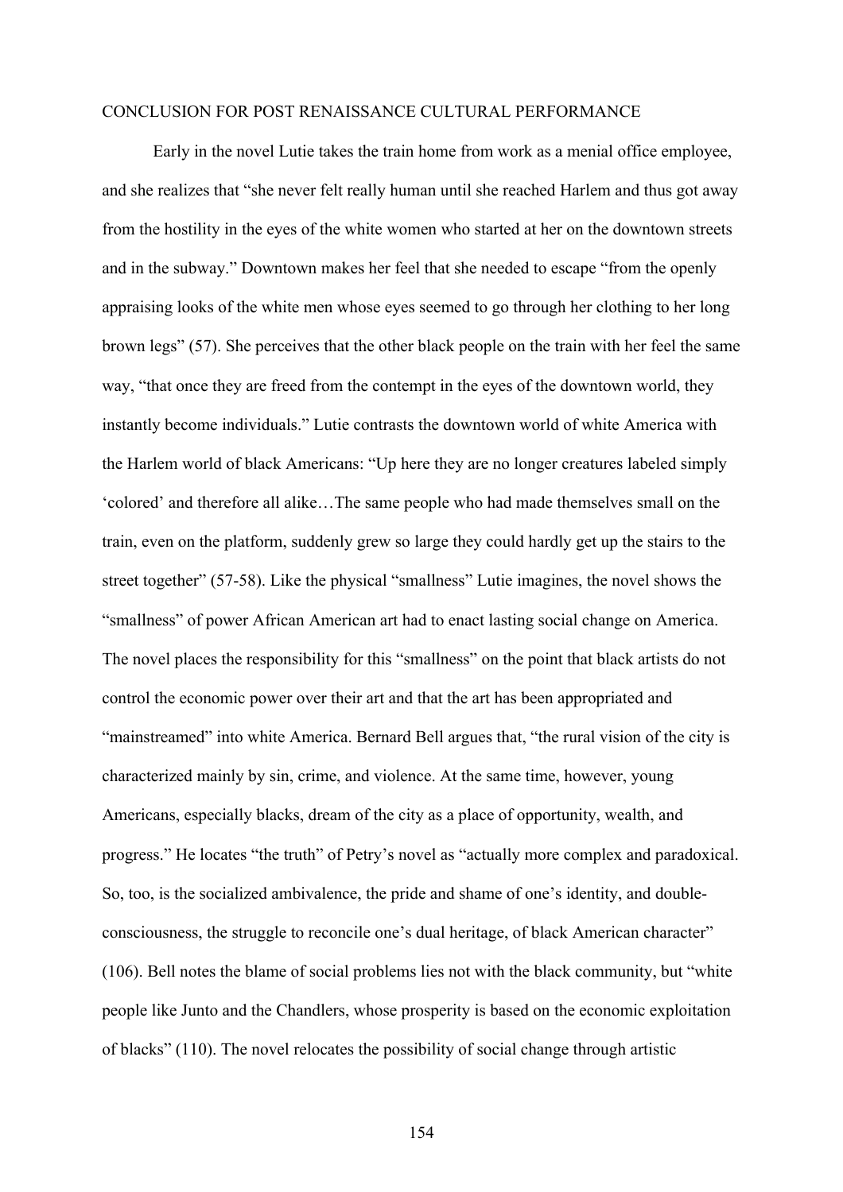CONCLUSION FOR POST RENAISSANCE CULTURAL PERFORMANCE

Early in the novel Lutie takes the train home from work as a menial office employee, and she realizes that "she never felt really human until she reached Harlem and thus got away from the hostility in the eyes of the white women who started at her on the downtown streets and in the subway." Downtown makes her feel that she needed to escape "from the openly appraising looks of the white men whose eyes seemed to go through her clothing to her long brown legs" (57). She perceives that the other black people on the train with her feel the same way, "that once they are freed from the contempt in the eyes of the downtown world, they instantly become individuals." Lutie contrasts the downtown world of white America with the Harlem world of black Americans: "Up here they are no longer creatures labeled simply 'colored' and therefore all alike…The same people who had made themselves small on the train, even on the platform, suddenly grew so large they could hardly get up the stairs to the street together" (57-58). Like the physical "smallness" Lutie imagines, the novel shows the "smallness" of power African American art had to enact lasting social change on America. The novel places the responsibility for this "smallness" on the point that black artists do not control the economic power over their art and that the art has been appropriated and "mainstreamed" into white America. Bernard Bell argues that, "the rural vision of the city is characterized mainly by sin, crime, and violence. At the same time, however, young Americans, especially blacks, dream of the city as a place of opportunity, wealth, and progress." He locates "the truth" of Petry's novel as "actually more complex and paradoxical. So, too, is the socialized ambivalence, the pride and shame of one's identity, and double-consciousness, the struggle to reconcile one's dual heritage, of black American character" (106). Bell notes the blame of social problems lies not with the black community, but "white people like Junto and the Chandlers, whose prosperity is based on the economic exploitation of blacks" (110). The novel relocates the possibility of social change through artistic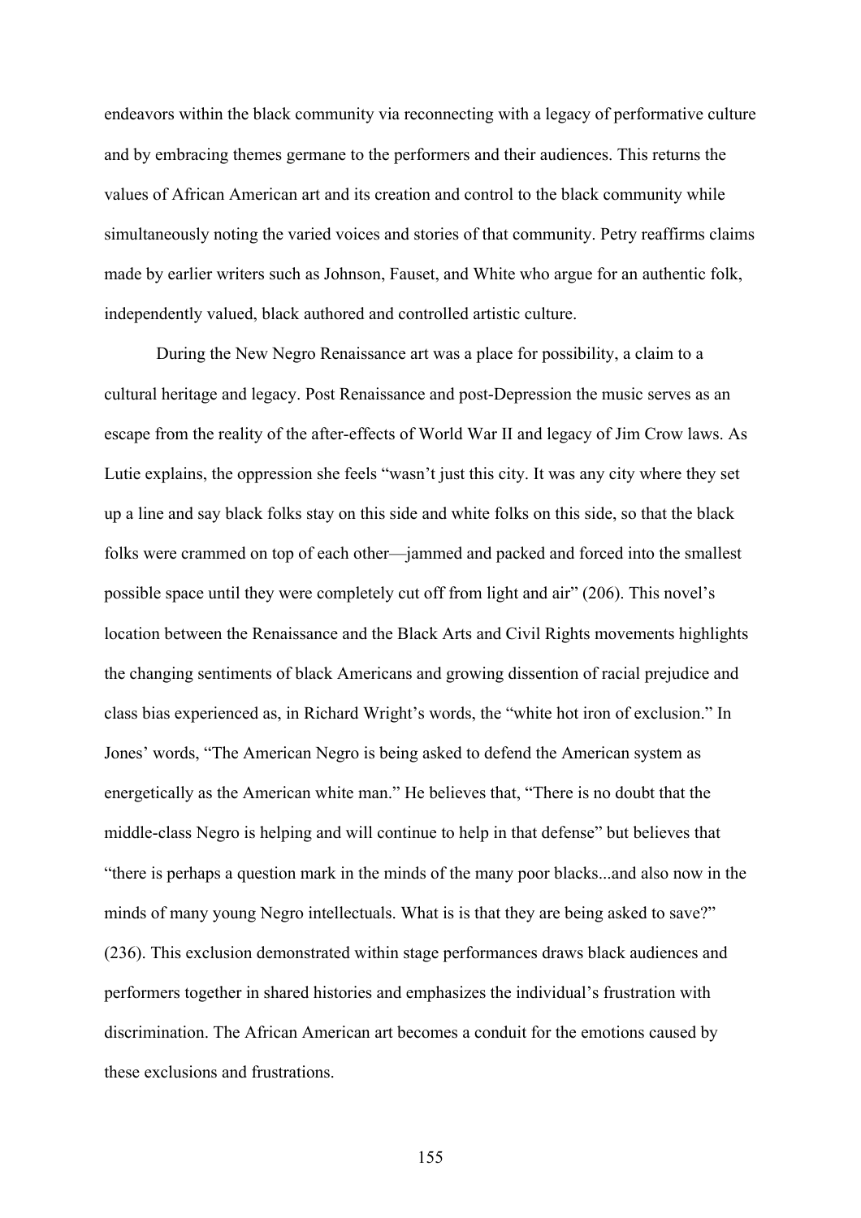endeavors within the black community via reconnecting with a legacy of performative culture and by embracing themes germane to the performers and their audiences. This returns the values of African American art and its creation and control to the black community while simultaneously noting the varied voices and stories of that community. Petry reaffirms claims made by earlier writers such as Johnson, Fauset, and White who argue for an authentic folk, independently valued, black authored and controlled artistic culture.

During the New Negro Renaissance art was a place for possibility, a claim to a cultural heritage and legacy. Post Renaissance and post-Depression the music serves as an escape from the reality of the after-effects of World War II and legacy of Jim Crow laws. As Lutie explains, the oppression she feels "wasn't just this city. It was any city where they set up a line and say black folks stay on this side and white folks on this side, so that the black folks were crammed on top of each other—jammed and packed and forced into the smallest possible space until they were completely cut off from light and air" (206). This novel's location between the Renaissance and the Black Arts and Civil Rights movements highlights the changing sentiments of black Americans and growing dissention of racial prejudice and class bias experienced as, in Richard Wright's words, the "white hot iron of exclusion." In Jones' words, "The American Negro is being asked to defend the American system as energetically as the American white man." He believes that, "There is no doubt that the middle-class Negro is helping and will continue to help in that defense" but believes that "there is perhaps a question mark in the minds of the many poor blacks...and also now in the minds of many young Negro intellectuals. What is is that they are being asked to save?" (236). This exclusion demonstrated within stage performances draws black audiences and performers together in shared histories and emphasizes the individual's frustration with discrimination. The African American art becomes a conduit for the emotions caused by these exclusions and frustrations.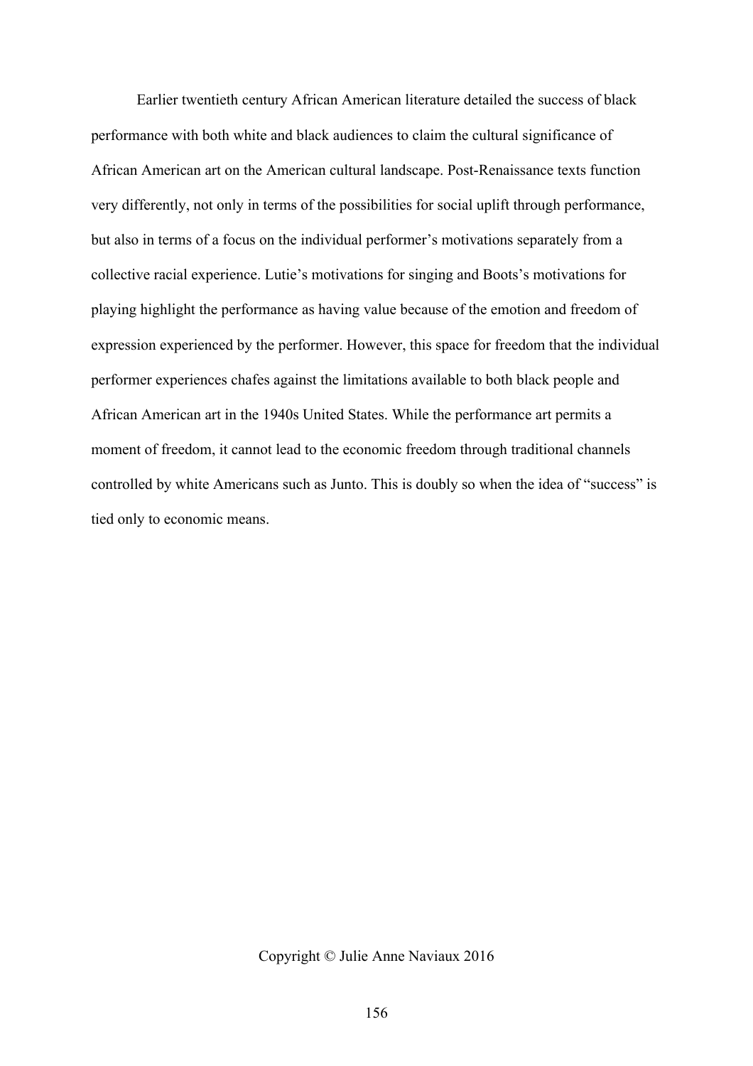Earlier twentieth century African American literature detailed the success of black performance with both white and black audiences to claim the cultural significance of African American art on the American cultural landscape. Post-Renaissance texts function very differently, not only in terms of the possibilities for social uplift through performance, but also in terms of a focus on the individual performer's motivations separately from a collective racial experience. Lutie's motivations for singing and Boots's motivations for playing highlight the performance as having value because of the emotion and freedom of expression experienced by the performer. However, this space for freedom that the individual performer experiences chafes against the limitations available to both black people and African American art in the 1940s United States. While the performance art permits a moment of freedom, it cannot lead to the economic freedom through traditional channels controlled by white Americans such as Junto. This is doubly so when the idea of "success" is tied only to economic means.

Copyright © Julie Anne Naviaux 2016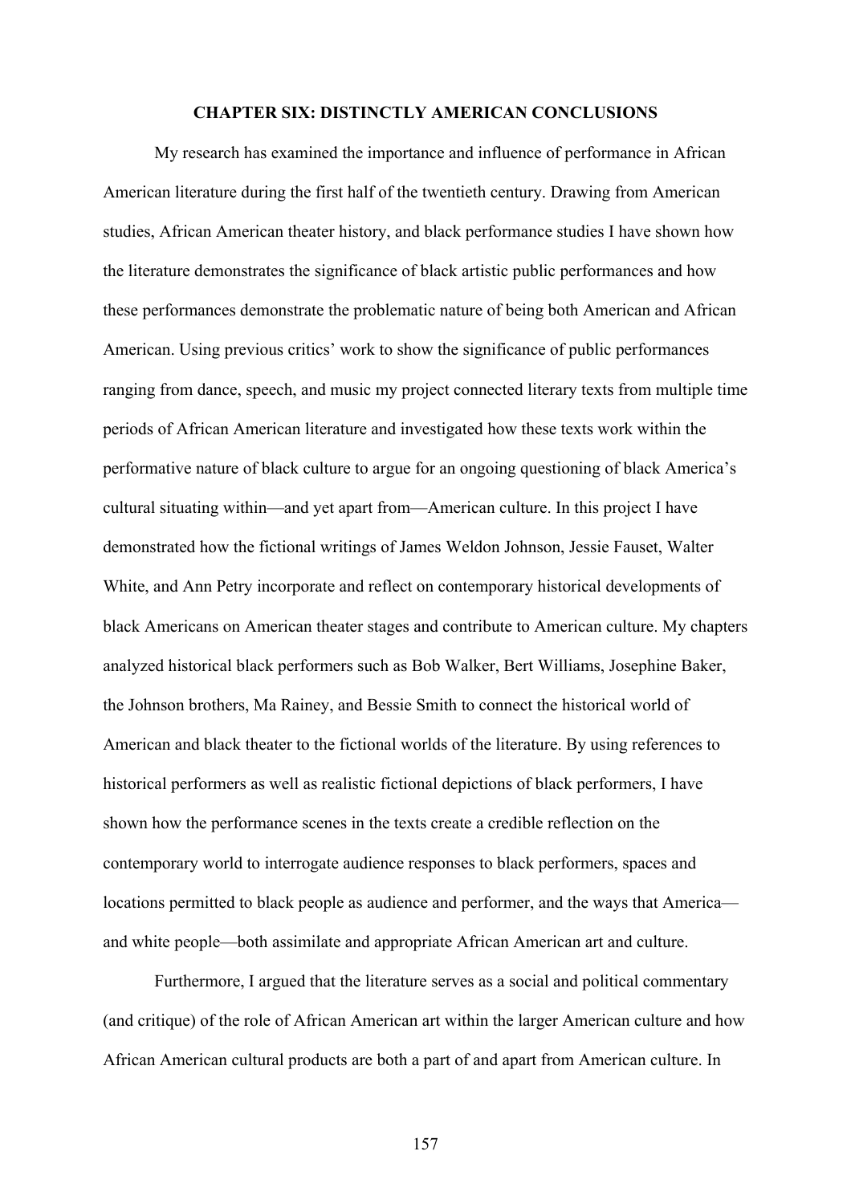# CHAPTER SIX: DISTINCTLY AMERICAN CONCLUSIONS

My research has examined the importance and influence of performance in African American literature during the first half of the twentieth century. Drawing from American studies, African American theater history, and black performance studies I have shown how the literature demonstrates the significance of black artistic public performances and how these performances demonstrate the problematic nature of being both American and African American. Using previous critics' work to show the significance of public performances ranging from dance, speech, and music my project connected literary texts from multiple time periods of African American literature and investigated how these texts work within the performative nature of black culture to argue for an ongoing questioning of black America's cultural situating within—and yet apart from—American culture. In this project I have demonstrated how the fictional writings of James Weldon Johnson, Jessie Fauset, Walter White, and Ann Petry incorporate and reflect on contemporary historical developments of black Americans on American theater stages and contribute to American culture. My chapters analyzed historical black performers such as Bob Walker, Bert Williams, Josephine Baker, the Johnson brothers, Ma Rainey, and Bessie Smith to connect the historical world of American and black theater to the fictional worlds of the literature. By using references to historical performers as well as realistic fictional depictions of black performers, I have shown how the performance scenes in the texts create a credible reflection on the contemporary world to interrogate audience responses to black performers, spaces and locations permitted to black people as audience and performer, and the ways that America—and white people—both assimilate and appropriate African American art and culture.

Furthermore, I argued that the literature serves as a social and political commentary (and critique) of the role of African American art within the larger American culture and how African American cultural products are both a part of and apart from American culture. In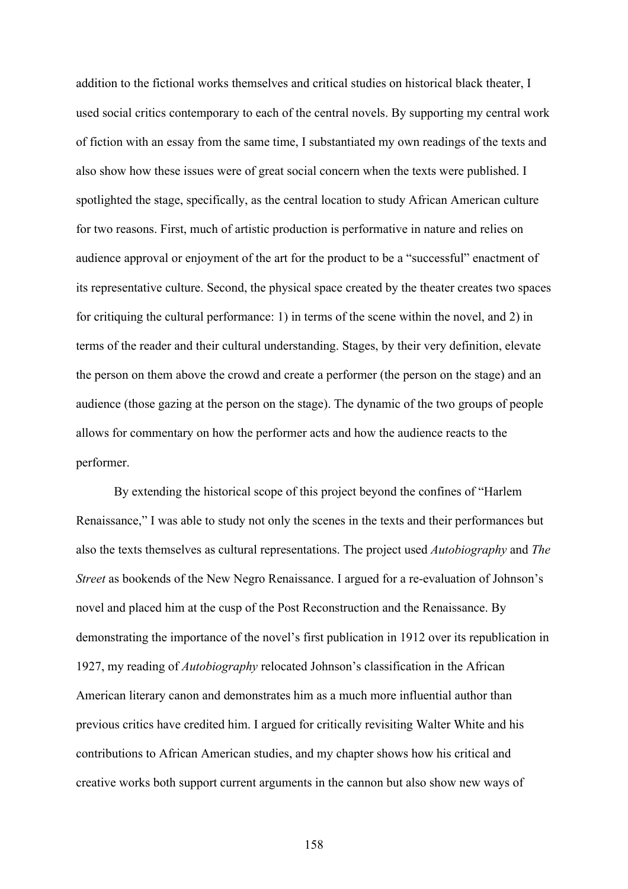addition to the fictional works themselves and critical studies on historical black theater, I used social critics contemporary to each of the central novels. By supporting my central work of fiction with an essay from the same time, I substantiated my own readings of the texts and also show how these issues were of great social concern when the texts were published. I spotlighted the stage, specifically, as the central location to study African American culture for two reasons. First, much of artistic production is performative in nature and relies on audience approval or enjoyment of the art for the product to be a "successful" enactment of its representative culture. Second, the physical space created by the theater creates two spaces for critiquing the cultural performance: 1) in terms of the scene within the novel, and 2) in terms of the reader and their cultural understanding. Stages, by their very definition, elevate the person on them above the crowd and create a performer (the person on the stage) and an audience (those gazing at the person on the stage). The dynamic of the two groups of people allows for commentary on how the performer acts and how the audience reacts to the performer.

By extending the historical scope of this project beyond the confines of "Harlem Renaissance," I was able to study not only the scenes in the texts and their performances but also the texts themselves as cultural representations. The project used *Autobiography* and *The Street* as bookends of the New Negro Renaissance. I argued for a re-evaluation of Johnson's novel and placed him at the cusp of the Post Reconstruction and the Renaissance. By demonstrating the importance of the novel's first publication in 1912 over its republication in 1927, my reading of *Autobiography* relocated Johnson's classification in the African American literary canon and demonstrates him as a much more influential author than previous critics have credited him. I argued for critically revisiting Walter White and his contributions to African American studies, and my chapter shows how his critical and creative works both support current arguments in the cannon but also show new ways of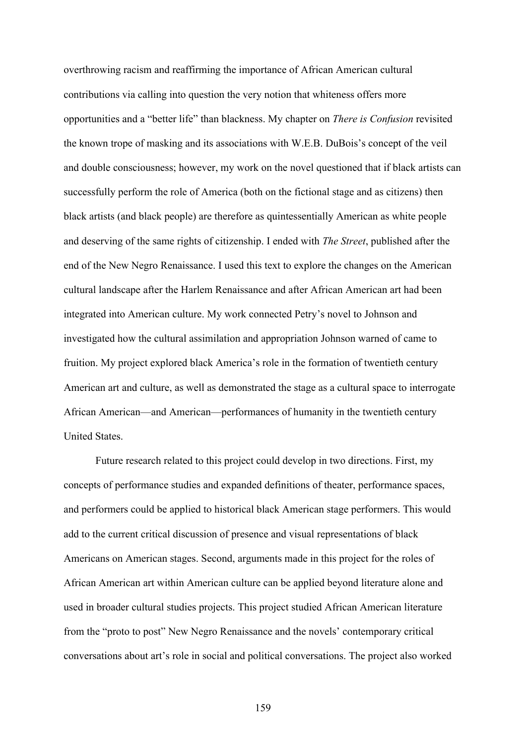overthrowing racism and reaffirming the importance of African American cultural contributions via calling into question the very notion that whiteness offers more opportunities and a "better life" than blackness. My chapter on *There is Confusion* revisited the known trope of masking and its associations with W.E.B. DuBois's concept of the veil and double consciousness; however, my work on the novel questioned that if black artists can successfully perform the role of America (both on the fictional stage and as citizens) then black artists (and black people) are therefore as quintessentially American as white people and deserving of the same rights of citizenship. I ended with *The Street*, published after the end of the New Negro Renaissance. I used this text to explore the changes on the American cultural landscape after the Harlem Renaissance and after African American art had been integrated into American culture. My work connected Petry's novel to Johnson and investigated how the cultural assimilation and appropriation Johnson warned of came to fruition. My project explored black America's role in the formation of twentieth century American art and culture, as well as demonstrated the stage as a cultural space to interrogate African American—and American—performances of humanity in the twentieth century United States.

Future research related to this project could develop in two directions. First, my concepts of performance studies and expanded definitions of theater, performance spaces, and performers could be applied to historical black American stage performers. This would add to the current critical discussion of presence and visual representations of black Americans on American stages. Second, arguments made in this project for the roles of African American art within American culture can be applied beyond literature alone and used in broader cultural studies projects. This project studied African American literature from the "proto to post" New Negro Renaissance and the novels' contemporary critical conversations about art's role in social and political conversations. The project also worked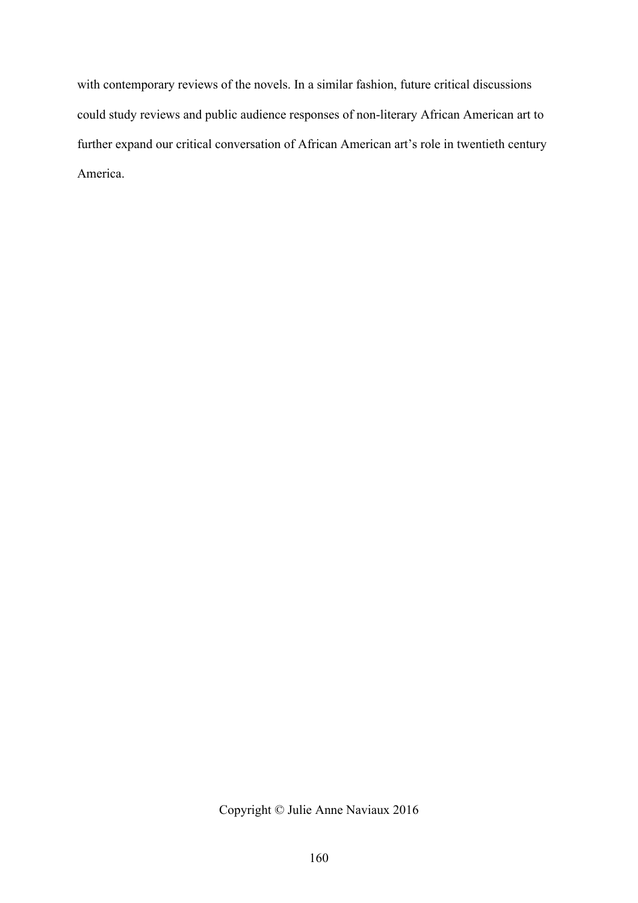with contemporary reviews of the novels. In a similar fashion, future critical discussions could study reviews and public audience responses of non-literary African American art to further expand our critical conversation of African American art's role in twentieth century America.

Copyright © Julie Anne Naviaux 2016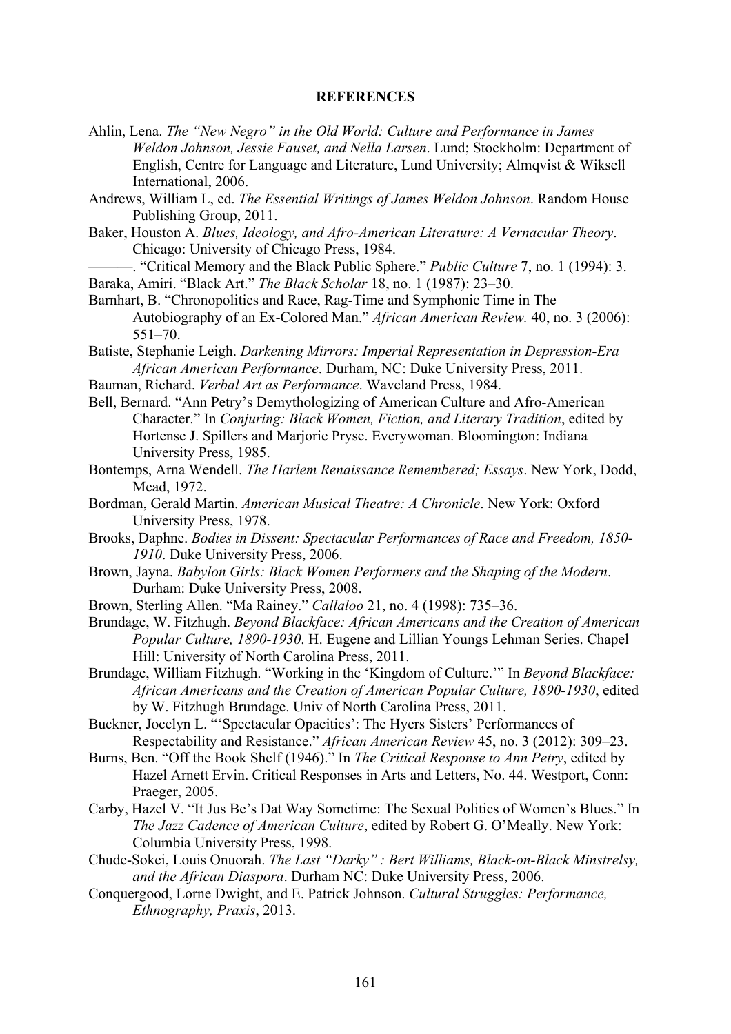# REFERENCES

Ahlin, Lena. *The "New Negro" in the Old World: Culture and Performance in James Weldon Johnson, Jessie Fauset, and Nella Larsen*. Lund; Stockholm: Department of English, Centre for Language and Literature, Lund University; Almqvist & Wiksell International, 2006.

Andrews, William L, ed. *The Essential Writings of James Weldon Johnson*. Random House Publishing Group, 2011.

Baker, Houston A. *Blues, Ideology, and Afro-American Literature: A Vernacular Theory*. Chicago: University of Chicago Press, 1984.

———. "Critical Memory and the Black Public Sphere." *Public Culture* 7, no. 1 (1994): 3.

Baraka, Amiri. "Black Art." *The Black Scholar* 18, no. 1 (1987): 23–30.

Barnhart, B. "Chronopolitics and Race, Rag-Time and Symphonic Time in The Autobiography of an Ex-Colored Man." *African American Review.* 40, no. 3 (2006): 551–70.

Batiste, Stephanie Leigh. *Darkening Mirrors: Imperial Representation in Depression-Era African American Performance*. Durham, NC: Duke University Press, 2011.

Bauman, Richard. *Verbal Art as Performance*. Waveland Press, 1984.

Bell, Bernard. "Ann Petry's Demythologizing of American Culture and Afro-American Character." In *Conjuring: Black Women, Fiction, and Literary Tradition*, edited by Hortense J. Spillers and Marjorie Pryse. Everywoman. Bloomington: Indiana University Press, 1985.

Bontemps, Arna Wendell. *The Harlem Renaissance Remembered; Essays*. New York, Dodd, Mead, 1972.

Bordman, Gerald Martin. *American Musical Theatre: A Chronicle*. New York: Oxford University Press, 1978.

Brooks, Daphne. *Bodies in Dissent: Spectacular Performances of Race and Freedom, 1850-1910*. Duke University Press, 2006.

Brown, Jayna. *Babylon Girls: Black Women Performers and the Shaping of the Modern*. Durham: Duke University Press, 2008.

Brown, Sterling Allen. "Ma Rainey." *Callaloo* 21, no. 4 (1998): 735–36.

Brundage, W. Fitzhugh. *Beyond Blackface: African Americans and the Creation of American Popular Culture, 1890-1930*. H. Eugene and Lillian Youngs Lehman Series. Chapel Hill: University of North Carolina Press, 2011.

Brundage, William Fitzhugh. "Working in the 'Kingdom of Culture.'" In *Beyond Blackface: African Americans and the Creation of American Popular Culture, 1890-1930*, edited by W. Fitzhugh Brundage. Univ of North Carolina Press, 2011.

Buckner, Jocelyn L. "'Spectacular Opacities': The Hyers Sisters' Performances of Respectability and Resistance." *African American Review* 45, no. 3 (2012): 309–23.

Burns, Ben. "Off the Book Shelf (1946)." In *The Critical Response to Ann Petry*, edited by Hazel Arnett Ervin. Critical Responses in Arts and Letters, No. 44. Westport, Conn: Praeger, 2005.

Carby, Hazel V. "It Jus Be's Dat Way Sometime: The Sexual Politics of Women's Blues." In *The Jazz Cadence of American Culture*, edited by Robert G. O'Meally. New York: Columbia University Press, 1998.

Chude-Sokei, Louis Onuorah. *The Last "Darky" : Bert Williams, Black-on-Black Minstrelsy, and the African Diaspora*. Durham NC: Duke University Press, 2006.

Conquergood, Lorne Dwight, and E. Patrick Johnson. *Cultural Struggles: Performance, Ethnography, Praxis*, 2013.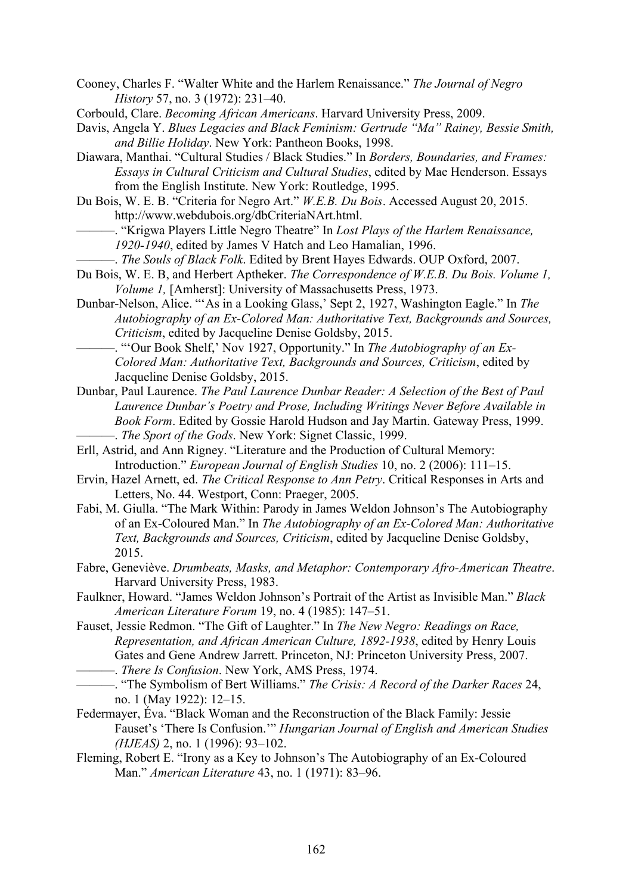Cooney, Charles F. "Walter White and the Harlem Renaissance." *The Journal of Negro History* 57, no. 3 (1972): 231–40.

Corbould, Clare. *Becoming African Americans*. Harvard University Press, 2009.

Davis, Angela Y. *Blues Legacies and Black Feminism: Gertrude "Ma" Rainey, Bessie Smith, and Billie Holiday*. New York: Pantheon Books, 1998.

Diawara, Manthai. "Cultural Studies / Black Studies." In *Borders, Boundaries, and Frames: Essays in Cultural Criticism and Cultural Studies*, edited by Mae Henderson. Essays from the English Institute. New York: Routledge, 1995.

Du Bois, W. E. B. "Criteria for Negro Art." *W.E.B. Du Bois*. Accessed August 20, 2015. http://www.webdubois.org/dbCriteriaNArt.html.

———. "Krigwa Players Little Negro Theatre" In *Lost Plays of the Harlem Renaissance, 1920-1940*, edited by James V Hatch and Leo Hamalian, 1996.

———. *The Souls of Black Folk*. Edited by Brent Hayes Edwards. OUP Oxford, 2007.

Du Bois, W. E. B, and Herbert Aptheker. *The Correspondence of W.E.B. Du Bois. Volume 1, Volume 1,* [Amherst]: University of Massachusetts Press, 1973.

Dunbar-Nelson, Alice. "'As in a Looking Glass,' Sept 2, 1927, Washington Eagle." In *The Autobiography of an Ex-Colored Man: Authoritative Text, Backgrounds and Sources, Criticism*, edited by Jacqueline Denise Goldsby, 2015.

———. "'Our Book Shelf,' Nov 1927, Opportunity." In *The Autobiography of an Ex-Colored Man: Authoritative Text, Backgrounds and Sources, Criticism*, edited by Jacqueline Denise Goldsby, 2015.

Dunbar, Paul Laurence. *The Paul Laurence Dunbar Reader: A Selection of the Best of Paul Laurence Dunbar's Poetry and Prose, Including Writings Never Before Available in Book Form*. Edited by Gossie Harold Hudson and Jay Martin. Gateway Press, 1999.

———. *The Sport of the Gods*. New York: Signet Classic, 1999.

Erll, Astrid, and Ann Rigney. "Literature and the Production of Cultural Memory: Introduction." *European Journal of English Studies* 10, no. 2 (2006): 111–15.

Ervin, Hazel Arnett, ed. *The Critical Response to Ann Petry*. Critical Responses in Arts and Letters, No. 44. Westport, Conn: Praeger, 2005.

Fabi, M. Giulla. "The Mark Within: Parody in James Weldon Johnson's The Autobiography of an Ex-Coloured Man." In *The Autobiography of an Ex-Colored Man: Authoritative Text, Backgrounds and Sources, Criticism*, edited by Jacqueline Denise Goldsby, 2015.

Fabre, Geneviève. *Drumbeats, Masks, and Metaphor: Contemporary Afro-American Theatre*. Harvard University Press, 1983.

Faulkner, Howard. "James Weldon Johnson's Portrait of the Artist as Invisible Man." *Black American Literature Forum* 19, no. 4 (1985): 147–51.

Fauset, Jessie Redmon. "The Gift of Laughter." In *The New Negro: Readings on Race, Representation, and African American Culture, 1892-1938*, edited by Henry Louis Gates and Gene Andrew Jarrett. Princeton, NJ: Princeton University Press, 2007.

———. *There Is Confusion*. New York, AMS Press, 1974.

———. "The Symbolism of Bert Williams." *The Crisis: A Record of the Darker Races* 24, no. 1 (May 1922): 12–15.

Federmayer, Éva. "Black Woman and the Reconstruction of the Black Family: Jessie Fauset's 'There Is Confusion.'" *Hungarian Journal of English and American Studies (HJEAS)* 2, no. 1 (1996): 93–102.

Fleming, Robert E. "Irony as a Key to Johnson's The Autobiography of an Ex-Coloured Man." *American Literature* 43, no. 1 (1971): 83–96.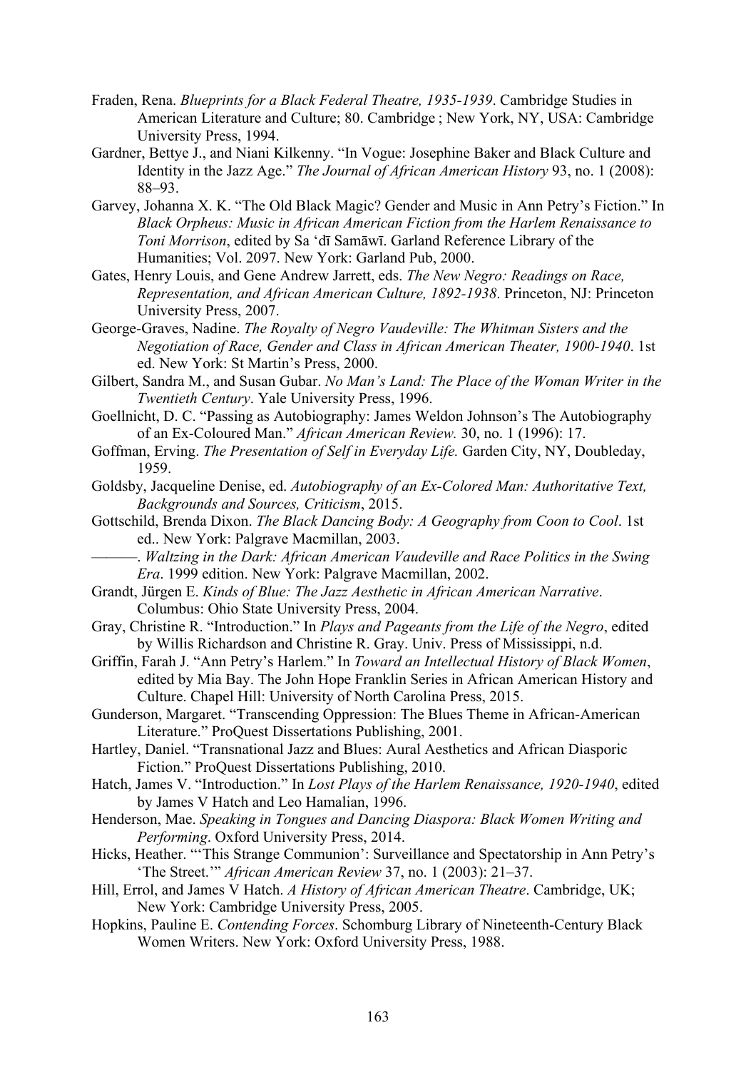Fraden, Rena. *Blueprints for a Black Federal Theatre, 1935-1939*. Cambridge Studies in American Literature and Culture; 80. Cambridge ; New York, NY, USA: Cambridge University Press, 1994.

Gardner, Bettye J., and Niani Kilkenny. "In Vogue: Josephine Baker and Black Culture and Identity in the Jazz Age." *The Journal of African American History* 93, no. 1 (2008): 88–93.

Garvey, Johanna X. K. "The Old Black Magic? Gender and Music in Ann Petry's Fiction." In *Black Orpheus: Music in African American Fiction from the Harlem Renaissance to Toni Morrison*, edited by Sa ʻdī Samāwī. Garland Reference Library of the Humanities; Vol. 2097. New York: Garland Pub, 2000.

Gates, Henry Louis, and Gene Andrew Jarrett, eds. *The New Negro: Readings on Race, Representation, and African American Culture, 1892-1938*. Princeton, NJ: Princeton University Press, 2007.

George-Graves, Nadine. *The Royalty of Negro Vaudeville: The Whitman Sisters and the Negotiation of Race, Gender and Class in African American Theater, 1900-1940*. 1st ed. New York: St Martin's Press, 2000.

Gilbert, Sandra M., and Susan Gubar. *No Man's Land: The Place of the Woman Writer in the Twentieth Century*. Yale University Press, 1996.

Goellnicht, D. C. "Passing as Autobiography: James Weldon Johnson's The Autobiography of an Ex-Coloured Man." *African American Review.* 30, no. 1 (1996): 17.

Goffman, Erving. *The Presentation of Self in Everyday Life.* Garden City, NY, Doubleday, 1959.

Goldsby, Jacqueline Denise, ed. *Autobiography of an Ex-Colored Man: Authoritative Text, Backgrounds and Sources, Criticism*, 2015.

Gottschild, Brenda Dixon. *The Black Dancing Body: A Geography from Coon to Cool*. 1st ed.. New York: Palgrave Macmillan, 2003.

———. *Waltzing in the Dark: African American Vaudeville and Race Politics in the Swing Era*. 1999 edition. New York: Palgrave Macmillan, 2002.

Grandt, Jürgen E. *Kinds of Blue: The Jazz Aesthetic in African American Narrative*. Columbus: Ohio State University Press, 2004.

Gray, Christine R. "Introduction." In *Plays and Pageants from the Life of the Negro*, edited by Willis Richardson and Christine R. Gray. Univ. Press of Mississippi, n.d.

Griffin, Farah J. "Ann Petry's Harlem." In *Toward an Intellectual History of Black Women*, edited by Mia Bay. The John Hope Franklin Series in African American History and Culture. Chapel Hill: University of North Carolina Press, 2015.

Gunderson, Margaret. "Transcending Oppression: The Blues Theme in African-American Literature." ProQuest Dissertations Publishing, 2001.

Hartley, Daniel. "Transnational Jazz and Blues: Aural Aesthetics and African Diasporic Fiction." ProQuest Dissertations Publishing, 2010.

Hatch, James V. "Introduction." In *Lost Plays of the Harlem Renaissance, 1920-1940*, edited by James V Hatch and Leo Hamalian, 1996.

Henderson, Mae. *Speaking in Tongues and Dancing Diaspora: Black Women Writing and Performing*. Oxford University Press, 2014.

Hicks, Heather. "'This Strange Communion': Surveillance and Spectatorship in Ann Petry's 'The Street.'" *African American Review* 37, no. 1 (2003): 21–37.

Hill, Errol, and James V Hatch. *A History of African American Theatre*. Cambridge, UK; New York: Cambridge University Press, 2005.

Hopkins, Pauline E. *Contending Forces*. Schomburg Library of Nineteenth-Century Black Women Writers. New York: Oxford University Press, 1988.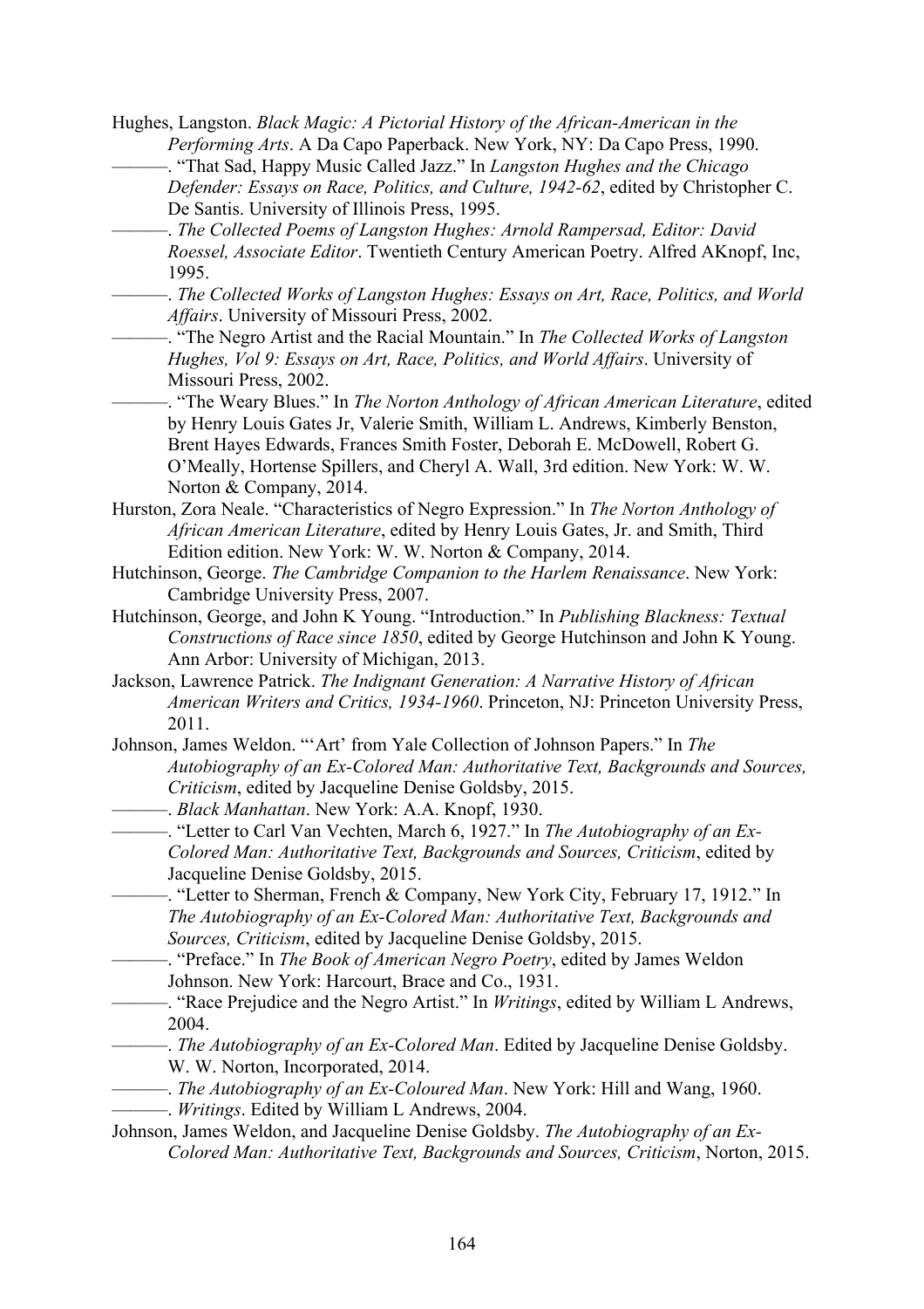Hughes, Langston. *Black Magic: A Pictorial History of the African-American in the Performing Arts*. A Da Capo Paperback. New York, NY: Da Capo Press, 1990.

———. "That Sad, Happy Music Called Jazz." In *Langston Hughes and the Chicago Defender: Essays on Race, Politics, and Culture, 1942-62*, edited by Christopher C. De Santis. University of Illinois Press, 1995.

———. *The Collected Poems of Langston Hughes: Arnold Rampersad, Editor: David Roessel, Associate Editor*. Twentieth Century American Poetry. Alfred AKnopf, Inc, 1995.

———. *The Collected Works of Langston Hughes: Essays on Art, Race, Politics, and World Affairs*. University of Missouri Press, 2002.

———. "The Negro Artist and the Racial Mountain." In *The Collected Works of Langston Hughes, Vol 9: Essays on Art, Race, Politics, and World Affairs*. University of Missouri Press, 2002.

———. "The Weary Blues." In *The Norton Anthology of African American Literature*, edited by Henry Louis Gates Jr, Valerie Smith, William L. Andrews, Kimberly Benston, Brent Hayes Edwards, Frances Smith Foster, Deborah E. McDowell, Robert G. O'Meally, Hortense Spillers, and Cheryl A. Wall, 3rd edition. New York: W. W. Norton & Company, 2014.

Hurston, Zora Neale. "Characteristics of Negro Expression." In *The Norton Anthology of African American Literature*, edited by Henry Louis Gates, Jr. and Smith, Third Edition edition. New York: W. W. Norton & Company, 2014.

Hutchinson, George. *The Cambridge Companion to the Harlem Renaissance*. New York: Cambridge University Press, 2007.

Hutchinson, George, and John K Young. "Introduction." In *Publishing Blackness: Textual Constructions of Race since 1850*, edited by George Hutchinson and John K Young. Ann Arbor: University of Michigan, 2013.

Jackson, Lawrence Patrick. *The Indignant Generation: A Narrative History of African American Writers and Critics, 1934-1960*. Princeton, NJ: Princeton University Press, 2011.

Johnson, James Weldon. "'Art' from Yale Collection of Johnson Papers." In *The Autobiography of an Ex-Colored Man: Authoritative Text, Backgrounds and Sources, Criticism*, edited by Jacqueline Denise Goldsby, 2015.

———. *Black Manhattan*. New York: A.A. Knopf, 1930.

———. "Letter to Carl Van Vechten, March 6, 1927." In *The Autobiography of an Ex-Colored Man: Authoritative Text, Backgrounds and Sources, Criticism*, edited by Jacqueline Denise Goldsby, 2015.

———. "Letter to Sherman, French & Company, New York City, February 17, 1912." In *The Autobiography of an Ex-Colored Man: Authoritative Text, Backgrounds and Sources, Criticism*, edited by Jacqueline Denise Goldsby, 2015.

———. "Preface." In *The Book of American Negro Poetry*, edited by James Weldon Johnson. New York: Harcourt, Brace and Co., 1931.

———. "Race Prejudice and the Negro Artist." In *Writings*, edited by William L Andrews, 2004.

———. *The Autobiography of an Ex-Colored Man*. Edited by Jacqueline Denise Goldsby. W. W. Norton, Incorporated, 2014.

———. *The Autobiography of an Ex-Coloured Man*. New York: Hill and Wang, 1960.

———. *Writings*. Edited by William L Andrews, 2004.

Johnson, James Weldon, and Jacqueline Denise Goldsby. *The Autobiography of an Ex-Colored Man: Authoritative Text, Backgrounds and Sources, Criticism*, Norton, 2015.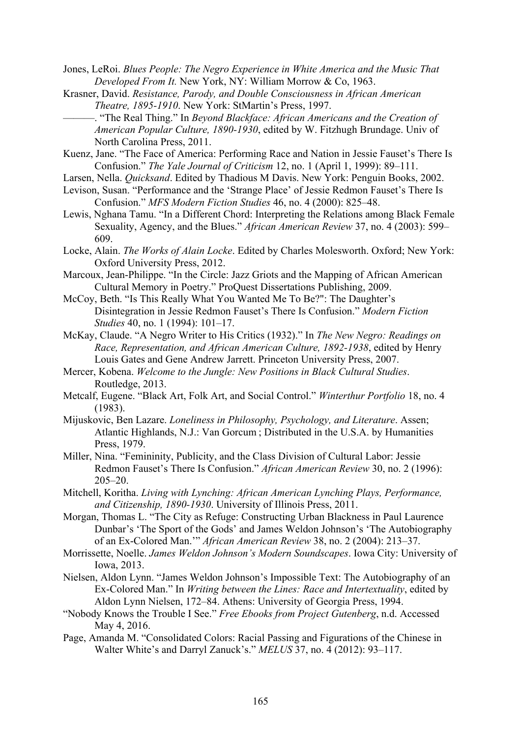Jones, LeRoi. *Blues People: The Negro Experience in White America and the Music That Developed From It.* New York, NY: William Morrow & Co, 1963.

Krasner, David. *Resistance, Parody, and Double Consciousness in African American Theatre, 1895-1910*. New York: StMartin's Press, 1997.

———. "The Real Thing." In *Beyond Blackface: African Americans and the Creation of American Popular Culture, 1890-1930*, edited by W. Fitzhugh Brundage. Univ of North Carolina Press, 2011.

Kuenz, Jane. "The Face of America: Performing Race and Nation in Jessie Fauset's There Is Confusion." *The Yale Journal of Criticism* 12, no. 1 (April 1, 1999): 89–111.

Larsen, Nella. *Quicksand*. Edited by Thadious M Davis. New York: Penguin Books, 2002.

Levison, Susan. "Performance and the 'Strange Place' of Jessie Redmon Fauset's There Is Confusion." *MFS Modern Fiction Studies* 46, no. 4 (2000): 825–48.

Lewis, Nghana Tamu. "In a Different Chord: Interpreting the Relations among Black Female Sexuality, Agency, and the Blues." *African American Review* 37, no. 4 (2003): 599–609.

Locke, Alain. *The Works of Alain Locke*. Edited by Charles Molesworth. Oxford; New York: Oxford University Press, 2012.

Marcoux, Jean-Philippe. "In the Circle: Jazz Griots and the Mapping of African American Cultural Memory in Poetry." ProQuest Dissertations Publishing, 2009.

McCoy, Beth. "Is This Really What You Wanted Me To Be?": The Daughter's Disintegration in Jessie Redmon Fauset's There Is Confusion." *Modern Fiction Studies* 40, no. 1 (1994): 101–17.

McKay, Claude. "A Negro Writer to His Critics (1932)." In *The New Negro: Readings on Race, Representation, and African American Culture, 1892-1938*, edited by Henry Louis Gates and Gene Andrew Jarrett. Princeton University Press, 2007.

Mercer, Kobena. *Welcome to the Jungle: New Positions in Black Cultural Studies*. Routledge, 2013.

Metcalf, Eugene. "Black Art, Folk Art, and Social Control." *Winterthur Portfolio* 18, no. 4 (1983).

Mijuskovic, Ben Lazare. *Loneliness in Philosophy, Psychology, and Literature*. Assen; Atlantic Highlands, N.J.: Van Gorcum ; Distributed in the U.S.A. by Humanities Press, 1979.

Miller, Nina. "Femininity, Publicity, and the Class Division of Cultural Labor: Jessie Redmon Fauset's There Is Confusion." *African American Review* 30, no. 2 (1996): 205–20.

Mitchell, Koritha. *Living with Lynching: African American Lynching Plays, Performance, and Citizenship, 1890-1930*. University of Illinois Press, 2011.

Morgan, Thomas L. "The City as Refuge: Constructing Urban Blackness in Paul Laurence Dunbar's 'The Sport of the Gods' and James Weldon Johnson's 'The Autobiography of an Ex-Colored Man.'" *African American Review* 38, no. 2 (2004): 213–37.

Morrissette, Noelle. *James Weldon Johnson's Modern Soundscapes*. Iowa City: University of Iowa, 2013.

Nielsen, Aldon Lynn. "James Weldon Johnson's Impossible Text: The Autobiography of an Ex-Colored Man." In *Writing between the Lines: Race and Intertextuality*, edited by Aldon Lynn Nielsen, 172–84. Athens: University of Georgia Press, 1994.

"Nobody Knows the Trouble I See." *Free Ebooks from Project Gutenberg*, n.d. Accessed May 4, 2016.

Page, Amanda M. "Consolidated Colors: Racial Passing and Figurations of the Chinese in Walter White's and Darryl Zanuck's." *MELUS* 37, no. 4 (2012): 93–117.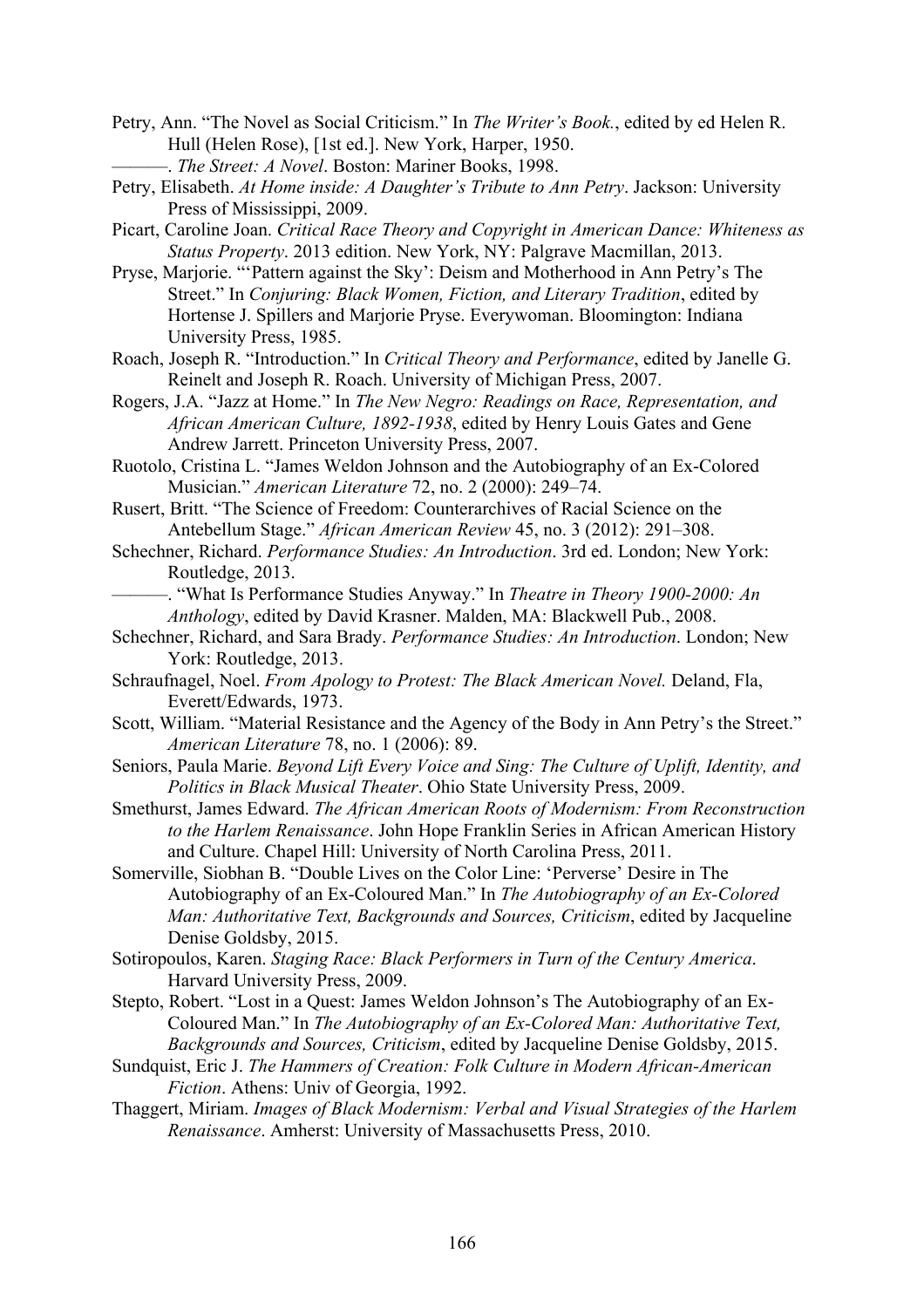Petry, Ann. "The Novel as Social Criticism." In *The Writer's Book.*, edited by ed Helen R. Hull (Helen Rose), [1st ed.]. New York, Harper, 1950.

———. *The Street: A Novel*. Boston: Mariner Books, 1998.

Petry, Elisabeth. *At Home inside: A Daughter's Tribute to Ann Petry*. Jackson: University Press of Mississippi, 2009.

Picart, Caroline Joan. *Critical Race Theory and Copyright in American Dance: Whiteness as Status Property*. 2013 edition. New York, NY: Palgrave Macmillan, 2013.

Pryse, Marjorie. "'Pattern against the Sky': Deism and Motherhood in Ann Petry's The Street." In *Conjuring: Black Women, Fiction, and Literary Tradition*, edited by Hortense J. Spillers and Marjorie Pryse. Everywoman. Bloomington: Indiana University Press, 1985.

Roach, Joseph R. "Introduction." In *Critical Theory and Performance*, edited by Janelle G. Reinelt and Joseph R. Roach. University of Michigan Press, 2007.

Rogers, J.A. "Jazz at Home." In *The New Negro: Readings on Race, Representation, and African American Culture, 1892-1938*, edited by Henry Louis Gates and Gene Andrew Jarrett. Princeton University Press, 2007.

Ruotolo, Cristina L. "James Weldon Johnson and the Autobiography of an Ex-Colored Musician." *American Literature* 72, no. 2 (2000): 249–74.

Rusert, Britt. "The Science of Freedom: Counterarchives of Racial Science on the Antebellum Stage." *African American Review* 45, no. 3 (2012): 291–308.

Schechner, Richard. *Performance Studies: An Introduction*. 3rd ed. London; New York: Routledge, 2013.

———. "What Is Performance Studies Anyway." In *Theatre in Theory 1900-2000: An Anthology*, edited by David Krasner. Malden, MA: Blackwell Pub., 2008.

Schechner, Richard, and Sara Brady. *Performance Studies: An Introduction*. London; New York: Routledge, 2013.

Schraufnagel, Noel. *From Apology to Protest: The Black American Novel.* Deland, Fla, Everett/Edwards, 1973.

Scott, William. "Material Resistance and the Agency of the Body in Ann Petry's the Street." *American Literature* 78, no. 1 (2006): 89.

Seniors, Paula Marie. *Beyond Lift Every Voice and Sing: The Culture of Uplift, Identity, and Politics in Black Musical Theater*. Ohio State University Press, 2009.

Smethurst, James Edward. *The African American Roots of Modernism: From Reconstruction to the Harlem Renaissance*. John Hope Franklin Series in African American History and Culture. Chapel Hill: University of North Carolina Press, 2011.

Somerville, Siobhan B. "Double Lives on the Color Line: 'Perverse' Desire in The Autobiography of an Ex-Coloured Man." In *The Autobiography of an Ex-Colored Man: Authoritative Text, Backgrounds and Sources, Criticism*, edited by Jacqueline Denise Goldsby, 2015.

Sotiropoulos, Karen. *Staging Race: Black Performers in Turn of the Century America*. Harvard University Press, 2009.

Stepto, Robert. "Lost in a Quest: James Weldon Johnson's The Autobiography of an Ex-Coloured Man." In *The Autobiography of an Ex-Colored Man: Authoritative Text, Backgrounds and Sources, Criticism*, edited by Jacqueline Denise Goldsby, 2015.

Sundquist, Eric J. *The Hammers of Creation: Folk Culture in Modern African-American Fiction*. Athens: Univ of Georgia, 1992.

Thaggert, Miriam. *Images of Black Modernism: Verbal and Visual Strategies of the Harlem Renaissance*. Amherst: University of Massachusetts Press, 2010.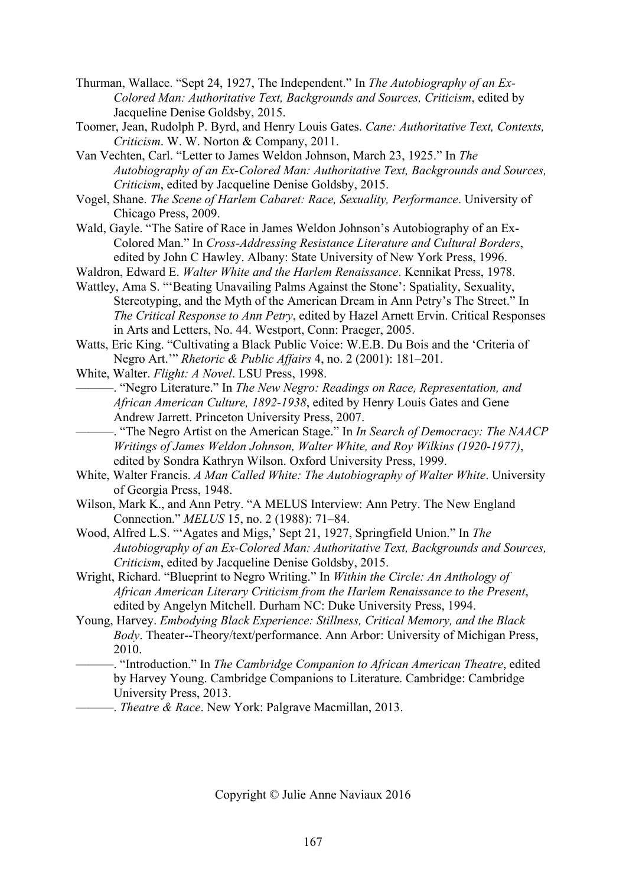Thurman, Wallace. "Sept 24, 1927, The Independent." In *The Autobiography of an Ex-Colored Man: Authoritative Text, Backgrounds and Sources, Criticism*, edited by Jacqueline Denise Goldsby, 2015.

Toomer, Jean, Rudolph P. Byrd, and Henry Louis Gates. *Cane: Authoritative Text, Contexts, Criticism*. W. W. Norton & Company, 2011.

Van Vechten, Carl. "Letter to James Weldon Johnson, March 23, 1925." In *The Autobiography of an Ex-Colored Man: Authoritative Text, Backgrounds and Sources, Criticism*, edited by Jacqueline Denise Goldsby, 2015.

Vogel, Shane. *The Scene of Harlem Cabaret: Race, Sexuality, Performance*. University of Chicago Press, 2009.

Wald, Gayle. "The Satire of Race in James Weldon Johnson's Autobiography of an Ex-Colored Man." In *Cross-Addressing Resistance Literature and Cultural Borders*, edited by John C Hawley. Albany: State University of New York Press, 1996.

Waldron, Edward E. *Walter White and the Harlem Renaissance*. Kennikat Press, 1978.

Wattley, Ama S. "'Beating Unavailing Palms Against the Stone': Spatiality, Sexuality, Stereotyping, and the Myth of the American Dream in Ann Petry's The Street." In *The Critical Response to Ann Petry*, edited by Hazel Arnett Ervin. Critical Responses in Arts and Letters, No. 44. Westport, Conn: Praeger, 2005.

Watts, Eric King. "Cultivating a Black Public Voice: W.E.B. Du Bois and the 'Criteria of Negro Art.'" *Rhetoric & Public Affairs* 4, no. 2 (2001): 181–201.

White, Walter. *Flight: A Novel*. LSU Press, 1998.

———. "Negro Literature." In *The New Negro: Readings on Race, Representation, and African American Culture, 1892-1938*, edited by Henry Louis Gates and Gene Andrew Jarrett. Princeton University Press, 2007.

———. "The Negro Artist on the American Stage." In *In Search of Democracy: The NAACP Writings of James Weldon Johnson, Walter White, and Roy Wilkins (1920-1977)*, edited by Sondra Kathryn Wilson. Oxford University Press, 1999.

White, Walter Francis. *A Man Called White: The Autobiography of Walter White*. University of Georgia Press, 1948.

Wilson, Mark K., and Ann Petry. "A MELUS Interview: Ann Petry. The New England Connection." *MELUS* 15, no. 2 (1988): 71–84.

Wood, Alfred L.S. "'Agates and Migs,' Sept 21, 1927, Springfield Union." In *The Autobiography of an Ex-Colored Man: Authoritative Text, Backgrounds and Sources, Criticism*, edited by Jacqueline Denise Goldsby, 2015.

Wright, Richard. "Blueprint to Negro Writing." In *Within the Circle: An Anthology of African American Literary Criticism from the Harlem Renaissance to the Present*, edited by Angelyn Mitchell. Durham NC: Duke University Press, 1994.

Young, Harvey. *Embodying Black Experience: Stillness, Critical Memory, and the Black Body*. Theater--Theory/text/performance. Ann Arbor: University of Michigan Press, 2010.

———. "Introduction." In *The Cambridge Companion to African American Theatre*, edited by Harvey Young. Cambridge Companions to Literature. Cambridge: Cambridge University Press, 2013.

———. *Theatre & Race*. New York: Palgrave Macmillan, 2013.

Copyright © Julie Anne Naviaux 2016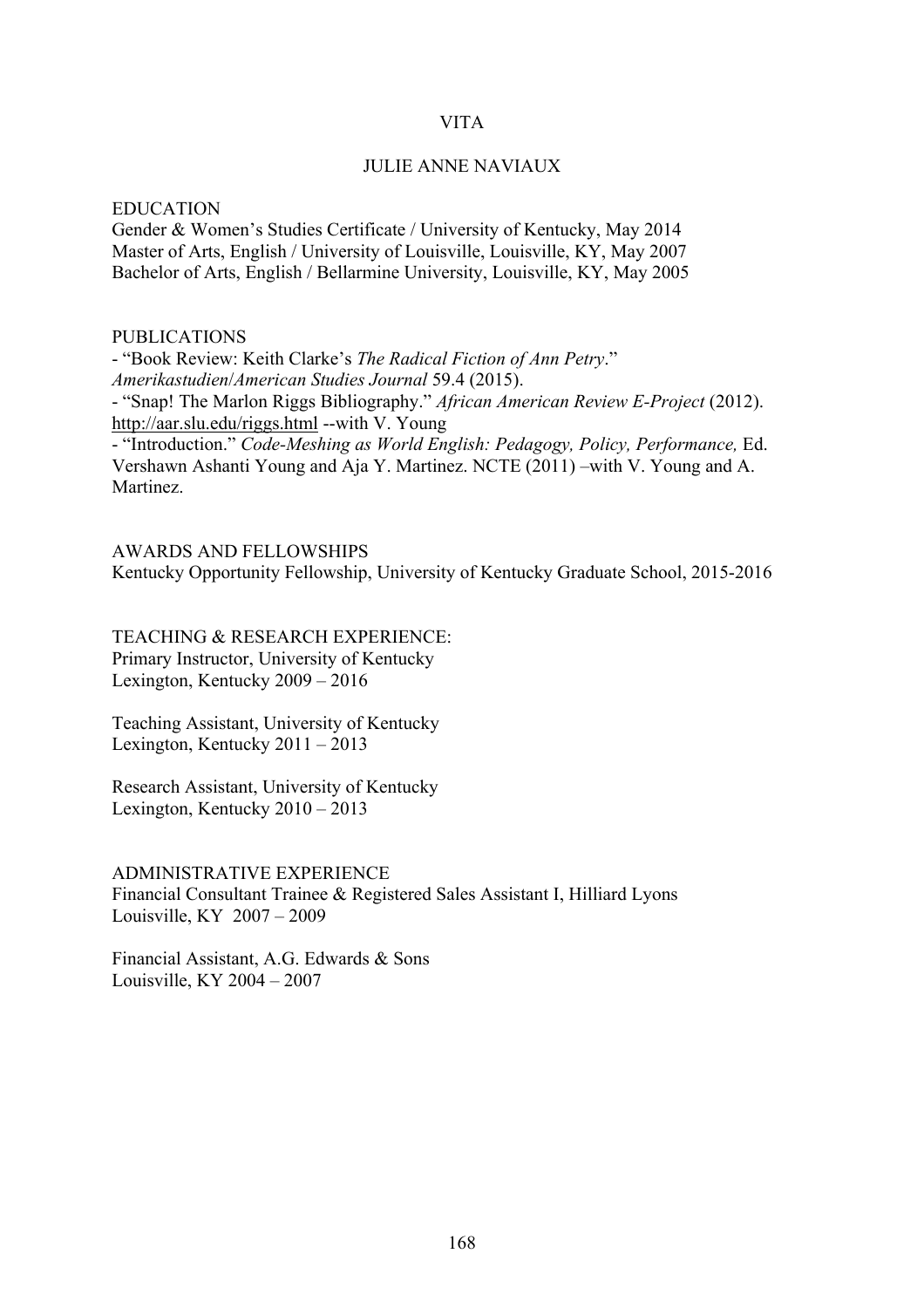# VITA

## JULIE ANNE NAVIAUX

### EDUCATION

Gender & Women's Studies Certificate / University of Kentucky, May 2014
Master of Arts, English / University of Louisville, Louisville, KY, May 2007
Bachelor of Arts, English / Bellarmine University, Louisville, KY, May 2005

### PUBLICATIONS

- "Book Review: Keith Clarke's *The Radical Fiction of Ann Petry*." *Amerikastudien*/*American Studies Journal* 59.4 (2015).
- "Snap! The Marlon Riggs Bibliography." *African American Review E-Project* (2012). http://aar.slu.edu/riggs.html --with V. Young
- "Introduction." *Code-Meshing as World English: Pedagogy, Policy, Performance,* Ed. Vershawn Ashanti Young and Aja Y. Martinez. NCTE (2011) –with V. Young and A. Martinez.

### AWARDS AND FELLOWSHIPS

Kentucky Opportunity Fellowship, University of Kentucky Graduate School, 2015-2016

### TEACHING & RESEARCH EXPERIENCE:

Primary Instructor, University of Kentucky
Lexington, Kentucky 2009 – 2016

Teaching Assistant, University of Kentucky
Lexington, Kentucky 2011 – 2013

Research Assistant, University of Kentucky
Lexington, Kentucky 2010 – 2013

### ADMINISTRATIVE EXPERIENCE

Financial Consultant Trainee & Registered Sales Assistant I, Hilliard Lyons
Louisville, KY 2007 – 2009

Financial Assistant, A.G. Edwards & Sons
Louisville, KY 2004 – 2007